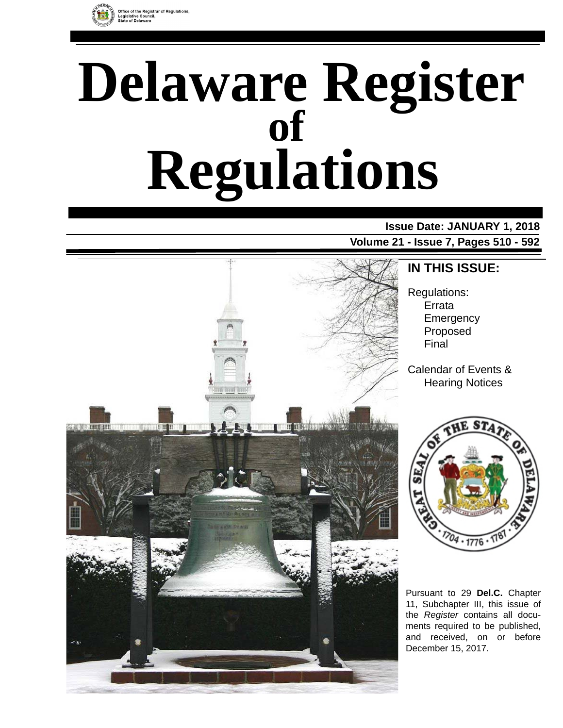Office of the Registrar of Regulations,
Legislative Council,
State of Delaware

# Delaware Register of Regulations

**Issue Date: JANUARY 1, 2018**

**Volume 21 - Issue 7, Pages 510 - 592**

## IN THIS ISSUE:

Regulations:
- Errata
- Emergency
- Proposed
- Final

Calendar of Events &
- Hearing Notices

Pursuant to 29 **Del.C.** Chapter 11, Subchapter III, this issue of the *Register* contains all documents required to be published, and received, on or before December 15, 2017.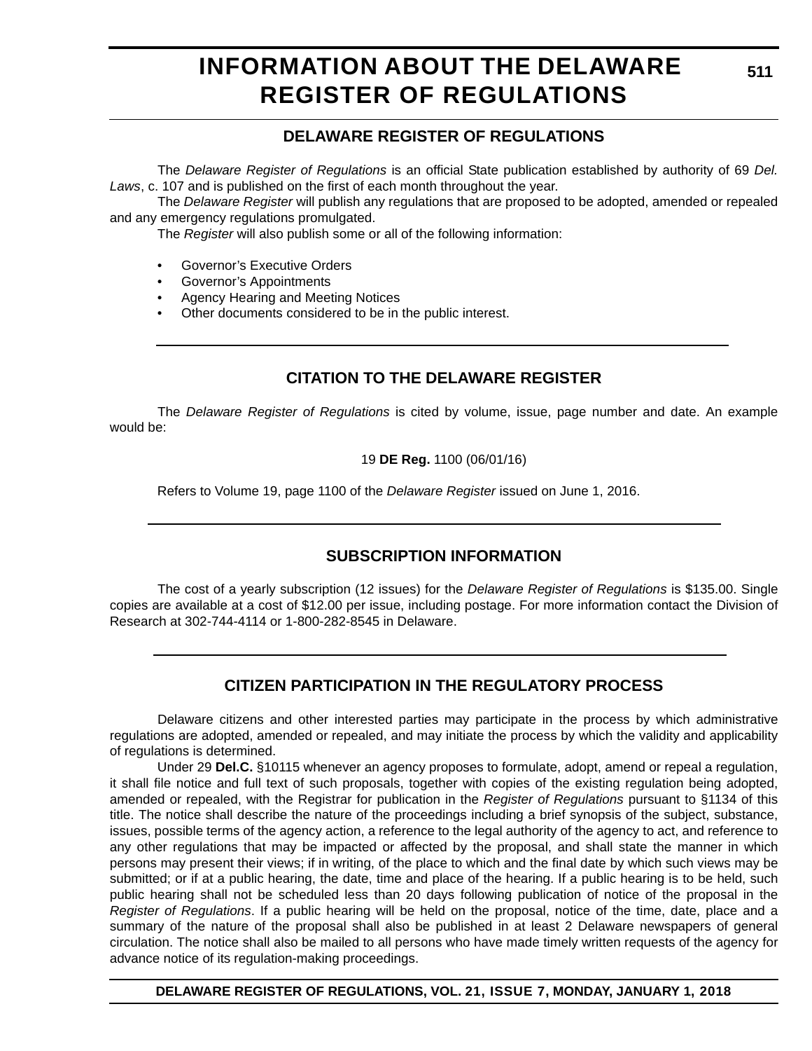# INFORMATION ABOUT THE DELAWARE REGISTER OF REGULATIONS

## DELAWARE REGISTER OF REGULATIONS

The *Delaware Register of Regulations* is an official State publication established by authority of 69 *Del. Laws*, c. 107 and is published on the first of each month throughout the year.

The *Delaware Register* will publish any regulations that are proposed to be adopted, amended or repealed and any emergency regulations promulgated.

The *Register* will also publish some or all of the following information:

- Governor's Executive Orders
- Governor's Appointments
- Agency Hearing and Meeting Notices
- Other documents considered to be in the public interest.

## CITATION TO THE DELAWARE REGISTER

The *Delaware Register of Regulations* is cited by volume, issue, page number and date. An example would be:

19 **DE Reg.** 1100 (06/01/16)

Refers to Volume 19, page 1100 of the *Delaware Register* issued on June 1, 2016.

## SUBSCRIPTION INFORMATION

The cost of a yearly subscription (12 issues) for the *Delaware Register of Regulations* is $135.00. Single copies are available at a cost of $12.00 per issue, including postage. For more information contact the Division of Research at 302-744-4114 or 1-800-282-8545 in Delaware.

## CITIZEN PARTICIPATION IN THE REGULATORY PROCESS

Delaware citizens and other interested parties may participate in the process by which administrative regulations are adopted, amended or repealed, and may initiate the process by which the validity and applicability of regulations is determined.

Under 29 **Del.C.** §10115 whenever an agency proposes to formulate, adopt, amend or repeal a regulation, it shall file notice and full text of such proposals, together with copies of the existing regulation being adopted, amended or repealed, with the Registrar for publication in the *Register of Regulations* pursuant to §1134 of this title. The notice shall describe the nature of the proceedings including a brief synopsis of the subject, substance, issues, possible terms of the agency action, a reference to the legal authority of the agency to act, and reference to any other regulations that may be impacted or affected by the proposal, and shall state the manner in which persons may present their views; if in writing, of the place to which and the final date by which such views may be submitted; or if at a public hearing, the date, time and place of the hearing. If a public hearing is to be held, such public hearing shall not be scheduled less than 20 days following publication of notice of the proposal in the *Register of Regulations*. If a public hearing will be held on the proposal, notice of the time, date, place and a summary of the nature of the proposal shall also be published in at least 2 Delaware newspapers of general circulation. The notice shall also be mailed to all persons who have made timely written requests of the agency for advance notice of its regulation-making proceedings.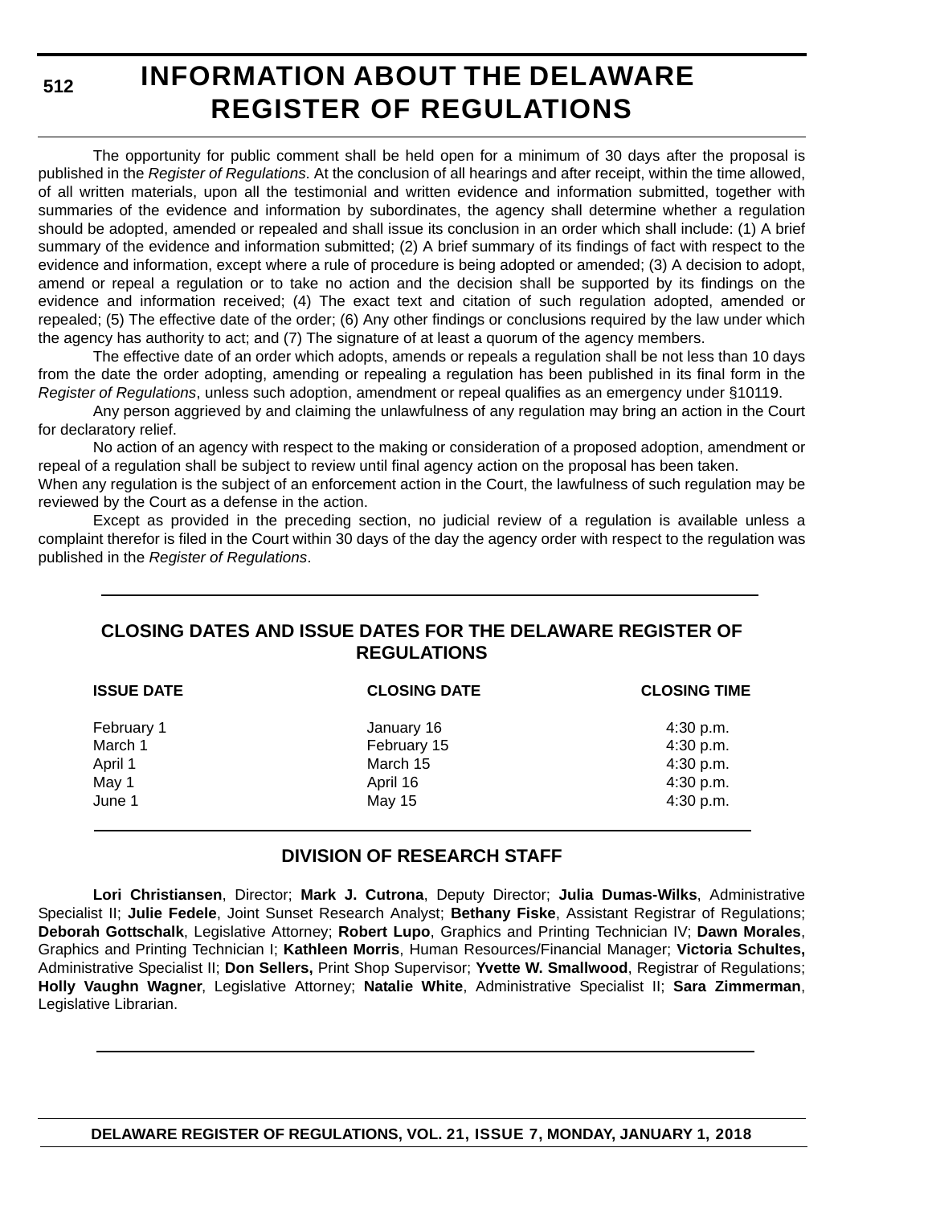# INFORMATION ABOUT THE DELAWARE REGISTER OF REGULATIONS

The opportunity for public comment shall be held open for a minimum of 30 days after the proposal is published in the *Register of Regulations*. At the conclusion of all hearings and after receipt, within the time allowed, of all written materials, upon all the testimonial and written evidence and information submitted, together with summaries of the evidence and information by subordinates, the agency shall determine whether a regulation should be adopted, amended or repealed and shall issue its conclusion in an order which shall include: (1) A brief summary of the evidence and information submitted; (2) A brief summary of its findings of fact with respect to the evidence and information, except where a rule of procedure is being adopted or amended; (3) A decision to adopt, amend or repeal a regulation or to take no action and the decision shall be supported by its findings on the evidence and information received; (4) The exact text and citation of such regulation adopted, amended or repealed; (5) The effective date of the order; (6) Any other findings or conclusions required by the law under which the agency has authority to act; and (7) The signature of at least a quorum of the agency members.

The effective date of an order which adopts, amends or repeals a regulation shall be not less than 10 days from the date the order adopting, amending or repealing a regulation has been published in its final form in the *Register of Regulations*, unless such adoption, amendment or repeal qualifies as an emergency under §10119.

Any person aggrieved by and claiming the unlawfulness of any regulation may bring an action in the Court for declaratory relief.

No action of an agency with respect to the making or consideration of a proposed adoption, amendment or repeal of a regulation shall be subject to review until final agency action on the proposal has been taken.
When any regulation is the subject of an enforcement action in the Court, the lawfulness of such regulation may be reviewed by the Court as a defense in the action.

Except as provided in the preceding section, no judicial review of a regulation is available unless a complaint therefor is filed in the Court within 30 days of the day the agency order with respect to the regulation was published in the *Register of Regulations*.

## CLOSING DATES AND ISSUE DATES FOR THE DELAWARE REGISTER OF REGULATIONS

| ISSUE DATE | CLOSING DATE | CLOSING TIME |
|---|---|---|
| February 1 | January 16 | 4:30 p.m. |
| March 1 | February 15 | 4:30 p.m. |
| April 1 | March 15 | 4:30 p.m. |
| May 1 | April 16 | 4:30 p.m. |
| June 1 | May 15 | 4:30 p.m. |

## DIVISION OF RESEARCH STAFF

**Lori Christiansen**, Director; **Mark J. Cutrona**, Deputy Director; **Julia Dumas-Wilks**, Administrative Specialist II; **Julie Fedele**, Joint Sunset Research Analyst; **Bethany Fiske**, Assistant Registrar of Regulations; **Deborah Gottschalk**, Legislative Attorney; **Robert Lupo**, Graphics and Printing Technician IV; **Dawn Morales**, Graphics and Printing Technician I; **Kathleen Morris**, Human Resources/Financial Manager; **Victoria Schultes,** Administrative Specialist II; **Don Sellers,** Print Shop Supervisor; **Yvette W. Smallwood**, Registrar of Regulations; **Holly Vaughn Wagner**, Legislative Attorney; **Natalie White**, Administrative Specialist II; **Sara Zimmerman**, Legislative Librarian.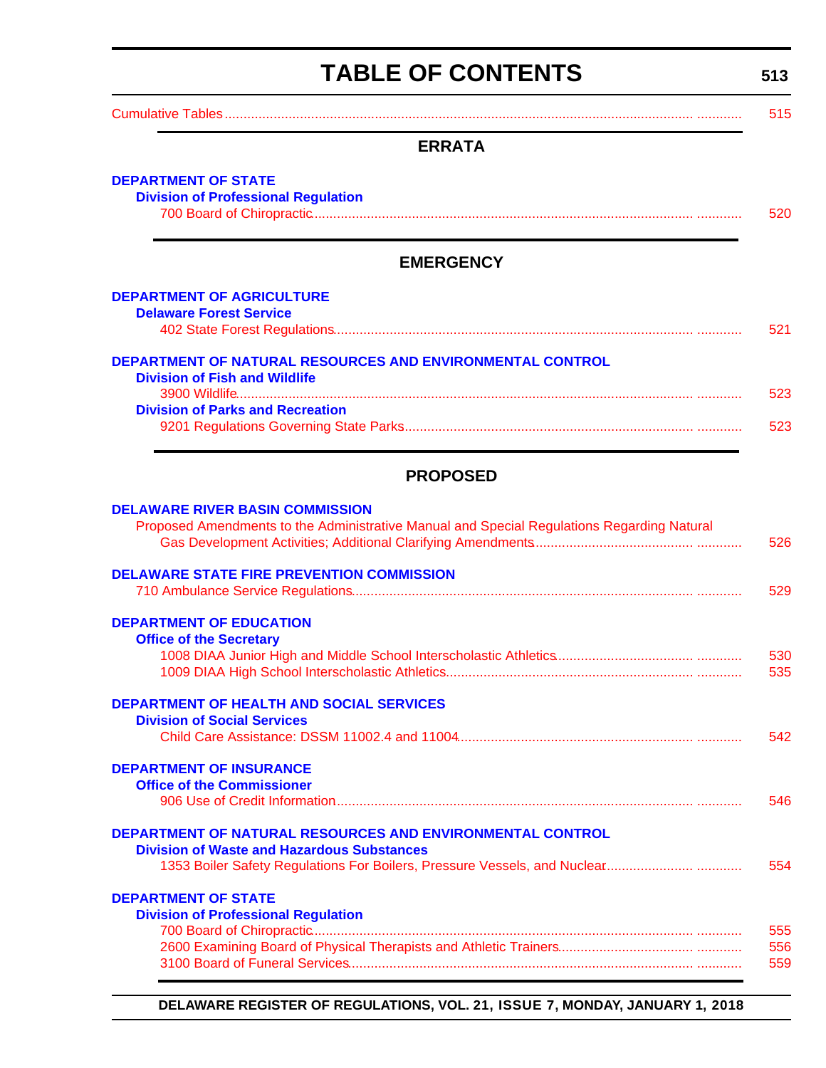# TABLE OF CONTENTS

Cumulative Tables ............ 515

## ERRATA

**DEPARTMENT OF STATE**

**Division of Professional Regulation**

700 Board of Chiropractic ............ 520

## EMERGENCY

**DEPARTMENT OF AGRICULTURE**

**Delaware Forest Service**

402 State Forest Regulations ............ 521

**DEPARTMENT OF NATURAL RESOURCES AND ENVIRONMENTAL CONTROL**

**Division of Fish and Wildlife**

3900 Wildlife ............ 523

**Division of Parks and Recreation**

9201 Regulations Governing State Parks ............ 523

## PROPOSED

**DELAWARE RIVER BASIN COMMISSION**

Proposed Amendments to the Administrative Manual and Special Regulations Regarding Natural Gas Development Activities; Additional Clarifying Amendments ............ 526

**DELAWARE STATE FIRE PREVENTION COMMISSION**

710 Ambulance Service Regulations ............ 529

**DEPARTMENT OF EDUCATION**

**Office of the Secretary**

1008 DIAA Junior High and Middle School Interscholastic Athletics ............ 530

1009 DIAA High School Interscholastic Athletics ............ 535

**DEPARTMENT OF HEALTH AND SOCIAL SERVICES**

**Division of Social Services**

Child Care Assistance: DSSM 11002.4 and 11004 ............ 542

**DEPARTMENT OF INSURANCE**

**Office of the Commissioner**

906 Use of Credit Information ............ 546

**DEPARTMENT OF NATURAL RESOURCES AND ENVIRONMENTAL CONTROL**

**Division of Waste and Hazardous Substances**

1353 Boiler Safety Regulations For Boilers, Pressure Vessels, and Nuclear ............ 554

**DEPARTMENT OF STATE**

**Division of Professional Regulation**

700 Board of Chiropractic ............ 555

2600 Examining Board of Physical Therapists and Athletic Trainers ............ 556

3100 Board of Funeral Services ............ 559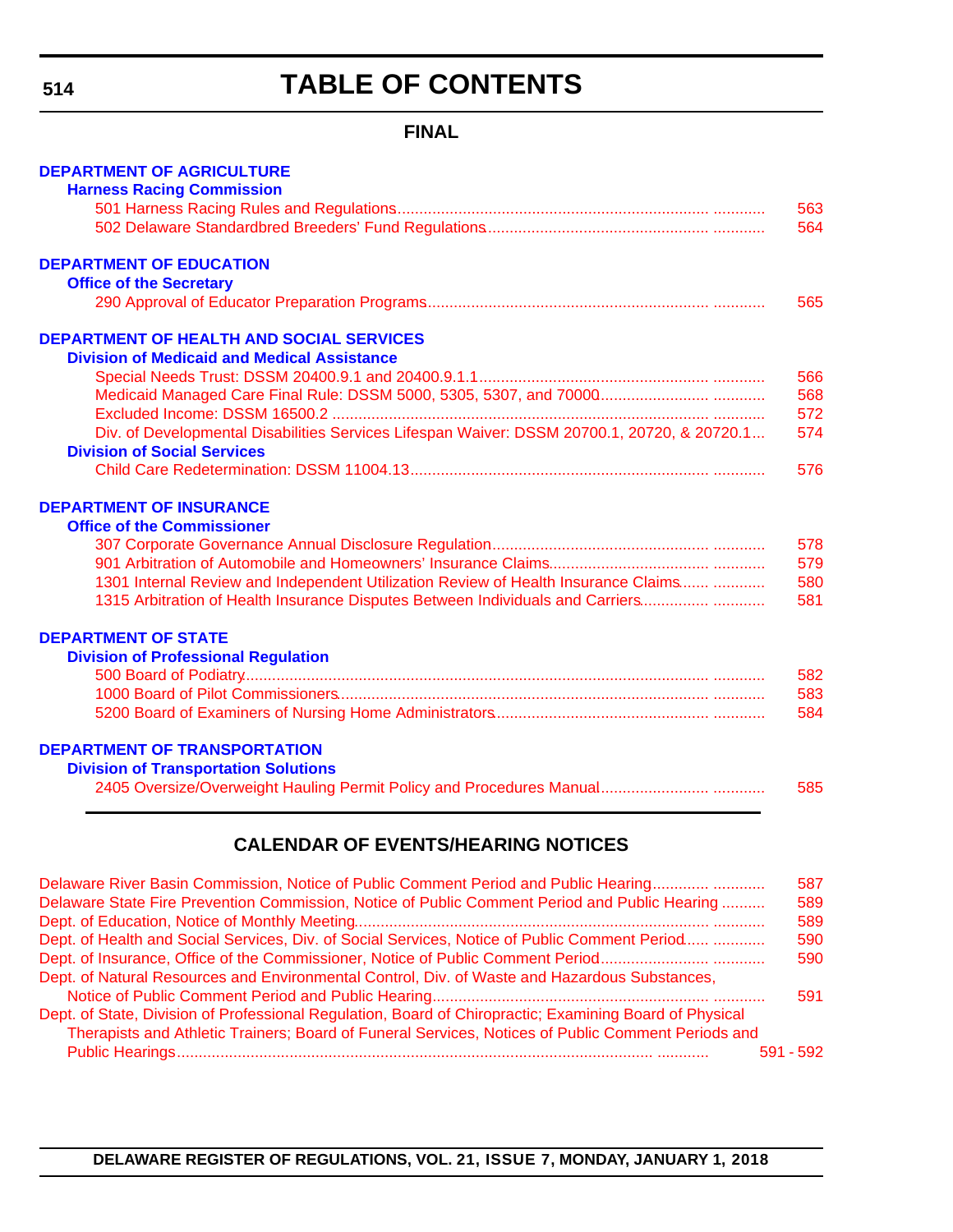# TABLE OF CONTENTS

## FINAL

**DEPARTMENT OF AGRICULTURE**

**Harness Racing Commission**

501 Harness Racing Rules and Regulations ........................................ 563
502 Delaware Standardbred Breeders' Fund Regulations ........................................ 564

**DEPARTMENT OF EDUCATION**

**Office of the Secretary**

290 Approval of Educator Preparation Programs ........................................ 565

**DEPARTMENT OF HEALTH AND SOCIAL SERVICES**

**Division of Medicaid and Medical Assistance**

Special Needs Trust: DSSM 20400.9.1 and 20400.9.1.1 ........................................ 566
Medicaid Managed Care Final Rule: DSSM 5000, 5305, 5307, and 70000 ........................................ 568
Excluded Income: DSSM 16500.2 ........................................ 572
Div. of Developmental Disabilities Services Lifespan Waiver: DSSM 20700.1, 20720, & 20720.1 ... 574

**Division of Social Services**

Child Care Redetermination: DSSM 11004.13 ........................................ 576

**DEPARTMENT OF INSURANCE**

**Office of the Commissioner**

307 Corporate Governance Annual Disclosure Regulation ........................................ 578
901 Arbitration of Automobile and Homeowners' Insurance Claims ........................................ 579
1301 Internal Review and Independent Utilization Review of Health Insurance Claims ........................................ 580
1315 Arbitration of Health Insurance Disputes Between Individuals and Carriers ........................................ 581

**DEPARTMENT OF STATE**

**Division of Professional Regulation**

500 Board of Podiatry ........................................ 582
1000 Board of Pilot Commissioners ........................................ 583
5200 Board of Examiners of Nursing Home Administrators ........................................ 584

**DEPARTMENT OF TRANSPORTATION**

**Division of Transportation Solutions**

2405 Oversize/Overweight Hauling Permit Policy and Procedures Manual ........................................ 585

## CALENDAR OF EVENTS/HEARING NOTICES

Delaware River Basin Commission, Notice of Public Comment Period and Public Hearing ........................................ 587
Delaware State Fire Prevention Commission, Notice of Public Comment Period and Public Hearing ........................................ 589
Dept. of Education, Notice of Monthly Meeting ........................................ 589
Dept. of Health and Social Services, Div. of Social Services, Notice of Public Comment Period ........................................ 590
Dept. of Insurance, Office of the Commissioner, Notice of Public Comment Period ........................................ 590
Dept. of Natural Resources and Environmental Control, Div. of Waste and Hazardous Substances, Notice of Public Comment Period and Public Hearing ........................................ 591
Dept. of State, Division of Professional Regulation, Board of Chiropractic; Examining Board of Physical Therapists and Athletic Trainers; Board of Funeral Services, Notices of Public Comment Periods and Public Hearings ........................................ 591 - 592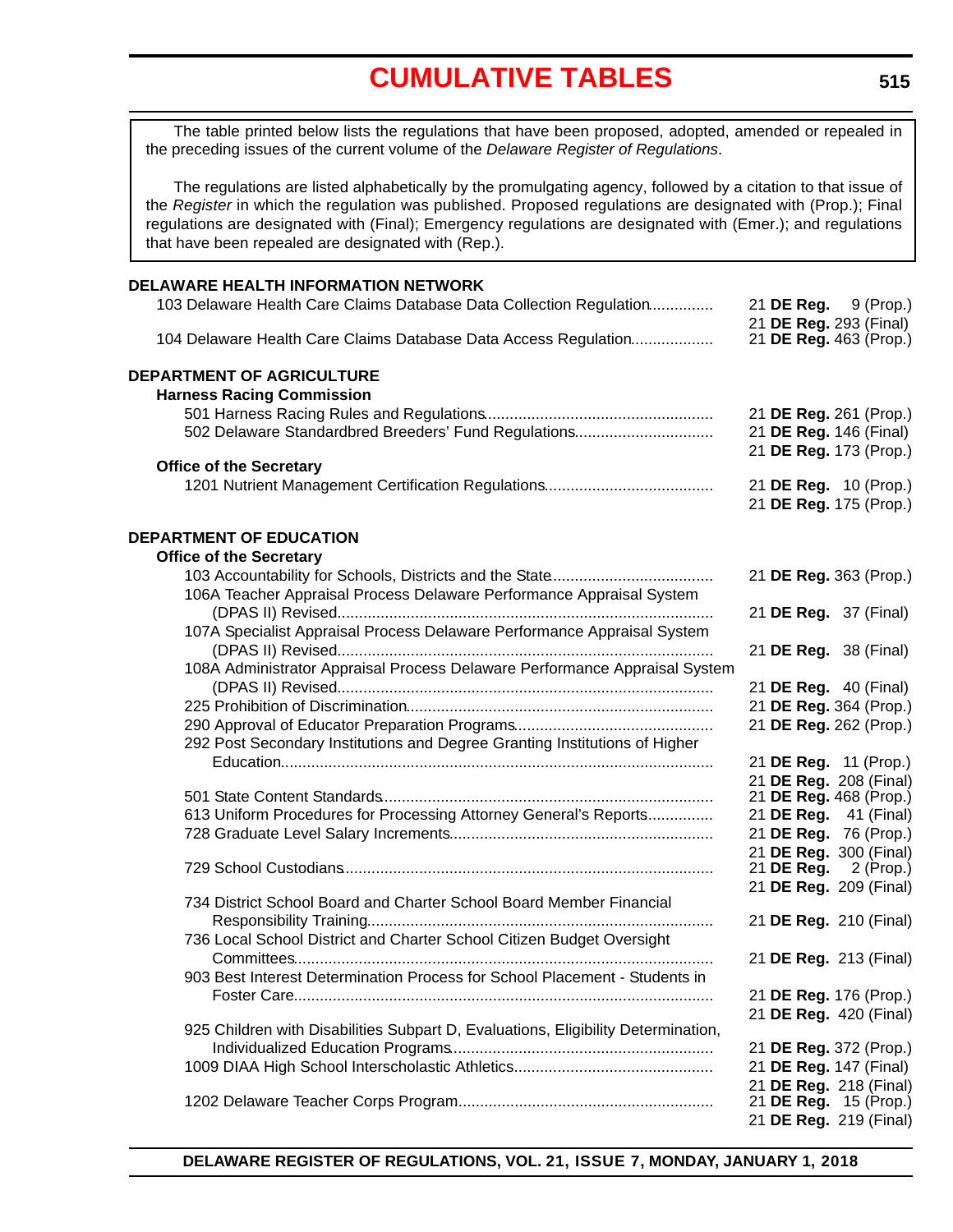# CUMULATIVE TABLES

The table printed below lists the regulations that have been proposed, adopted, amended or repealed in the preceding issues of the current volume of the *Delaware Register of Regulations*.

The regulations are listed alphabetically by the promulgating agency, followed by a citation to that issue of the *Register* in which the regulation was published. Proposed regulations are designated with (Prop.); Final regulations are designated with (Final); Emergency regulations are designated with (Emer.); and regulations that have been repealed are designated with (Rep.).

**DELAWARE HEALTH INFORMATION NETWORK**

103 Delaware Health Care Claims Database Data Collection Regulation.............. 21 **DE Reg.** 9 (Prop.)
21 **DE Reg.** 293 (Final)

104 Delaware Health Care Claims Database Data Access Regulation.................. 21 **DE Reg.** 463 (Prop.)

**DEPARTMENT OF AGRICULTURE**

**Harness Racing Commission**

501 Harness Racing Rules and Regulations.................................................... 21 **DE Reg.** 261 (Prop.)

502 Delaware Standardbred Breeders' Fund Regulations................................ 21 **DE Reg.** 146 (Final)
21 **DE Reg.** 173 (Prop.)

**Office of the Secretary**

1201 Nutrient Management Certification Regulations....................................... 21 **DE Reg.** 10 (Prop.)
21 **DE Reg.** 175 (Prop.)

**DEPARTMENT OF EDUCATION**

**Office of the Secretary**

103 Accountability for Schools, Districts and the State..................................... 21 **DE Reg.** 363 (Prop.)

106A Teacher Appraisal Process Delaware Performance Appraisal System (DPAS II) Revised....................................................................................... 21 **DE Reg.** 37 (Final)

107A Specialist Appraisal Process Delaware Performance Appraisal System (DPAS II) Revised....................................................................................... 21 **DE Reg.** 38 (Final)

108A Administrator Appraisal Process Delaware Performance Appraisal System (DPAS II) Revised....................................................................................... 21 **DE Reg.** 40 (Final)

225 Prohibition of Discrimination...................................................................... 21 **DE Reg.** 364 (Prop.)

290 Approval of Educator Preparation Programs............................................. 21 **DE Reg.** 262 (Prop.)

292 Post Secondary Institutions and Degree Granting Institutions of Higher Education.................................................................................................. 21 **DE Reg.** 11 (Prop.)
21 **DE Reg.** 208 (Final)

501 State Content Standards............................................................................ 21 **DE Reg.** 468 (Prop.)

613 Uniform Procedures for Processing Attorney General's Reports............... 21 **DE Reg.** 41 (Final)

728 Graduate Level Salary Increments............................................................ 21 **DE Reg.** 76 (Prop.)
21 **DE Reg.** 300 (Final)

729 School Custodians..................................................................................... 21 **DE Reg.** 2 (Prop.)
21 **DE Reg.** 209 (Final)

734 District School Board and Charter School Board Member Financial Responsibility Training............................................................................... 21 **DE Reg.** 210 (Final)

736 Local School District and Charter School Citizen Budget Oversight Committees................................................................................................ 21 **DE Reg.** 213 (Final)

903 Best Interest Determination Process for School Placement - Students in Foster Care................................................................................................ 21 **DE Reg.** 176 (Prop.)
21 **DE Reg.** 420 (Final)

925 Children with Disabilities Subpart D, Evaluations, Eligibility Determination, Individualized Education Programs........................................................... 21 **DE Reg.** 372 (Prop.)

1009 DIAA High School Interscholastic Athletics.............................................. 21 **DE Reg.** 147 (Final)
21 **DE Reg.** 218 (Final)

1202 Delaware Teacher Corps Program........................................................... 21 **DE Reg.** 15 (Prop.)
21 **DE Reg.** 219 (Final)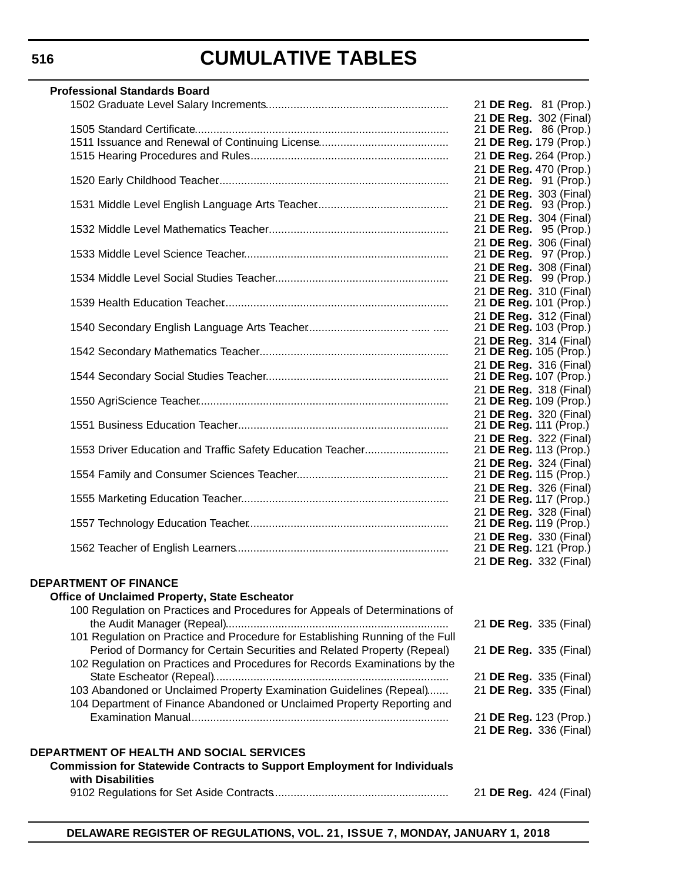# CUMULATIVE TABLES

**Professional Standards Board**

| Regulation | Citation |
|---|---|
| 1502 Graduate Level Salary Increments | 21 **DE Reg.** 81 (Prop.)<br>21 **DE Reg.** 302 (Final) |
| 1505 Standard Certificate | 21 **DE Reg.** 86 (Prop.) |
| 1511 Issuance and Renewal of Continuing License | 21 **DE Reg.** 179 (Prop.) |
| 1515 Hearing Procedures and Rules | 21 **DE Reg.** 264 (Prop.)<br>21 **DE Reg.** 470 (Prop.) |
| 1520 Early Childhood Teacher | 21 **DE Reg.** 91 (Prop.)<br>21 **DE Reg.** 303 (Final) |
| 1531 Middle Level English Language Arts Teacher | 21 **DE Reg.** 93 (Prop.)<br>21 **DE Reg.** 304 (Final) |
| 1532 Middle Level Mathematics Teacher | 21 **DE Reg.** 95 (Prop.)<br>21 **DE Reg.** 306 (Final) |
| 1533 Middle Level Science Teacher | 21 **DE Reg.** 97 (Prop.)<br>21 **DE Reg.** 308 (Final) |
| 1534 Middle Level Social Studies Teacher | 21 **DE Reg.** 99 (Prop.)<br>21 **DE Reg.** 310 (Final) |
| 1539 Health Education Teacher | 21 **DE Reg.** 101 (Prop.)<br>21 **DE Reg.** 312 (Final) |
| 1540 Secondary English Language Arts Teacher | 21 **DE Reg.** 103 (Prop.)<br>21 **DE Reg.** 314 (Final) |
| 1542 Secondary Mathematics Teacher | 21 **DE Reg.** 105 (Prop.)<br>21 **DE Reg.** 316 (Final) |
| 1544 Secondary Social Studies Teacher | 21 **DE Reg.** 107 (Prop.)<br>21 **DE Reg.** 318 (Final) |
| 1550 AgriScience Teacher | 21 **DE Reg.** 109 (Prop.)<br>21 **DE Reg.** 320 (Final) |
| 1551 Business Education Teacher | 21 **DE Reg.** 111 (Prop.)<br>21 **DE Reg.** 322 (Final) |
| 1553 Driver Education and Traffic Safety Education Teacher | 21 **DE Reg.** 113 (Prop.)<br>21 **DE Reg.** 324 (Final) |
| 1554 Family and Consumer Sciences Teacher | 21 **DE Reg.** 115 (Prop.)<br>21 **DE Reg.** 326 (Final) |
| 1555 Marketing Education Teacher | 21 **DE Reg.** 117 (Prop.)<br>21 **DE Reg.** 328 (Final) |
| 1557 Technology Education Teacher | 21 **DE Reg.** 119 (Prop.)<br>21 **DE Reg.** 330 (Final) |
| 1562 Teacher of English Learners | 21 **DE Reg.** 121 (Prop.)<br>21 **DE Reg.** 332 (Final) |

**DEPARTMENT OF FINANCE**

**Office of Unclaimed Property, State Escheator**

| Regulation | Citation |
|---|---|
| 100 Regulation on Practices and Procedures for Appeals of Determinations of the Audit Manager (Repeal) | 21 **DE Reg.** 335 (Final) |
| 101 Regulation on Practice and Procedure for Establishing Running of the Full Period of Dormancy for Certain Securities and Related Property (Repeal) | 21 **DE Reg.** 335 (Final) |
| 102 Regulation on Practices and Procedures for Records Examinations by the State Escheator (Repeal) | 21 **DE Reg.** 335 (Final) |
| 103 Abandoned or Unclaimed Property Examination Guidelines (Repeal) | 21 **DE Reg.** 335 (Final) |
| 104 Department of Finance Abandoned or Unclaimed Property Reporting and Examination Manual | 21 **DE Reg.** 123 (Prop.)<br>21 **DE Reg.** 336 (Final) |

**DEPARTMENT OF HEALTH AND SOCIAL SERVICES**

**Commission for Statewide Contracts to Support Employment for Individuals with Disabilities**

| Regulation | Citation |
|---|---|
| 9102 Regulations for Set Aside Contracts | 21 **DE Reg.** 424 (Final) |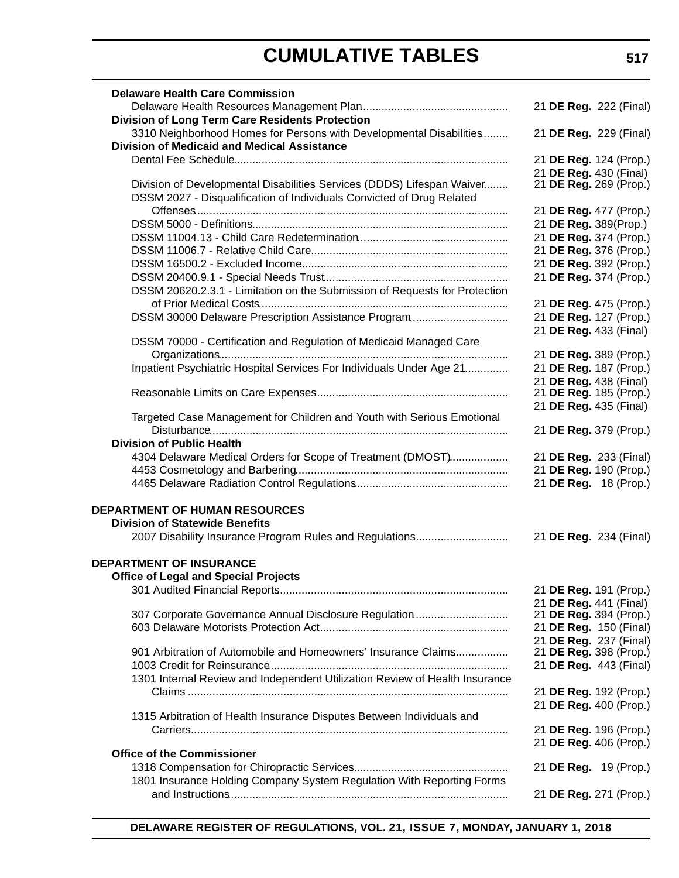**Delaware Health Care Commission**

Delaware Health Resources Management Plan ............ 21 **DE Reg.** 222 (Final)

**Division of Long Term Care Residents Protection**

3310 Neighborhood Homes for Persons with Developmental Disabilities ............ 21 **DE Reg.** 229 (Final)

**Division of Medicaid and Medical Assistance**

Dental Fee Schedule ............ 21 **DE Reg.** 124 (Prop.)
21 **DE Reg.** 430 (Final)

Division of Developmental Disabilities Services (DDDS) Lifespan Waiver ............ 21 **DE Reg.** 269 (Prop.)

DSSM 2027 - Disqualification of Individuals Convicted of Drug Related Offenses ............ 21 **DE Reg.** 477 (Prop.)

DSSM 5000 - Definitions ............ 21 **DE Reg.** 389(Prop.)

DSSM 11004.13 - Child Care Redetermination ............ 21 **DE Reg.** 374 (Prop.)

DSSM 11006.7 - Relative Child Care ............ 21 **DE Reg.** 376 (Prop.)

DSSM 16500.2 - Excluded Income ............ 21 **DE Reg.** 392 (Prop.)

DSSM 20400.9.1 - Special Needs Trust ............ 21 **DE Reg.** 374 (Prop.)

DSSM 20620.2.3.1 - Limitation on the Submission of Requests for Protection of Prior Medical Costs ............ 21 **DE Reg.** 475 (Prop.)

DSSM 30000 Delaware Prescription Assistance Program ............ 21 **DE Reg.** 127 (Prop.)
21 **DE Reg.** 433 (Final)

DSSM 70000 - Certification and Regulation of Medicaid Managed Care Organizations ............ 21 **DE Reg.** 389 (Prop.)

Inpatient Psychiatric Hospital Services For Individuals Under Age 21 ............ 21 **DE Reg.** 187 (Prop.)
21 **DE Reg.** 438 (Final)

Reasonable Limits on Care Expenses ............ 21 **DE Reg.** 185 (Prop.)
21 **DE Reg.** 435 (Final)

Targeted Case Management for Children and Youth with Serious Emotional Disturbance ............ 21 **DE Reg.** 379 (Prop.)

**Division of Public Health**

4304 Delaware Medical Orders for Scope of Treatment (DMOST) ............ 21 **DE Reg.** 233 (Final)

4453 Cosmetology and Barbering ............ 21 **DE Reg.** 190 (Prop.)

4465 Delaware Radiation Control Regulations ............ 21 **DE Reg.** 18 (Prop.)

**DEPARTMENT OF HUMAN RESOURCES**

**Division of Statewide Benefits**

2007 Disability Insurance Program Rules and Regulations ............ 21 **DE Reg.** 234 (Final)

**DEPARTMENT OF INSURANCE**

**Office of Legal and Special Projects**

301 Audited Financial Reports ............ 21 **DE Reg.** 191 (Prop.)
21 **DE Reg.** 441 (Final)

307 Corporate Governance Annual Disclosure Regulation ............ 21 **DE Reg.** 394 (Prop.)

603 Delaware Motorists Protection Act ............ 21 **DE Reg.** 150 (Final)
21 **DE Reg.** 237 (Final)

901 Arbitration of Automobile and Homeowners' Insurance Claims ............ 21 **DE Reg.** 398 (Prop.)

1003 Credit for Reinsurance ............ 21 **DE Reg.** 443 (Final)

1301 Internal Review and Independent Utilization Review of Health Insurance Claims ............ 21 **DE Reg.** 192 (Prop.)
21 **DE Reg.** 400 (Prop.)

1315 Arbitration of Health Insurance Disputes Between Individuals and Carriers ............ 21 **DE Reg.** 196 (Prop.)
21 **DE Reg.** 406 (Prop.)

**Office of the Commissioner**

1318 Compensation for Chiropractic Services ............ 21 **DE Reg.** 19 (Prop.)

1801 Insurance Holding Company System Regulation With Reporting Forms and Instructions ............ 21 **DE Reg.** 271 (Prop.)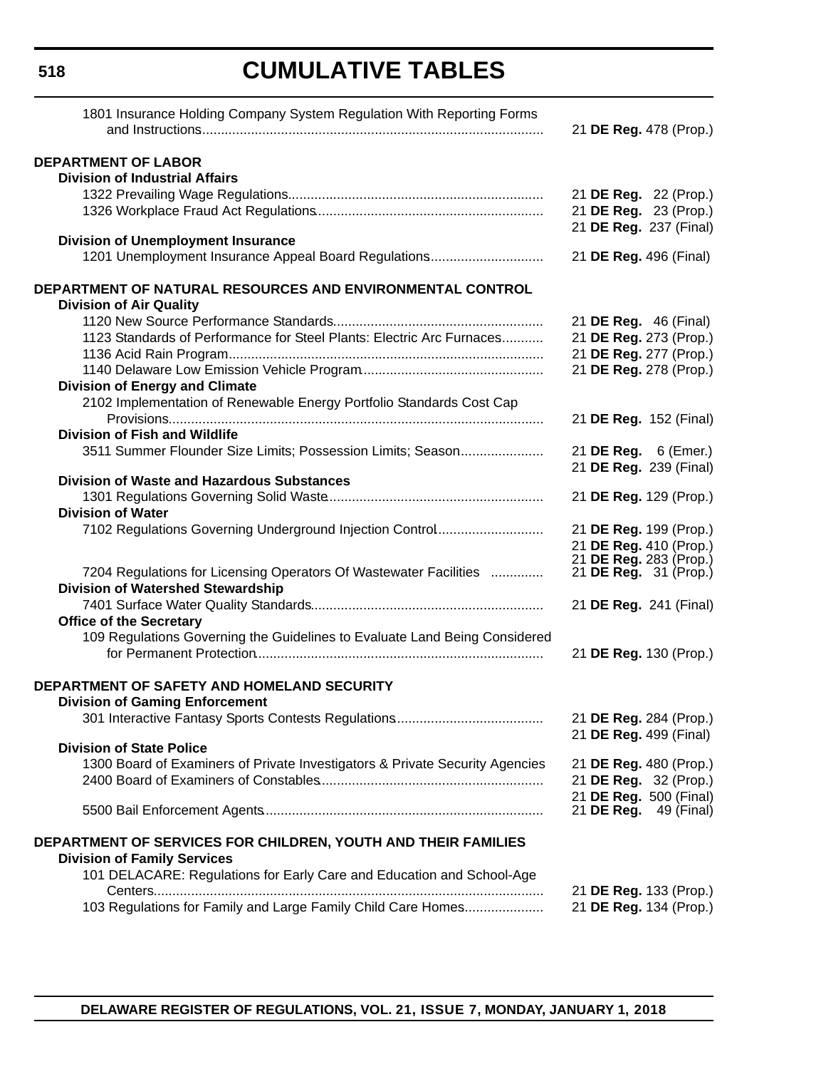# CUMULATIVE TABLES

1801 Insurance Holding Company System Regulation With Reporting Forms and Instructions .......... 21 **DE Reg.** 478 (Prop.)

**DEPARTMENT OF LABOR**

**Division of Industrial Affairs**

1322 Prevailing Wage Regulations .......... 21 **DE Reg.** 22 (Prop.)

1326 Workplace Fraud Act Regulations .......... 21 **DE Reg.** 23 (Prop.)
21 **DE Reg.** 237 (Final)

**Division of Unemployment Insurance**

1201 Unemployment Insurance Appeal Board Regulations .......... 21 **DE Reg.** 496 (Final)

**DEPARTMENT OF NATURAL RESOURCES AND ENVIRONMENTAL CONTROL**

**Division of Air Quality**

1120 New Source Performance Standards .......... 21 **DE Reg.** 46 (Final)

1123 Standards of Performance for Steel Plants: Electric Arc Furnaces .......... 21 **DE Reg.** 273 (Prop.)

1136 Acid Rain Program .......... 21 **DE Reg.** 277 (Prop.)

1140 Delaware Low Emission Vehicle Program .......... 21 **DE Reg.** 278 (Prop.)

**Division of Energy and Climate**

2102 Implementation of Renewable Energy Portfolio Standards Cost Cap Provisions .......... 21 **DE Reg.** 152 (Final)

**Division of Fish and Wildlife**

3511 Summer Flounder Size Limits; Possession Limits; Season .......... 21 **DE Reg.** 6 (Emer.)
21 **DE Reg.** 239 (Final)

**Division of Waste and Hazardous Substances**

1301 Regulations Governing Solid Waste .......... 21 **DE Reg.** 129 (Prop.)

**Division of Water**

7102 Regulations Governing Underground Injection Control .......... 21 **DE Reg.** 199 (Prop.)
21 **DE Reg.** 410 (Prop.)
21 **DE Reg.** 283 (Prop.)

7204 Regulations for Licensing Operators Of Wastewater Facilities .......... 21 **DE Reg.** 31 (Prop.)

**Division of Watershed Stewardship**

7401 Surface Water Quality Standards .......... 21 **DE Reg.** 241 (Final)

**Office of the Secretary**

109 Regulations Governing the Guidelines to Evaluate Land Being Considered for Permanent Protection .......... 21 **DE Reg.** 130 (Prop.)

**DEPARTMENT OF SAFETY AND HOMELAND SECURITY**

**Division of Gaming Enforcement**

301 Interactive Fantasy Sports Contests Regulations .......... 21 **DE Reg.** 284 (Prop.)
21 **DE Reg.** 499 (Final)

**Division of State Police**

1300 Board of Examiners of Private Investigators & Private Security Agencies 21 **DE Reg.** 480 (Prop.)

2400 Board of Examiners of Constables .......... 21 **DE Reg.** 32 (Prop.)
21 **DE Reg.** 500 (Final)

5500 Bail Enforcement Agents .......... 21 **DE Reg.** 49 (Final)

**DEPARTMENT OF SERVICES FOR CHILDREN, YOUTH AND THEIR FAMILIES**

**Division of Family Services**

101 DELACARE: Regulations for Early Care and Education and School-Age Centers .......... 21 **DE Reg.** 133 (Prop.)

103 Regulations for Family and Large Family Child Care Homes .......... 21 **DE Reg.** 134 (Prop.)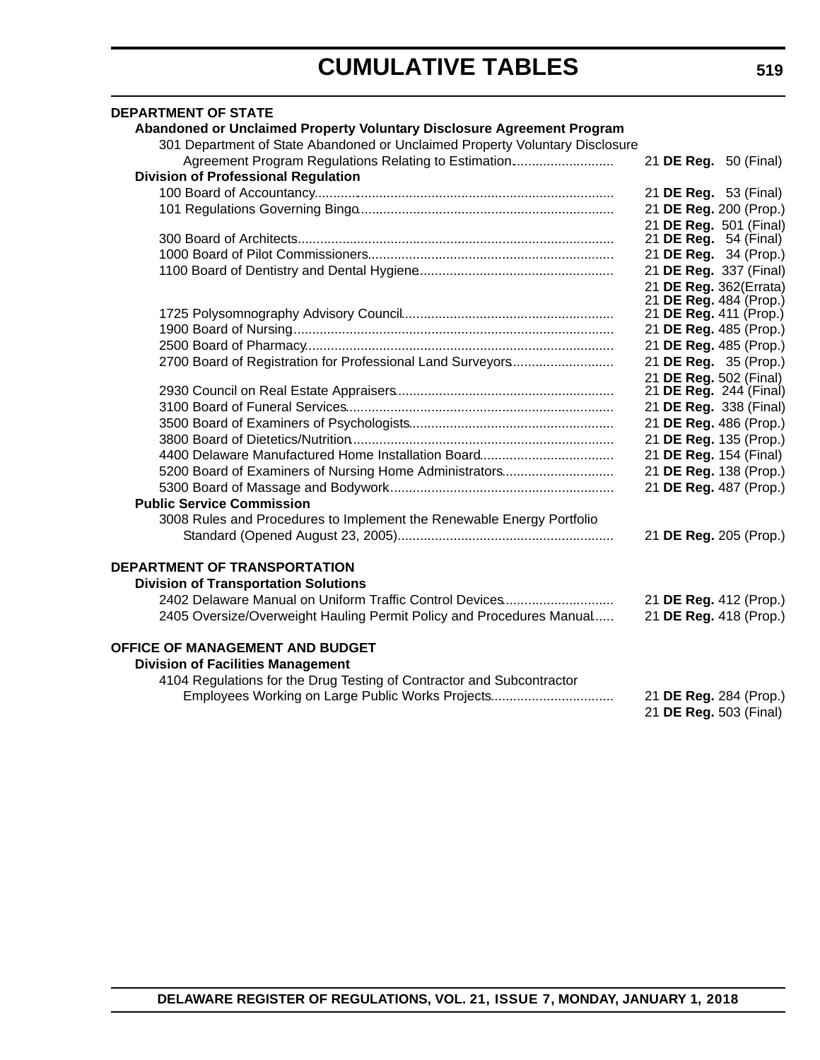# CUMULATIVE TABLES

**DEPARTMENT OF STATE**

**Abandoned or Unclaimed Property Voluntary Disclosure Agreement Program**

301 Department of State Abandoned or Unclaimed Property Voluntary Disclosure Agreement Program Regulations Relating to Estimation .......... 21 **DE Reg.** 50 (Final)

**Division of Professional Regulation**

100 Board of Accountancy .......... 21 **DE Reg.** 53 (Final)

101 Regulations Governing Bingo .......... 21 **DE Reg.** 200 (Prop.)
21 **DE Reg.** 501 (Final)

300 Board of Architects .......... 21 **DE Reg.** 54 (Final)

1000 Board of Pilot Commissioners .......... 21 **DE Reg.** 34 (Prop.)

1100 Board of Dentistry and Dental Hygiene .......... 21 **DE Reg.** 337 (Final)
21 **DE Reg.** 362(Errata)
21 **DE Reg.** 484 (Prop.)

1725 Polysomnography Advisory Council .......... 21 **DE Reg.** 411 (Prop.)

1900 Board of Nursing .......... 21 **DE Reg.** 485 (Prop.)

2500 Board of Pharmacy .......... 21 **DE Reg.** 485 (Prop.)

2700 Board of Registration for Professional Land Surveyors .......... 21 **DE Reg.** 35 (Prop.)
21 **DE Reg.** 502 (Final)

2930 Council on Real Estate Appraisers .......... 21 **DE Reg.** 244 (Final)

3100 Board of Funeral Services .......... 21 **DE Reg.** 338 (Final)

3500 Board of Examiners of Psychologists .......... 21 **DE Reg.** 486 (Prop.)

3800 Board of Dietetics/Nutrition .......... 21 **DE Reg.** 135 (Prop.)

4400 Delaware Manufactured Home Installation Board .......... 21 **DE Reg.** 154 (Final)

5200 Board of Examiners of Nursing Home Administrators .......... 21 **DE Reg.** 138 (Prop.)

5300 Board of Massage and Bodywork .......... 21 **DE Reg.** 487 (Prop.)

**Public Service Commission**

3008 Rules and Procedures to Implement the Renewable Energy Portfolio Standard (Opened August 23, 2005) .......... 21 **DE Reg.** 205 (Prop.)

**DEPARTMENT OF TRANSPORTATION**

**Division of Transportation Solutions**

2402 Delaware Manual on Uniform Traffic Control Devices .......... 21 **DE Reg.** 412 (Prop.)

2405 Oversize/Overweight Hauling Permit Policy and Procedures Manual .......... 21 **DE Reg.** 418 (Prop.)

**OFFICE OF MANAGEMENT AND BUDGET**

**Division of Facilities Management**

4104 Regulations for the Drug Testing of Contractor and Subcontractor Employees Working on Large Public Works Projects .......... 21 **DE Reg.** 284 (Prop.)
21 **DE Reg.** 503 (Final)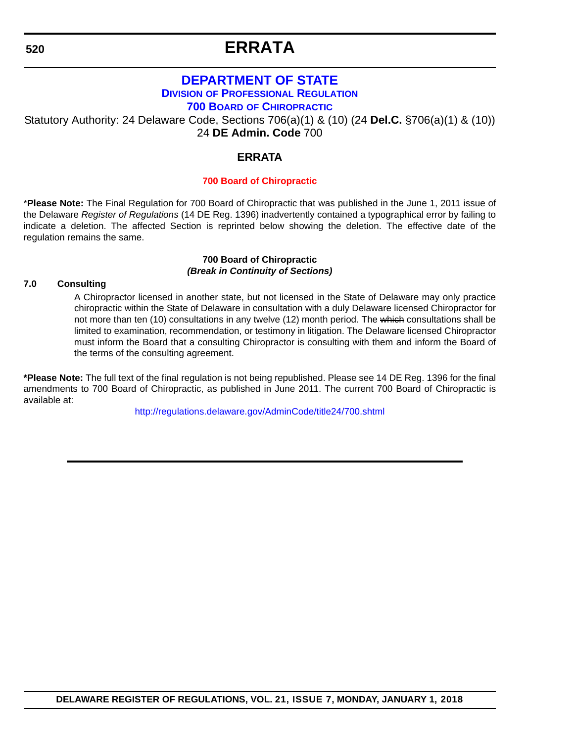# ERRATA

## DEPARTMENT OF STATE

### DIVISION OF PROFESSIONAL REGULATION

### 700 BOARD OF CHIROPRACTIC

Statutory Authority: 24 Delaware Code, Sections 706(a)(1) & (10) (24 **Del.C.** §706(a)(1) & (10))
24 **DE Admin. Code** 700

### ERRATA

**700 Board of Chiropractic**

\***Please Note:** The Final Regulation for 700 Board of Chiropractic that was published in the June 1, 2011 issue of the Delaware *Register of Regulations* (14 DE Reg. 1396) inadvertently contained a typographical error by failing to indicate a deletion. The affected Section is reprinted below showing the deletion. The effective date of the regulation remains the same.

**700 Board of Chiropractic**
***(Break in Continuity of Sections)***

**7.0 Consulting**

A Chiropractor licensed in another state, but not licensed in the State of Delaware may only practice chiropractic within the State of Delaware in consultation with a duly Delaware licensed Chiropractor for not more than ten (10) consultations in any twelve (12) month period. The ~~which~~ consultations shall be limited to examination, recommendation, or testimony in litigation. The Delaware licensed Chiropractor must inform the Board that a consulting Chiropractor is consulting with them and inform the Board of the terms of the consulting agreement.

\***Please Note:** The full text of the final regulation is not being republished. Please see 14 DE Reg. 1396 for the final amendments to 700 Board of Chiropractic, as published in June 2011. The current 700 Board of Chiropractic is available at:

http://regulations.delaware.gov/AdminCode/title24/700.shtml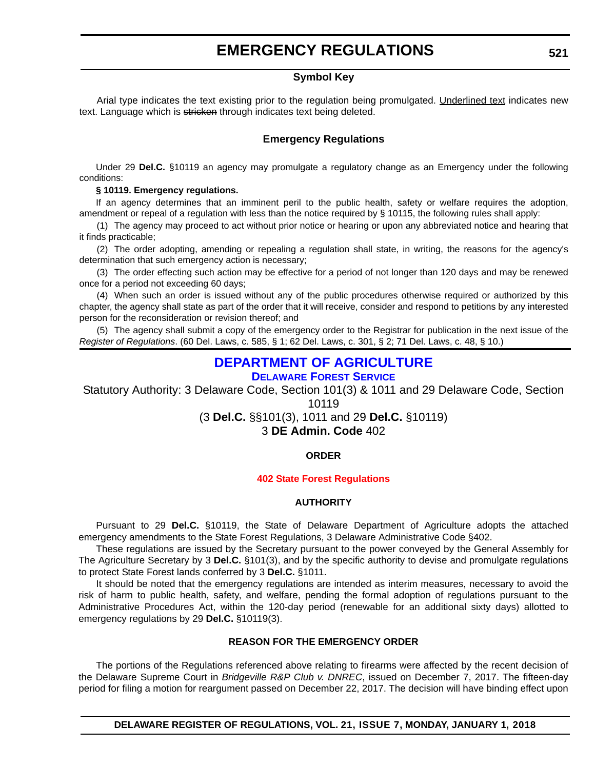# EMERGENCY REGULATIONS

### Symbol Key

Arial type indicates the text existing prior to the regulation being promulgated. Underlined text indicates new text. Language which is ~~stricken~~ through indicates text being deleted.

### Emergency Regulations

Under 29 **Del.C.** §10119 an agency may promulgate a regulatory change as an Emergency under the following conditions:

**§ 10119. Emergency regulations.**

If an agency determines that an imminent peril to the public health, safety or welfare requires the adoption, amendment or repeal of a regulation with less than the notice required by § 10115, the following rules shall apply:

(1) The agency may proceed to act without prior notice or hearing or upon any abbreviated notice and hearing that it finds practicable;

(2) The order adopting, amending or repealing a regulation shall state, in writing, the reasons for the agency's determination that such emergency action is necessary;

(3) The order effecting such action may be effective for a period of not longer than 120 days and may be renewed once for a period not exceeding 60 days;

(4) When such an order is issued without any of the public procedures otherwise required or authorized by this chapter, the agency shall state as part of the order that it will receive, consider and respond to petitions by any interested person for the reconsideration or revision thereof; and

(5) The agency shall submit a copy of the emergency order to the Registrar for publication in the next issue of the *Register of Regulations*. (60 Del. Laws, c. 585, § 1; 62 Del. Laws, c. 301, § 2; 71 Del. Laws, c. 48, § 10.)

## DEPARTMENT OF AGRICULTURE

### Delaware Forest Service

Statutory Authority: 3 Delaware Code, Section 101(3) & 1011 and 29 Delaware Code, Section 10119
(3 **Del.C.** §§101(3), 1011 and 29 **Del.C.** §10119)
3 **DE Admin. Code** 402

**ORDER**

**402 State Forest Regulations**

**AUTHORITY**

Pursuant to 29 **Del.C.** §10119, the State of Delaware Department of Agriculture adopts the attached emergency amendments to the State Forest Regulations, 3 Delaware Administrative Code §402.

These regulations are issued by the Secretary pursuant to the power conveyed by the General Assembly for The Agriculture Secretary by 3 **Del.C.** §101(3), and by the specific authority to devise and promulgate regulations to protect State Forest lands conferred by 3 **Del.C.** §1011.

It should be noted that the emergency regulations are intended as interim measures, necessary to avoid the risk of harm to public health, safety, and welfare, pending the formal adoption of regulations pursuant to the Administrative Procedures Act, within the 120-day period (renewable for an additional sixty days) allotted to emergency regulations by 29 **Del.C.** §10119(3).

**REASON FOR THE EMERGENCY ORDER**

The portions of the Regulations referenced above relating to firearms were affected by the recent decision of the Delaware Supreme Court in *Bridgeville R&P Club v. DNREC*, issued on December 7, 2017. The fifteen-day period for filing a motion for reargument passed on December 22, 2017. The decision will have binding effect upon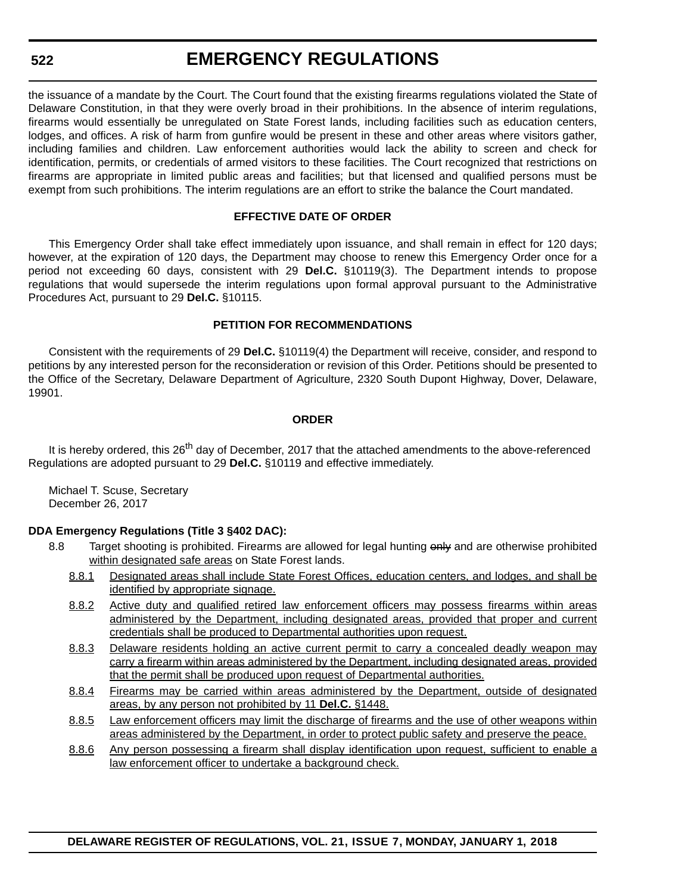the issuance of a mandate by the Court. The Court found that the existing firearms regulations violated the State of Delaware Constitution, in that they were overly broad in their prohibitions. In the absence of interim regulations, firearms would essentially be unregulated on State Forest lands, including facilities such as education centers, lodges, and offices. A risk of harm from gunfire would be present in these and other areas where visitors gather, including families and children. Law enforcement authorities would lack the ability to screen and check for identification, permits, or credentials of armed visitors to these facilities. The Court recognized that restrictions on firearms are appropriate in limited public areas and facilities; but that licensed and qualified persons must be exempt from such prohibitions. The interim regulations are an effort to strike the balance the Court mandated.

### EFFECTIVE DATE OF ORDER

This Emergency Order shall take effect immediately upon issuance, and shall remain in effect for 120 days; however, at the expiration of 120 days, the Department may choose to renew this Emergency Order once for a period not exceeding 60 days, consistent with 29 **Del.C.** §10119(3). The Department intends to propose regulations that would supersede the interim regulations upon formal approval pursuant to the Administrative Procedures Act, pursuant to 29 **Del.C.** §10115.

### PETITION FOR RECOMMENDATIONS

Consistent with the requirements of 29 **Del.C.** §10119(4) the Department will receive, consider, and respond to petitions by any interested person for the reconsideration or revision of this Order. Petitions should be presented to the Office of the Secretary, Delaware Department of Agriculture, 2320 South Dupont Highway, Dover, Delaware, 19901.

### ORDER

It is hereby ordered, this 26th day of December, 2017 that the attached amendments to the above-referenced Regulations are adopted pursuant to 29 **Del.C.** §10119 and effective immediately.

Michael T. Scuse, Secretary
December 26, 2017

**DDA Emergency Regulations (Title 3 §402 DAC):**

8.8 Target shooting is prohibited. Firearms are allowed for legal hunting ~~only~~ and are otherwise prohibited <u>within designated safe areas</u> on State Forest lands.

<u>8.8.1 Designated areas shall include State Forest Offices, education centers, and lodges, and shall be identified by appropriate signage.</u>

<u>8.8.2 Active duty and qualified retired law enforcement officers may possess firearms within areas administered by the Department, including designated areas, provided that proper and current credentials shall be produced to Departmental authorities upon request.</u>

<u>8.8.3 Delaware residents holding an active current permit to carry a concealed deadly weapon may carry a firearm within areas administered by the Department, including designated areas, provided that the permit shall be produced upon request of Departmental authorities.</u>

<u>8.8.4 Firearms may be carried within areas administered by the Department, outside of designated areas, by any person not prohibited by 11 **Del.C.** §1448.</u>

<u>8.8.5 Law enforcement officers may limit the discharge of firearms and the use of other weapons within areas administered by the Department, in order to protect public safety and preserve the peace.</u>

<u>8.8.6 Any person possessing a firearm shall display identification upon request, sufficient to enable a law enforcement officer to undertake a background check.</u>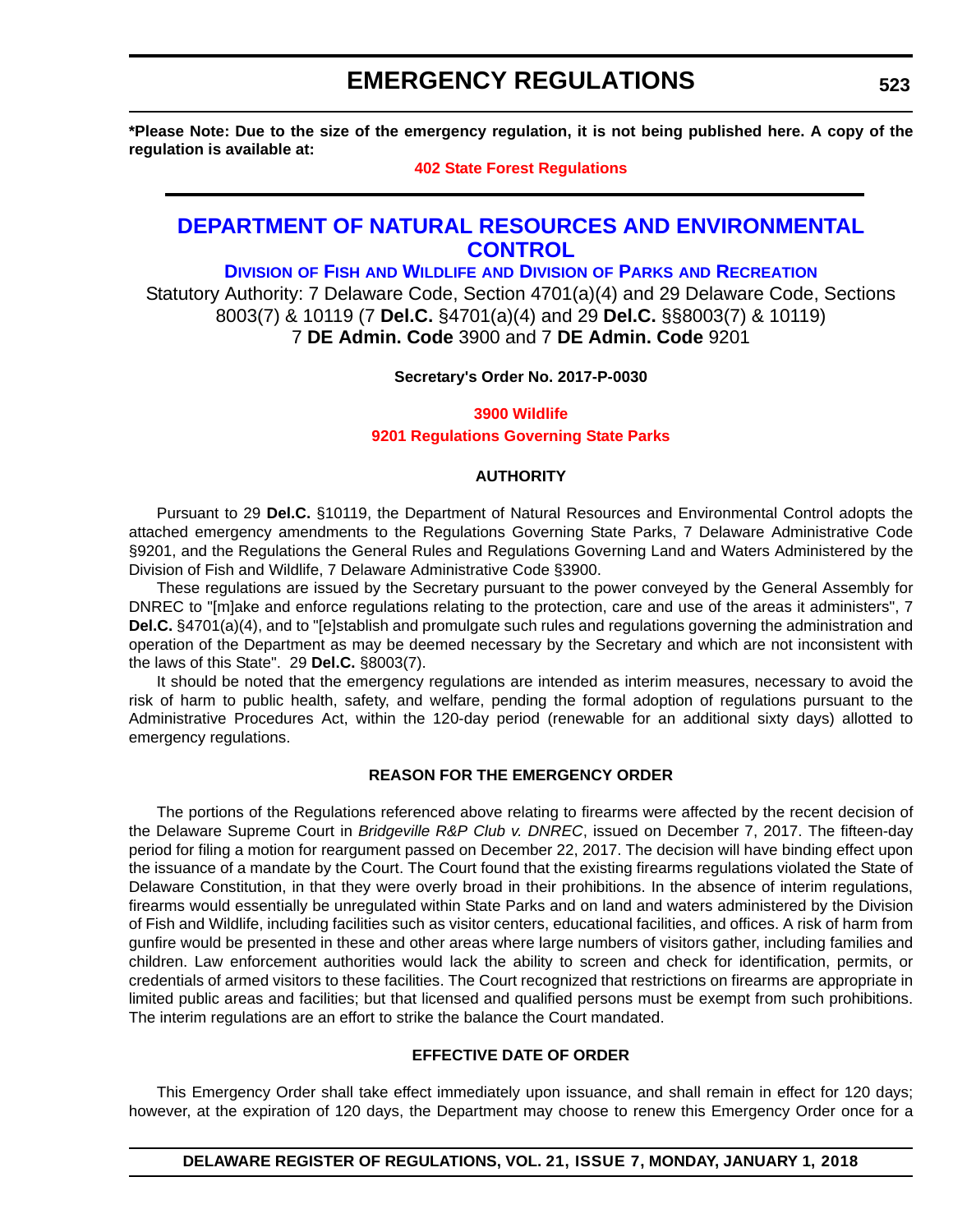**\*Please Note: Due to the size of the emergency regulation, it is not being published here. A copy of the regulation is available at:**

**402 State Forest Regulations**

# DEPARTMENT OF NATURAL RESOURCES AND ENVIRONMENTAL CONTROL

## DIVISION OF FISH AND WILDLIFE AND DIVISION OF PARKS AND RECREATION

Statutory Authority: 7 Delaware Code, Section 4701(a)(4) and 29 Delaware Code, Sections 8003(7) & 10119 (7 **Del.C.** §4701(a)(4) and 29 **Del.C.** §§8003(7) & 10119)
7 **DE Admin. Code** 3900 and 7 **DE Admin. Code** 9201

**Secretary's Order No. 2017-P-0030**

**3900 Wildlife**
**9201 Regulations Governing State Parks**

### AUTHORITY

Pursuant to 29 **Del.C.** §10119, the Department of Natural Resources and Environmental Control adopts the attached emergency amendments to the Regulations Governing State Parks, 7 Delaware Administrative Code §9201, and the Regulations the General Rules and Regulations Governing Land and Waters Administered by the Division of Fish and Wildlife, 7 Delaware Administrative Code §3900.

These regulations are issued by the Secretary pursuant to the power conveyed by the General Assembly for DNREC to "[m]ake and enforce regulations relating to the protection, care and use of the areas it administers", 7 **Del.C.** §4701(a)(4), and to "[e]stablish and promulgate such rules and regulations governing the administration and operation of the Department as may be deemed necessary by the Secretary and which are not inconsistent with the laws of this State". 29 **Del.C.** §8003(7).

It should be noted that the emergency regulations are intended as interim measures, necessary to avoid the risk of harm to public health, safety, and welfare, pending the formal adoption of regulations pursuant to the Administrative Procedures Act, within the 120-day period (renewable for an additional sixty days) allotted to emergency regulations.

### REASON FOR THE EMERGENCY ORDER

The portions of the Regulations referenced above relating to firearms were affected by the recent decision of the Delaware Supreme Court in *Bridgeville R&P Club v. DNREC*, issued on December 7, 2017. The fifteen-day period for filing a motion for reargument passed on December 22, 2017. The decision will have binding effect upon the issuance of a mandate by the Court. The Court found that the existing firearms regulations violated the State of Delaware Constitution, in that they were overly broad in their prohibitions. In the absence of interim regulations, firearms would essentially be unregulated within State Parks and on land and waters administered by the Division of Fish and Wildlife, including facilities such as visitor centers, educational facilities, and offices. A risk of harm from gunfire would be presented in these and other areas where large numbers of visitors gather, including families and children. Law enforcement authorities would lack the ability to screen and check for identification, permits, or credentials of armed visitors to these facilities. The Court recognized that restrictions on firearms are appropriate in limited public areas and facilities; but that licensed and qualified persons must be exempt from such prohibitions. The interim regulations are an effort to strike the balance the Court mandated.

### EFFECTIVE DATE OF ORDER

This Emergency Order shall take effect immediately upon issuance, and shall remain in effect for 120 days; however, at the expiration of 120 days, the Department may choose to renew this Emergency Order once for a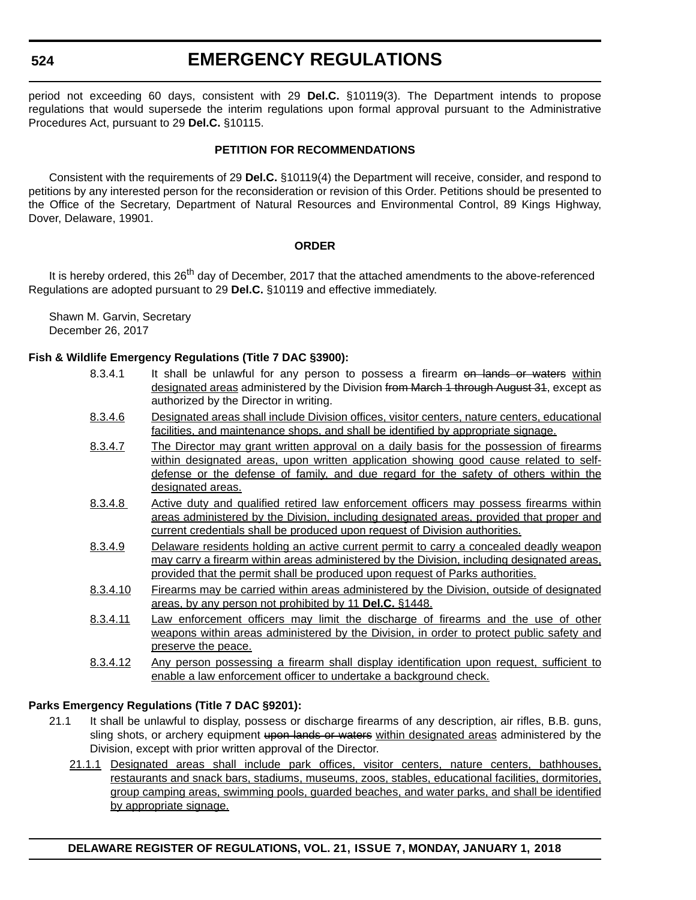period not exceeding 60 days, consistent with 29 **Del.C.** §10119(3). The Department intends to propose regulations that would supersede the interim regulations upon formal approval pursuant to the Administrative Procedures Act, pursuant to 29 **Del.C.** §10115.

### PETITION FOR RECOMMENDATIONS

Consistent with the requirements of 29 **Del.C.** §10119(4) the Department will receive, consider, and respond to petitions by any interested person for the reconsideration or revision of this Order. Petitions should be presented to the Office of the Secretary, Department of Natural Resources and Environmental Control, 89 Kings Highway, Dover, Delaware, 19901.

### ORDER

It is hereby ordered, this 26th day of December, 2017 that the attached amendments to the above-referenced Regulations are adopted pursuant to 29 **Del.C.** §10119 and effective immediately.

Shawn M. Garvin, Secretary
December 26, 2017

**Fish & Wildlife Emergency Regulations (Title 7 DAC §3900):**

8.3.4.1 It shall be unlawful for any person to possess a firearm ~~on lands or waters~~ <u>within designated areas</u> administered by the Division ~~from March 1 through August 31~~, except as authorized by the Director in writing.

<u>8.3.4.6</u> <u>Designated areas shall include Division offices, visitor centers, nature centers, educational facilities, and maintenance shops, and shall be identified by appropriate signage.</u>

<u>8.3.4.7</u> <u>The Director may grant written approval on a daily basis for the possession of firearms within designated areas, upon written application showing good cause related to self-defense or the defense of family, and due regard for the safety of others within the designated areas.</u>

<u>8.3.4.8</u> <u>Active duty and qualified retired law enforcement officers may possess firearms within areas administered by the Division, including designated areas, provided that proper and current credentials shall be produced upon request of Division authorities.</u>

<u>8.3.4.9</u> <u>Delaware residents holding an active current permit to carry a concealed deadly weapon may carry a firearm within areas administered by the Division, including designated areas, provided that the permit shall be produced upon request of Parks authorities.</u>

<u>8.3.4.10</u> <u>Firearms may be carried within areas administered by the Division, outside of designated areas, by any person not prohibited by 11 **Del.C.** §1448.</u>

<u>8.3.4.11</u> <u>Law enforcement officers may limit the discharge of firearms and the use of other weapons within areas administered by the Division, in order to protect public safety and preserve the peace.</u>

<u>8.3.4.12</u> <u>Any person possessing a firearm shall display identification upon request, sufficient to enable a law enforcement officer to undertake a background check.</u>

**Parks Emergency Regulations (Title 7 DAC §9201):**

21.1 It shall be unlawful to display, possess or discharge firearms of any description, air rifles, B.B. guns, sling shots, or archery equipment ~~upon lands or waters~~ <u>within designated areas</u> administered by the Division, except with prior written approval of the Director.

<u>21.1.1</u> <u>Designated areas shall include park offices, visitor centers, nature centers, bathhouses, restaurants and snack bars, stadiums, museums, zoos, stables, educational facilities, dormitories, group camping areas, swimming pools, guarded beaches, and water parks, and shall be identified by appropriate signage.</u>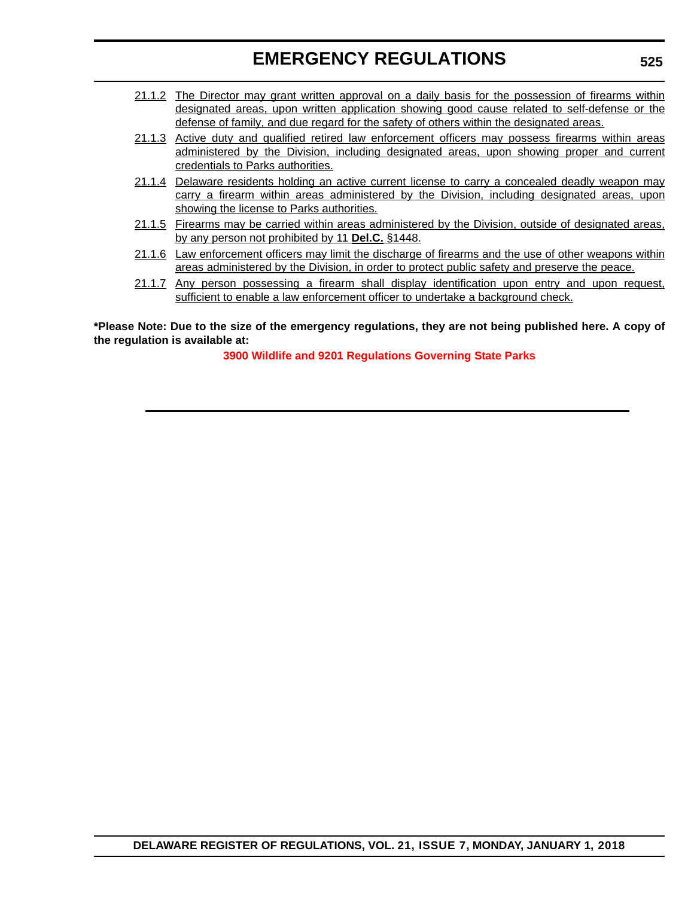21.1.2 The Director may grant written approval on a daily basis for the possession of firearms within designated areas, upon written application showing good cause related to self-defense or the defense of family, and due regard for the safety of others within the designated areas.

21.1.3 Active duty and qualified retired law enforcement officers may possess firearms within areas administered by the Division, including designated areas, upon showing proper and current credentials to Parks authorities.

21.1.4 Delaware residents holding an active current license to carry a concealed deadly weapon may carry a firearm within areas administered by the Division, including designated areas, upon showing the license to Parks authorities.

21.1.5 Firearms may be carried within areas administered by the Division, outside of designated areas, by any person not prohibited by 11 **Del.C.** §1448.

21.1.6 Law enforcement officers may limit the discharge of firearms and the use of other weapons within areas administered by the Division, in order to protect public safety and preserve the peace.

21.1.7 Any person possessing a firearm shall display identification upon entry and upon request, sufficient to enable a law enforcement officer to undertake a background check.

**\*Please Note: Due to the size of the emergency regulations, they are not being published here. A copy of the regulation is available at:**

**3900 Wildlife and 9201 Regulations Governing State Parks**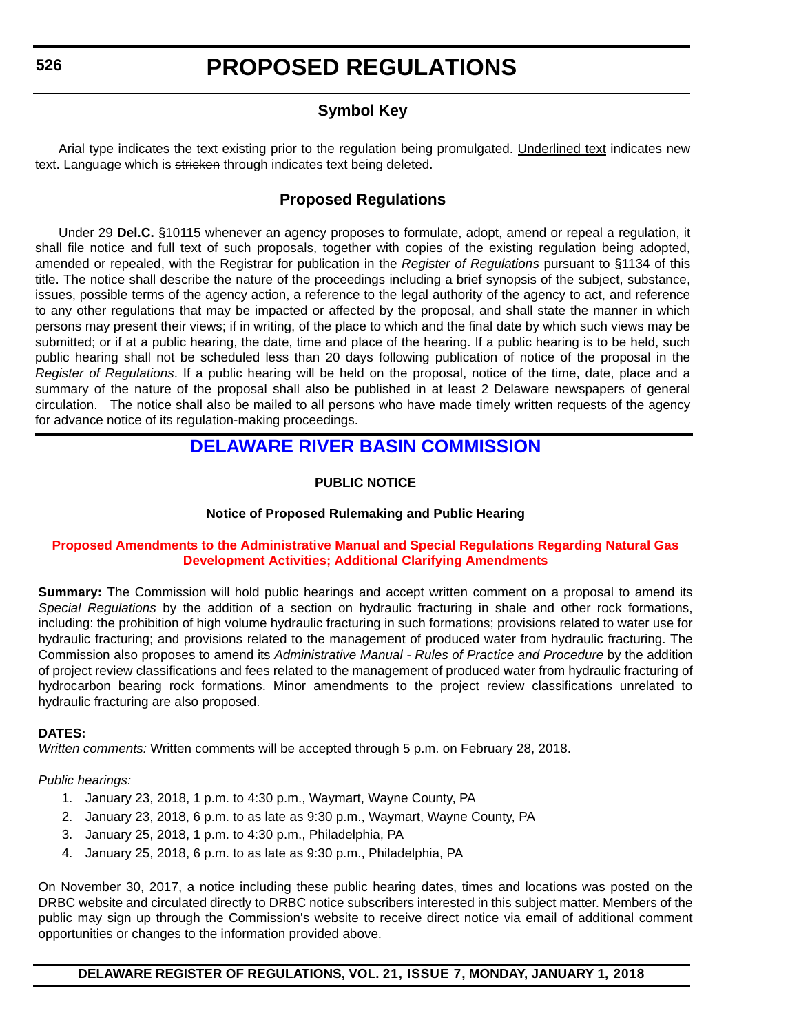# PROPOSED REGULATIONS

## Symbol Key

Arial type indicates the text existing prior to the regulation being promulgated. Underlined text indicates new text. Language which is ~~stricken~~ through indicates text being deleted.

## Proposed Regulations

Under 29 **Del.C.** §10115 whenever an agency proposes to formulate, adopt, amend or repeal a regulation, it shall file notice and full text of such proposals, together with copies of the existing regulation being adopted, amended or repealed, with the Registrar for publication in the *Register of Regulations* pursuant to §1134 of this title. The notice shall describe the nature of the proceedings including a brief synopsis of the subject, substance, issues, possible terms of the agency action, a reference to the legal authority of the agency to act, and reference to any other regulations that may be impacted or affected by the proposal, and shall state the manner in which persons may present their views; if in writing, of the place to which and the final date by which such views may be submitted; or if at a public hearing, the date, time and place of the hearing. If a public hearing is to be held, such public hearing shall not be scheduled less than 20 days following publication of notice of the proposal in the *Register of Regulations*. If a public hearing will be held on the proposal, notice of the time, date, place and a summary of the nature of the proposal shall also be published in at least 2 Delaware newspapers of general circulation. The notice shall also be mailed to all persons who have made timely written requests of the agency for advance notice of its regulation-making proceedings.

## DELAWARE RIVER BASIN COMMISSION

**PUBLIC NOTICE**

**Notice of Proposed Rulemaking and Public Hearing**

### Proposed Amendments to the Administrative Manual and Special Regulations Regarding Natural Gas Development Activities; Additional Clarifying Amendments

**Summary:** The Commission will hold public hearings and accept written comment on a proposal to amend its *Special Regulations* by the addition of a section on hydraulic fracturing in shale and other rock formations, including: the prohibition of high volume hydraulic fracturing in such formations; provisions related to water use for hydraulic fracturing; and provisions related to the management of produced water from hydraulic fracturing. The Commission also proposes to amend its *Administrative Manual - Rules of Practice and Procedure* by the addition of project review classifications and fees related to the management of produced water from hydraulic fracturing of hydrocarbon bearing rock formations. Minor amendments to the project review classifications unrelated to hydraulic fracturing are also proposed.

**DATES:**

*Written comments:* Written comments will be accepted through 5 p.m. on February 28, 2018.

*Public hearings:*

1. January 23, 2018, 1 p.m. to 4:30 p.m., Waymart, Wayne County, PA
2. January 23, 2018, 6 p.m. to as late as 9:30 p.m., Waymart, Wayne County, PA
3. January 25, 2018, 1 p.m. to 4:30 p.m., Philadelphia, PA
4. January 25, 2018, 6 p.m. to as late as 9:30 p.m., Philadelphia, PA

On November 30, 2017, a notice including these public hearing dates, times and locations was posted on the DRBC website and circulated directly to DRBC notice subscribers interested in this subject matter. Members of the public may sign up through the Commission's website to receive direct notice via email of additional comment opportunities or changes to the information provided above.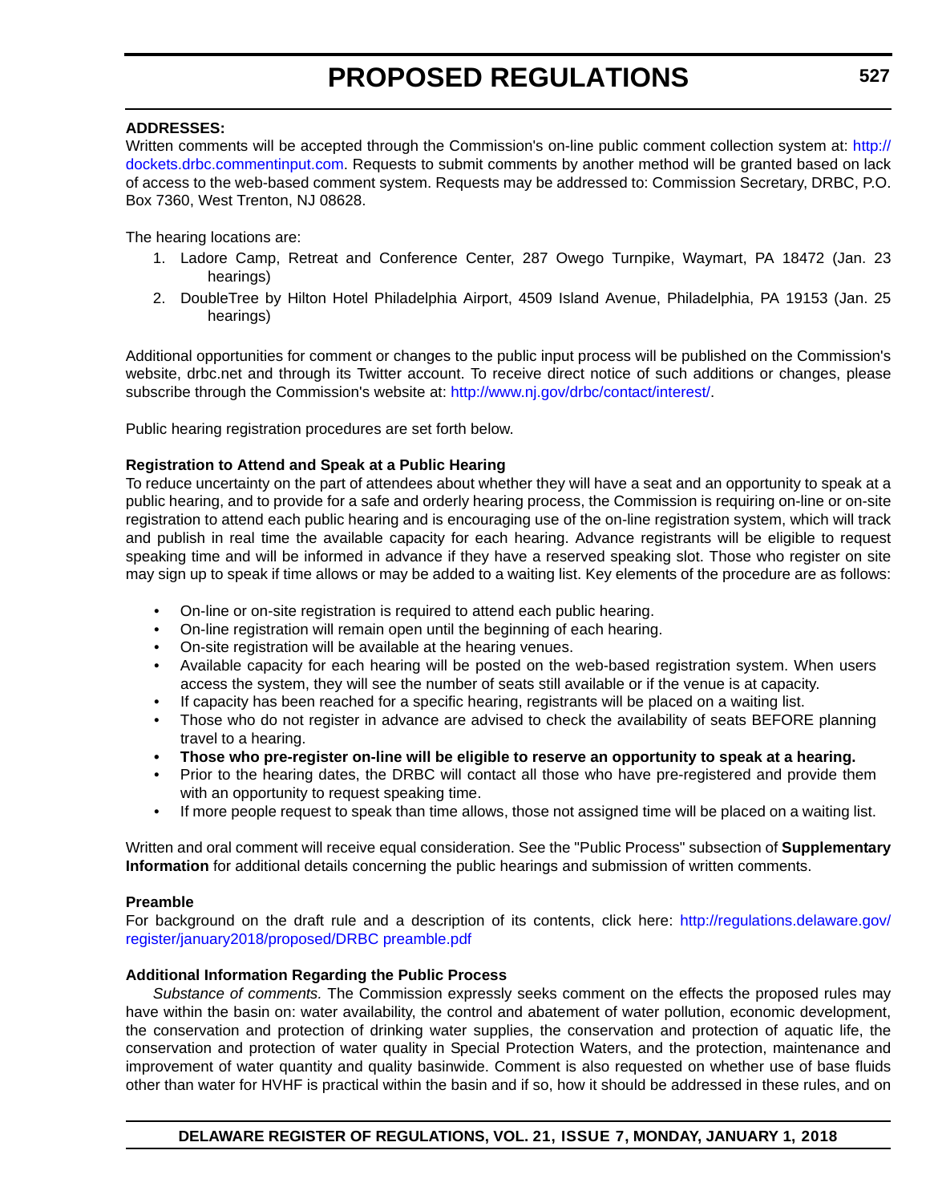**ADDRESSES:**

Written comments will be accepted through the Commission's on-line public comment collection system at: http://dockets.drbc.commentinput.com. Requests to submit comments by another method will be granted based on lack of access to the web-based comment system. Requests may be addressed to: Commission Secretary, DRBC, P.O. Box 7360, West Trenton, NJ 08628.

The hearing locations are:

1. Ladore Camp, Retreat and Conference Center, 287 Owego Turnpike, Waymart, PA 18472 (Jan. 23 hearings)
2. DoubleTree by Hilton Hotel Philadelphia Airport, 4509 Island Avenue, Philadelphia, PA 19153 (Jan. 25 hearings)

Additional opportunities for comment or changes to the public input process will be published on the Commission's website, drbc.net and through its Twitter account. To receive direct notice of such additions or changes, please subscribe through the Commission's website at: http://www.nj.gov/drbc/contact/interest/.

Public hearing registration procedures are set forth below.

**Registration to Attend and Speak at a Public Hearing**

To reduce uncertainty on the part of attendees about whether they will have a seat and an opportunity to speak at a public hearing, and to provide for a safe and orderly hearing process, the Commission is requiring on-line or on-site registration to attend each public hearing and is encouraging use of the on-line registration system, which will track and publish in real time the available capacity for each hearing. Advance registrants will be eligible to request speaking time and will be informed in advance if they have a reserved speaking slot. Those who register on site may sign up to speak if time allows or may be added to a waiting list. Key elements of the procedure are as follows:

- On-line or on-site registration is required to attend each public hearing.
- On-line registration will remain open until the beginning of each hearing.
- On-site registration will be available at the hearing venues.
- Available capacity for each hearing will be posted on the web-based registration system. When users access the system, they will see the number of seats still available or if the venue is at capacity.
- If capacity has been reached for a specific hearing, registrants will be placed on a waiting list.
- Those who do not register in advance are advised to check the availability of seats BEFORE planning travel to a hearing.
- **Those who pre-register on-line will be eligible to reserve an opportunity to speak at a hearing.**
- Prior to the hearing dates, the DRBC will contact all those who have pre-registered and provide them with an opportunity to request speaking time.
- If more people request to speak than time allows, those not assigned time will be placed on a waiting list.

Written and oral comment will receive equal consideration. See the "Public Process" subsection of **Supplementary Information** for additional details concerning the public hearings and submission of written comments.

**Preamble**

For background on the draft rule and a description of its contents, click here: http://regulations.delaware.gov/register/january2018/proposed/DRBC preamble.pdf

**Additional Information Regarding the Public Process**

*Substance of comments.* The Commission expressly seeks comment on the effects the proposed rules may have within the basin on: water availability, the control and abatement of water pollution, economic development, the conservation and protection of drinking water supplies, the conservation and protection of aquatic life, the conservation and protection of water quality in Special Protection Waters, and the protection, maintenance and improvement of water quantity and quality basinwide. Comment is also requested on whether use of base fluids other than water for HVHF is practical within the basin and if so, how it should be addressed in these rules, and on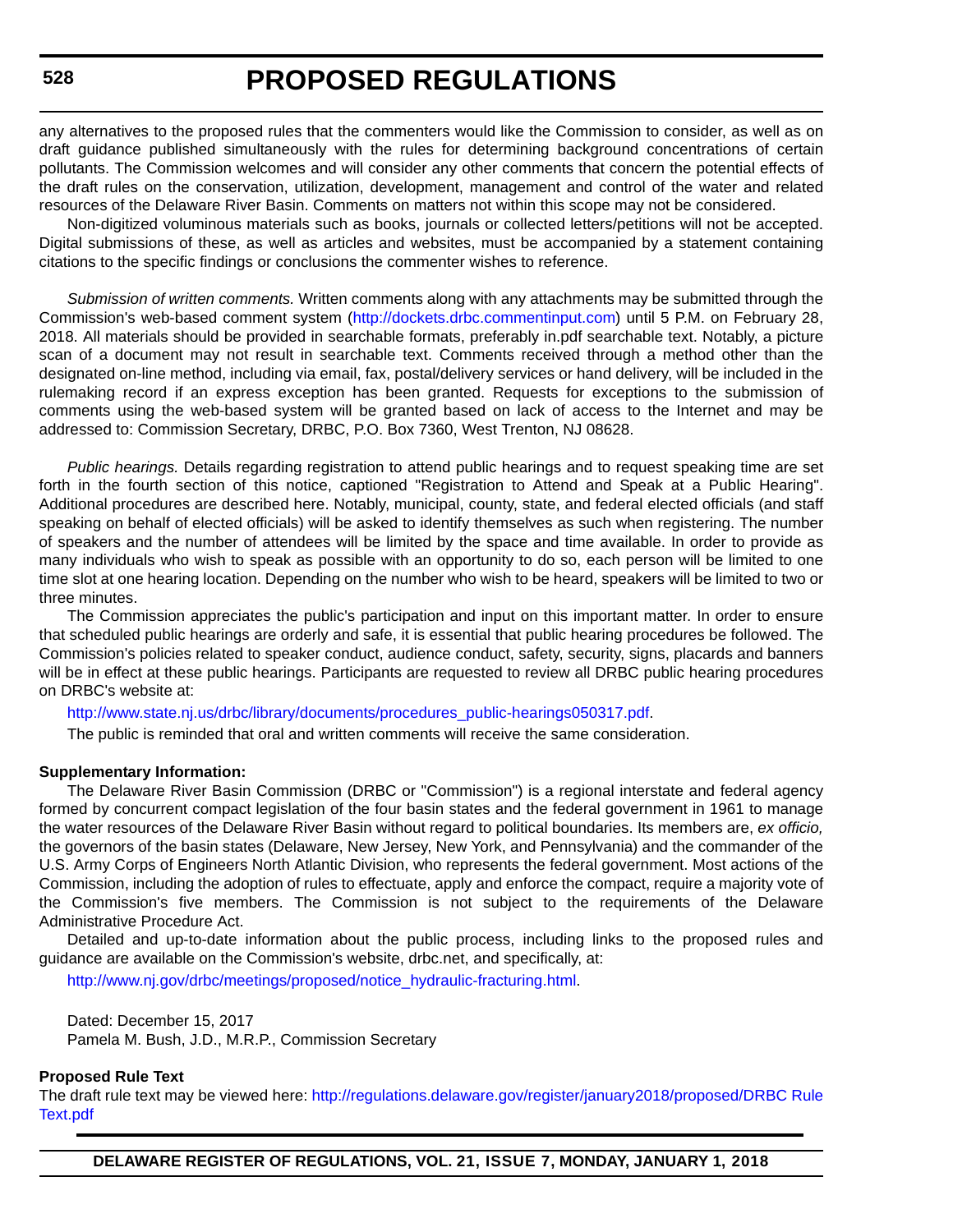any alternatives to the proposed rules that the commenters would like the Commission to consider, as well as on draft guidance published simultaneously with the rules for determining background concentrations of certain pollutants. The Commission welcomes and will consider any other comments that concern the potential effects of the draft rules on the conservation, utilization, development, management and control of the water and related resources of the Delaware River Basin. Comments on matters not within this scope may not be considered.

Non-digitized voluminous materials such as books, journals or collected letters/petitions will not be accepted. Digital submissions of these, as well as articles and websites, must be accompanied by a statement containing citations to the specific findings or conclusions the commenter wishes to reference.

*Submission of written comments.* Written comments along with any attachments may be submitted through the Commission's web-based comment system (http://dockets.drbc.commentinput.com) until 5 P.M. on February 28, 2018. All materials should be provided in searchable formats, preferably in.pdf searchable text. Notably, a picture scan of a document may not result in searchable text. Comments received through a method other than the designated on-line method, including via email, fax, postal/delivery services or hand delivery, will be included in the rulemaking record if an express exception has been granted. Requests for exceptions to the submission of comments using the web-based system will be granted based on lack of access to the Internet and may be addressed to: Commission Secretary, DRBC, P.O. Box 7360, West Trenton, NJ 08628.

*Public hearings.* Details regarding registration to attend public hearings and to request speaking time are set forth in the fourth section of this notice, captioned "Registration to Attend and Speak at a Public Hearing". Additional procedures are described here. Notably, municipal, county, state, and federal elected officials (and staff speaking on behalf of elected officials) will be asked to identify themselves as such when registering. The number of speakers and the number of attendees will be limited by the space and time available. In order to provide as many individuals who wish to speak as possible with an opportunity to do so, each person will be limited to one time slot at one hearing location. Depending on the number who wish to be heard, speakers will be limited to two or three minutes.

The Commission appreciates the public's participation and input on this important matter. In order to ensure that scheduled public hearings are orderly and safe, it is essential that public hearing procedures be followed. The Commission's policies related to speaker conduct, audience conduct, safety, security, signs, placards and banners will be in effect at these public hearings. Participants are requested to review all DRBC public hearing procedures on DRBC's website at:

http://www.state.nj.us/drbc/library/documents/procedures_public-hearings050317.pdf.

The public is reminded that oral and written comments will receive the same consideration.

**Supplementary Information:**

The Delaware River Basin Commission (DRBC or "Commission") is a regional interstate and federal agency formed by concurrent compact legislation of the four basin states and the federal government in 1961 to manage the water resources of the Delaware River Basin without regard to political boundaries. Its members are, *ex officio,* the governors of the basin states (Delaware, New Jersey, New York, and Pennsylvania) and the commander of the U.S. Army Corps of Engineers North Atlantic Division, who represents the federal government. Most actions of the Commission, including the adoption of rules to effectuate, apply and enforce the compact, require a majority vote of the Commission's five members. The Commission is not subject to the requirements of the Delaware Administrative Procedure Act.

Detailed and up-to-date information about the public process, including links to the proposed rules and guidance are available on the Commission's website, drbc.net, and specifically, at:

http://www.nj.gov/drbc/meetings/proposed/notice_hydraulic-fracturing.html.

Dated: December 15, 2017
Pamela M. Bush, J.D., M.R.P., Commission Secretary

**Proposed Rule Text**

The draft rule text may be viewed here: http://regulations.delaware.gov/register/january2018/proposed/DRBC Rule Text.pdf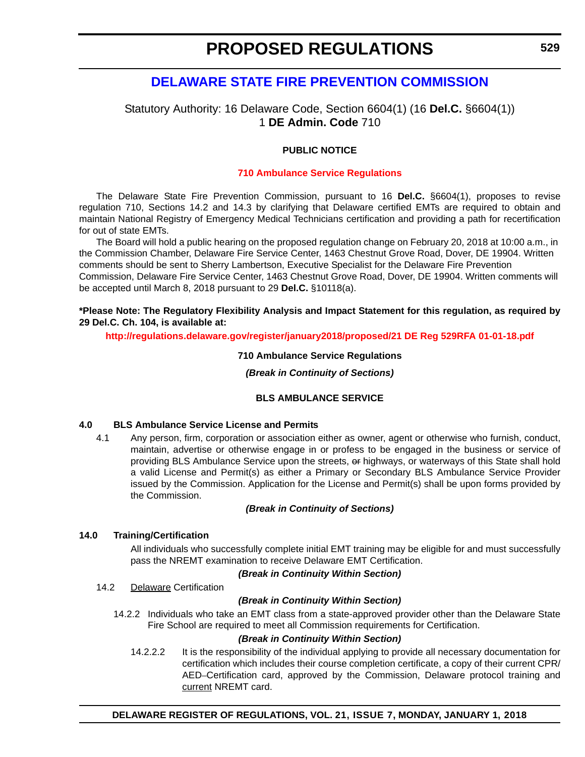# PROPOSED REGULATIONS

## DELAWARE STATE FIRE PREVENTION COMMISSION

Statutory Authority: 16 Delaware Code, Section 6604(1) (16 **Del.C.** §6604(1))
1 **DE Admin. Code** 710

**PUBLIC NOTICE**

**710 Ambulance Service Regulations**

The Delaware State Fire Prevention Commission, pursuant to 16 **Del.C.** §6604(1), proposes to revise regulation 710, Sections 14.2 and 14.3 by clarifying that Delaware certified EMTs are required to obtain and maintain National Registry of Emergency Medical Technicians certification and providing a path for recertification for out of state EMTs.

The Board will hold a public hearing on the proposed regulation change on February 20, 2018 at 10:00 a.m., in the Commission Chamber, Delaware Fire Service Center, 1463 Chestnut Grove Road, Dover, DE 19904. Written comments should be sent to Sherry Lambertson, Executive Specialist for the Delaware Fire Prevention Commission, Delaware Fire Service Center, 1463 Chestnut Grove Road, Dover, DE 19904. Written comments will be accepted until March 8, 2018 pursuant to 29 **Del.C.** §10118(a).

**\*Please Note: The Regulatory Flexibility Analysis and Impact Statement for this regulation, as required by 29 Del.C. Ch. 104, is available at:**

**http://regulations.delaware.gov/register/january2018/proposed/21 DE Reg 529RFA 01-01-18.pdf**

**710 Ambulance Service Regulations**

***(Break in Continuity of Sections)***

**BLS AMBULANCE SERVICE**

**4.0 BLS Ambulance Service License and Permits**

4.1 Any person, firm, corporation or association either as owner, agent or otherwise who furnish, conduct, maintain, advertise or otherwise engage in or profess to be engaged in the business or service of providing BLS Ambulance Service upon the streets, ~~or~~ highways, or waterways of this State shall hold a valid License and Permit(s) as either a Primary or Secondary BLS Ambulance Service Provider issued by the Commission. Application for the License and Permit(s) shall be upon forms provided by the Commission.

***(Break in Continuity of Sections)***

**14.0 Training/Certification**

All individuals who successfully complete initial EMT training may be eligible for and must successfully pass the NREMT examination to receive Delaware EMT Certification.

***(Break in Continuity Within Section)***

14.2 <u>Delaware</u> Certification

***(Break in Continuity Within Section)***

14.2.2 Individuals who take an EMT class from a state-approved provider other than the Delaware State Fire School are required to meet all Commission requirements for Certification.

***(Break in Continuity Within Section)***

14.2.2.2 It is the responsibility of the individual applying to provide all necessary documentation for certification which includes their course completion certificate, a copy of their current CPR/AED~~-~~Certification card, approved by the Commission, Delaware protocol training and <u>current</u> NREMT card.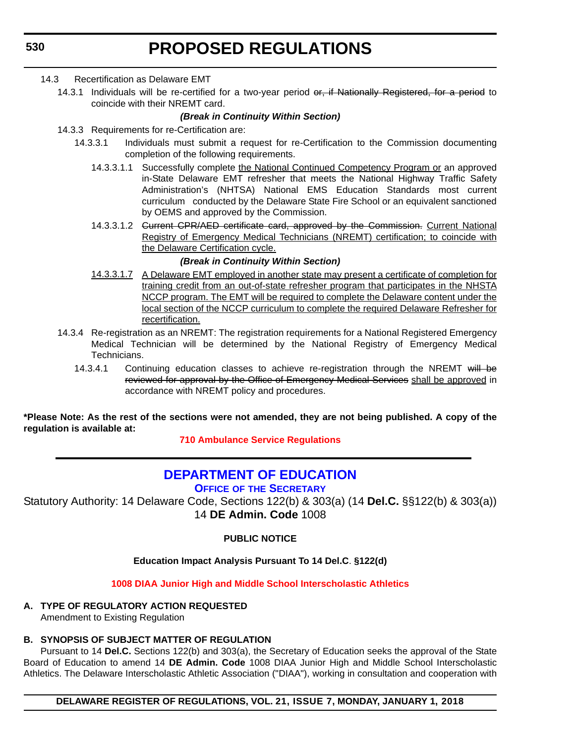14.3 Recertification as Delaware EMT

14.3.1 Individuals will be re-certified for a two-year period ~~or, if Nationally Registered, for a period~~ to coincide with their NREMT card.

***(Break in Continuity Within Section)***

14.3.3 Requirements for re-Certification are:

14.3.3.1 Individuals must submit a request for re-Certification to the Commission documenting completion of the following requirements.

14.3.3.1.1 Successfully complete <u>the National Continued Competency Program or</u> an approved in-State Delaware EMT refresher that meets the National Highway Traffic Safety Administration's (NHTSA) National EMS Education Standards most current curriculum conducted by the Delaware State Fire School or an equivalent sanctioned by OEMS and approved by the Commission.

14.3.3.1.2 ~~Current CPR/AED certificate card, approved by the Commission.~~ <u>Current National Registry of Emergency Medical Technicians (NREMT) certification; to coincide with the Delaware Certification cycle.</u>

***(Break in Continuity Within Section)***

<u>14.3.3.1.7</u> <u>A Delaware EMT employed in another state may present a certificate of completion for training credit from an out-of-state refresher program that participates in the NHSTA NCCP program. The EMT will be required to complete the Delaware content under the local section of the NCCP curriculum to complete the required Delaware Refresher for recertification.</u>

14.3.4 Re-registration as an NREMT: The registration requirements for a National Registered Emergency Medical Technician will be determined by the National Registry of Emergency Medical Technicians.

14.3.4.1 Continuing education classes to achieve re-registration through the NREMT ~~will be reviewed for approval by the Office of Emergency Medical Services~~ <u>shall be approved</u> in accordance with NREMT policy and procedures.

**\*Please Note: As the rest of the sections were not amended, they are not being published. A copy of the regulation is available at:**

**710 Ambulance Service Regulations**

---

## DEPARTMENT OF EDUCATION

### OFFICE OF THE SECRETARY

Statutory Authority: 14 Delaware Code, Sections 122(b) & 303(a) (14 **Del.C.** §§122(b) & 303(a))
14 **DE Admin. Code** 1008

**PUBLIC NOTICE**

**Education Impact Analysis Pursuant To 14 Del.C. §122(d)**

**1008 DIAA Junior High and Middle School Interscholastic Athletics**

**A. TYPE OF REGULATORY ACTION REQUESTED**

Amendment to Existing Regulation

**B. SYNOPSIS OF SUBJECT MATTER OF REGULATION**

Pursuant to 14 **Del.C.** Sections 122(b) and 303(a), the Secretary of Education seeks the approval of the State Board of Education to amend 14 **DE Admin. Code** 1008 DIAA Junior High and Middle School Interscholastic Athletics. The Delaware Interscholastic Athletic Association ("DIAA"), working in consultation and cooperation with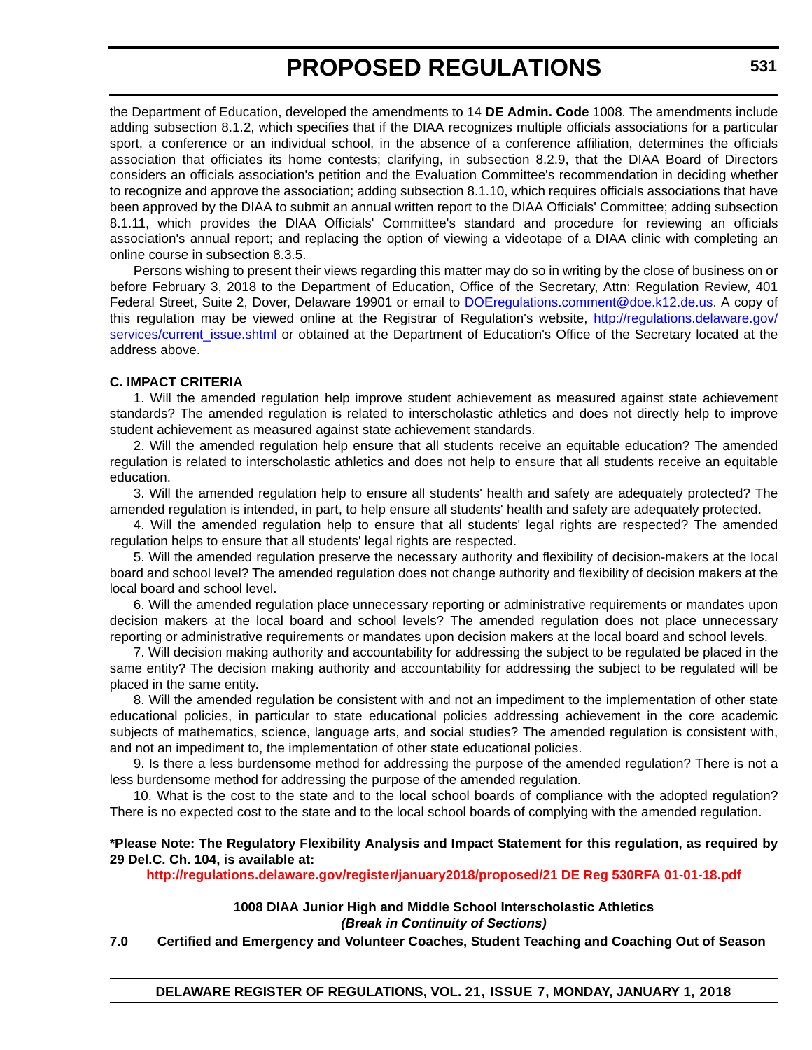the Department of Education, developed the amendments to 14 **DE Admin. Code** 1008. The amendments include adding subsection 8.1.2, which specifies that if the DIAA recognizes multiple officials associations for a particular sport, a conference or an individual school, in the absence of a conference affiliation, determines the officials association that officiates its home contests; clarifying, in subsection 8.2.9, that the DIAA Board of Directors considers an officials association's petition and the Evaluation Committee's recommendation in deciding whether to recognize and approve the association; adding subsection 8.1.10, which requires officials associations that have been approved by the DIAA to submit an annual written report to the DIAA Officials' Committee; adding subsection 8.1.11, which provides the DIAA Officials' Committee's standard and procedure for reviewing an officials association's annual report; and replacing the option of viewing a videotape of a DIAA clinic with completing an online course in subsection 8.3.5.

Persons wishing to present their views regarding this matter may do so in writing by the close of business on or before February 3, 2018 to the Department of Education, Office of the Secretary, Attn: Regulation Review, 401 Federal Street, Suite 2, Dover, Delaware 19901 or email to DOEregulations.comment@doe.k12.de.us. A copy of this regulation may be viewed online at the Registrar of Regulation's website, http://regulations.delaware.gov/services/current_issue.shtml or obtained at the Department of Education's Office of the Secretary located at the address above.

**C. IMPACT CRITERIA**

1. Will the amended regulation help improve student achievement as measured against state achievement standards? The amended regulation is related to interscholastic athletics and does not directly help to improve student achievement as measured against state achievement standards.

2. Will the amended regulation help ensure that all students receive an equitable education? The amended regulation is related to interscholastic athletics and does not help to ensure that all students receive an equitable education.

3. Will the amended regulation help to ensure all students' health and safety are adequately protected? The amended regulation is intended, in part, to help ensure all students' health and safety are adequately protected.

4. Will the amended regulation help to ensure that all students' legal rights are respected? The amended regulation helps to ensure that all students' legal rights are respected.

5. Will the amended regulation preserve the necessary authority and flexibility of decision-makers at the local board and school level? The amended regulation does not change authority and flexibility of decision makers at the local board and school level.

6. Will the amended regulation place unnecessary reporting or administrative requirements or mandates upon decision makers at the local board and school levels? The amended regulation does not place unnecessary reporting or administrative requirements or mandates upon decision makers at the local board and school levels.

7. Will decision making authority and accountability for addressing the subject to be regulated be placed in the same entity? The decision making authority and accountability for addressing the subject to be regulated will be placed in the same entity.

8. Will the amended regulation be consistent with and not an impediment to the implementation of other state educational policies, in particular to state educational policies addressing achievement in the core academic subjects of mathematics, science, language arts, and social studies? The amended regulation is consistent with, and not an impediment to, the implementation of other state educational policies.

9. Is there a less burdensome method for addressing the purpose of the amended regulation? There is not a less burdensome method for addressing the purpose of the amended regulation.

10. What is the cost to the state and to the local school boards of compliance with the adopted regulation? There is no expected cost to the state and to the local school boards of complying with the amended regulation.

**\*Please Note: The Regulatory Flexibility Analysis and Impact Statement for this regulation, as required by 29 Del.C. Ch. 104, is available at:**

**http://regulations.delaware.gov/register/january2018/proposed/21 DE Reg 530RFA 01-01-18.pdf**

**1008 DIAA Junior High and Middle School Interscholastic Athletics**
***(Break in Continuity of Sections)***

**7.0 Certified and Emergency and Volunteer Coaches, Student Teaching and Coaching Out of Season**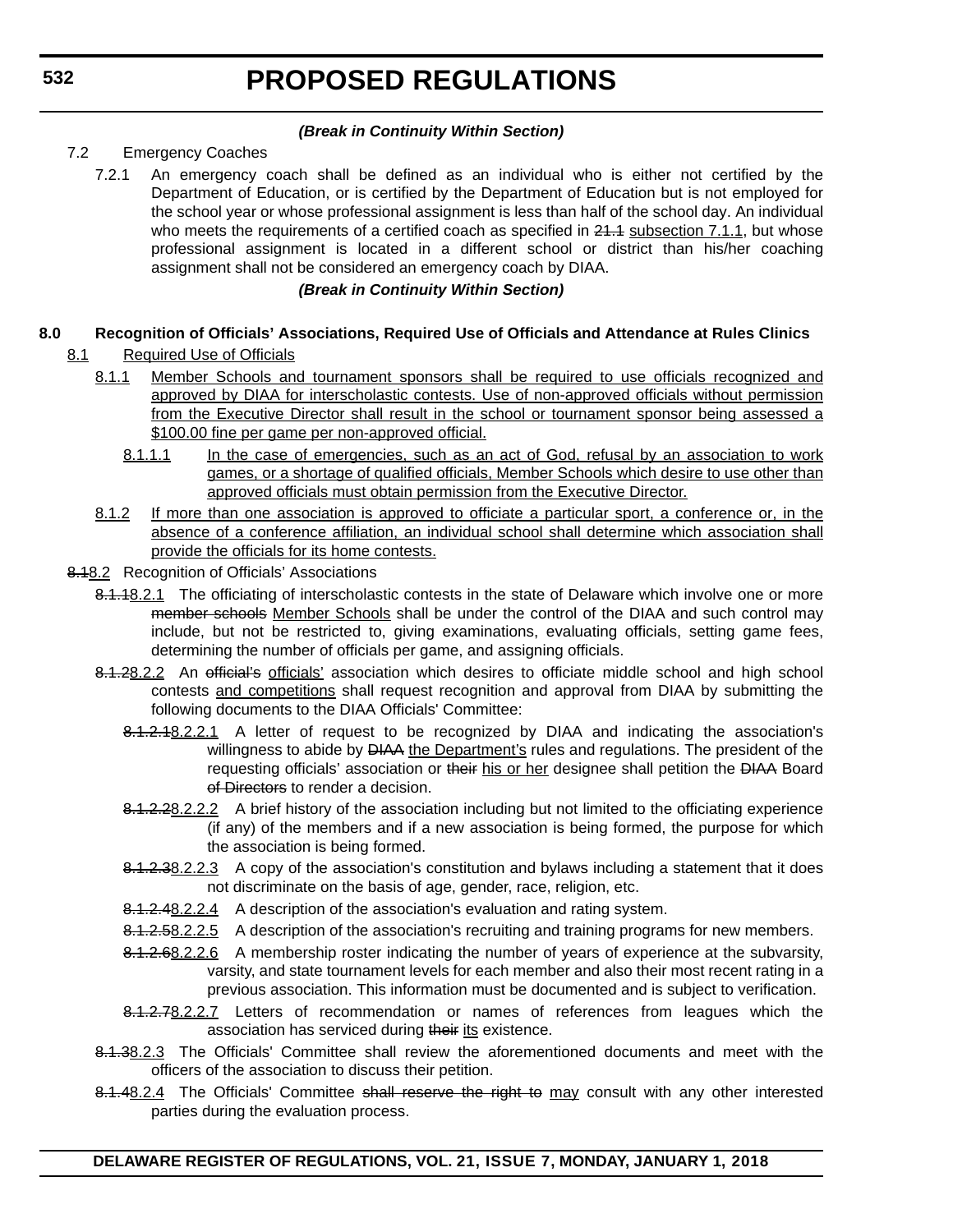***(Break in Continuity Within Section)***

7.2 Emergency Coaches

7.2.1 An emergency coach shall be defined as an individual who is either not certified by the Department of Education, or is certified by the Department of Education but is not employed for the school year or whose professional assignment is less than half of the school day. An individual who meets the requirements of a certified coach as specified in ~~21.1~~ <u>subsection 7.1.1</u>, but whose professional assignment is located in a different school or district than his/her coaching assignment shall not be considered an emergency coach by DIAA.

***(Break in Continuity Within Section)***

**8.0 Recognition of Officials' Associations, Required Use of Officials and Attendance at Rules Clinics**

<u>8.1 Required Use of Officials</u>

<u>8.1.1 Member Schools and tournament sponsors shall be required to use officials recognized and approved by DIAA for interscholastic contests. Use of non-approved officials without permission from the Executive Director shall result in the school or tournament sponsor being assessed a $100.00 fine per game per non-approved official.</u>

<u>8.1.1.1 In the case of emergencies, such as an act of God, refusal by an association to work games, or a shortage of qualified officials, Member Schools which desire to use other than approved officials must obtain permission from the Executive Director.</u>

<u>8.1.2 If more than one association is approved to officiate a particular sport, a conference or, in the absence of a conference affiliation, an individual school shall determine which association shall provide the officials for its home contests.</u>

~~8.1~~<u>8.2</u> Recognition of Officials' Associations

~~8.1.1~~<u>8.2.1</u> The officiating of interscholastic contests in the state of Delaware which involve one or more ~~member schools~~ <u>Member Schools</u> shall be under the control of the DIAA and such control may include, but not be restricted to, giving examinations, evaluating officials, setting game fees, determining the number of officials per game, and assigning officials.

~~8.1.2~~<u>8.2.2</u> An ~~official's~~ <u>officials'</u> association which desires to officiate middle school and high school contests <u>and competitions</u> shall request recognition and approval from DIAA by submitting the following documents to the DIAA Officials' Committee:

~~8.1.2.1~~<u>8.2.2.1</u> A letter of request to be recognized by DIAA and indicating the association's willingness to abide by ~~DIAA~~ <u>the Department's</u> rules and regulations. The president of the requesting officials' association or ~~their~~ <u>his or her</u> designee shall petition the ~~DIAA~~ Board ~~of Directors~~ to render a decision.

~~8.1.2.2~~<u>8.2.2.2</u> A brief history of the association including but not limited to the officiating experience (if any) of the members and if a new association is being formed, the purpose for which the association is being formed.

~~8.1.2.3~~<u>8.2.2.3</u> A copy of the association's constitution and bylaws including a statement that it does not discriminate on the basis of age, gender, race, religion, etc.

~~8.1.2.4~~<u>8.2.2.4</u> A description of the association's evaluation and rating system.

~~8.1.2.5~~<u>8.2.2.5</u> A description of the association's recruiting and training programs for new members.

~~8.1.2.6~~<u>8.2.2.6</u> A membership roster indicating the number of years of experience at the subvarsity, varsity, and state tournament levels for each member and also their most recent rating in a previous association. This information must be documented and is subject to verification.

~~8.1.2.7~~<u>8.2.2.7</u> Letters of recommendation or names of references from leagues which the association has serviced during ~~their~~ <u>its</u> existence.

~~8.1.3~~<u>8.2.3</u> The Officials' Committee shall review the aforementioned documents and meet with the officers of the association to discuss their petition.

~~8.1.4~~<u>8.2.4</u> The Officials' Committee ~~shall reserve the right to~~ <u>may</u> consult with any other interested parties during the evaluation process.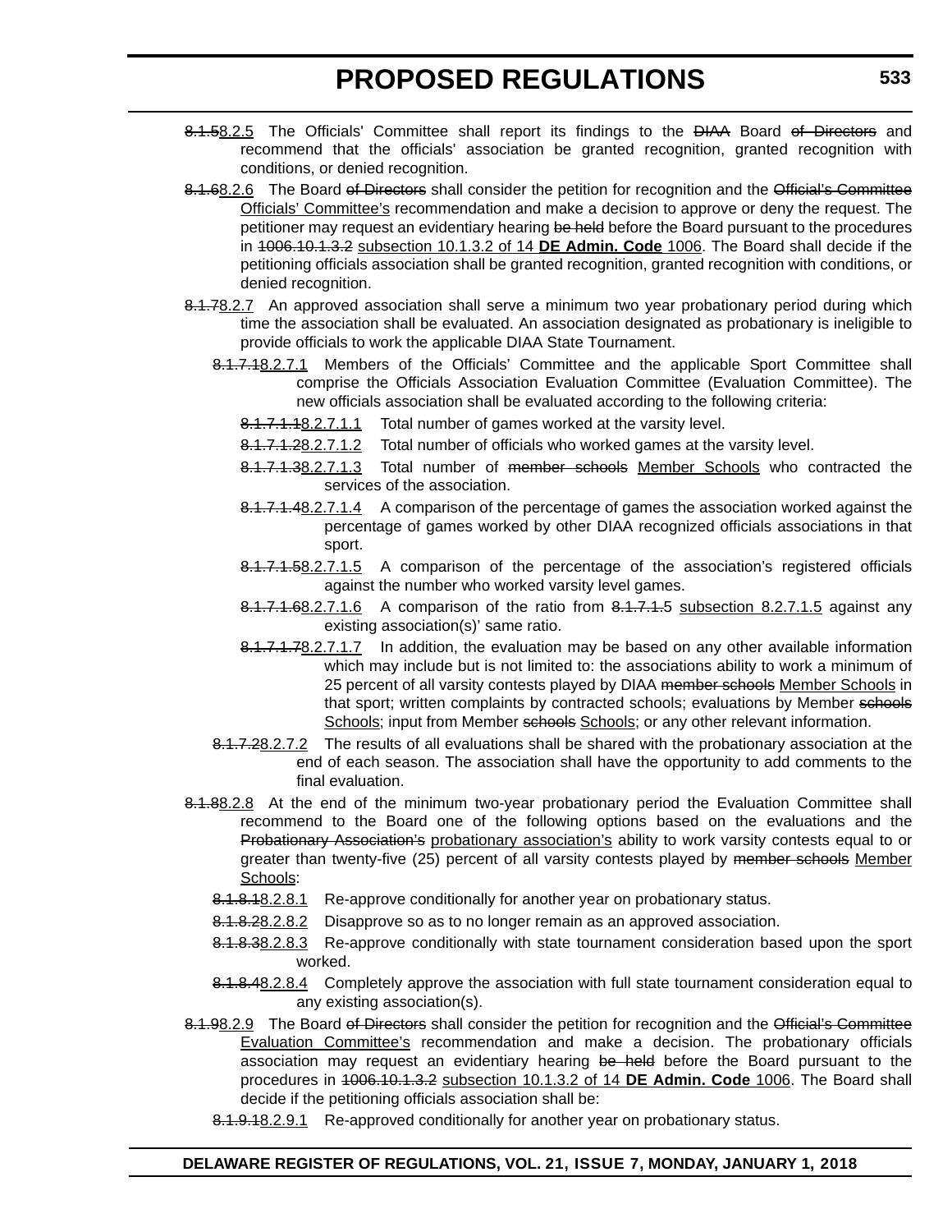~~8.1.5~~8.2.5 The Officials' Committee shall report its findings to the ~~DIAA~~ Board ~~of Directors~~ and recommend that the officials' association be granted recognition, granted recognition with conditions, or denied recognition.

~~8.1.6~~8.2.6 The Board ~~of Directors~~ shall consider the petition for recognition and the ~~Official's Committee~~ Officials' Committee's recommendation and make a decision to approve or deny the request. The petitioner may request an evidentiary hearing ~~be held~~ before the Board pursuant to the procedures in ~~1006.10.1.3.2~~ subsection 10.1.3.2 of 14 **DE Admin. Code** 1006. The Board shall decide if the petitioning officials association shall be granted recognition, granted recognition with conditions, or denied recognition.

~~8.1.7~~8.2.7 An approved association shall serve a minimum two year probationary period during which time the association shall be evaluated. An association designated as probationary is ineligible to provide officials to work the applicable DIAA State Tournament.

~~8.1.7.1~~8.2.7.1 Members of the Officials' Committee and the applicable Sport Committee shall comprise the Officials Association Evaluation Committee (Evaluation Committee). The new officials association shall be evaluated according to the following criteria:

~~8.1.7.1.1~~8.2.7.1.1 Total number of games worked at the varsity level.

~~8.1.7.1.2~~8.2.7.1.2 Total number of officials who worked games at the varsity level.

~~8.1.7.1.3~~8.2.7.1.3 Total number of ~~member schools~~ Member Schools who contracted the services of the association.

~~8.1.7.1.4~~8.2.7.1.4 A comparison of the percentage of games the association worked against the percentage of games worked by other DIAA recognized officials associations in that sport.

~~8.1.7.1.5~~8.2.7.1.5 A comparison of the percentage of the association's registered officials against the number who worked varsity level games.

~~8.1.7.1.6~~8.2.7.1.6 A comparison of the ratio from ~~8.1.7.1.5~~ subsection 8.2.7.1.5 against any existing association(s)' same ratio.

~~8.1.7.1.7~~8.2.7.1.7 In addition, the evaluation may be based on any other available information which may include but is not limited to: the associations ability to work a minimum of 25 percent of all varsity contests played by DIAA ~~member schools~~ Member Schools in that sport; written complaints by contracted schools; evaluations by Member ~~schools~~ Schools; input from Member ~~schools~~ Schools; or any other relevant information.

~~8.1.7.2~~8.2.7.2 The results of all evaluations shall be shared with the probationary association at the end of each season. The association shall have the opportunity to add comments to the final evaluation.

~~8.1.8~~8.2.8 At the end of the minimum two-year probationary period the Evaluation Committee shall recommend to the Board one of the following options based on the evaluations and the ~~Probationary Association's~~ probationary association's ability to work varsity contests equal to or greater than twenty-five (25) percent of all varsity contests played by ~~member schools~~ Member Schools:

~~8.1.8.1~~8.2.8.1 Re-approve conditionally for another year on probationary status.

~~8.1.8.2~~8.2.8.2 Disapprove so as to no longer remain as an approved association.

~~8.1.8.3~~8.2.8.3 Re-approve conditionally with state tournament consideration based upon the sport worked.

~~8.1.8.4~~8.2.8.4 Completely approve the association with full state tournament consideration equal to any existing association(s).

~~8.1.9~~8.2.9 The Board ~~of Directors~~ shall consider the petition for recognition and the ~~Official's Committee~~ Evaluation Committee's recommendation and make a decision. The probationary officials association may request an evidentiary hearing ~~be held~~ before the Board pursuant to the procedures in ~~1006.10.1.3.2~~ subsection 10.1.3.2 of 14 **DE Admin. Code** 1006. The Board shall decide if the petitioning officials association shall be:

~~8.1.9.1~~8.2.9.1 Re-approved conditionally for another year on probationary status.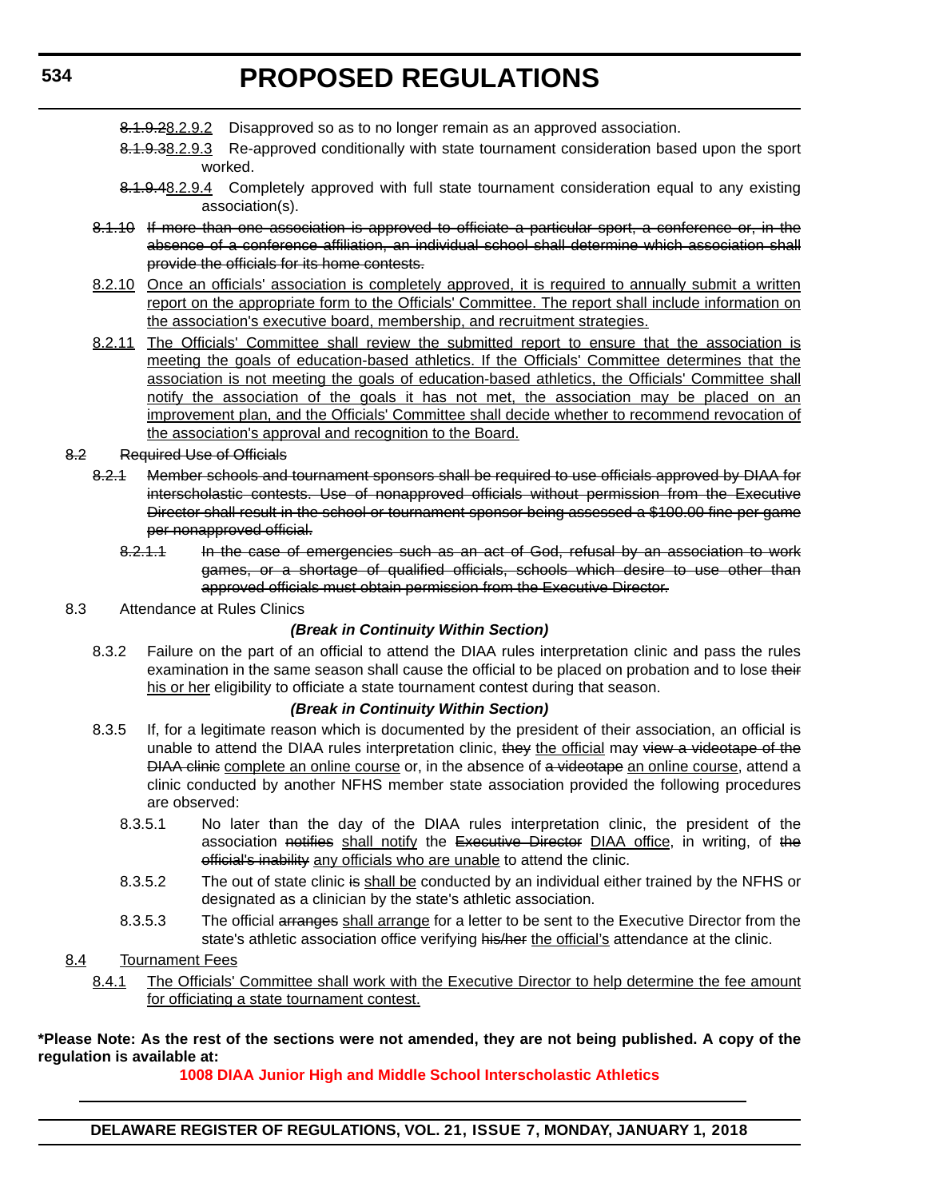~~8.1.9.2~~<u>8.2.9.2</u> Disapproved so as to no longer remain as an approved association.

~~8.1.9.3~~<u>8.2.9.3</u> Re-approved conditionally with state tournament consideration based upon the sport worked.

~~8.1.9.4~~<u>8.2.9.4</u> Completely approved with full state tournament consideration equal to any existing association(s).

~~8.1.10 If more than one association is approved to officiate a particular sport, a conference or, in the absence of a conference affiliation, an individual school shall determine which association shall provide the officials for its home contests.~~

<u>8.2.10 Once an officials' association is completely approved, it is required to annually submit a written report on the appropriate form to the Officials' Committee. The report shall include information on the association's executive board, membership, and recruitment strategies.</u>

<u>8.2.11 The Officials' Committee shall review the submitted report to ensure that the association is meeting the goals of education-based athletics. If the Officials' Committee determines that the association is not meeting the goals of education-based athletics, the Officials' Committee shall notify the association of the goals it has not met, the association may be placed on an improvement plan, and the Officials' Committee shall decide whether to recommend revocation of the association's approval and recognition to the Board.</u>

~~8.2 Required Use of Officials~~

~~8.2.1 Member schools and tournament sponsors shall be required to use officials approved by DIAA for interscholastic contests. Use of nonapproved officials without permission from the Executive Director shall result in the school or tournament sponsor being assessed a $100.00 fine per game per nonapproved official.~~

~~8.2.1.1 In the case of emergencies such as an act of God, refusal by an association to work games, or a shortage of qualified officials, schools which desire to use other than approved officials must obtain permission from the Executive Director.~~

8.3 Attendance at Rules Clinics

***(Break in Continuity Within Section)***

8.3.2 Failure on the part of an official to attend the DIAA rules interpretation clinic and pass the rules examination in the same season shall cause the official to be placed on probation and to lose ~~their~~ <u>his or her</u> eligibility to officiate a state tournament contest during that season.

***(Break in Continuity Within Section)***

8.3.5 If, for a legitimate reason which is documented by the president of their association, an official is unable to attend the DIAA rules interpretation clinic, ~~they~~ <u>the official</u> may ~~view a videotape of the DIAA clinic~~ <u>complete an online course</u> or, in the absence of ~~a videotape~~ <u>an online course</u>, attend a clinic conducted by another NFHS member state association provided the following procedures are observed:

8.3.5.1 No later than the day of the DIAA rules interpretation clinic, the president of the association ~~notifies~~ <u>shall notify</u> the ~~Executive Director~~ <u>DIAA office</u>, in writing, of ~~the official's inability~~ <u>any officials who are unable</u> to attend the clinic.

8.3.5.2 The out of state clinic ~~is~~ <u>shall be</u> conducted by an individual either trained by the NFHS or designated as a clinician by the state's athletic association.

8.3.5.3 The official ~~arranges~~ <u>shall arrange</u> for a letter to be sent to the Executive Director from the state's athletic association office verifying ~~his/her~~ <u>the official's</u> attendance at the clinic.

<u>8.4 Tournament Fees</u>

<u>8.4.1 The Officials' Committee shall work with the Executive Director to help determine the fee amount for officiating a state tournament contest.</u>

**\*Please Note: As the rest of the sections were not amended, they are not being published. A copy of the regulation is available at:**

**1008 DIAA Junior High and Middle School Interscholastic Athletics**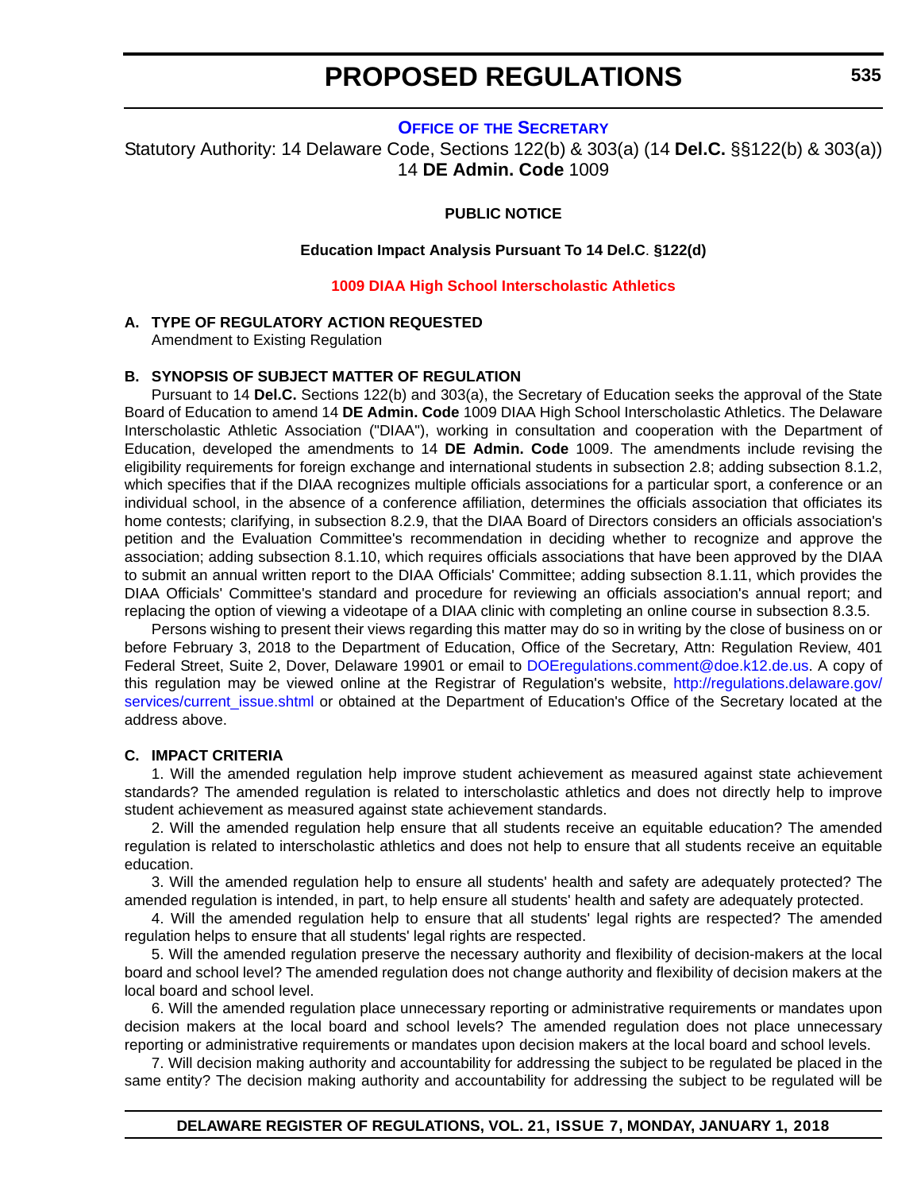## OFFICE OF THE SECRETARY

Statutory Authority: 14 Delaware Code, Sections 122(b) & 303(a) (14 **Del.C.** §§122(b) & 303(a))
14 **DE Admin. Code** 1009

**PUBLIC NOTICE**

**Education Impact Analysis Pursuant To 14 Del.C. §122(d)**

**1009 DIAA High School Interscholastic Athletics**

**A. TYPE OF REGULATORY ACTION REQUESTED**

Amendment to Existing Regulation

**B. SYNOPSIS OF SUBJECT MATTER OF REGULATION**

Pursuant to 14 **Del.C.** Sections 122(b) and 303(a), the Secretary of Education seeks the approval of the State Board of Education to amend 14 **DE Admin. Code** 1009 DIAA High School Interscholastic Athletics. The Delaware Interscholastic Athletic Association ("DIAA"), working in consultation and cooperation with the Department of Education, developed the amendments to 14 **DE Admin. Code** 1009. The amendments include revising the eligibility requirements for foreign exchange and international students in subsection 2.8; adding subsection 8.1.2, which specifies that if the DIAA recognizes multiple officials associations for a particular sport, a conference or an individual school, in the absence of a conference affiliation, determines the officials association that officiates its home contests; clarifying, in subsection 8.2.9, that the DIAA Board of Directors considers an officials association's petition and the Evaluation Committee's recommendation in deciding whether to recognize and approve the association; adding subsection 8.1.10, which requires officials associations that have been approved by the DIAA to submit an annual written report to the DIAA Officials' Committee; adding subsection 8.1.11, which provides the DIAA Officials' Committee's standard and procedure for reviewing an officials association's annual report; and replacing the option of viewing a videotape of a DIAA clinic with completing an online course in subsection 8.3.5.

Persons wishing to present their views regarding this matter may do so in writing by the close of business on or before February 3, 2018 to the Department of Education, Office of the Secretary, Attn: Regulation Review, 401 Federal Street, Suite 2, Dover, Delaware 19901 or email to DOEregulations.comment@doe.k12.de.us. A copy of this regulation may be viewed online at the Registrar of Regulation's website, http://regulations.delaware.gov/services/current_issue.shtml or obtained at the Department of Education's Office of the Secretary located at the address above.

**C. IMPACT CRITERIA**

1. Will the amended regulation help improve student achievement as measured against state achievement standards? The amended regulation is related to interscholastic athletics and does not directly help to improve student achievement as measured against state achievement standards.

2. Will the amended regulation help ensure that all students receive an equitable education? The amended regulation is related to interscholastic athletics and does not help to ensure that all students receive an equitable education.

3. Will the amended regulation help to ensure all students' health and safety are adequately protected? The amended regulation is intended, in part, to help ensure all students' health and safety are adequately protected.

4. Will the amended regulation help to ensure that all students' legal rights are respected? The amended regulation helps to ensure that all students' legal rights are respected.

5. Will the amended regulation preserve the necessary authority and flexibility of decision-makers at the local board and school level? The amended regulation does not change authority and flexibility of decision makers at the local board and school level.

6. Will the amended regulation place unnecessary reporting or administrative requirements or mandates upon decision makers at the local board and school levels? The amended regulation does not place unnecessary reporting or administrative requirements or mandates upon decision makers at the local board and school levels.

7. Will decision making authority and accountability for addressing the subject to be regulated be placed in the same entity? The decision making authority and accountability for addressing the subject to be regulated will be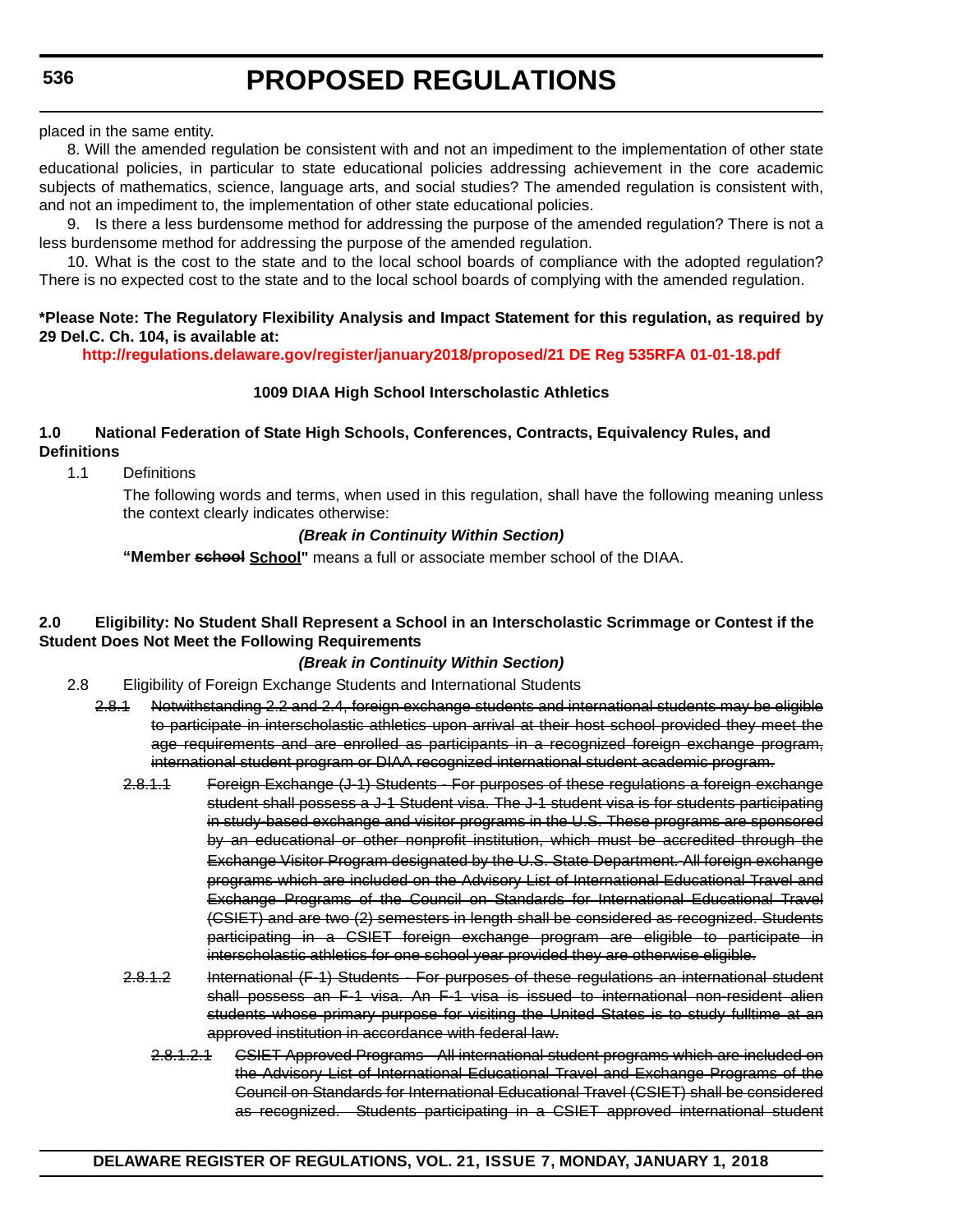placed in the same entity.

8. Will the amended regulation be consistent with and not an impediment to the implementation of other state educational policies, in particular to state educational policies addressing achievement in the core academic subjects of mathematics, science, language arts, and social studies? The amended regulation is consistent with, and not an impediment to, the implementation of other state educational policies.

9. Is there a less burdensome method for addressing the purpose of the amended regulation? There is not a less burdensome method for addressing the purpose of the amended regulation.

10. What is the cost to the state and to the local school boards of compliance with the adopted regulation? There is no expected cost to the state and to the local school boards of complying with the amended regulation.

**\*Please Note: The Regulatory Flexibility Analysis and Impact Statement for this regulation, as required by 29 Del.C. Ch. 104, is available at:**

**http://regulations.delaware.gov/register/january2018/proposed/21 DE Reg 535RFA 01-01-18.pdf**

**1009 DIAA High School Interscholastic Athletics**

**1.0 National Federation of State High Schools, Conferences, Contracts, Equivalency Rules, and Definitions**

1.1 Definitions

The following words and terms, when used in this regulation, shall have the following meaning unless the context clearly indicates otherwise:

***(Break in Continuity Within Section)***

**"Member ~~school~~ School"** means a full or associate member school of the DIAA.

**2.0 Eligibility: No Student Shall Represent a School in an Interscholastic Scrimmage or Contest if the Student Does Not Meet the Following Requirements**

***(Break in Continuity Within Section)***

2.8 Eligibility of Foreign Exchange Students and International Students

~~2.8.1 Notwithstanding 2.2 and 2.4, foreign exchange students and international students may be eligible to participate in interscholastic athletics upon arrival at their host school provided they meet the age requirements and are enrolled as participants in a recognized foreign exchange program, international student program or DIAA recognized international student academic program.~~

~~2.8.1.1 Foreign Exchange (J-1) Students - For purposes of these regulations a foreign exchange student shall possess a J-1 Student visa. The J-1 student visa is for students participating in study-based exchange and visitor programs in the U.S. These programs are sponsored by an educational or other nonprofit institution, which must be accredited through the Exchange Visitor Program designated by the U.S. State Department. All foreign exchange programs which are included on the Advisory List of International Educational Travel and Exchange Programs of the Council on Standards for International Educational Travel (CSIET) and are two (2) semesters in length shall be considered as recognized. Students participating in a CSIET foreign exchange program are eligible to participate in interscholastic athletics for one school year provided they are otherwise eligible.~~

~~2.8.1.2 International (F-1) Students - For purposes of these regulations an international student shall possess an F-1 visa. An F-1 visa is issued to international non-resident alien students whose primary purpose for visiting the United States is to study fulltime at an approved institution in accordance with federal law.~~

~~2.8.1.2.1 CSIET Approved Programs - All international student programs which are included on the Advisory List of International Educational Travel and Exchange Programs of the Council on Standards for International Educational Travel (CSIET) shall be considered as recognized. Students participating in a CSIET approved international student~~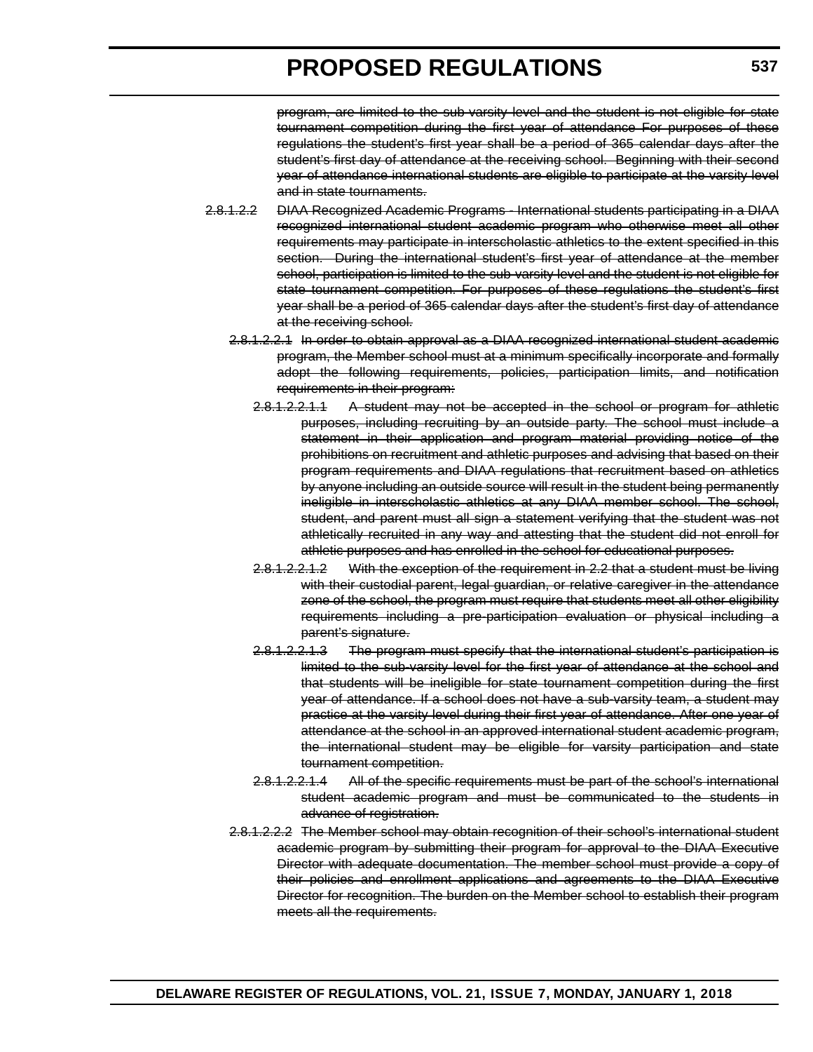~~program, are limited to the sub varsity level and the student is not eligible for state tournament competition during the first year of attendance For purposes of these regulations the student's first year shall be a period of 365 calendar days after the student's first day of attendance at the receiving school. Beginning with their second year of attendance international students are eligible to participate at the varsity level and in state tournaments.~~

~~2.8.1.2.2 DIAA Recognized Academic Programs - International students participating in a DIAA recognized international student academic program who otherwise meet all other requirements may participate in interscholastic athletics to the extent specified in this section. During the international student's first year of attendance at the member school, participation is limited to the sub varsity level and the student is not eligible for state tournament competition. For purposes of these regulations the student's first year shall be a period of 365 calendar days after the student's first day of attendance at the receiving school.~~

~~2.8.1.2.2.1 In order to obtain approval as a DIAA recognized international student academic program, the Member school must at a minimum specifically incorporate and formally adopt the following requirements, policies, participation limits, and notification requirements in their program:~~

~~2.8.1.2.2.1.1 A student may not be accepted in the school or program for athletic purposes, including recruiting by an outside party. The school must include a statement in their application and program material providing notice of the prohibitions on recruitment and athletic purposes and advising that based on their program requirements and DIAA regulations that recruitment based on athletics by anyone including an outside source will result in the student being permanently ineligible in interscholastic athletics at any DIAA member school. The school, student, and parent must all sign a statement verifying that the student was not athletically recruited in any way and attesting that the student did not enroll for athletic purposes and has enrolled in the school for educational purposes.~~

~~2.8.1.2.2.1.2 With the exception of the requirement in 2.2 that a student must be living with their custodial parent, legal guardian, or relative caregiver in the attendance zone of the school, the program must require that students meet all other eligibility requirements including a pre-participation evaluation or physical including a parent's signature.~~

~~2.8.1.2.2.1.3 The program must specify that the international student's participation is limited to the sub-varsity level for the first year of attendance at the school and that students will be ineligible for state tournament competition during the first year of attendance. If a school does not have a sub-varsity team, a student may practice at the varsity level during their first year of attendance. After one year of attendance at the school in an approved international student academic program, the international student may be eligible for varsity participation and state tournament competition.~~

~~2.8.1.2.2.1.4 All of the specific requirements must be part of the school's international student academic program and must be communicated to the students in advance of registration.~~

~~2.8.1.2.2.2 The Member school may obtain recognition of their school's international student academic program by submitting their program for approval to the DIAA Executive Director with adequate documentation. The member school must provide a copy of their policies and enrollment applications and agreements to the DIAA Executive Director for recognition. The burden on the Member school to establish their program meets all the requirements.~~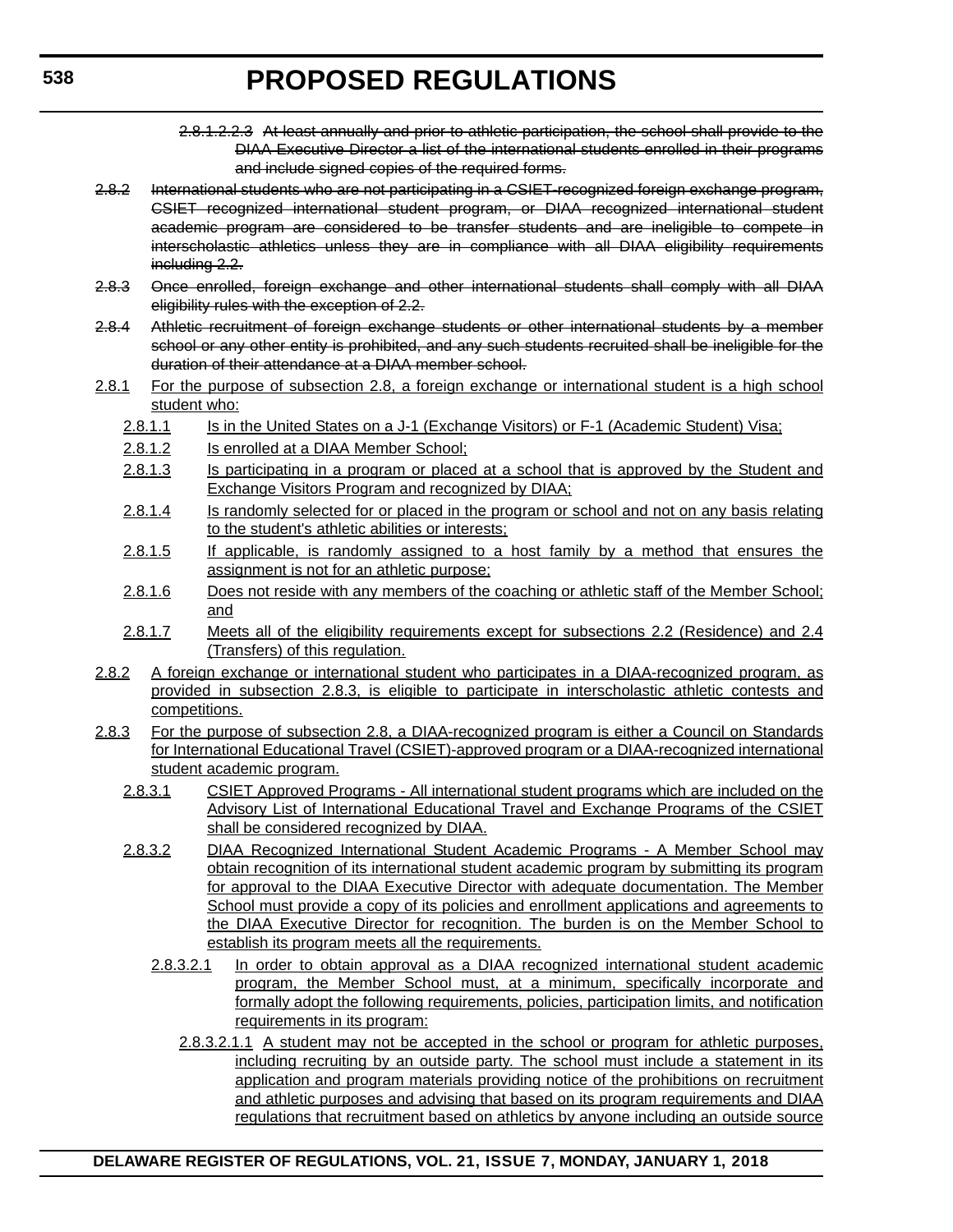~~2.8.1.2.2.3 At least annually and prior to athletic participation, the school shall provide to the DIAA Executive Director a list of the international students enrolled in their programs and include signed copies of the required forms.~~

~~2.8.2 International students who are not participating in a CSIET-recognized foreign exchange program, CSIET recognized international student program, or DIAA recognized international student academic program are considered to be transfer students and are ineligible to compete in interscholastic athletics unless they are in compliance with all DIAA eligibility requirements including 2.2.~~

~~2.8.3 Once enrolled, foreign exchange and other international students shall comply with all DIAA eligibility rules with the exception of 2.2.~~

~~2.8.4 Athletic recruitment of foreign exchange students or other international students by a member school or any other entity is prohibited, and any such students recruited shall be ineligible for the duration of their attendance at a DIAA member school.~~

<u>2.8.1 For the purpose of subsection 2.8, a foreign exchange or international student is a high school student who:</u>

<u>2.8.1.1 Is in the United States on a J-1 (Exchange Visitors) or F-1 (Academic Student) Visa;</u>

<u>2.8.1.2 Is enrolled at a DIAA Member School;</u>

<u>2.8.1.3 Is participating in a program or placed at a school that is approved by the Student and Exchange Visitors Program and recognized by DIAA;</u>

<u>2.8.1.4 Is randomly selected for or placed in the program or school and not on any basis relating to the student's athletic abilities or interests;</u>

<u>2.8.1.5 If applicable, is randomly assigned to a host family by a method that ensures the assignment is not for an athletic purpose;</u>

<u>2.8.1.6 Does not reside with any members of the coaching or athletic staff of the Member School; and</u>

<u>2.8.1.7 Meets all of the eligibility requirements except for subsections 2.2 (Residence) and 2.4 (Transfers) of this regulation.</u>

<u>2.8.2 A foreign exchange or international student who participates in a DIAA-recognized program, as provided in subsection 2.8.3, is eligible to participate in interscholastic athletic contests and competitions.</u>

<u>2.8.3 For the purpose of subsection 2.8, a DIAA-recognized program is either a Council on Standards for International Educational Travel (CSIET)-approved program or a DIAA-recognized international student academic program.</u>

<u>2.8.3.1 CSIET Approved Programs - All international student programs which are included on the Advisory List of International Educational Travel and Exchange Programs of the CSIET shall be considered recognized by DIAA.</u>

<u>2.8.3.2 DIAA Recognized International Student Academic Programs - A Member School may obtain recognition of its international student academic program by submitting its program for approval to the DIAA Executive Director with adequate documentation. The Member School must provide a copy of its policies and enrollment applications and agreements to the DIAA Executive Director for recognition. The burden is on the Member School to establish its program meets all the requirements.</u>

<u>2.8.3.2.1 In order to obtain approval as a DIAA recognized international student academic program, the Member School must, at a minimum, specifically incorporate and formally adopt the following requirements, policies, participation limits, and notification requirements in its program:</u>

<u>2.8.3.2.1.1 A student may not be accepted in the school or program for athletic purposes, including recruiting by an outside party. The school must include a statement in its application and program materials providing notice of the prohibitions on recruitment and athletic purposes and advising that based on its program requirements and DIAA regulations that recruitment based on athletics by anyone including an outside source</u>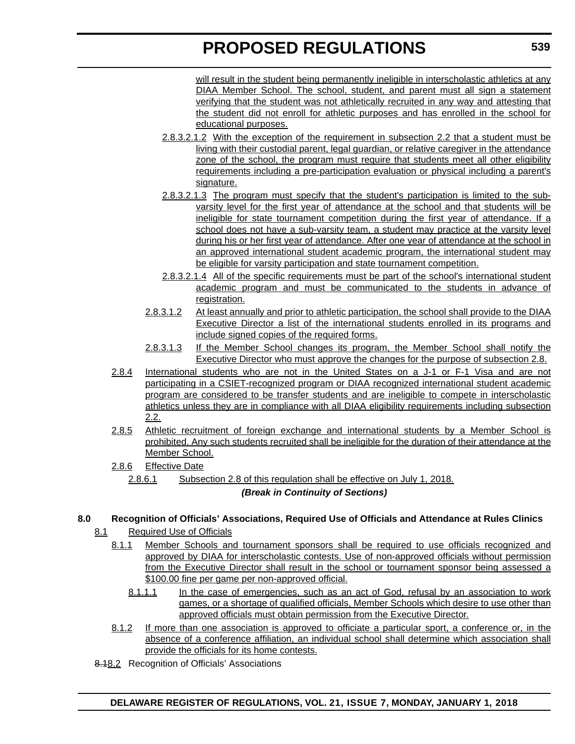will result in the student being permanently ineligible in interscholastic athletics at any DIAA Member School. The school, student, and parent must all sign a statement verifying that the student was not athletically recruited in any way and attesting that the student did not enroll for athletic purposes and has enrolled in the school for educational purposes.

2.8.3.2.1.2 With the exception of the requirement in subsection 2.2 that a student must be living with their custodial parent, legal guardian, or relative caregiver in the attendance zone of the school, the program must require that students meet all other eligibility requirements including a pre-participation evaluation or physical including a parent's signature.

2.8.3.2.1.3 The program must specify that the student's participation is limited to the sub-varsity level for the first year of attendance at the school and that students will be ineligible for state tournament competition during the first year of attendance. If a school does not have a sub-varsity team, a student may practice at the varsity level during his or her first year of attendance. After one year of attendance at the school in an approved international student academic program, the international student may be eligible for varsity participation and state tournament competition.

2.8.3.2.1.4 All of the specific requirements must be part of the school's international student academic program and must be communicated to the students in advance of registration.

2.8.3.1.2 At least annually and prior to athletic participation, the school shall provide to the DIAA Executive Director a list of the international students enrolled in its programs and include signed copies of the required forms.

2.8.3.1.3 If the Member School changes its program, the Member School shall notify the Executive Director who must approve the changes for the purpose of subsection 2.8.

2.8.4 International students who are not in the United States on a J-1 or F-1 Visa and are not participating in a CSIET-recognized program or DIAA recognized international student academic program are considered to be transfer students and are ineligible to compete in interscholastic athletics unless they are in compliance with all DIAA eligibility requirements including subsection 2.2.

2.8.5 Athletic recruitment of foreign exchange and international students by a Member School is prohibited. Any such students recruited shall be ineligible for the duration of their attendance at the Member School.

2.8.6 Effective Date

2.8.6.1 Subsection 2.8 of this regulation shall be effective on July 1, 2018.

***(Break in Continuity of Sections)***

**8.0 Recognition of Officials' Associations, Required Use of Officials and Attendance at Rules Clinics**

8.1 Required Use of Officials

8.1.1 Member Schools and tournament sponsors shall be required to use officials recognized and approved by DIAA for interscholastic contests. Use of non-approved officials without permission from the Executive Director shall result in the school or tournament sponsor being assessed a $100.00 fine per game per non-approved official.

8.1.1.1 In the case of emergencies, such as an act of God, refusal by an association to work games, or a shortage of qualified officials, Member Schools which desire to use other than approved officials must obtain permission from the Executive Director.

8.1.2 If more than one association is approved to officiate a particular sport, a conference or, in the absence of a conference affiliation, an individual school shall determine which association shall provide the officials for its home contests.

~~8.1~~8.2 Recognition of Officials' Associations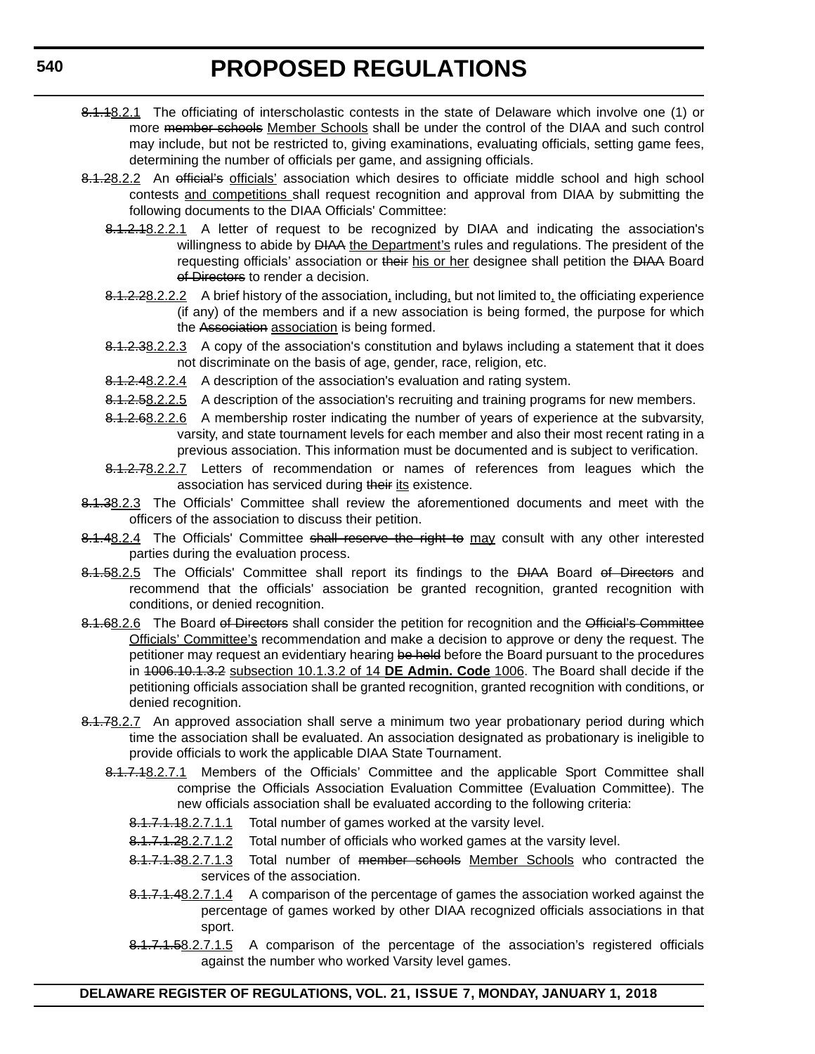~~8.1.1~~8.2.1 The officiating of interscholastic contests in the state of Delaware which involve one (1) or more ~~member schools~~ Member Schools shall be under the control of the DIAA and such control may include, but not be restricted to, giving examinations, evaluating officials, setting game fees, determining the number of officials per game, and assigning officials.

~~8.1.2~~8.2.2 An ~~official's~~ officials' association which desires to officiate middle school and high school contests and competitions shall request recognition and approval from DIAA by submitting the following documents to the DIAA Officials' Committee:

~~8.1.2.1~~8.2.2.1 A letter of request to be recognized by DIAA and indicating the association's willingness to abide by ~~DIAA~~ the Department's rules and regulations. The president of the requesting officials' association or ~~their~~ his or her designee shall petition the ~~DIAA~~ Board ~~of Directors~~ to render a decision.

~~8.1.2.2~~8.2.2.2 A brief history of the association, including, but not limited to, the officiating experience (if any) of the members and if a new association is being formed, the purpose for which the ~~Association~~ association is being formed.

~~8.1.2.3~~8.2.2.3 A copy of the association's constitution and bylaws including a statement that it does not discriminate on the basis of age, gender, race, religion, etc.

~~8.1.2.4~~8.2.2.4 A description of the association's evaluation and rating system.

~~8.1.2.5~~8.2.2.5 A description of the association's recruiting and training programs for new members.

~~8.1.2.6~~8.2.2.6 A membership roster indicating the number of years of experience at the subvarsity, varsity, and state tournament levels for each member and also their most recent rating in a previous association. This information must be documented and is subject to verification.

~~8.1.2.7~~8.2.2.7 Letters of recommendation or names of references from leagues which the association has serviced during ~~their~~ its existence.

~~8.1.3~~8.2.3 The Officials' Committee shall review the aforementioned documents and meet with the officers of the association to discuss their petition.

~~8.1.4~~8.2.4 The Officials' Committee ~~shall reserve the right to~~ may consult with any other interested parties during the evaluation process.

~~8.1.5~~8.2.5 The Officials' Committee shall report its findings to the ~~DIAA~~ Board ~~of Directors~~ and recommend that the officials' association be granted recognition, granted recognition with conditions, or denied recognition.

~~8.1.6~~8.2.6 The Board ~~of Directors~~ shall consider the petition for recognition and the ~~Official's Committee~~ Officials' Committee's recommendation and make a decision to approve or deny the request. The petitioner may request an evidentiary hearing ~~be held~~ before the Board pursuant to the procedures in ~~1006.10.1.3.2~~ subsection 10.1.3.2 of 14 **DE Admin. Code** 1006. The Board shall decide if the petitioning officials association shall be granted recognition, granted recognition with conditions, or denied recognition.

~~8.1.7~~8.2.7 An approved association shall serve a minimum two year probationary period during which time the association shall be evaluated. An association designated as probationary is ineligible to provide officials to work the applicable DIAA State Tournament.

~~8.1.7.1~~8.2.7.1 Members of the Officials' Committee and the applicable Sport Committee shall comprise the Officials Association Evaluation Committee (Evaluation Committee). The new officials association shall be evaluated according to the following criteria:

~~8.1.7.1.1~~8.2.7.1.1 Total number of games worked at the varsity level.

~~8.1.7.1.2~~8.2.7.1.2 Total number of officials who worked games at the varsity level.

~~8.1.7.1.3~~8.2.7.1.3 Total number of ~~member schools~~ Member Schools who contracted the services of the association.

~~8.1.7.1.4~~8.2.7.1.4 A comparison of the percentage of games the association worked against the percentage of games worked by other DIAA recognized officials associations in that sport.

~~8.1.7.1.5~~8.2.7.1.5 A comparison of the percentage of the association's registered officials against the number who worked Varsity level games.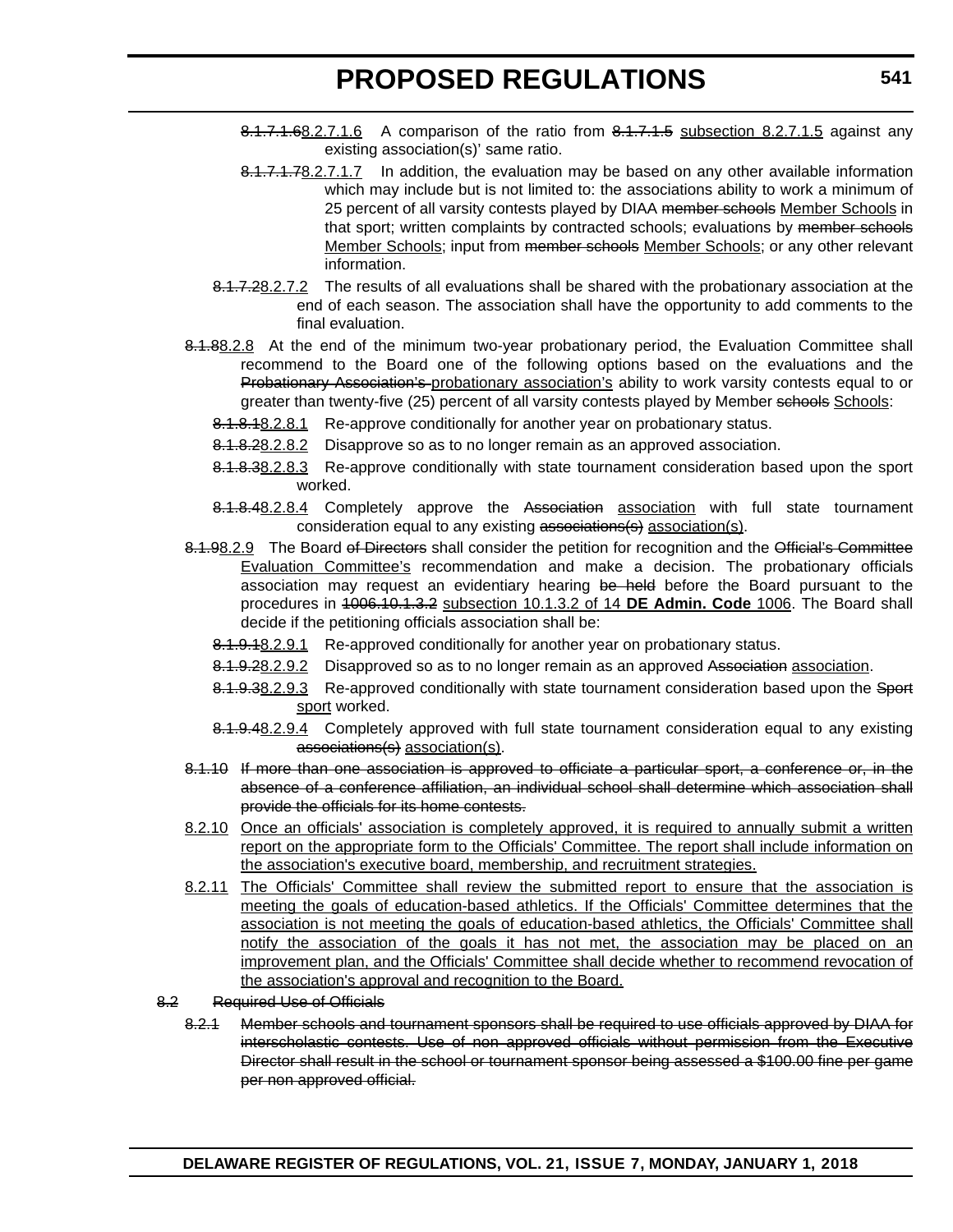8.1.7.1.68.2.7.1.6 A comparison of the ratio from 8.1.7.1.5 subsection 8.2.7.1.5 against any existing association(s)' same ratio.

8.1.7.1.78.2.7.1.7 In addition, the evaluation may be based on any other available information which may include but is not limited to: the associations ability to work a minimum of 25 percent of all varsity contests played by DIAA member schools Member Schools in that sport; written complaints by contracted schools; evaluations by member schools Member Schools; input from member schools Member Schools; or any other relevant information.

8.1.7.28.2.7.2 The results of all evaluations shall be shared with the probationary association at the end of each season. The association shall have the opportunity to add comments to the final evaluation.

8.1.88.2.8 At the end of the minimum two-year probationary period, the Evaluation Committee shall recommend to the Board one of the following options based on the evaluations and the Probationary Association's probationary association's ability to work varsity contests equal to or greater than twenty-five (25) percent of all varsity contests played by Member schools Schools:

8.1.8.18.2.8.1 Re-approve conditionally for another year on probationary status.

8.1.8.28.2.8.2 Disapprove so as to no longer remain as an approved association.

8.1.8.38.2.8.3 Re-approve conditionally with state tournament consideration based upon the sport worked.

8.1.8.48.2.8.4 Completely approve the Association association with full state tournament consideration equal to any existing associations(s) association(s).

8.1.98.2.9 The Board of Directors shall consider the petition for recognition and the Official's Committee Evaluation Committee's recommendation and make a decision. The probationary officials association may request an evidentiary hearing be held before the Board pursuant to the procedures in 1006.10.1.3.2 subsection 10.1.3.2 of 14 **DE Admin. Code** 1006. The Board shall decide if the petitioning officials association shall be:

8.1.9.18.2.9.1 Re-approved conditionally for another year on probationary status.

8.1.9.28.2.9.2 Disapproved so as to no longer remain as an approved Association association.

8.1.9.38.2.9.3 Re-approved conditionally with state tournament consideration based upon the Sport sport worked.

8.1.9.48.2.9.4 Completely approved with full state tournament consideration equal to any existing associations(s) association(s).

8.1.10 If more than one association is approved to officiate a particular sport, a conference or, in the absence of a conference affiliation, an individual school shall determine which association shall provide the officials for its home contests.

8.2.10 Once an officials' association is completely approved, it is required to annually submit a written report on the appropriate form to the Officials' Committee. The report shall include information on the association's executive board, membership, and recruitment strategies.

8.2.11 The Officials' Committee shall review the submitted report to ensure that the association is meeting the goals of education-based athletics. If the Officials' Committee determines that the association is not meeting the goals of education-based athletics, the Officials' Committee shall notify the association of the goals it has not met, the association may be placed on an improvement plan, and the Officials' Committee shall decide whether to recommend revocation of the association's approval and recognition to the Board.

8.2 Required Use of Officials

8.2.1 Member schools and tournament sponsors shall be required to use officials approved by DIAA for interscholastic contests. Use of non approved officials without permission from the Executive Director shall result in the school or tournament sponsor being assessed a $100.00 fine per game per non approved official.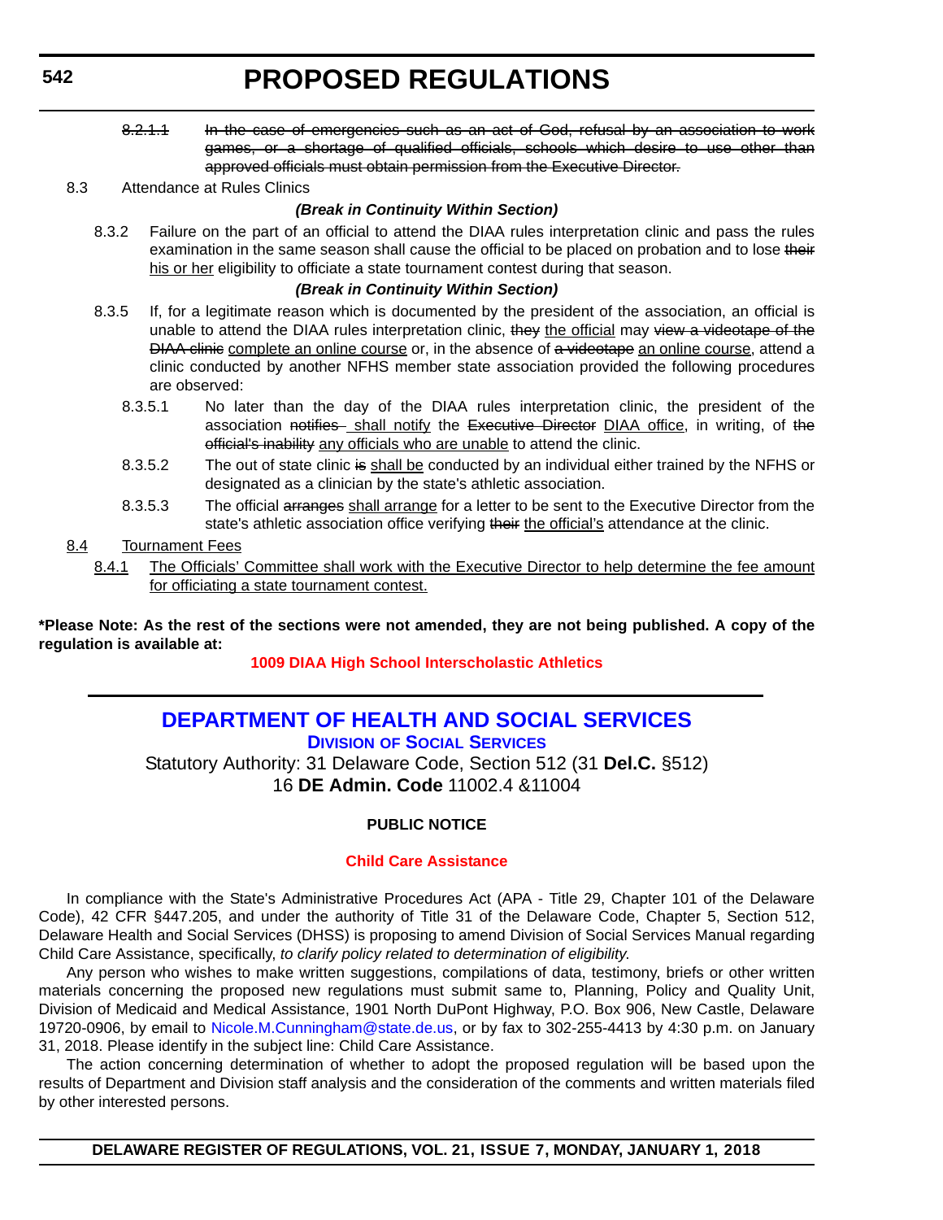~~8.2.1.1 In the case of emergencies such as an act of God, refusal by an association to work games, or a shortage of qualified officials, schools which desire to use other than approved officials must obtain permission from the Executive Director.~~

8.3 Attendance at Rules Clinics

***(Break in Continuity Within Section)***

8.3.2 Failure on the part of an official to attend the DIAA rules interpretation clinic and pass the rules examination in the same season shall cause the official to be placed on probation and to lose ~~their~~ <u>his or her</u> eligibility to officiate a state tournament contest during that season.

***(Break in Continuity Within Section)***

8.3.5 If, for a legitimate reason which is documented by the president of the association, an official is unable to attend the DIAA rules interpretation clinic, ~~they~~ <u>the official</u> may ~~view a videotape of the DIAA clinic~~ <u>complete an online course</u> or, in the absence of ~~a videotape~~ <u>an online course</u>, attend a clinic conducted by another NFHS member state association provided the following procedures are observed:

8.3.5.1 No later than the day of the DIAA rules interpretation clinic, the president of the association ~~notifies~~ <u>shall notify</u> the ~~Executive Director~~ <u>DIAA office</u>, in writing, of ~~the official's inability~~ <u>any officials who are unable</u> to attend the clinic.

8.3.5.2 The out of state clinic ~~is~~ <u>shall be</u> conducted by an individual either trained by the NFHS or designated as a clinician by the state's athletic association.

8.3.5.3 The official ~~arranges~~ <u>shall arrange</u> for a letter to be sent to the Executive Director from the state's athletic association office verifying ~~their~~ <u>the official's</u> attendance at the clinic.

<u>8.4 Tournament Fees</u>

<u>8.4.1 The Officials' Committee shall work with the Executive Director to help determine the fee amount for officiating a state tournament contest.</u>

**\*Please Note: As the rest of the sections were not amended, they are not being published. A copy of the regulation is available at:**

**1009 DIAA High School Interscholastic Athletics**

---

## DEPARTMENT OF HEALTH AND SOCIAL SERVICES

### DIVISION OF SOCIAL SERVICES

Statutory Authority: 31 Delaware Code, Section 512 (31 **Del.C.** §512)
16 **DE Admin. Code** 11002.4 &11004

**PUBLIC NOTICE**

**Child Care Assistance**

In compliance with the State's Administrative Procedures Act (APA - Title 29, Chapter 101 of the Delaware Code), 42 CFR §447.205, and under the authority of Title 31 of the Delaware Code, Chapter 5, Section 512, Delaware Health and Social Services (DHSS) is proposing to amend Division of Social Services Manual regarding Child Care Assistance, specifically, *to clarify policy related to determination of eligibility.*

Any person who wishes to make written suggestions, compilations of data, testimony, briefs or other written materials concerning the proposed new regulations must submit same to, Planning, Policy and Quality Unit, Division of Medicaid and Medical Assistance, 1901 North DuPont Highway, P.O. Box 906, New Castle, Delaware 19720-0906, by email to Nicole.M.Cunningham@state.de.us, or by fax to 302-255-4413 by 4:30 p.m. on January 31, 2018. Please identify in the subject line: Child Care Assistance.

The action concerning determination of whether to adopt the proposed regulation will be based upon the results of Department and Division staff analysis and the consideration of the comments and written materials filed by other interested persons.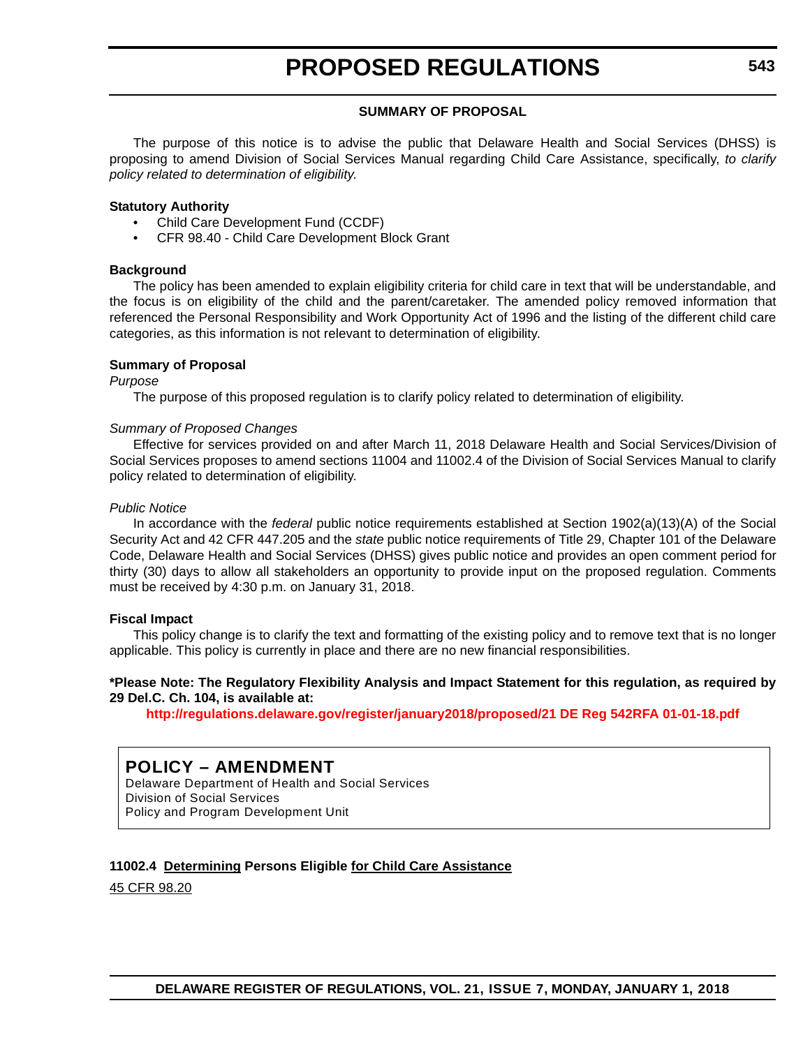### SUMMARY OF PROPOSAL

The purpose of this notice is to advise the public that Delaware Health and Social Services (DHSS) is proposing to amend Division of Social Services Manual regarding Child Care Assistance, specifically, *to clarify policy related to determination of eligibility.*

**Statutory Authority**

- Child Care Development Fund (CCDF)
- CFR 98.40 - Child Care Development Block Grant

**Background**

The policy has been amended to explain eligibility criteria for child care in text that will be understandable, and the focus is on eligibility of the child and the parent/caretaker. The amended policy removed information that referenced the Personal Responsibility and Work Opportunity Act of 1996 and the listing of the different child care categories, as this information is not relevant to determination of eligibility.

**Summary of Proposal**

*Purpose*

The purpose of this proposed regulation is to clarify policy related to determination of eligibility.

*Summary of Proposed Changes*

Effective for services provided on and after March 11, 2018 Delaware Health and Social Services/Division of Social Services proposes to amend sections 11004 and 11002.4 of the Division of Social Services Manual to clarify policy related to determination of eligibility.

*Public Notice*

In accordance with the *federal* public notice requirements established at Section 1902(a)(13)(A) of the Social Security Act and 42 CFR 447.205 and the *state* public notice requirements of Title 29, Chapter 101 of the Delaware Code, Delaware Health and Social Services (DHSS) gives public notice and provides an open comment period for thirty (30) days to allow all stakeholders an opportunity to provide input on the proposed regulation. Comments must be received by 4:30 p.m. on January 31, 2018.

**Fiscal Impact**

This policy change is to clarify the text and formatting of the existing policy and to remove text that is no longer applicable. This policy is currently in place and there are no new financial responsibilities.

**\*Please Note: The Regulatory Flexibility Analysis and Impact Statement for this regulation, as required by 29 Del.C. Ch. 104, is available at:**

**http://regulations.delaware.gov/register/january2018/proposed/21 DE Reg 542RFA 01-01-18.pdf**

## POLICY – AMENDMENT

Delaware Department of Health and Social Services
Division of Social Services
Policy and Program Development Unit

**11002.4 <u>Determining</u> Persons Eligible <u>for Child Care Assistance</u>**

<u>45 CFR 98.20</u>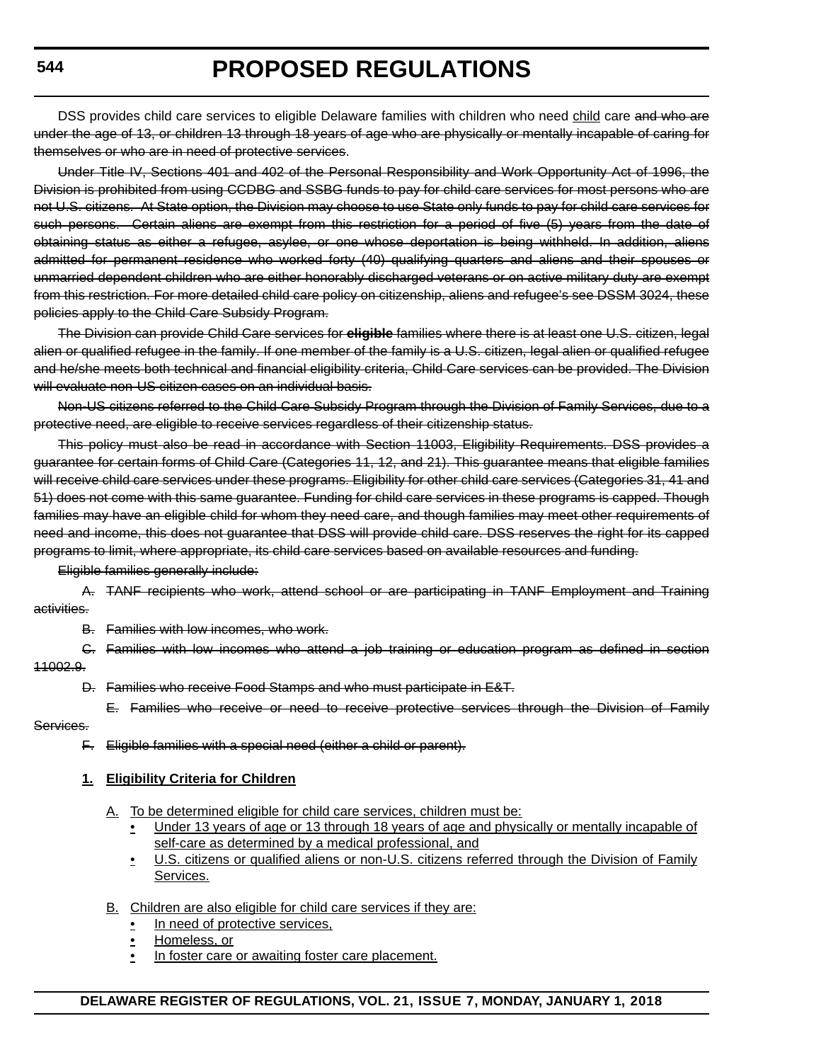DSS provides child care services to eligible Delaware families with children who need child care ~~and who are under the age of 13, or children 13 through 18 years of age who are physically or mentally incapable of caring for themselves or who are in need of protective services~~.

~~Under Title IV, Sections 401 and 402 of the Personal Responsibility and Work Opportunity Act of 1996, the Division is prohibited from using CCDBG and SSBG funds to pay for child care services for most persons who are not U.S. citizens. At State option, the Division may choose to use State only funds to pay for child care services for such persons. Certain aliens are exempt from this restriction for a period of five (5) years from the date of obtaining status as either a refugee, asylee, or one whose deportation is being withheld. In addition, aliens admitted for permanent residence who worked forty (40) qualifying quarters and aliens and their spouses or unmarried dependent children who are either honorably discharged veterans or on active military duty are exempt from this restriction. For more detailed child care policy on citizenship, aliens and refugee's see DSSM 3024, these policies apply to the Child Care Subsidy Program.~~

~~The Division can provide Child Care services for **eligible** families where there is at least one U.S. citizen, legal alien or qualified refugee in the family. If one member of the family is a U.S. citizen, legal alien or qualified refugee and he/she meets both technical and financial eligibility criteria, Child Care services can be provided. The Division will evaluate non-US citizen cases on an individual basis.~~

~~Non-US citizens referred to the Child Care Subsidy Program through the Division of Family Services, due to a protective need, are eligible to receive services regardless of their citizenship status.~~

~~This policy must also be read in accordance with Section 11003, Eligibility Requirements. DSS provides a guarantee for certain forms of Child Care (Categories 11, 12, and 21). This guarantee means that eligible families will receive child care services under these programs. Eligibility for other child care services (Categories 31, 41 and 51) does not come with this same guarantee. Funding for child care services in these programs is capped. Though families may have an eligible child for whom they need care, and though families may meet other requirements of need and income, this does not guarantee that DSS will provide child care. DSS reserves the right for its capped programs to limit, where appropriate, its child care services based on available resources and funding.~~

~~Eligible families generally include:~~

~~A. TANF recipients who work, attend school or are participating in TANF Employment and Training activities.~~

~~B. Families with low incomes, who work.~~

~~C. Families with low incomes who attend a job training or education program as defined in section 11002.9.~~

~~D. Families who receive Food Stamps and who must participate in E&T.~~

~~E. Families who receive or need to receive protective services through the Division of Family Services.~~

~~F. Eligible families with a special need (either a child or parent).~~

**1. Eligibility Criteria for Children**

A. To be determined eligible for child care services, children must be:

- Under 13 years of age or 13 through 18 years of age and physically or mentally incapable of self-care as determined by a medical professional, and
- U.S. citizens or qualified aliens or non-U.S. citizens referred through the Division of Family Services.

B. Children are also eligible for child care services if they are:

- In need of protective services,
- Homeless, or
- In foster care or awaiting foster care placement.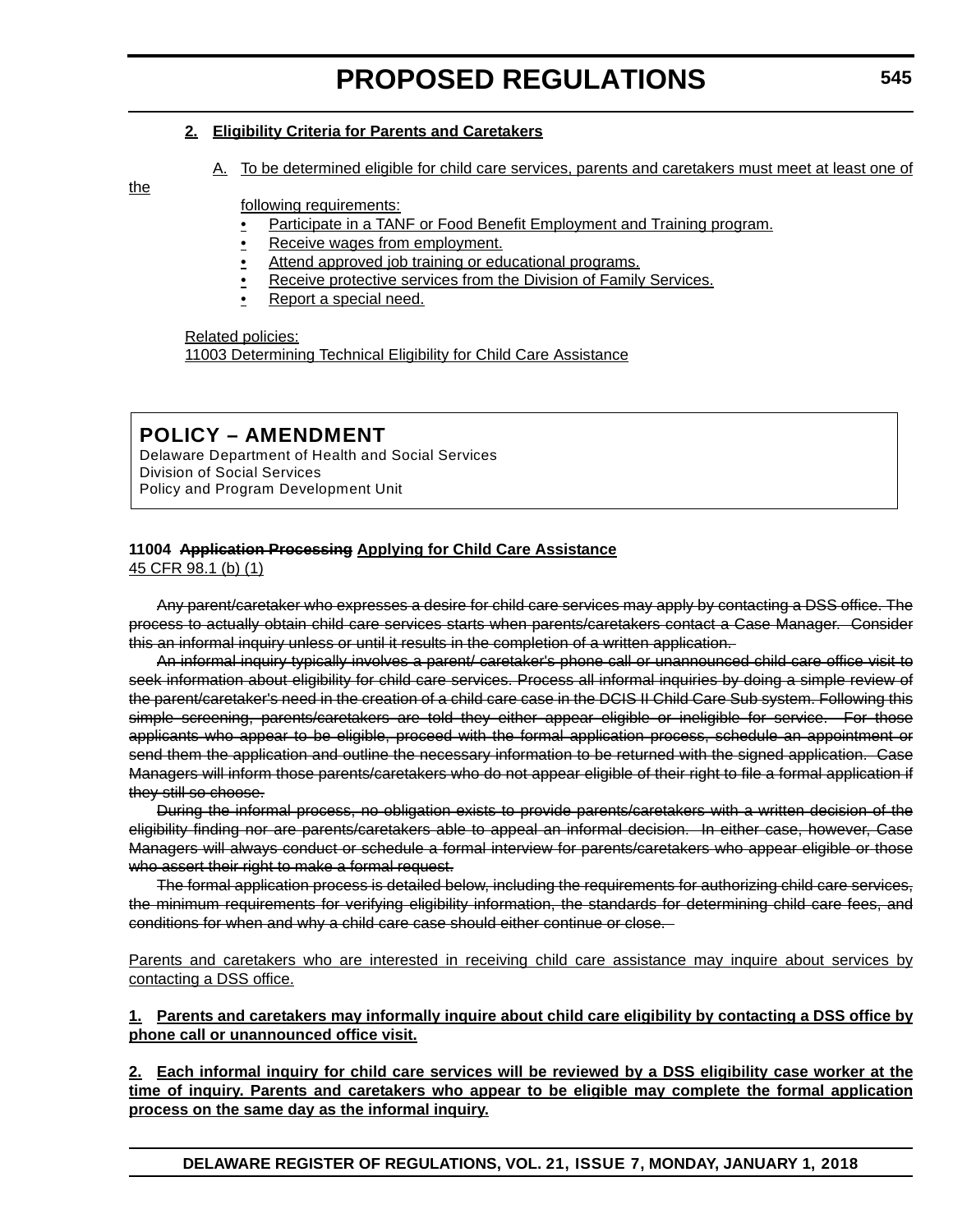2. Eligibility Criteria for Parents and Caretakers

A. To be determined eligible for child care services, parents and caretakers must meet at least one of the following requirements:

- Participate in a TANF or Food Benefit Employment and Training program.
- Receive wages from employment.
- Attend approved job training or educational programs.
- Receive protective services from the Division of Family Services.
- Report a special need.

Related policies:
11003 Determining Technical Eligibility for Child Care Assistance

## POLICY – AMENDMENT

Delaware Department of Health and Social Services
Division of Social Services
Policy and Program Development Unit

**11004 ~~Application Processing~~ Applying for Child Care Assistance**
45 CFR 98.1 (b) (1)

~~Any parent/caretaker who expresses a desire for child care services may apply by contacting a DSS office. The process to actually obtain child care services starts when parents/caretakers contact a Case Manager. Consider this an informal inquiry unless or until it results in the completion of a written application.~~

~~An informal inquiry typically involves a parent/ caretaker's phone call or unannounced child care office visit to seek information about eligibility for child care services. Process all informal inquiries by doing a simple review of the parent/caretaker's need in the creation of a child care case in the DCIS II Child Care Sub system. Following this simple screening, parents/caretakers are told they either appear eligible or ineligible for service. For those applicants who appear to be eligible, proceed with the formal application process, schedule an appointment or send them the application and outline the necessary information to be returned with the signed application. Case Managers will inform those parents/caretakers who do not appear eligible of their right to file a formal application if they still so choose.~~

~~During the informal process, no obligation exists to provide parents/caretakers with a written decision of the eligibility finding nor are parents/caretakers able to appeal an informal decision. In either case, however, Case Managers will always conduct or schedule a formal interview for parents/caretakers who appear eligible or those who assert their right to make a formal request.~~

~~The formal application process is detailed below, including the requirements for authorizing child care services, the minimum requirements for verifying eligibility information, the standards for determining child care fees, and conditions for when and why a child care case should either continue or close.~~

Parents and caretakers who are interested in receiving child care assistance may inquire about services by contacting a DSS office.

**1. Parents and caretakers may informally inquire about child care eligibility by contacting a DSS office by phone call or unannounced office visit.**

**2. Each informal inquiry for child care services will be reviewed by a DSS eligibility case worker at the time of inquiry. Parents and caretakers who appear to be eligible may complete the formal application process on the same day as the informal inquiry.**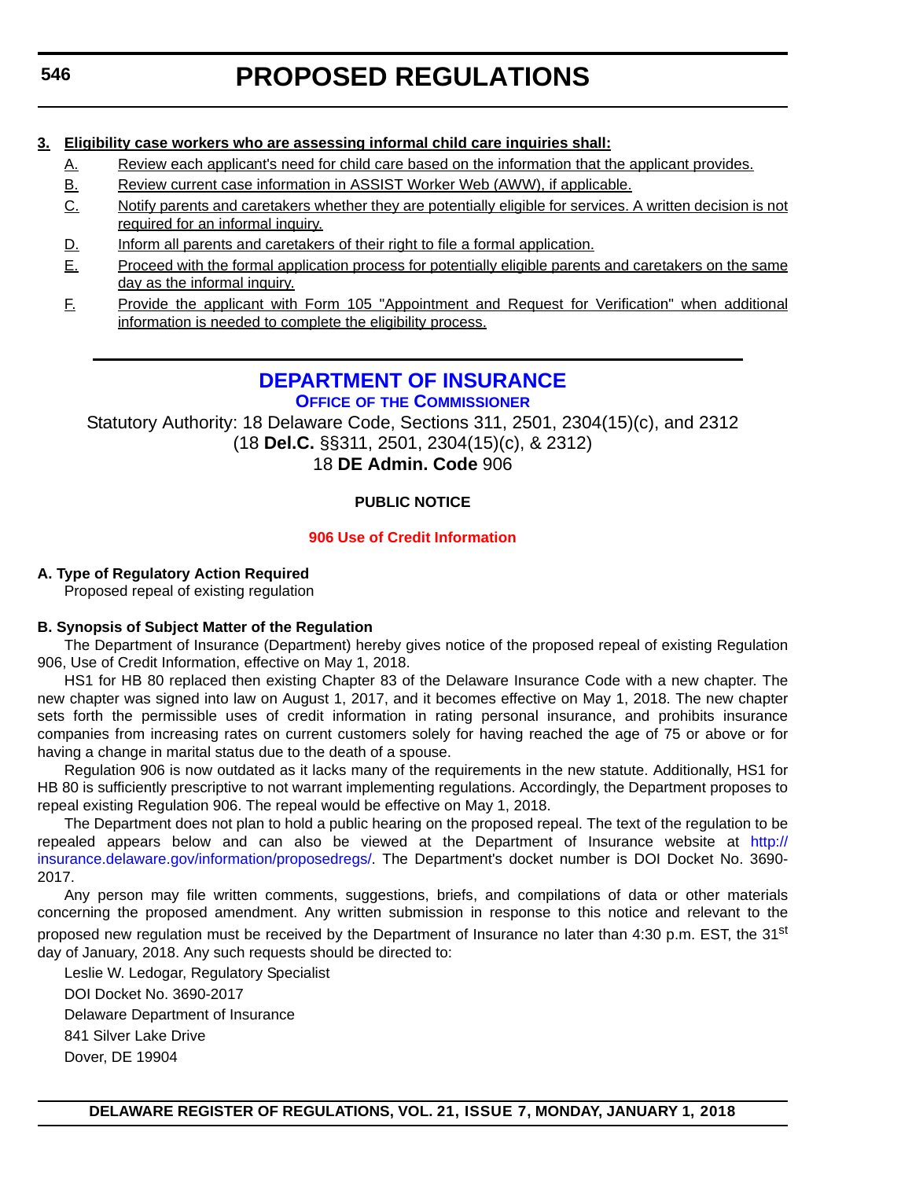**3. Eligibility case workers who are assessing informal child care inquiries shall:**

- A. Review each applicant's need for child care based on the information that the applicant provides.
- B. Review current case information in ASSIST Worker Web (AWW), if applicable.
- C. Notify parents and caretakers whether they are potentially eligible for services. A written decision is not required for an informal inquiry.
- D. Inform all parents and caretakers of their right to file a formal application.
- E. Proceed with the formal application process for potentially eligible parents and caretakers on the same day as the informal inquiry.
- F. Provide the applicant with Form 105 "Appointment and Request for Verification" when additional information is needed to complete the eligibility process.

---

# DEPARTMENT OF INSURANCE

## Office of the Commissioner

Statutory Authority: 18 Delaware Code, Sections 311, 2501, 2304(15)(c), and 2312 (18 **Del.C.** §§311, 2501, 2304(15)(c), & 2312)
18 **DE Admin. Code** 906

**PUBLIC NOTICE**

**906 Use of Credit Information**

**A. Type of Regulatory Action Required**

Proposed repeal of existing regulation

**B. Synopsis of Subject Matter of the Regulation**

The Department of Insurance (Department) hereby gives notice of the proposed repeal of existing Regulation 906, Use of Credit Information, effective on May 1, 2018.

HS1 for HB 80 replaced then existing Chapter 83 of the Delaware Insurance Code with a new chapter. The new chapter was signed into law on August 1, 2017, and it becomes effective on May 1, 2018. The new chapter sets forth the permissible uses of credit information in rating personal insurance, and prohibits insurance companies from increasing rates on current customers solely for having reached the age of 75 or above or for having a change in marital status due to the death of a spouse.

Regulation 906 is now outdated as it lacks many of the requirements in the new statute. Additionally, HS1 for HB 80 is sufficiently prescriptive to not warrant implementing regulations. Accordingly, the Department proposes to repeal existing Regulation 906. The repeal would be effective on May 1, 2018.

The Department does not plan to hold a public hearing on the proposed repeal. The text of the regulation to be repealed appears below and can also be viewed at the Department of Insurance website at http://insurance.delaware.gov/information/proposedregs/. The Department's docket number is DOI Docket No. 3690-2017.

Any person may file written comments, suggestions, briefs, and compilations of data or other materials concerning the proposed amendment. Any written submission in response to this notice and relevant to the proposed new regulation must be received by the Department of Insurance no later than 4:30 p.m. EST, the 31st day of January, 2018. Any such requests should be directed to:

Leslie W. Ledogar, Regulatory Specialist
DOI Docket No. 3690-2017
Delaware Department of Insurance
841 Silver Lake Drive
Dover, DE 19904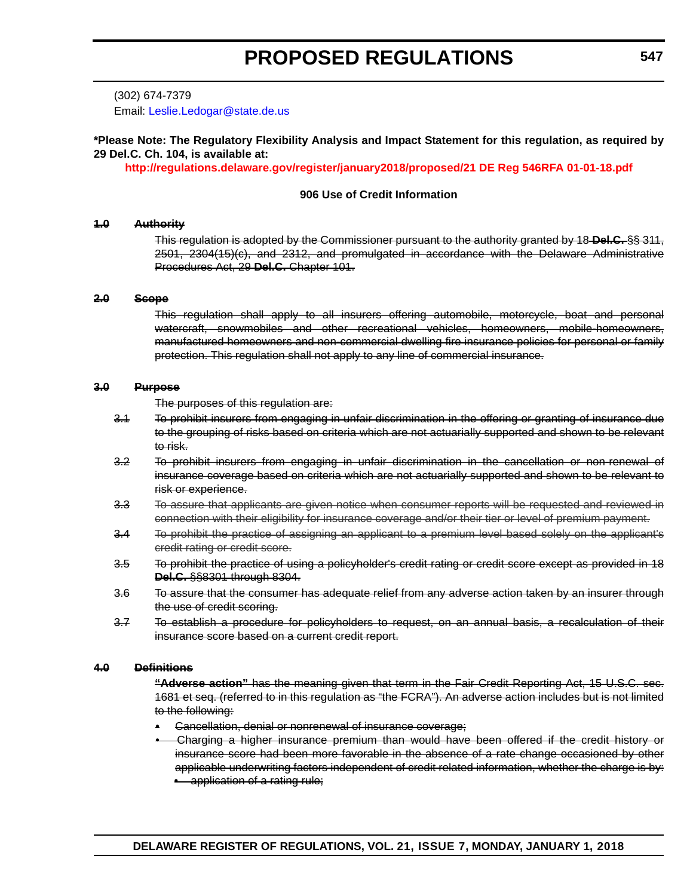(302) 674-7379

Email: Leslie.Ledogar@state.de.us

**\*Please Note: The Regulatory Flexibility Analysis and Impact Statement for this regulation, as required by 29 Del.C. Ch. 104, is available at:**

**http://regulations.delaware.gov/register/january2018/proposed/21 DE Reg 546RFA 01-01-18.pdf**

**906 Use of Credit Information**

~~**1.0 Authority**~~

~~This regulation is adopted by the Commissioner pursuant to the authority granted by 18 **Del.C.** §§ 311, 2501, 2304(15)(c), and 2312, and promulgated in accordance with the Delaware Administrative Procedures Act, 29 **Del.C.** Chapter 101.~~

~~**2.0 Scope**~~

~~This regulation shall apply to all insurers offering automobile, motorcycle, boat and personal watercraft, snowmobiles and other recreational vehicles, homeowners, mobile-homeowners, manufactured homeowners and non-commercial dwelling fire insurance policies for personal or family protection. This regulation shall not apply to any line of commercial insurance.~~

~~**3.0 Purpose**~~

~~The purposes of this regulation are:~~

~~3.1 To prohibit insurers from engaging in unfair discrimination in the offering or granting of insurance due to the grouping of risks based on criteria which are not actuarially supported and shown to be relevant to risk.~~

~~3.2 To prohibit insurers from engaging in unfair discrimination in the cancellation or non-renewal of insurance coverage based on criteria which are not actuarially supported and shown to be relevant to risk or experience.~~

~~3.3 To assure that applicants are given notice when consumer reports will be requested and reviewed in connection with their eligibility for insurance coverage and/or their tier or level of premium payment.~~

~~3.4 To prohibit the practice of assigning an applicant to a premium level based solely on the applicant's credit rating or credit score.~~

~~3.5 To prohibit the practice of using a policyholder's credit rating or credit score except as provided in 18 **Del.C.** §§8301 through 8304.~~

~~3.6 To assure that the consumer has adequate relief from any adverse action taken by an insurer through the use of credit scoring.~~

~~3.7 To establish a procedure for policyholders to request, on an annual basis, a recalculation of their insurance score based on a current credit report.~~

~~**4.0 Definitions**~~

~~**"Adverse action"** has the meaning given that term in the Fair Credit Reporting Act, 15 U.S.C. sec. 1681 et seq. (referred to in this regulation as "the FCRA"). An adverse action includes but is not limited to the following:~~

- ~~Cancellation, denial or nonrenewal of insurance coverage;~~
- ~~Charging a higher insurance premium than would have been offered if the credit history or insurance score had been more favorable in the absence of a rate change occasioned by other applicable underwriting factors independent of credit related information, whether the charge is by:~~
  - ~~application of a rating rule;~~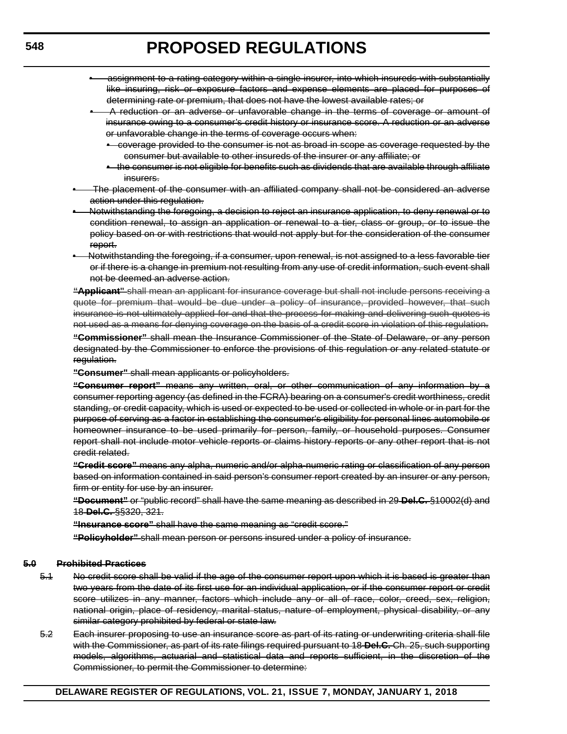- ~~assignment to a rating category within a single insurer, into which insureds with substantially like insuring, risk or exposure factors and expense elements are placed for purposes of determining rate or premium, that does not have the lowest available rates; or~~
- ~~A reduction or an adverse or unfavorable change in the terms of coverage or amount of insurance owing to a consumer's credit history or insurance score. A reduction or an adverse or unfavorable change in the terms of coverage occurs when:~~
  - ~~coverage provided to the consumer is not as broad in scope as coverage requested by the consumer but available to other insureds of the insurer or any affiliate; or~~
  - ~~the consumer is not eligible for benefits such as dividends that are available through affiliate insurers.~~
- ~~The placement of the consumer with an affiliated company shall not be considered an adverse action under this regulation.~~
- ~~Notwithstanding the foregoing, a decision to reject an insurance application, to deny renewal or to condition renewal, to assign an application or renewal to a tier, class or group, or to issue the policy based on or with restrictions that would not apply but for the consideration of the consumer report.~~
- ~~Notwithstanding the foregoing, if a consumer, upon renewal, is not assigned to a less favorable tier or if there is a change in premium not resulting from any use of credit information, such event shall not be deemed an adverse action.~~

~~**"Applicant"** shall mean an applicant for insurance coverage but shall not include persons receiving a quote for premium that would be due under a policy of insurance, provided however, that such insurance is not ultimately applied for and that the process for making and delivering such quotes is not used as a means for denying coverage on the basis of a credit score in violation of this regulation.~~

~~**"Commissioner"** shall mean the Insurance Commissioner of the State of Delaware, or any person designated by the Commissioner to enforce the provisions of this regulation or any related statute or regulation.~~

~~**"Consumer"** shall mean applicants or policyholders.~~

~~**"Consumer report"** means any written, oral, or other communication of any information by a consumer reporting agency (as defined in the FCRA) bearing on a consumer's credit worthiness, credit standing, or credit capacity, which is used or expected to be used or collected in whole or in part for the purpose of serving as a factor in establishing the consumer's eligibility for personal lines automobile or homeowner insurance to be used primarily for person, family, or household purposes. Consumer report shall not include motor vehicle reports or claims history reports or any other report that is not credit related.~~

~~**"Credit score"** means any alpha, numeric and/or alpha-numeric rating or classification of any person based on information contained in said person's consumer report created by an insurer or any person, firm or entity for use by an insurer.~~

~~**"Document"** or "public record" shall have the same meaning as described in 29 **Del.C.** §10002(d) and 18 **Del.C.** §§320, 321.~~

~~**"Insurance score"** shall have the same meaning as "credit score."~~

~~**"Policyholder"** shall mean person or persons insured under a policy of insurance.~~

~~**5.0 Prohibited Practices**~~

~~5.1 No credit score shall be valid if the age of the consumer report upon which it is based is greater than two years from the date of its first use for an individual application, or if the consumer report or credit score utilizes in any manner, factors which include any or all of race, color, creed, sex, religion, national origin, place of residency, marital status, nature of employment, physical disability, or any similar category prohibited by federal or state law.~~

~~5.2 Each insurer proposing to use an insurance score as part of its rating or underwriting criteria shall file with the Commissioner, as part of its rate filings required pursuant to 18 **Del.C.** Ch. 25, such supporting models, algorithms, actuarial and statistical data and reports sufficient, in the discretion of the Commissioner, to permit the Commissioner to determine:~~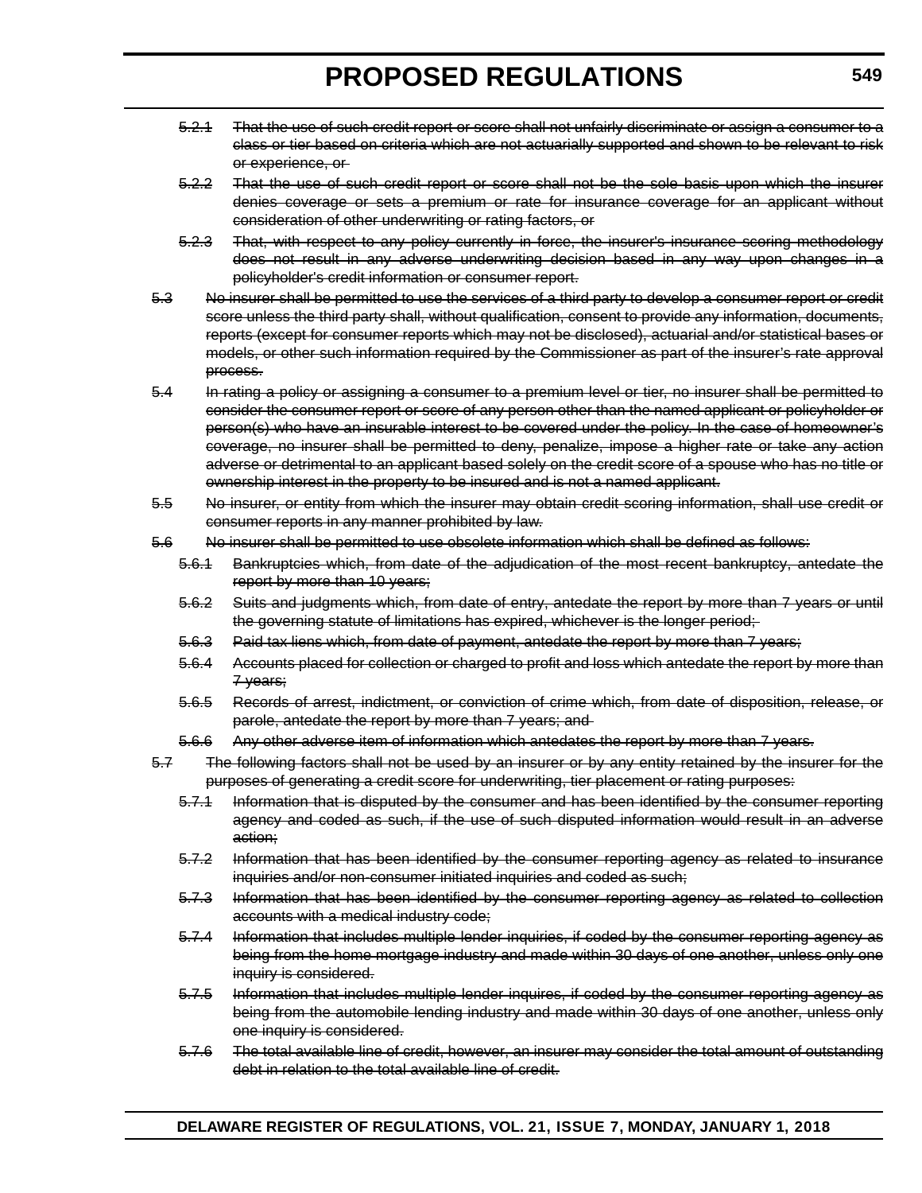~~5.2.1~~ ~~That the use of such credit report or score shall not unfairly discriminate or assign a consumer to a class or tier based on criteria which are not actuarially supported and shown to be relevant to risk or experience, or~~

~~5.2.2~~ ~~That the use of such credit report or score shall not be the sole basis upon which the insurer denies coverage or sets a premium or rate for insurance coverage for an applicant without consideration of other underwriting or rating factors, or~~

~~5.2.3~~ ~~That, with respect to any policy currently in force, the insurer's insurance scoring methodology does not result in any adverse underwriting decision based in any way upon changes in a policyholder's credit information or consumer report.~~

~~5.3~~ ~~No insurer shall be permitted to use the services of a third party to develop a consumer report or credit score unless the third party shall, without qualification, consent to provide any information, documents, reports (except for consumer reports which may not be disclosed), actuarial and/or statistical bases or models, or other such information required by the Commissioner as part of the insurer's rate approval process.~~

~~5.4~~ ~~In rating a policy or assigning a consumer to a premium level or tier, no insurer shall be permitted to consider the consumer report or score of any person other than the named applicant or policyholder or person(s) who have an insurable interest to be covered under the policy. In the case of homeowner's coverage, no insurer shall be permitted to deny, penalize, impose a higher rate or take any action adverse or detrimental to an applicant based solely on the credit score of a spouse who has no title or ownership interest in the property to be insured and is not a named applicant.~~

~~5.5~~ ~~No insurer, or entity from which the insurer may obtain credit scoring information, shall use credit or consumer reports in any manner prohibited by law.~~

~~5.6~~ ~~No insurer shall be permitted to use obsolete information which shall be defined as follows:~~

~~5.6.1~~ ~~Bankruptcies which, from date of the adjudication of the most recent bankruptcy, antedate the report by more than 10 years;~~

~~5.6.2~~ ~~Suits and judgments which, from date of entry, antedate the report by more than 7 years or until the governing statute of limitations has expired, whichever is the longer period;~~

~~5.6.3~~ ~~Paid tax liens which, from date of payment, antedate the report by more than 7 years;~~

~~5.6.4~~ ~~Accounts placed for collection or charged to profit and loss which antedate the report by more than 7 years;~~

~~5.6.5~~ ~~Records of arrest, indictment, or conviction of crime which, from date of disposition, release, or parole, antedate the report by more than 7 years; and~~

~~5.6.6~~ ~~Any other adverse item of information which antedates the report by more than 7 years.~~

~~5.7~~ ~~The following factors shall not be used by an insurer or by any entity retained by the insurer for the purposes of generating a credit score for underwriting, tier placement or rating purposes:~~

~~5.7.1~~ ~~Information that is disputed by the consumer and has been identified by the consumer reporting agency and coded as such, if the use of such disputed information would result in an adverse action;~~

~~5.7.2~~ ~~Information that has been identified by the consumer reporting agency as related to insurance inquiries and/or non-consumer initiated inquiries and coded as such;~~

~~5.7.3~~ ~~Information that has been identified by the consumer reporting agency as related to collection accounts with a medical industry code;~~

~~5.7.4~~ ~~Information that includes multiple lender inquiries, if coded by the consumer reporting agency as being from the home mortgage industry and made within 30 days of one another, unless only one inquiry is considered.~~

~~5.7.5~~ ~~Information that includes multiple lender inquires, if coded by the consumer reporting agency as being from the automobile lending industry and made within 30 days of one another, unless only one inquiry is considered.~~

~~5.7.6~~ ~~The total available line of credit, however, an insurer may consider the total amount of outstanding debt in relation to the total available line of credit.~~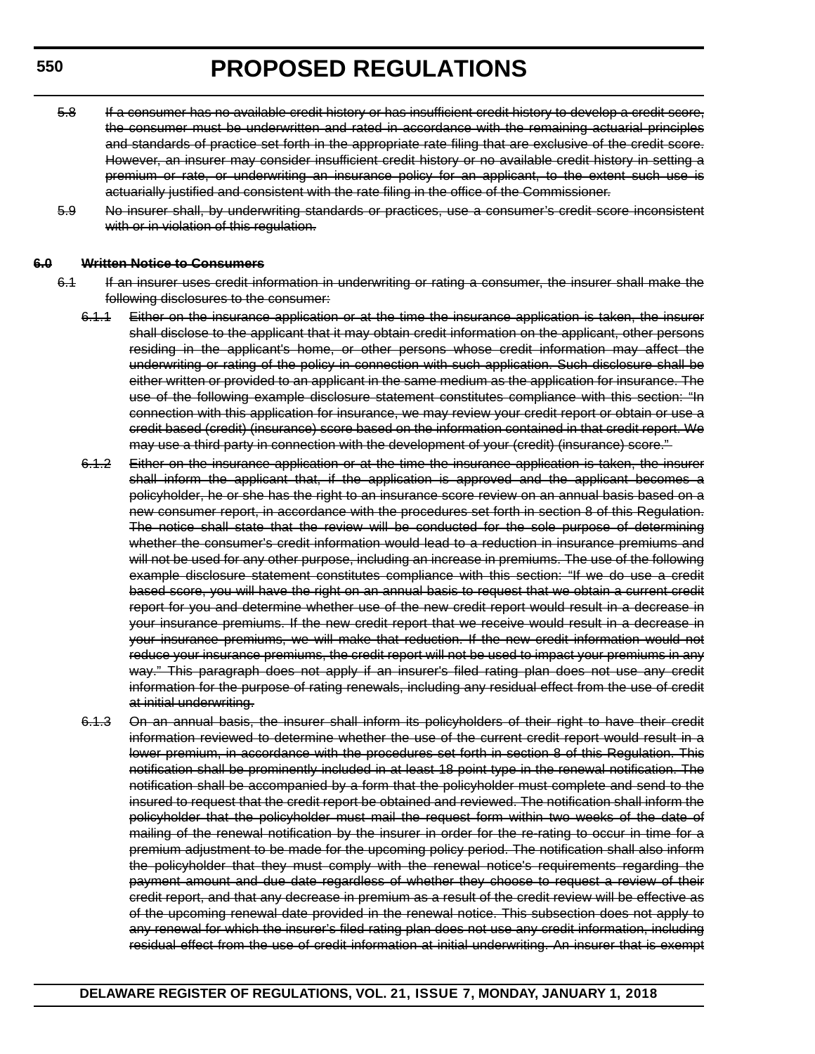~~5.8 If a consumer has no available credit history or has insufficient credit history to develop a credit score, the consumer must be underwritten and rated in accordance with the remaining actuarial principles and standards of practice set forth in the appropriate rate filing that are exclusive of the credit score. However, an insurer may consider insufficient credit history or no available credit history in setting a premium or rate, or underwriting an insurance policy for an applicant, to the extent such use is actuarially justified and consistent with the rate filing in the office of the Commissioner.~~

~~5.9 No insurer shall, by underwriting standards or practices, use a consumer's credit score inconsistent with or in violation of this regulation.~~

~~**6.0 Written Notice to Consumers**~~

~~6.1 If an insurer uses credit information in underwriting or rating a consumer, the insurer shall make the following disclosures to the consumer:~~

~~6.1.1 Either on the insurance application or at the time the insurance application is taken, the insurer shall disclose to the applicant that it may obtain credit information on the applicant, other persons residing in the applicant's home, or other persons whose credit information may affect the underwriting or rating of the policy in connection with such application. Such disclosure shall be either written or provided to an applicant in the same medium as the application for insurance. The use of the following example disclosure statement constitutes compliance with this section: "In connection with this application for insurance, we may review your credit report or obtain or use a credit based (credit) (insurance) score based on the information contained in that credit report. We may use a third party in connection with the development of your (credit) (insurance) score."~~

~~6.1.2 Either on the insurance application or at the time the insurance application is taken, the insurer shall inform the applicant that, if the application is approved and the applicant becomes a policyholder, he or she has the right to an insurance score review on an annual basis based on a new consumer report, in accordance with the procedures set forth in section 8 of this Regulation. The notice shall state that the review will be conducted for the sole purpose of determining whether the consumer's credit information would lead to a reduction in insurance premiums and will not be used for any other purpose, including an increase in premiums. The use of the following example disclosure statement constitutes compliance with this section: "If we do use a credit based score, you will have the right on an annual basis to request that we obtain a current credit report for you and determine whether use of the new credit report would result in a decrease in your insurance premiums. If the new credit report that we receive would result in a decrease in your insurance premiums, we will make that reduction. If the new credit information would not reduce your insurance premiums, the credit report will not be used to impact your premiums in any way." This paragraph does not apply if an insurer's filed rating plan does not use any credit information for the purpose of rating renewals, including any residual effect from the use of credit at initial underwriting.~~

~~6.1.3 On an annual basis, the insurer shall inform its policyholders of their right to have their credit information reviewed to determine whether the use of the current credit report would result in a lower premium, in accordance with the procedures set forth in section 8 of this Regulation. This notification shall be prominently included in at least 18 point type in the renewal notification. The notification shall be accompanied by a form that the policyholder must complete and send to the insured to request that the credit report be obtained and reviewed. The notification shall inform the policyholder that the policyholder must mail the request form within two weeks of the date of mailing of the renewal notification by the insurer in order for the re-rating to occur in time for a premium adjustment to be made for the upcoming policy period. The notification shall also inform the policyholder that they must comply with the renewal notice's requirements regarding the payment amount and due date regardless of whether they choose to request a review of their credit report, and that any decrease in premium as a result of the credit review will be effective as of the upcoming renewal date provided in the renewal notice. This subsection does not apply to any renewal for which the insurer's filed rating plan does not use any credit information, including residual effect from the use of credit information at initial underwriting. An insurer that is exempt~~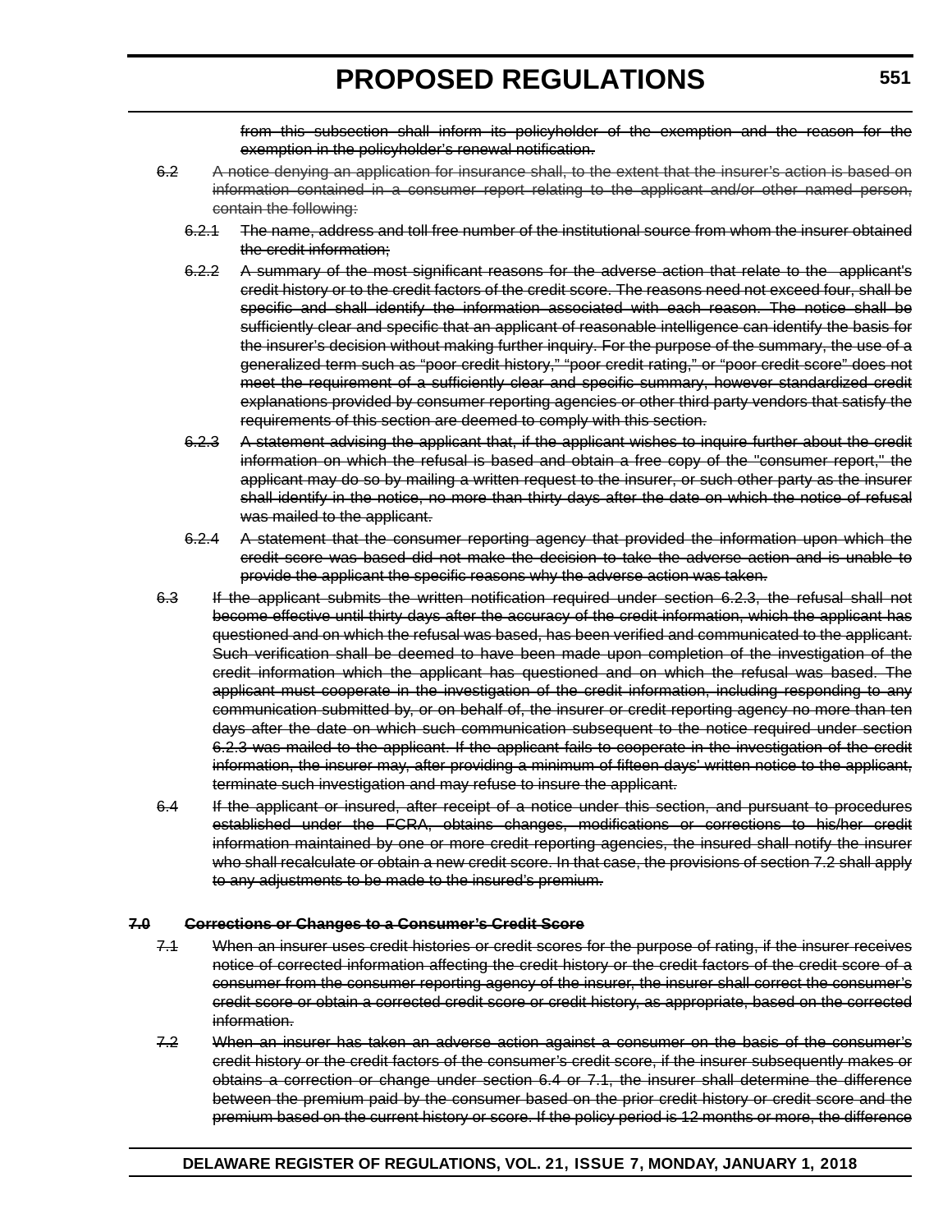~~from this subsection shall inform its policyholder of the exemption and the reason for the exemption in the policyholder's renewal notification.~~

~~6.2 A notice denying an application for insurance shall, to the extent that the insurer's action is based on information contained in a consumer report relating to the applicant and/or other named person, contain the following:~~

~~6.2.1 The name, address and toll free number of the institutional source from whom the insurer obtained the credit information;~~

~~6.2.2 A summary of the most significant reasons for the adverse action that relate to the applicant's credit history or to the credit factors of the credit score. The reasons need not exceed four, shall be specific and shall identify the information associated with each reason. The notice shall be sufficiently clear and specific that an applicant of reasonable intelligence can identify the basis for the insurer's decision without making further inquiry. For the purpose of the summary, the use of a generalized term such as "poor credit history," "poor credit rating," or "poor credit score" does not meet the requirement of a sufficiently clear and specific summary, however standardized credit explanations provided by consumer reporting agencies or other third party vendors that satisfy the requirements of this section are deemed to comply with this section.~~

~~6.2.3 A statement advising the applicant that, if the applicant wishes to inquire further about the credit information on which the refusal is based and obtain a free copy of the "consumer report," the applicant may do so by mailing a written request to the insurer, or such other party as the insurer shall identify in the notice, no more than thirty days after the date on which the notice of refusal was mailed to the applicant.~~

~~6.2.4 A statement that the consumer reporting agency that provided the information upon which the credit score was based did not make the decision to take the adverse action and is unable to provide the applicant the specific reasons why the adverse action was taken.~~

~~6.3 If the applicant submits the written notification required under section 6.2.3, the refusal shall not become effective until thirty days after the accuracy of the credit information, which the applicant has questioned and on which the refusal was based, has been verified and communicated to the applicant. Such verification shall be deemed to have been made upon completion of the investigation of the credit information which the applicant has questioned and on which the refusal was based. The applicant must cooperate in the investigation of the credit information, including responding to any communication submitted by, or on behalf of, the insurer or credit reporting agency no more than ten days after the date on which such communication subsequent to the notice required under section 6.2.3 was mailed to the applicant. If the applicant fails to cooperate in the investigation of the credit information, the insurer may, after providing a minimum of fifteen days' written notice to the applicant, terminate such investigation and may refuse to insure the applicant.~~

~~6.4 If the applicant or insured, after receipt of a notice under this section, and pursuant to procedures established under the FCRA, obtains changes, modifications or corrections to his/her credit information maintained by one or more credit reporting agencies, the insured shall notify the insurer who shall recalculate or obtain a new credit score. In that case, the provisions of section 7.2 shall apply to any adjustments to be made to the insured's premium.~~

**~~7.0 Corrections or Changes to a Consumer's Credit Score~~**

~~7.1 When an insurer uses credit histories or credit scores for the purpose of rating, if the insurer receives notice of corrected information affecting the credit history or the credit factors of the credit score of a consumer from the consumer reporting agency of the insurer, the insurer shall correct the consumer's credit score or obtain a corrected credit score or credit history, as appropriate, based on the corrected information.~~

~~7.2 When an insurer has taken an adverse action against a consumer on the basis of the consumer's credit history or the credit factors of the consumer's credit score, if the insurer subsequently makes or obtains a correction or change under section 6.4 or 7.1, the insurer shall determine the difference between the premium paid by the consumer based on the prior credit history or credit score and the premium based on the current history or score. If the policy period is 12 months or more, the difference~~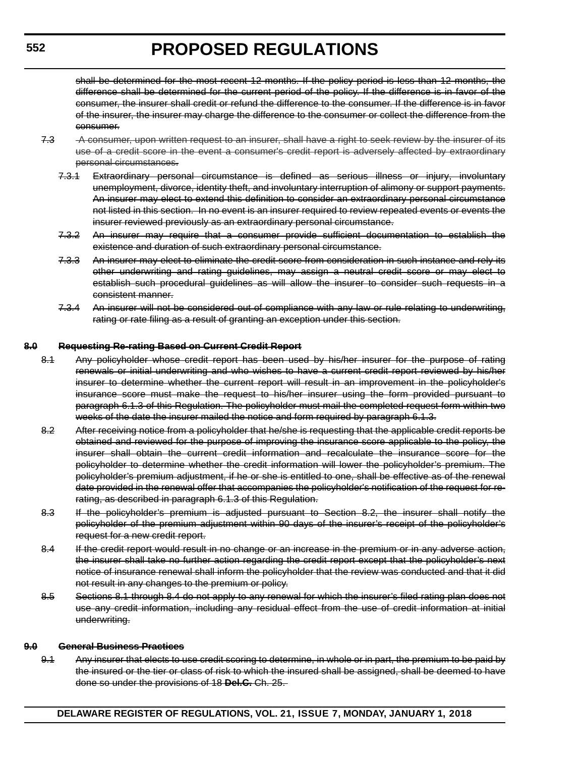~~shall be determined for the most recent 12 months. If the policy period is less than 12 months, the difference shall be determined for the current period of the policy. If the difference is in favor of the consumer, the insurer shall credit or refund the difference to the consumer. If the difference is in favor of the insurer, the insurer may charge the difference to the consumer or collect the difference from the consumer.~~

~~7.3 A consumer, upon written request to an insurer, shall have a right to seek review by the insurer of its use of a credit score in the event a consumer's credit report is adversely affected by extraordinary personal circumstances.~~

~~7.3.1 Extraordinary personal circumstance is defined as serious illness or injury, involuntary unemployment, divorce, identity theft, and involuntary interruption of alimony or support payments. An insurer may elect to extend this definition to consider an extraordinary personal circumstance not listed in this section. In no event is an insurer required to review repeated events or events the insurer reviewed previously as an extraordinary personal circumstance.~~

~~7.3.2 An insurer may require that a consumer provide sufficient documentation to establish the existence and duration of such extraordinary personal circumstance.~~

~~7.3.3 An insurer may elect to eliminate the credit score from consideration in such instance and rely its other underwriting and rating guidelines, may assign a neutral credit score or may elect to establish such procedural guidelines as will allow the insurer to consider such requests in a consistent manner.~~

~~7.3.4 An insurer will not be considered out of compliance with any law or rule relating to underwriting, rating or rate filing as a result of granting an exception under this section.~~

~~**8.0 Requesting Re-rating Based on Current Credit Report**~~

~~8.1 Any policyholder whose credit report has been used by his/her insurer for the purpose of rating renewals or initial underwriting and who wishes to have a current credit report reviewed by his/her insurer to determine whether the current report will result in an improvement in the policyholder's insurance score must make the request to his/her insurer using the form provided pursuant to paragraph 6.1.3 of this Regulation. The policyholder must mail the completed request form within two weeks of the date the insurer mailed the notice and form required by paragraph 6.1.3.~~

~~8.2 After receiving notice from a policyholder that he/she is requesting that the applicable credit reports be obtained and reviewed for the purpose of improving the insurance score applicable to the policy, the insurer shall obtain the current credit information and recalculate the insurance score for the policyholder to determine whether the credit information will lower the policyholder's premium. The policyholder's premium adjustment, if he or she is entitled to one, shall be effective as of the renewal date provided in the renewal offer that accompanies the policyholder's notification of the request for re-rating, as described in paragraph 6.1.3 of this Regulation.~~

~~8.3 If the policyholder's premium is adjusted pursuant to Section 8.2, the insurer shall notify the policyholder of the premium adjustment within 90 days of the insurer's receipt of the policyholder's request for a new credit report.~~

~~8.4 If the credit report would result in no change or an increase in the premium or in any adverse action, the insurer shall take no further action regarding the credit report except that the policyholder's next notice of insurance renewal shall inform the policyholder that the review was conducted and that it did not result in any changes to the premium or policy.~~

~~8.5 Sections 8.1 through 8.4 do not apply to any renewal for which the insurer's filed rating plan does not use any credit information, including any residual effect from the use of credit information at initial underwriting.~~

~~**9.0 General Business Practices**~~

~~9.1 Any insurer that elects to use credit scoring to determine, in whole or in part, the premium to be paid by the insured or the tier or class of risk to which the insured shall be assigned, shall be deemed to have done so under the provisions of 18 **Del.C.** Ch. 25.~~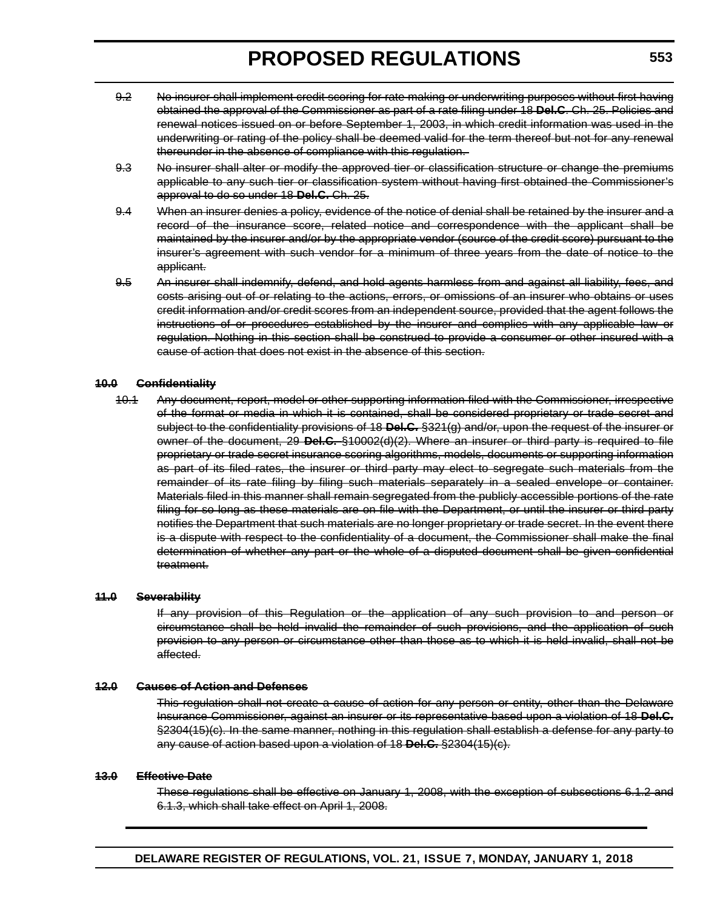~~9.2 No insurer shall implement credit scoring for rate making or underwriting purposes without first having obtained the approval of the Commissioner as part of a rate filing under 18 **Del.C**. Ch. 25. Policies and renewal notices issued on or before September 1, 2003, in which credit information was used in the underwriting or rating of the policy shall be deemed valid for the term thereof but not for any renewal thereunder in the absence of compliance with this regulation.~~

~~9.3 No insurer shall alter or modify the approved tier or classification structure or change the premiums applicable to any such tier or classification system without having first obtained the Commissioner's approval to do so under 18 **Del.C.** Ch. 25.~~

~~9.4 When an insurer denies a policy, evidence of the notice of denial shall be retained by the insurer and a record of the insurance score, related notice and correspondence with the applicant shall be maintained by the insurer and/or by the appropriate vendor (source of the credit score) pursuant to the insurer's agreement with such vendor for a minimum of three years from the date of notice to the applicant.~~

~~9.5 An insurer shall indemnify, defend, and hold agents harmless from and against all liability, fees, and costs arising out of or relating to the actions, errors, or omissions of an insurer who obtains or uses credit information and/or credit scores from an independent source, provided that the agent follows the instructions of or procedures established by the insurer and complies with any applicable law or regulation. Nothing in this section shall be construed to provide a consumer or other insured with a cause of action that does not exist in the absence of this section.~~

~~**10.0 Confidentiality**~~

~~10.1 Any document, report, model or other supporting information filed with the Commissioner, irrespective of the format or media in which it is contained, shall be considered proprietary or trade secret and subject to the confidentiality provisions of 18 **Del.C.** §321(g) and/or, upon the request of the insurer or owner of the document, 29 **Del.C.** §10002(d)(2). Where an insurer or third party is required to file proprietary or trade secret insurance scoring algorithms, models, documents or supporting information as part of its filed rates, the insurer or third party may elect to segregate such materials from the remainder of its rate filing by filing such materials separately in a sealed envelope or container. Materials filed in this manner shall remain segregated from the publicly accessible portions of the rate filing for so long as these materials are on file with the Department, or until the insurer or third party notifies the Department that such materials are no longer proprietary or trade secret. In the event there is a dispute with respect to the confidentiality of a document, the Commissioner shall make the final determination of whether any part or the whole of a disputed document shall be given confidential treatment.~~

~~**11.0 Severability**~~

~~If any provision of this Regulation or the application of any such provision to and person or circumstance shall be held invalid the remainder of such provisions, and the application of such provision to any person or circumstance other than those as to which it is held invalid, shall not be affected.~~

~~**12.0 Causes of Action and Defenses**~~

~~This regulation shall not create a cause of action for any person or entity, other than the Delaware Insurance Commissioner, against an insurer or its representative based upon a violation of 18 **Del.C.** §2304(15)(c). In the same manner, nothing in this regulation shall establish a defense for any party to any cause of action based upon a violation of 18 **Del.C.** §2304(15)(c).~~

~~**13.0 Effective Date**~~

~~These regulations shall be effective on January 1, 2008, with the exception of subsections 6.1.2 and 6.1.3, which shall take effect on April 1, 2008.~~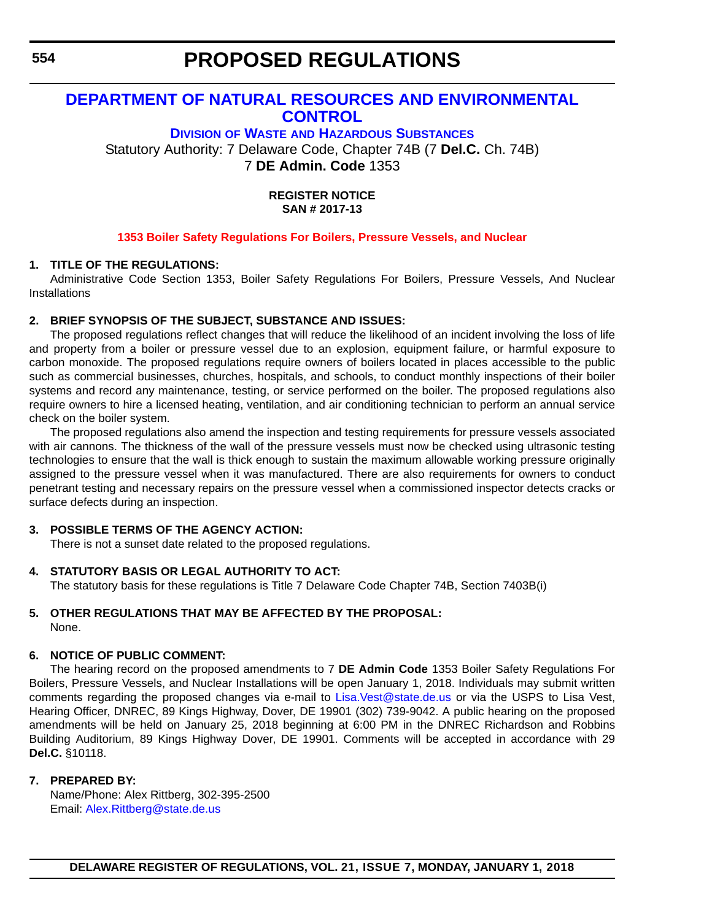# PROPOSED REGULATIONS

## DEPARTMENT OF NATURAL RESOURCES AND ENVIRONMENTAL CONTROL

### DIVISION OF WASTE AND HAZARDOUS SUBSTANCES

Statutory Authority: 7 Delaware Code, Chapter 74B (7 **Del.C.** Ch. 74B)
7 **DE Admin. Code** 1353

**REGISTER NOTICE**
**SAN # 2017-13**

**1353 Boiler Safety Regulations For Boilers, Pressure Vessels, and Nuclear**

**1. TITLE OF THE REGULATIONS:**

Administrative Code Section 1353, Boiler Safety Regulations For Boilers, Pressure Vessels, And Nuclear Installations

**2. BRIEF SYNOPSIS OF THE SUBJECT, SUBSTANCE AND ISSUES:**

The proposed regulations reflect changes that will reduce the likelihood of an incident involving the loss of life and property from a boiler or pressure vessel due to an explosion, equipment failure, or harmful exposure to carbon monoxide. The proposed regulations require owners of boilers located in places accessible to the public such as commercial businesses, churches, hospitals, and schools, to conduct monthly inspections of their boiler systems and record any maintenance, testing, or service performed on the boiler. The proposed regulations also require owners to hire a licensed heating, ventilation, and air conditioning technician to perform an annual service check on the boiler system.

The proposed regulations also amend the inspection and testing requirements for pressure vessels associated with air cannons. The thickness of the wall of the pressure vessels must now be checked using ultrasonic testing technologies to ensure that the wall is thick enough to sustain the maximum allowable working pressure originally assigned to the pressure vessel when it was manufactured. There are also requirements for owners to conduct penetrant testing and necessary repairs on the pressure vessel when a commissioned inspector detects cracks or surface defects during an inspection.

**3. POSSIBLE TERMS OF THE AGENCY ACTION:**

There is not a sunset date related to the proposed regulations.

**4. STATUTORY BASIS OR LEGAL AUTHORITY TO ACT:**

The statutory basis for these regulations is Title 7 Delaware Code Chapter 74B, Section 7403B(i)

**5. OTHER REGULATIONS THAT MAY BE AFFECTED BY THE PROPOSAL:**

None.

**6. NOTICE OF PUBLIC COMMENT:**

The hearing record on the proposed amendments to 7 **DE Admin Code** 1353 Boiler Safety Regulations For Boilers, Pressure Vessels, and Nuclear Installations will be open January 1, 2018. Individuals may submit written comments regarding the proposed changes via e-mail to Lisa.Vest@state.de.us or via the USPS to Lisa Vest, Hearing Officer, DNREC, 89 Kings Highway, Dover, DE 19901 (302) 739-9042. A public hearing on the proposed amendments will be held on January 25, 2018 beginning at 6:00 PM in the DNREC Richardson and Robbins Building Auditorium, 89 Kings Highway Dover, DE 19901. Comments will be accepted in accordance with 29 **Del.C.** §10118.

**7. PREPARED BY:**

Name/Phone: Alex Rittberg, 302-395-2500
Email: Alex.Rittberg@state.de.us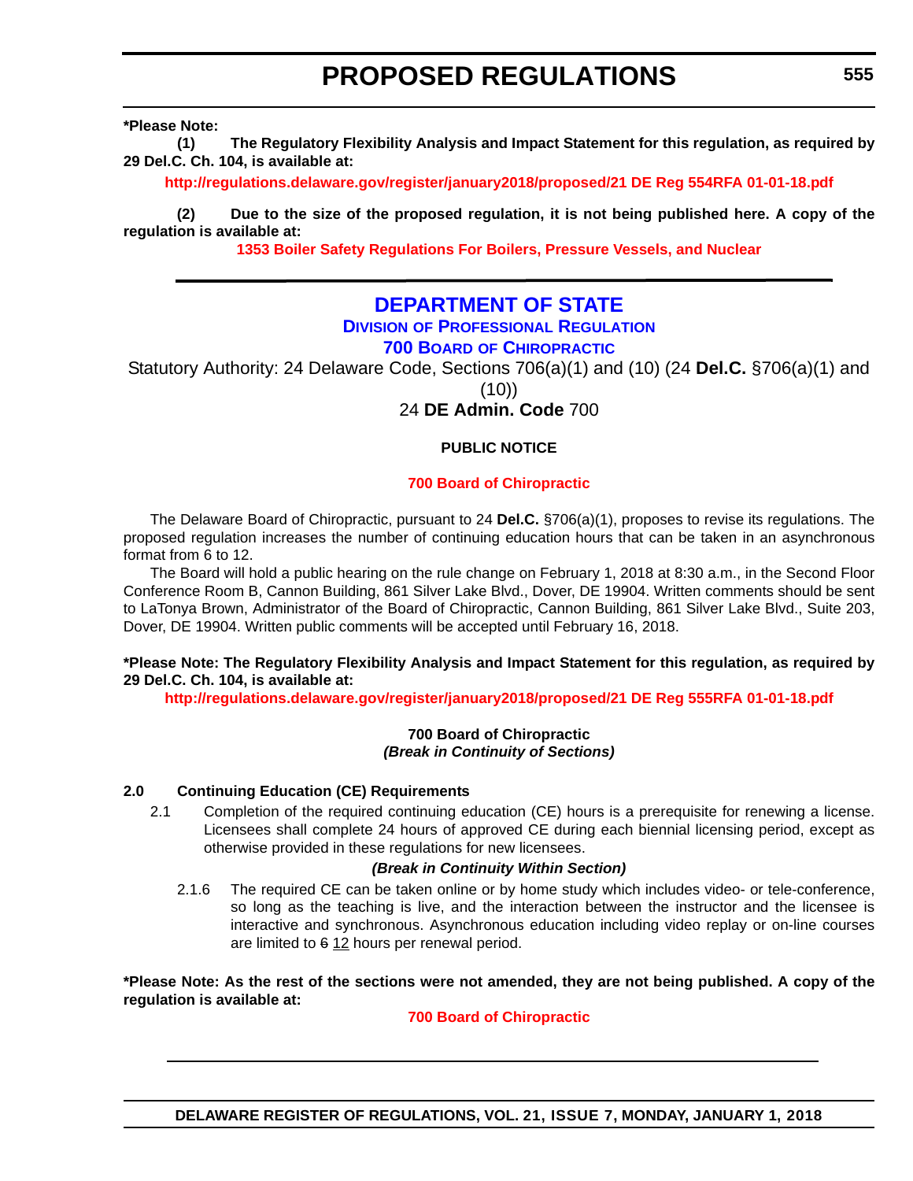**\*Please Note:**

**(1) The Regulatory Flexibility Analysis and Impact Statement for this regulation, as required by 29 Del.C. Ch. 104, is available at:**

**http://regulations.delaware.gov/register/january2018/proposed/21 DE Reg 554RFA 01-01-18.pdf**

**(2) Due to the size of the proposed regulation, it is not being published here. A copy of the regulation is available at:**

**1353 Boiler Safety Regulations For Boilers, Pressure Vessels, and Nuclear**

---

# DEPARTMENT OF STATE

## DIVISION OF PROFESSIONAL REGULATION

## 700 BOARD OF CHIROPRACTIC

Statutory Authority: 24 Delaware Code, Sections 706(a)(1) and (10) (24 **Del.C.** §706(a)(1) and (10))

24 **DE Admin. Code** 700

**PUBLIC NOTICE**

**700 Board of Chiropractic**

The Delaware Board of Chiropractic, pursuant to 24 **Del.C.** §706(a)(1), proposes to revise its regulations. The proposed regulation increases the number of continuing education hours that can be taken in an asynchronous format from 6 to 12.

The Board will hold a public hearing on the rule change on February 1, 2018 at 8:30 a.m., in the Second Floor Conference Room B, Cannon Building, 861 Silver Lake Blvd., Dover, DE 19904. Written comments should be sent to LaTonya Brown, Administrator of the Board of Chiropractic, Cannon Building, 861 Silver Lake Blvd., Suite 203, Dover, DE 19904. Written public comments will be accepted until February 16, 2018.

**\*Please Note: The Regulatory Flexibility Analysis and Impact Statement for this regulation, as required by 29 Del.C. Ch. 104, is available at:**

**http://regulations.delaware.gov/register/january2018/proposed/21 DE Reg 555RFA 01-01-18.pdf**

**700 Board of Chiropractic**

***(Break in Continuity of Sections)***

**2.0 Continuing Education (CE) Requirements**

2.1 Completion of the required continuing education (CE) hours is a prerequisite for renewing a license. Licensees shall complete 24 hours of approved CE during each biennial licensing period, except as otherwise provided in these regulations for new licensees.

***(Break in Continuity Within Section)***

2.1.6 The required CE can be taken online or by home study which includes video- or tele-conference, so long as the teaching is live, and the interaction between the instructor and the licensee is interactive and synchronous. Asynchronous education including video replay or on-line courses are limited to ~~6~~ 12 hours per renewal period.

**\*Please Note: As the rest of the sections were not amended, they are not being published. A copy of the regulation is available at:**

**700 Board of Chiropractic**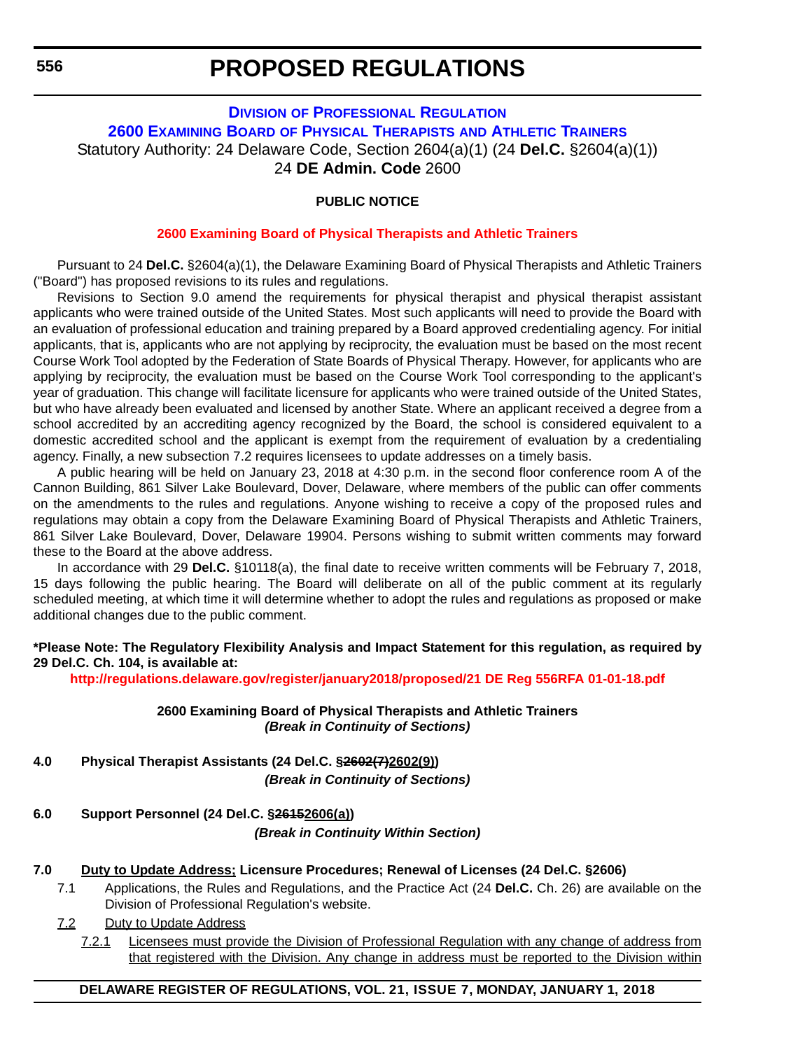# PROPOSED REGULATIONS

## DIVISION OF PROFESSIONAL REGULATION

## 2600 EXAMINING BOARD OF PHYSICAL THERAPISTS AND ATHLETIC TRAINERS

Statutory Authority: 24 Delaware Code, Section 2604(a)(1) (24 **Del.C.** §2604(a)(1))
24 **DE Admin. Code** 2600

**PUBLIC NOTICE**

**2600 Examining Board of Physical Therapists and Athletic Trainers**

Pursuant to 24 **Del.C.** §2604(a)(1), the Delaware Examining Board of Physical Therapists and Athletic Trainers ("Board") has proposed revisions to its rules and regulations.

Revisions to Section 9.0 amend the requirements for physical therapist and physical therapist assistant applicants who were trained outside of the United States. Most such applicants will need to provide the Board with an evaluation of professional education and training prepared by a Board approved credentialing agency. For initial applicants, that is, applicants who are not applying by reciprocity, the evaluation must be based on the most recent Course Work Tool adopted by the Federation of State Boards of Physical Therapy. However, for applicants who are applying by reciprocity, the evaluation must be based on the Course Work Tool corresponding to the applicant's year of graduation. This change will facilitate licensure for applicants who were trained outside of the United States, but who have already been evaluated and licensed by another State. Where an applicant received a degree from a school accredited by an accrediting agency recognized by the Board, the school is considered equivalent to a domestic accredited school and the applicant is exempt from the requirement of evaluation by a credentialing agency. Finally, a new subsection 7.2 requires licensees to update addresses on a timely basis.

A public hearing will be held on January 23, 2018 at 4:30 p.m. in the second floor conference room A of the Cannon Building, 861 Silver Lake Boulevard, Dover, Delaware, where members of the public can offer comments on the amendments to the rules and regulations. Anyone wishing to receive a copy of the proposed rules and regulations may obtain a copy from the Delaware Examining Board of Physical Therapists and Athletic Trainers, 861 Silver Lake Boulevard, Dover, Delaware 19904. Persons wishing to submit written comments may forward these to the Board at the above address.

In accordance with 29 **Del.C.** §10118(a), the final date to receive written comments will be February 7, 2018, 15 days following the public hearing. The Board will deliberate on all of the public comment at its regularly scheduled meeting, at which time it will determine whether to adopt the rules and regulations as proposed or make additional changes due to the public comment.

**\*Please Note: The Regulatory Flexibility Analysis and Impact Statement for this regulation, as required by 29 Del.C. Ch. 104, is available at:**

**http://regulations.delaware.gov/register/january2018/proposed/21 DE Reg 556RFA 01-01-18.pdf**

**2600 Examining Board of Physical Therapists and Athletic Trainers**
***(Break in Continuity of Sections)***

**4.0 Physical Therapist Assistants (24 Del.C. §~~2602(7)~~2602(9))**

***(Break in Continuity of Sections)***

**6.0 Support Personnel (24 Del.C. §~~2615~~2606(a))**

***(Break in Continuity Within Section)***

**7.0 Duty to Update Address; Licensure Procedures; Renewal of Licenses (24 Del.C. §2606)**

7.1 Applications, the Rules and Regulations, and the Practice Act (24 **Del.C.** Ch. 26) are available on the Division of Professional Regulation's website.

7.2 Duty to Update Address

7.2.1 Licensees must provide the Division of Professional Regulation with any change of address from that registered with the Division. Any change in address must be reported to the Division within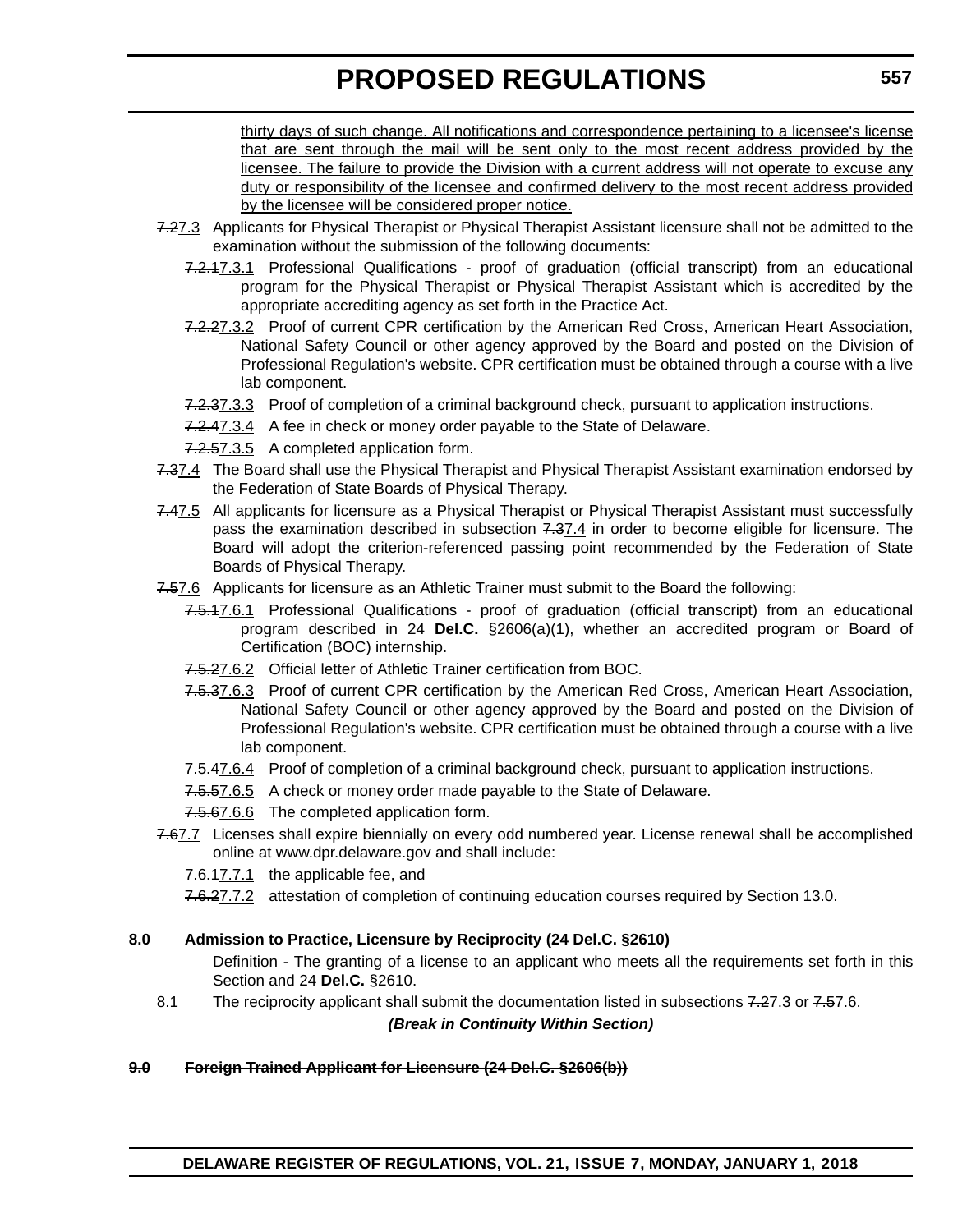thirty days of such change. All notifications and correspondence pertaining to a licensee's license that are sent through the mail will be sent only to the most recent address provided by the licensee. The failure to provide the Division with a current address will not operate to excuse any duty or responsibility of the licensee and confirmed delivery to the most recent address provided by the licensee will be considered proper notice.

~~7.2~~7.3 Applicants for Physical Therapist or Physical Therapist Assistant licensure shall not be admitted to the examination without the submission of the following documents:

~~7.2.1~~7.3.1 Professional Qualifications - proof of graduation (official transcript) from an educational program for the Physical Therapist or Physical Therapist Assistant which is accredited by the appropriate accrediting agency as set forth in the Practice Act.

~~7.2.2~~7.3.2 Proof of current CPR certification by the American Red Cross, American Heart Association, National Safety Council or other agency approved by the Board and posted on the Division of Professional Regulation's website. CPR certification must be obtained through a course with a live lab component.

~~7.2.3~~7.3.3 Proof of completion of a criminal background check, pursuant to application instructions.

~~7.2.4~~7.3.4 A fee in check or money order payable to the State of Delaware.

~~7.2.5~~7.3.5 A completed application form.

~~7.3~~7.4 The Board shall use the Physical Therapist and Physical Therapist Assistant examination endorsed by the Federation of State Boards of Physical Therapy.

~~7.4~~7.5 All applicants for licensure as a Physical Therapist or Physical Therapist Assistant must successfully pass the examination described in subsection ~~7.3~~7.4 in order to become eligible for licensure. The Board will adopt the criterion-referenced passing point recommended by the Federation of State Boards of Physical Therapy.

~~7.5~~7.6 Applicants for licensure as an Athletic Trainer must submit to the Board the following:

~~7.5.1~~7.6.1 Professional Qualifications - proof of graduation (official transcript) from an educational program described in 24 **Del.C.** §2606(a)(1), whether an accredited program or Board of Certification (BOC) internship.

~~7.5.2~~7.6.2 Official letter of Athletic Trainer certification from BOC.

~~7.5.3~~7.6.3 Proof of current CPR certification by the American Red Cross, American Heart Association, National Safety Council or other agency approved by the Board and posted on the Division of Professional Regulation's website. CPR certification must be obtained through a course with a live lab component.

~~7.5.4~~7.6.4 Proof of completion of a criminal background check, pursuant to application instructions.

~~7.5.5~~7.6.5 A check or money order made payable to the State of Delaware.

~~7.5.6~~7.6.6 The completed application form.

~~7.6~~7.7 Licenses shall expire biennially on every odd numbered year. License renewal shall be accomplished online at www.dpr.delaware.gov and shall include:

~~7.6.1~~7.7.1 the applicable fee, and

~~7.6.2~~7.7.2 attestation of completion of continuing education courses required by Section 13.0.

**8.0 Admission to Practice, Licensure by Reciprocity (24 Del.C. §2610)**

Definition - The granting of a license to an applicant who meets all the requirements set forth in this Section and 24 **Del.C.** §2610.

8.1 The reciprocity applicant shall submit the documentation listed in subsections ~~7.2~~7.3 or ~~7.5~~7.6.

***(Break in Continuity Within Section)***

~~**9.0 Foreign Trained Applicant for Licensure (24 Del.C. §2606(b))**~~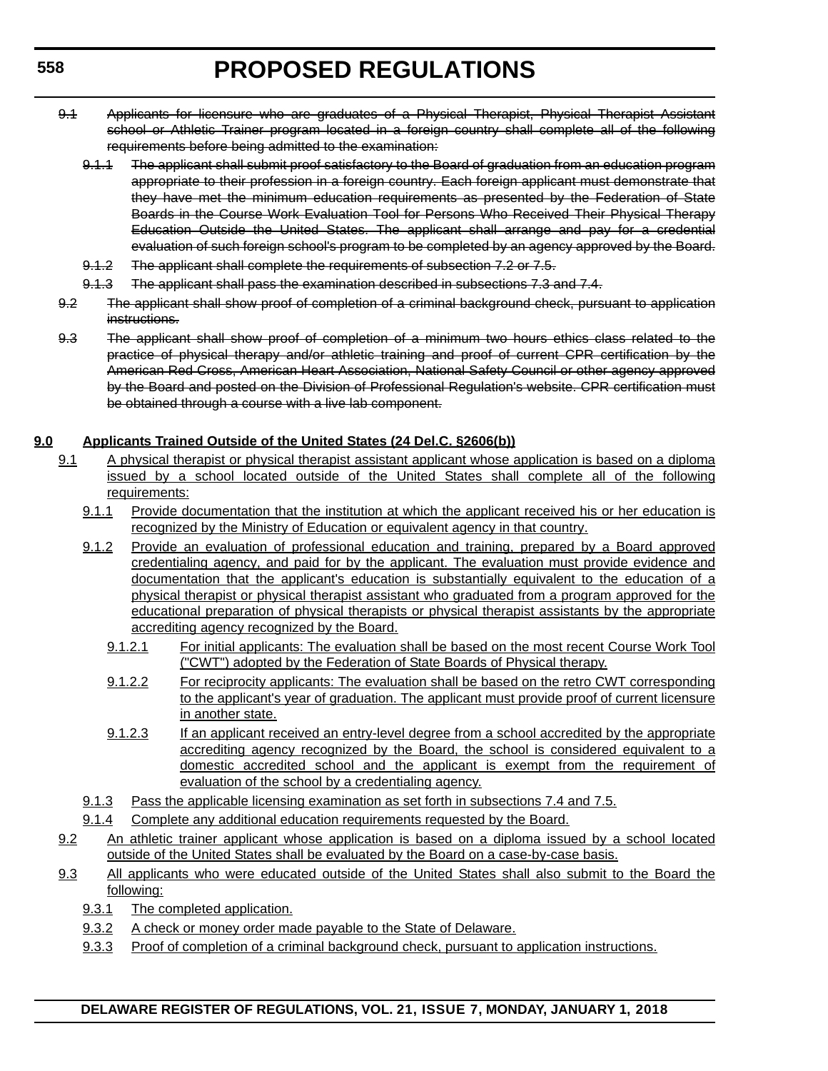~~9.1 Applicants for licensure who are graduates of a Physical Therapist, Physical Therapist Assistant school or Athletic Trainer program located in a foreign country shall complete all of the following requirements before being admitted to the examination:~~

~~9.1.1 The applicant shall submit proof satisfactory to the Board of graduation from an education program appropriate to their profession in a foreign country. Each foreign applicant must demonstrate that they have met the minimum education requirements as presented by the Federation of State Boards in the Course Work Evaluation Tool for Persons Who Received Their Physical Therapy Education Outside the United States. The applicant shall arrange and pay for a credential evaluation of such foreign school's program to be completed by an agency approved by the Board.~~

~~9.1.2 The applicant shall complete the requirements of subsection 7.2 or 7.5.~~

~~9.1.3 The applicant shall pass the examination described in subsections 7.3 and 7.4.~~

~~9.2 The applicant shall show proof of completion of a criminal background check, pursuant to application instructions.~~

~~9.3 The applicant shall show proof of completion of a minimum two hours ethics class related to the practice of physical therapy and/or athletic training and proof of current CPR certification by the American Red Cross, American Heart Association, National Safety Council or other agency approved by the Board and posted on the Division of Professional Regulation's website. CPR certification must be obtained through a course with a live lab component.~~

**9.0 Applicants Trained Outside of the United States (24 Del.C. §2606(b))**

9.1 A physical therapist or physical therapist assistant applicant whose application is based on a diploma issued by a school located outside of the United States shall complete all of the following requirements:

9.1.1 Provide documentation that the institution at which the applicant received his or her education is recognized by the Ministry of Education or equivalent agency in that country.

9.1.2 Provide an evaluation of professional education and training, prepared by a Board approved credentialing agency, and paid for by the applicant. The evaluation must provide evidence and documentation that the applicant's education is substantially equivalent to the education of a physical therapist or physical therapist assistant who graduated from a program approved for the educational preparation of physical therapists or physical therapist assistants by the appropriate accrediting agency recognized by the Board.

9.1.2.1 For initial applicants: The evaluation shall be based on the most recent Course Work Tool ("CWT") adopted by the Federation of State Boards of Physical therapy.

9.1.2.2 For reciprocity applicants: The evaluation shall be based on the retro CWT corresponding to the applicant's year of graduation. The applicant must provide proof of current licensure in another state.

9.1.2.3 If an applicant received an entry-level degree from a school accredited by the appropriate accrediting agency recognized by the Board, the school is considered equivalent to a domestic accredited school and the applicant is exempt from the requirement of evaluation of the school by a credentialing agency.

9.1.3 Pass the applicable licensing examination as set forth in subsections 7.4 and 7.5.

9.1.4 Complete any additional education requirements requested by the Board.

9.2 An athletic trainer applicant whose application is based on a diploma issued by a school located outside of the United States shall be evaluated by the Board on a case-by-case basis.

9.3 All applicants who were educated outside of the United States shall also submit to the Board the following:

9.3.1 The completed application.

9.3.2 A check or money order made payable to the State of Delaware.

9.3.3 Proof of completion of a criminal background check, pursuant to application instructions.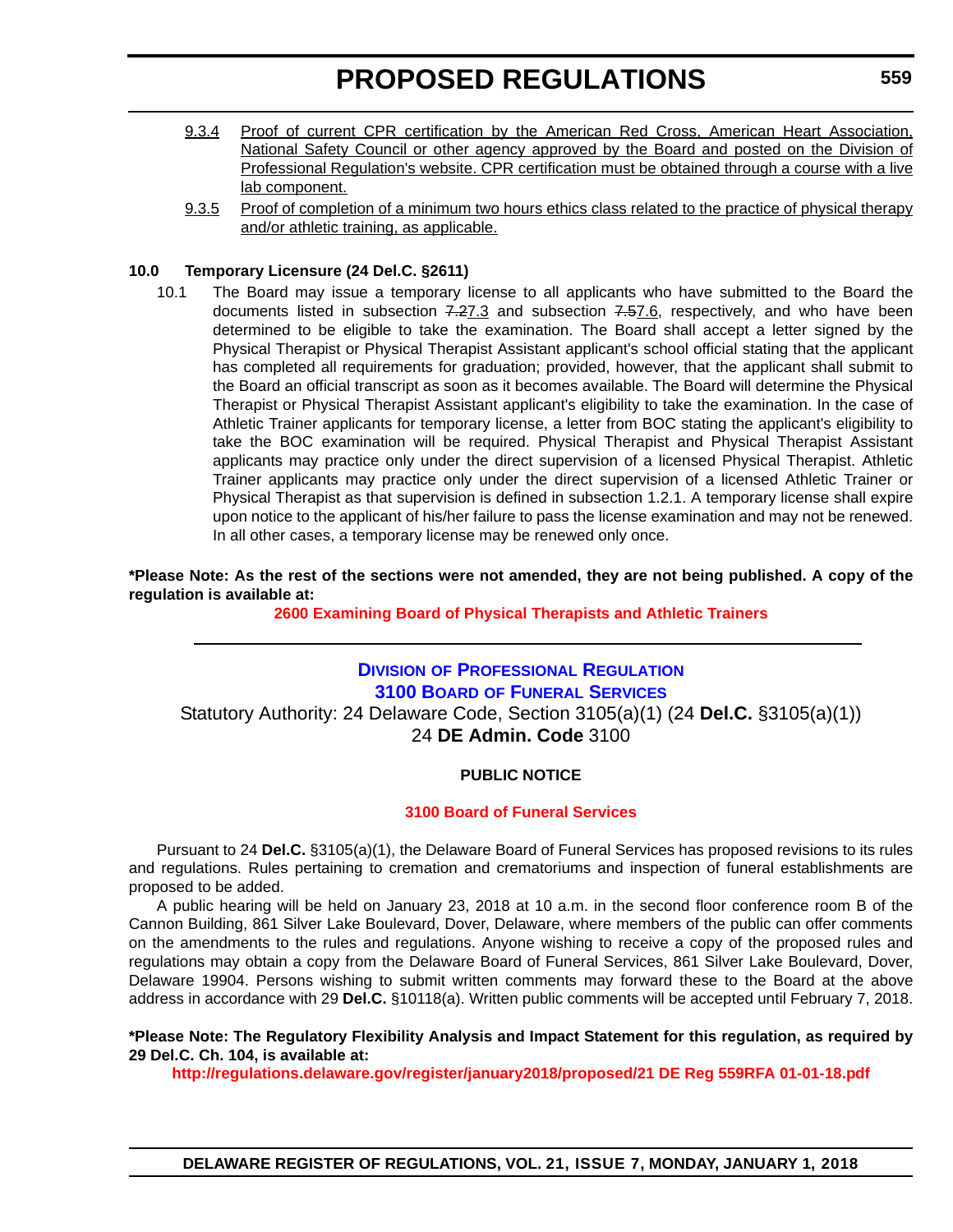9.3.4 Proof of current CPR certification by the American Red Cross, American Heart Association, National Safety Council or other agency approved by the Board and posted on the Division of Professional Regulation's website. CPR certification must be obtained through a course with a live lab component.

9.3.5 Proof of completion of a minimum two hours ethics class related to the practice of physical therapy and/or athletic training, as applicable.

**10.0 Temporary Licensure (24 Del.C. §2611)**

10.1 The Board may issue a temporary license to all applicants who have submitted to the Board the documents listed in subsection ~~7.2~~7.3 and subsection ~~7.5~~7.6, respectively, and who have been determined to be eligible to take the examination. The Board shall accept a letter signed by the Physical Therapist or Physical Therapist Assistant applicant's school official stating that the applicant has completed all requirements for graduation; provided, however, that the applicant shall submit to the Board an official transcript as soon as it becomes available. The Board will determine the Physical Therapist or Physical Therapist Assistant applicant's eligibility to take the examination. In the case of Athletic Trainer applicants for temporary license, a letter from BOC stating the applicant's eligibility to take the BOC examination will be required. Physical Therapist and Physical Therapist Assistant applicants may practice only under the direct supervision of a licensed Physical Therapist. Athletic Trainer applicants may practice only under the direct supervision of a licensed Athletic Trainer or Physical Therapist as that supervision is defined in subsection 1.2.1. A temporary license shall expire upon notice to the applicant of his/her failure to pass the license examination and may not be renewed. In all other cases, a temporary license may be renewed only once.

**\*Please Note: As the rest of the sections were not amended, they are not being published. A copy of the regulation is available at:**

**2600 Examining Board of Physical Therapists and Athletic Trainers**

---

## DIVISION OF PROFESSIONAL REGULATION

## 3100 BOARD OF FUNERAL SERVICES

Statutory Authority: 24 Delaware Code, Section 3105(a)(1) (24 **Del.C.** §3105(a)(1))
24 **DE Admin. Code** 3100

**PUBLIC NOTICE**

**3100 Board of Funeral Services**

Pursuant to 24 **Del.C.** §3105(a)(1), the Delaware Board of Funeral Services has proposed revisions to its rules and regulations. Rules pertaining to cremation and crematoriums and inspection of funeral establishments are proposed to be added.

A public hearing will be held on January 23, 2018 at 10 a.m. in the second floor conference room B of the Cannon Building, 861 Silver Lake Boulevard, Dover, Delaware, where members of the public can offer comments on the amendments to the rules and regulations. Anyone wishing to receive a copy of the proposed rules and regulations may obtain a copy from the Delaware Board of Funeral Services, 861 Silver Lake Boulevard, Dover, Delaware 19904. Persons wishing to submit written comments may forward these to the Board at the above address in accordance with 29 **Del.C.** §10118(a). Written public comments will be accepted until February 7, 2018.

**\*Please Note: The Regulatory Flexibility Analysis and Impact Statement for this regulation, as required by 29 Del.C. Ch. 104, is available at:**

**http://regulations.delaware.gov/register/january2018/proposed/21 DE Reg 559RFA 01-01-18.pdf**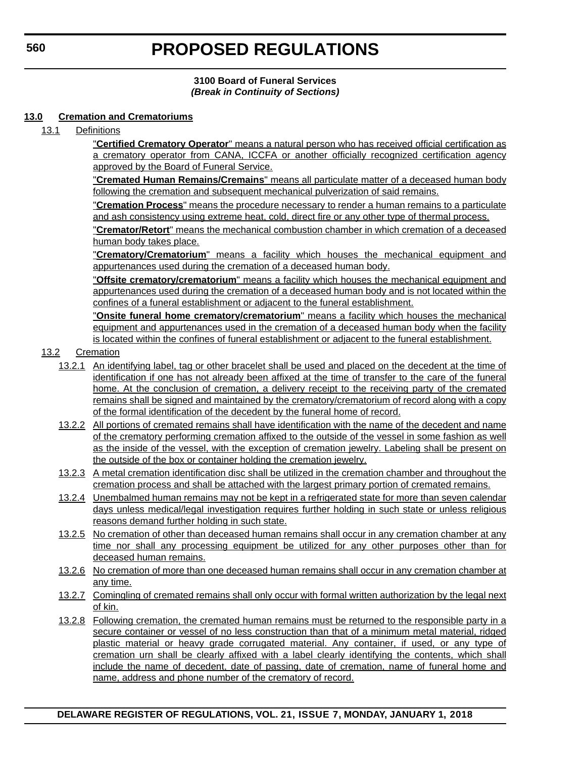# PROPOSED REGULATIONS

**3100 Board of Funeral Services**
***(Break in Continuity of Sections)***

**13.0 Cremation and Crematoriums**

13.1 Definitions

"**Certified Crematory Operator**" means a natural person who has received official certification as a crematory operator from CANA, ICCFA or another officially recognized certification agency approved by the Board of Funeral Service.

"**Cremated Human Remains/Cremains**" means all particulate matter of a deceased human body following the cremation and subsequent mechanical pulverization of said remains.

"**Cremation Process**" means the procedure necessary to render a human remains to a particulate and ash consistency using extreme heat, cold, direct fire or any other type of thermal process.

"**Cremator/Retort**" means the mechanical combustion chamber in which cremation of a deceased human body takes place.

"**Crematory/Crematorium**" means a facility which houses the mechanical equipment and appurtenances used during the cremation of a deceased human body.

"**Offsite crematory/crematorium**" means a facility which houses the mechanical equipment and appurtenances used during the cremation of a deceased human body and is not located within the confines of a funeral establishment or adjacent to the funeral establishment.

"**Onsite funeral home crematory/crematorium**" means a facility which houses the mechanical equipment and appurtenances used in the cremation of a deceased human body when the facility is located within the confines of funeral establishment or adjacent to the funeral establishment.

13.2 Cremation

13.2.1 An identifying label, tag or other bracelet shall be used and placed on the decedent at the time of identification if one has not already been affixed at the time of transfer to the care of the funeral home. At the conclusion of cremation, a delivery receipt to the receiving party of the cremated remains shall be signed and maintained by the crematory/crematorium of record along with a copy of the formal identification of the decedent by the funeral home of record.

13.2.2 All portions of cremated remains shall have identification with the name of the decedent and name of the crematory performing cremation affixed to the outside of the vessel in some fashion as well as the inside of the vessel, with the exception of cremation jewelry. Labeling shall be present on the outside of the box or container holding the cremation jewelry.

13.2.3 A metal cremation identification disc shall be utilized in the cremation chamber and throughout the cremation process and shall be attached with the largest primary portion of cremated remains.

13.2.4 Unembalmed human remains may not be kept in a refrigerated state for more than seven calendar days unless medical/legal investigation requires further holding in such state or unless religious reasons demand further holding in such state.

13.2.5 No cremation of other than deceased human remains shall occur in any cremation chamber at any time nor shall any processing equipment be utilized for any other purposes other than for deceased human remains.

13.2.6 No cremation of more than one deceased human remains shall occur in any cremation chamber at any time.

13.2.7 Comingling of cremated remains shall only occur with formal written authorization by the legal next of kin.

13.2.8 Following cremation, the cremated human remains must be returned to the responsible party in a secure container or vessel of no less construction than that of a minimum metal material, ridged plastic material or heavy grade corrugated material. Any container, if used, or any type of cremation urn shall be clearly affixed with a label clearly identifying the contents, which shall include the name of decedent, date of passing, date of cremation, name of funeral home and name, address and phone number of the crematory of record.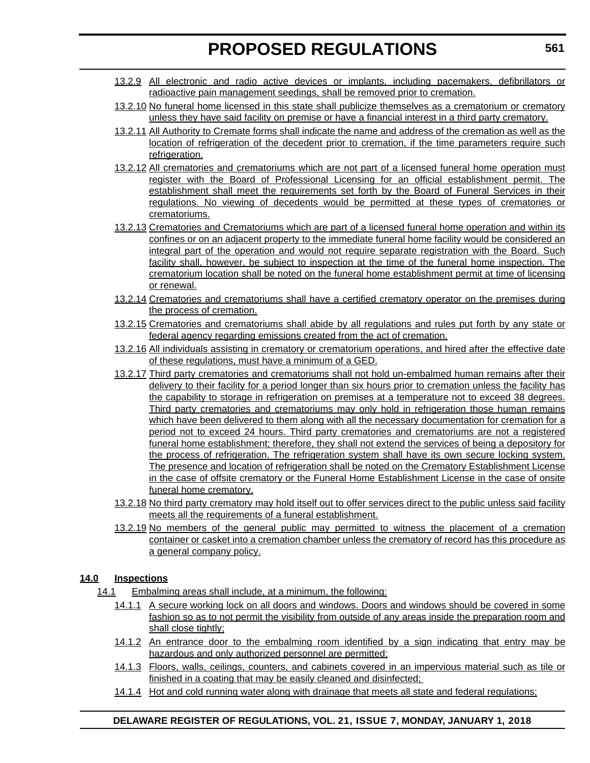13.2.9 All electronic and radio active devices or implants, including pacemakers, defibrillators or radioactive pain management seedings, shall be removed prior to cremation.

13.2.10 No funeral home licensed in this state shall publicize themselves as a crematorium or crematory unless they have said facility on premise or have a financial interest in a third party crematory.

13.2.11 All Authority to Cremate forms shall indicate the name and address of the cremation as well as the location of refrigeration of the decedent prior to cremation, if the time parameters require such refrigeration.

13.2.12 All crematories and crematoriums which are not part of a licensed funeral home operation must register with the Board of Professional Licensing for an official establishment permit. The establishment shall meet the requirements set forth by the Board of Funeral Services in their regulations. No viewing of decedents would be permitted at these types of crematories or crematoriums.

13.2.13 Crematories and Crematoriums which are part of a licensed funeral home operation and within its confines or on an adjacent property to the immediate funeral home facility would be considered an integral part of the operation and would not require separate registration with the Board. Such facility shall, however, be subject to inspection at the time of the funeral home inspection. The crematorium location shall be noted on the funeral home establishment permit at time of licensing or renewal.

13.2.14 Crematories and crematoriums shall have a certified crematory operator on the premises during the process of cremation.

13.2.15 Crematories and crematoriums shall abide by all regulations and rules put forth by any state or federal agency regarding emissions created from the act of cremation.

13.2.16 All individuals assisting in crematory or crematorium operations, and hired after the effective date of these regulations, must have a minimum of a GED.

13.2.17 Third party crematories and crematoriums shall not hold un-embalmed human remains after their delivery to their facility for a period longer than six hours prior to cremation unless the facility has the capability to storage in refrigeration on premises at a temperature not to exceed 38 degrees. Third party crematories and crematoriums may only hold in refrigeration those human remains which have been delivered to them along with all the necessary documentation for cremation for a period not to exceed 24 hours. Third party crematories and crematoriums are not a registered funeral home establishment; therefore, they shall not extend the services of being a depository for the process of refrigeration. The refrigeration system shall have its own secure locking system. The presence and location of refrigeration shall be noted on the Crematory Establishment License in the case of offsite crematory or the Funeral Home Establishment License in the case of onsite funeral home crematory.

13.2.18 No third party crematory may hold itself out to offer services direct to the public unless said facility meets all the requirements of a funeral establishment.

13.2.19 No members of the general public may permitted to witness the placement of a cremation container or casket into a cremation chamber unless the crematory of record has this procedure as a general company policy.

**14.0 Inspections**

14.1 Embalming areas shall include, at a minimum, the following:

14.1.1 A secure working lock on all doors and windows. Doors and windows should be covered in some fashion so as to not permit the visibility from outside of any areas inside the preparation room and shall close tightly;

14.1.2 An entrance door to the embalming room identified by a sign indicating that entry may be hazardous and only authorized personnel are permitted;

14.1.3 Floors, walls, ceilings, counters, and cabinets covered in an impervious material such as tile or finished in a coating that may be easily cleaned and disinfected;

14.1.4 Hot and cold running water along with drainage that meets all state and federal regulations;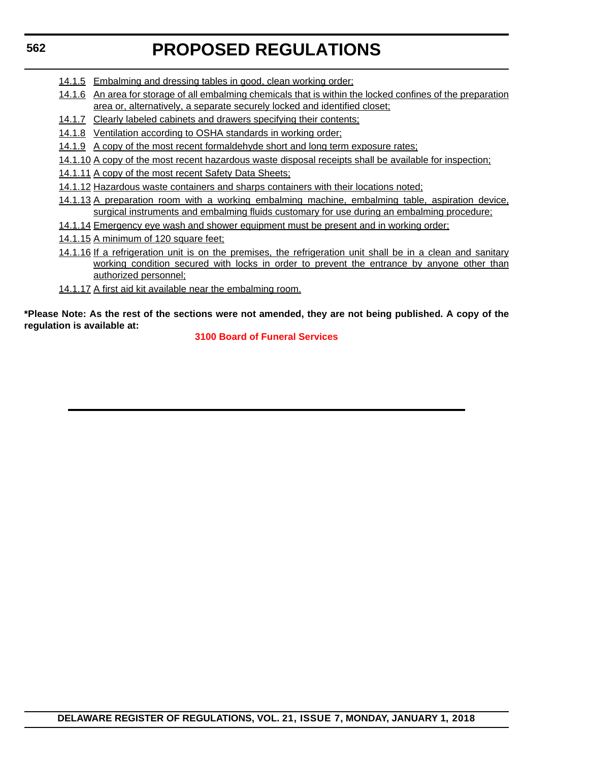14.1.5 Embalming and dressing tables in good, clean working order;

14.1.6 An area for storage of all embalming chemicals that is within the locked confines of the preparation area or, alternatively, a separate securely locked and identified closet;

14.1.7 Clearly labeled cabinets and drawers specifying their contents;

14.1.8 Ventilation according to OSHA standards in working order;

14.1.9 A copy of the most recent formaldehyde short and long term exposure rates;

14.1.10 A copy of the most recent hazardous waste disposal receipts shall be available for inspection;

14.1.11 A copy of the most recent Safety Data Sheets;

14.1.12 Hazardous waste containers and sharps containers with their locations noted;

14.1.13 A preparation room with a working embalming machine, embalming table, aspiration device, surgical instruments and embalming fluids customary for use during an embalming procedure;

14.1.14 Emergency eye wash and shower equipment must be present and in working order;

14.1.15 A minimum of 120 square feet;

14.1.16 If a refrigeration unit is on the premises, the refrigeration unit shall be in a clean and sanitary working condition secured with locks in order to prevent the entrance by anyone other than authorized personnel;

14.1.17 A first aid kit available near the embalming room.

**\*Please Note: As the rest of the sections were not amended, they are not being published. A copy of the regulation is available at:**

**3100 Board of Funeral Services**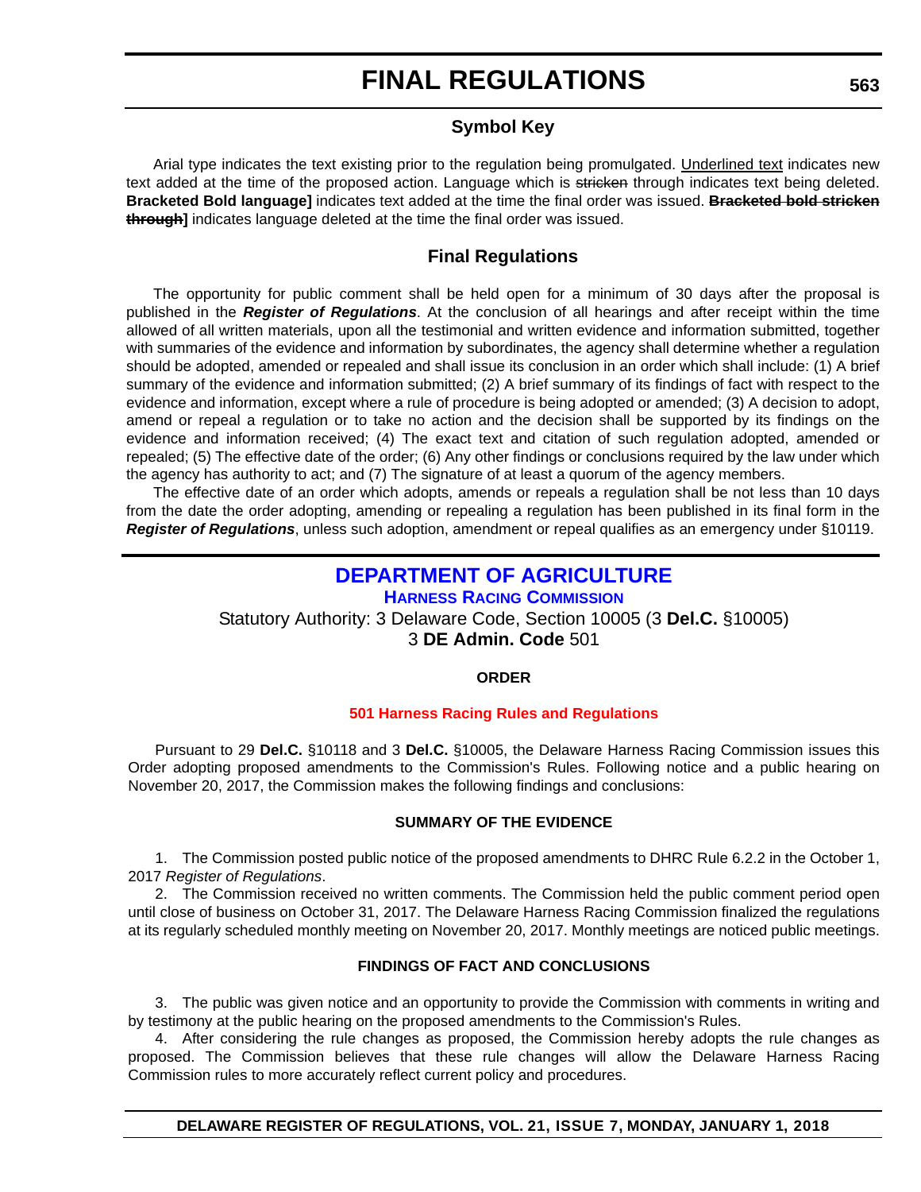# FINAL REGULATIONS

## Symbol Key

Arial type indicates the text existing prior to the regulation being promulgated. Underlined text indicates new text added at the time of the proposed action. Language which is ~~stricken~~ through indicates text being deleted. **Bracketed Bold language]** indicates text added at the time the final order was issued. **~~Bracketed bold stricken through~~]** indicates language deleted at the time the final order was issued.

## Final Regulations

The opportunity for public comment shall be held open for a minimum of 30 days after the proposal is published in the ***Register of Regulations***. At the conclusion of all hearings and after receipt within the time allowed of all written materials, upon all the testimonial and written evidence and information submitted, together with summaries of the evidence and information by subordinates, the agency shall determine whether a regulation should be adopted, amended or repealed and shall issue its conclusion in an order which shall include: (1) A brief summary of the evidence and information submitted; (2) A brief summary of its findings of fact with respect to the evidence and information, except where a rule of procedure is being adopted or amended; (3) A decision to adopt, amend or repeal a regulation or to take no action and the decision shall be supported by its findings on the evidence and information received; (4) The exact text and citation of such regulation adopted, amended or repealed; (5) The effective date of the order; (6) Any other findings or conclusions required by the law under which the agency has authority to act; and (7) The signature of at least a quorum of the agency members.

The effective date of an order which adopts, amends or repeals a regulation shall be not less than 10 days from the date the order adopting, amending or repealing a regulation has been published in its final form in the ***Register of Regulations***, unless such adoption, amendment or repeal qualifies as an emergency under §10119.

## DEPARTMENT OF AGRICULTURE

### HARNESS RACING COMMISSION

Statutory Authority: 3 Delaware Code, Section 10005 (3 **Del.C.** §10005)
3 **DE Admin. Code** 501

**ORDER**

**501 Harness Racing Rules and Regulations**

Pursuant to 29 **Del.C.** §10118 and 3 **Del.C.** §10005, the Delaware Harness Racing Commission issues this Order adopting proposed amendments to the Commission's Rules. Following notice and a public hearing on November 20, 2017, the Commission makes the following findings and conclusions:

**SUMMARY OF THE EVIDENCE**

1. The Commission posted public notice of the proposed amendments to DHRC Rule 6.2.2 in the October 1, 2017 *Register of Regulations*.

2. The Commission received no written comments. The Commission held the public comment period open until close of business on October 31, 2017. The Delaware Harness Racing Commission finalized the regulations at its regularly scheduled monthly meeting on November 20, 2017. Monthly meetings are noticed public meetings.

**FINDINGS OF FACT AND CONCLUSIONS**

3. The public was given notice and an opportunity to provide the Commission with comments in writing and by testimony at the public hearing on the proposed amendments to the Commission's Rules.

4. After considering the rule changes as proposed, the Commission hereby adopts the rule changes as proposed. The Commission believes that these rule changes will allow the Delaware Harness Racing Commission rules to more accurately reflect current policy and procedures.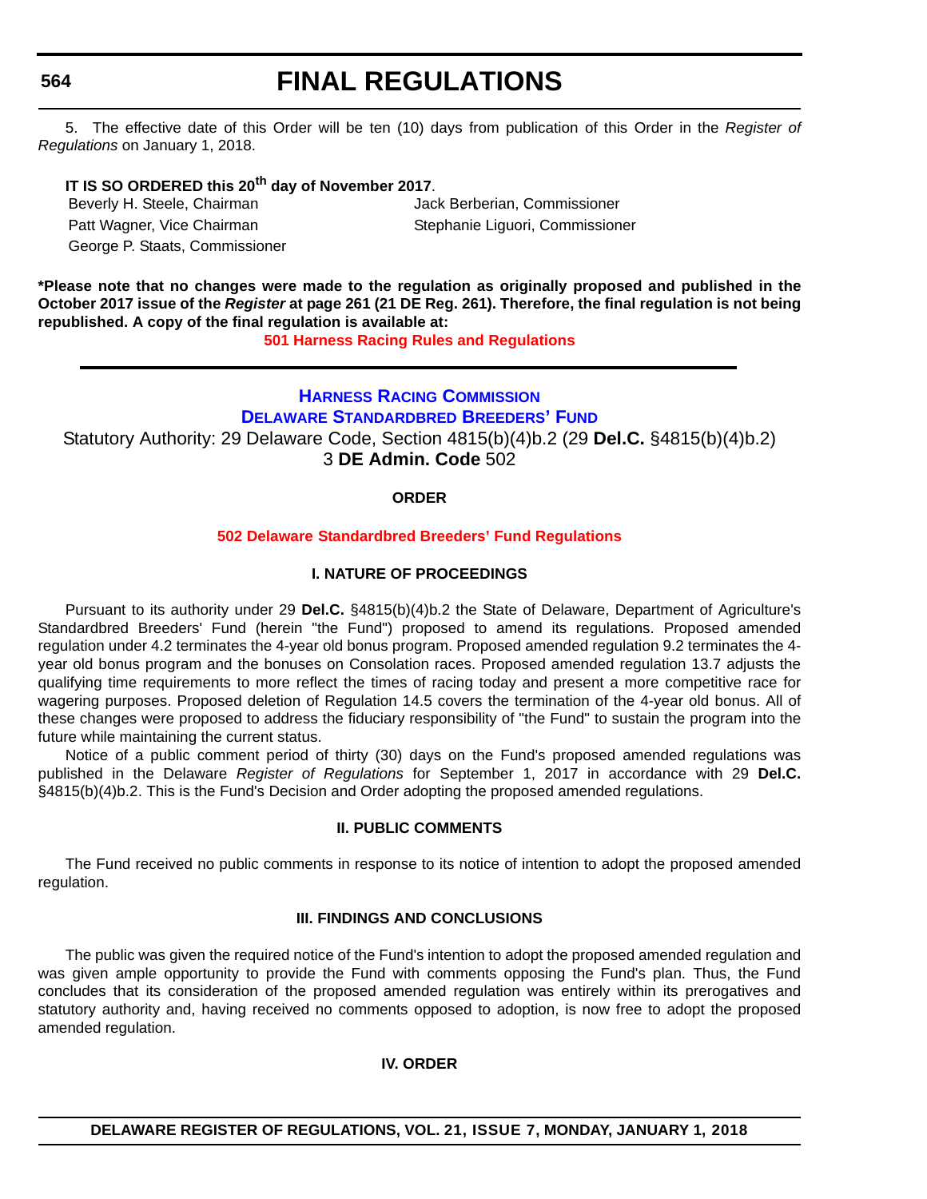5. The effective date of this Order will be ten (10) days from publication of this Order in the *Register of Regulations* on January 1, 2018.

**IT IS SO ORDERED this 20th day of November 2017**.

Beverly H. Steele, Chairman
Patt Wagner, Vice Chairman
George P. Staats, Commissioner
Jack Berberian, Commissioner
Stephanie Liguori, Commissioner

**\*Please note that no changes were made to the regulation as originally proposed and published in the October 2017 issue of the *Register* at page 261 (21 DE Reg. 261). Therefore, the final regulation is not being republished. A copy of the final regulation is available at:**

**501 Harness Racing Rules and Regulations**

---

## HARNESS RACING COMMISSION
## DELAWARE STANDARDBRED BREEDERS' FUND

Statutory Authority: 29 Delaware Code, Section 4815(b)(4)b.2 (29 **Del.C.** §4815(b)(4)b.2)
3 **DE Admin. Code** 502

**ORDER**

**502 Delaware Standardbred Breeders' Fund Regulations**

**I. NATURE OF PROCEEDINGS**

Pursuant to its authority under 29 **Del.C.** §4815(b)(4)b.2 the State of Delaware, Department of Agriculture's Standardbred Breeders' Fund (herein "the Fund") proposed to amend its regulations. Proposed amended regulation under 4.2 terminates the 4-year old bonus program. Proposed amended regulation 9.2 terminates the 4-year old bonus program and the bonuses on Consolation races. Proposed amended regulation 13.7 adjusts the qualifying time requirements to more reflect the times of racing today and present a more competitive race for wagering purposes. Proposed deletion of Regulation 14.5 covers the termination of the 4-year old bonus. All of these changes were proposed to address the fiduciary responsibility of "the Fund" to sustain the program into the future while maintaining the current status.

Notice of a public comment period of thirty (30) days on the Fund's proposed amended regulations was published in the Delaware *Register of Regulations* for September 1, 2017 in accordance with 29 **Del.C.** §4815(b)(4)b.2. This is the Fund's Decision and Order adopting the proposed amended regulations.

**II. PUBLIC COMMENTS**

The Fund received no public comments in response to its notice of intention to adopt the proposed amended regulation.

**III. FINDINGS AND CONCLUSIONS**

The public was given the required notice of the Fund's intention to adopt the proposed amended regulation and was given ample opportunity to provide the Fund with comments opposing the Fund's plan. Thus, the Fund concludes that its consideration of the proposed amended regulation was entirely within its prerogatives and statutory authority and, having received no comments opposed to adoption, is now free to adopt the proposed amended regulation.

**IV. ORDER**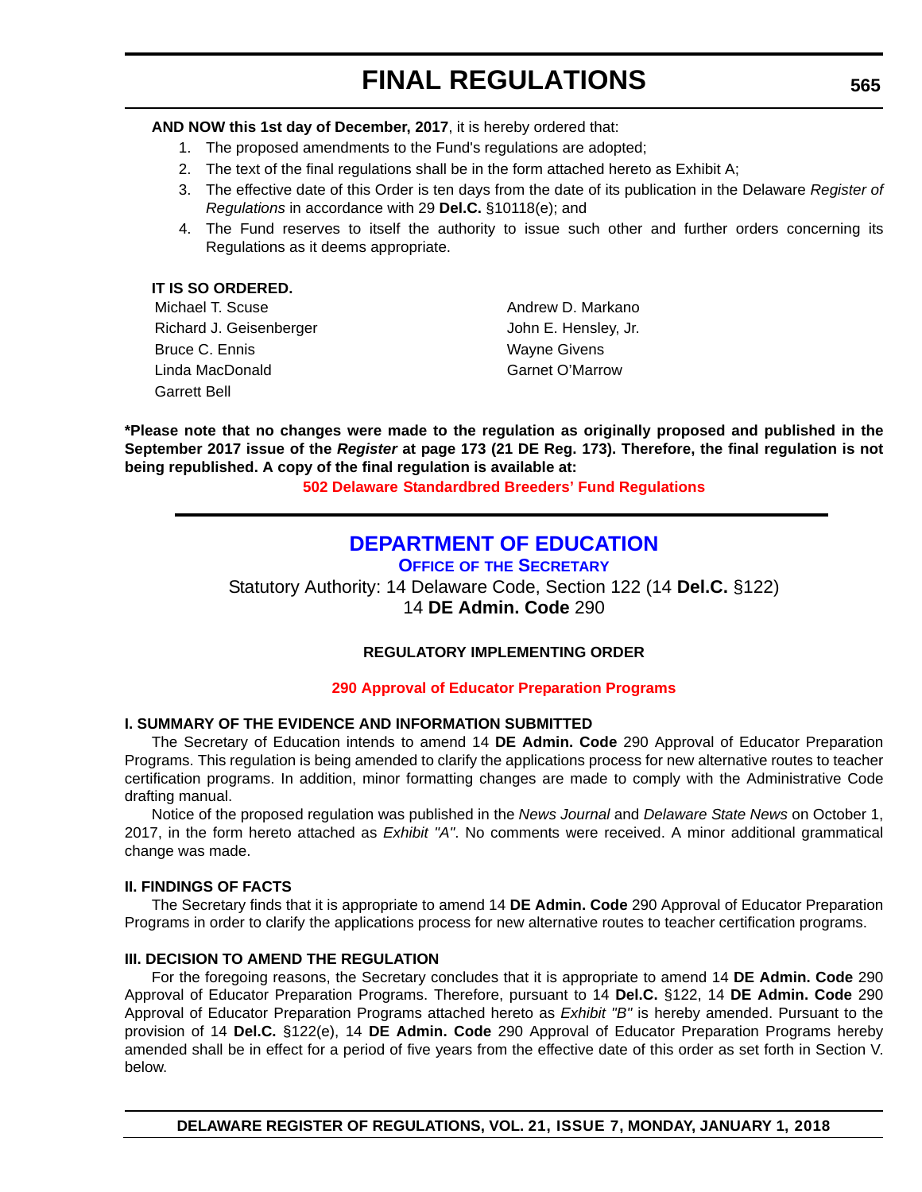**AND NOW this 1st day of December, 2017**, it is hereby ordered that:

1. The proposed amendments to the Fund's regulations are adopted;
2. The text of the final regulations shall be in the form attached hereto as Exhibit A;
3. The effective date of this Order is ten days from the date of its publication in the Delaware *Register of Regulations* in accordance with 29 **Del.C.** §10118(e); and
4. The Fund reserves to itself the authority to issue such other and further orders concerning its Regulations as it deems appropriate.

**IT IS SO ORDERED.**

Michael T. Scuse
Richard J. Geisenberger
Bruce C. Ennis
Linda MacDonald
Garrett Bell
Andrew D. Markano
John E. Hensley, Jr.
Wayne Givens
Garnet O'Marrow

**\*Please note that no changes were made to the regulation as originally proposed and published in the September 2017 issue of the *Register* at page 173 (21 DE Reg. 173). Therefore, the final regulation is not being republished. A copy of the final regulation is available at:**

**502 Delaware Standardbred Breeders' Fund Regulations**

## DEPARTMENT OF EDUCATION

**OFFICE OF THE SECRETARY**

Statutory Authority: 14 Delaware Code, Section 122 (14 **Del.C.** §122)
14 **DE Admin. Code** 290

**REGULATORY IMPLEMENTING ORDER**

**290 Approval of Educator Preparation Programs**

### I. SUMMARY OF THE EVIDENCE AND INFORMATION SUBMITTED

The Secretary of Education intends to amend 14 **DE Admin. Code** 290 Approval of Educator Preparation Programs. This regulation is being amended to clarify the applications process for new alternative routes to teacher certification programs. In addition, minor formatting changes are made to comply with the Administrative Code drafting manual.

Notice of the proposed regulation was published in the *News Journal* and *Delaware State News* on October 1, 2017, in the form hereto attached as *Exhibit "A"*. No comments were received. A minor additional grammatical change was made.

### II. FINDINGS OF FACTS

The Secretary finds that it is appropriate to amend 14 **DE Admin. Code** 290 Approval of Educator Preparation Programs in order to clarify the applications process for new alternative routes to teacher certification programs.

### III. DECISION TO AMEND THE REGULATION

For the foregoing reasons, the Secretary concludes that it is appropriate to amend 14 **DE Admin. Code** 290 Approval of Educator Preparation Programs. Therefore, pursuant to 14 **Del.C.** §122, 14 **DE Admin. Code** 290 Approval of Educator Preparation Programs attached hereto as *Exhibit "B"* is hereby amended. Pursuant to the provision of 14 **Del.C.** §122(e), 14 **DE Admin. Code** 290 Approval of Educator Preparation Programs hereby amended shall be in effect for a period of five years from the effective date of this order as set forth in Section V. below.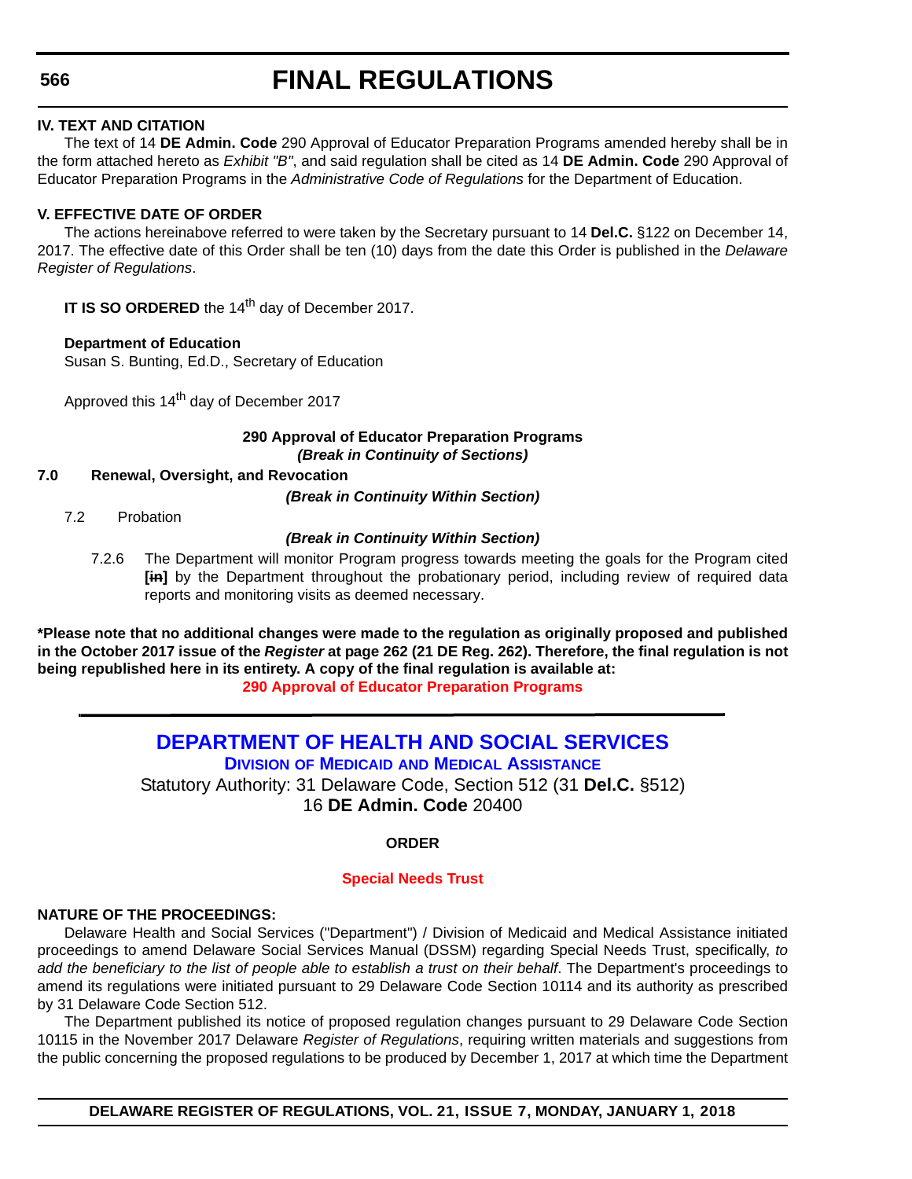**IV. TEXT AND CITATION**

The text of 14 **DE Admin. Code** 290 Approval of Educator Preparation Programs amended hereby shall be in the form attached hereto as *Exhibit "B"*, and said regulation shall be cited as 14 **DE Admin. Code** 290 Approval of Educator Preparation Programs in the *Administrative Code of Regulations* for the Department of Education.

**V. EFFECTIVE DATE OF ORDER**

The actions hereinabove referred to were taken by the Secretary pursuant to 14 **Del.C.** §122 on December 14, 2017. The effective date of this Order shall be ten (10) days from the date this Order is published in the *Delaware Register of Regulations*.

**IT IS SO ORDERED** the 14th day of December 2017.

**Department of Education**
Susan S. Bunting, Ed.D., Secretary of Education

Approved this 14th day of December 2017

**290 Approval of Educator Preparation Programs**
***(Break in Continuity of Sections)***

**7.0 Renewal, Oversight, and Revocation**

***(Break in Continuity Within Section)***

7.2 Probation

***(Break in Continuity Within Section)***

7.2.6 The Department will monitor Program progress towards meeting the goals for the Program cited **[~~in~~]** by the Department throughout the probationary period, including review of required data reports and monitoring visits as deemed necessary.

**\*Please note that no additional changes were made to the regulation as originally proposed and published in the October 2017 issue of the *Register* at page 262 (21 DE Reg. 262). Therefore, the final regulation is not being republished here in its entirety. A copy of the final regulation is available at:**
**290 Approval of Educator Preparation Programs**

---

## DEPARTMENT OF HEALTH AND SOCIAL SERVICES

### DIVISION OF MEDICAID AND MEDICAL ASSISTANCE

Statutory Authority: 31 Delaware Code, Section 512 (31 **Del.C.** §512)
16 **DE Admin. Code** 20400

**ORDER**

**Special Needs Trust**

**NATURE OF THE PROCEEDINGS:**

Delaware Health and Social Services ("Department") / Division of Medicaid and Medical Assistance initiated proceedings to amend Delaware Social Services Manual (DSSM) regarding Special Needs Trust, specifically, *to add the beneficiary to the list of people able to establish a trust on their behalf*. The Department's proceedings to amend its regulations were initiated pursuant to 29 Delaware Code Section 10114 and its authority as prescribed by 31 Delaware Code Section 512.

The Department published its notice of proposed regulation changes pursuant to 29 Delaware Code Section 10115 in the November 2017 Delaware *Register of Regulations*, requiring written materials and suggestions from the public concerning the proposed regulations to be produced by December 1, 2017 at which time the Department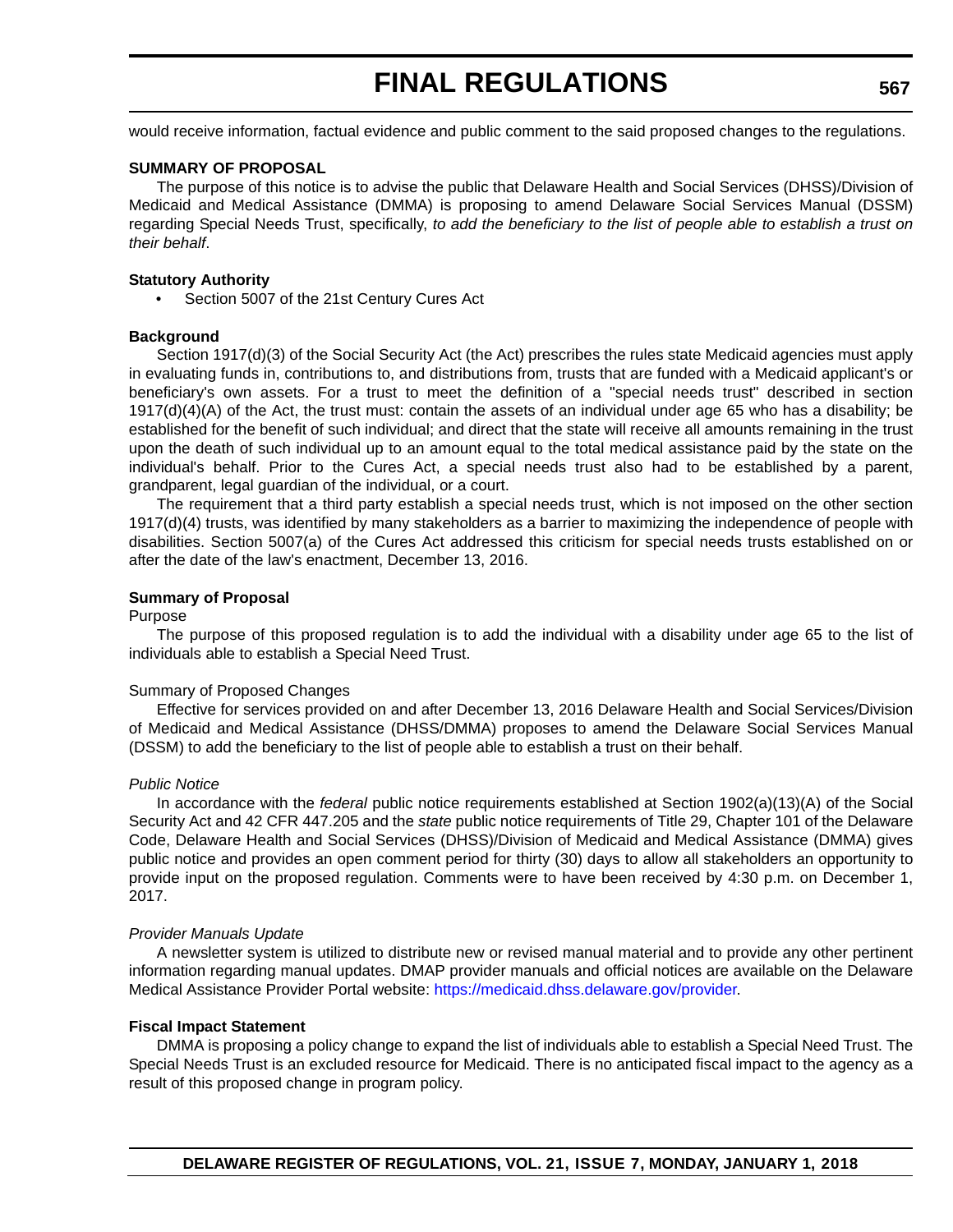would receive information, factual evidence and public comment to the said proposed changes to the regulations.

**SUMMARY OF PROPOSAL**

The purpose of this notice is to advise the public that Delaware Health and Social Services (DHSS)/Division of Medicaid and Medical Assistance (DMMA) is proposing to amend Delaware Social Services Manual (DSSM) regarding Special Needs Trust, specifically, *to add the beneficiary to the list of people able to establish a trust on their behalf*.

**Statutory Authority**

- Section 5007 of the 21st Century Cures Act

**Background**

Section 1917(d)(3) of the Social Security Act (the Act) prescribes the rules state Medicaid agencies must apply in evaluating funds in, contributions to, and distributions from, trusts that are funded with a Medicaid applicant's or beneficiary's own assets. For a trust to meet the definition of a "special needs trust" described in section 1917(d)(4)(A) of the Act, the trust must: contain the assets of an individual under age 65 who has a disability; be established for the benefit of such individual; and direct that the state will receive all amounts remaining in the trust upon the death of such individual up to an amount equal to the total medical assistance paid by the state on the individual's behalf. Prior to the Cures Act, a special needs trust also had to be established by a parent, grandparent, legal guardian of the individual, or a court.

The requirement that a third party establish a special needs trust, which is not imposed on the other section 1917(d)(4) trusts, was identified by many stakeholders as a barrier to maximizing the independence of people with disabilities. Section 5007(a) of the Cures Act addressed this criticism for special needs trusts established on or after the date of the law's enactment, December 13, 2016.

**Summary of Proposal**

Purpose

The purpose of this proposed regulation is to add the individual with a disability under age 65 to the list of individuals able to establish a Special Need Trust.

Summary of Proposed Changes

Effective for services provided on and after December 13, 2016 Delaware Health and Social Services/Division of Medicaid and Medical Assistance (DHSS/DMMA) proposes to amend the Delaware Social Services Manual (DSSM) to add the beneficiary to the list of people able to establish a trust on their behalf.

*Public Notice*

In accordance with the *federal* public notice requirements established at Section 1902(a)(13)(A) of the Social Security Act and 42 CFR 447.205 and the *state* public notice requirements of Title 29, Chapter 101 of the Delaware Code, Delaware Health and Social Services (DHSS)/Division of Medicaid and Medical Assistance (DMMA) gives public notice and provides an open comment period for thirty (30) days to allow all stakeholders an opportunity to provide input on the proposed regulation. Comments were to have been received by 4:30 p.m. on December 1, 2017.

*Provider Manuals Update*

A newsletter system is utilized to distribute new or revised manual material and to provide any other pertinent information regarding manual updates. DMAP provider manuals and official notices are available on the Delaware Medical Assistance Provider Portal website: https://medicaid.dhss.delaware.gov/provider.

**Fiscal Impact Statement**

DMMA is proposing a policy change to expand the list of individuals able to establish a Special Need Trust. The Special Needs Trust is an excluded resource for Medicaid. There is no anticipated fiscal impact to the agency as a result of this proposed change in program policy.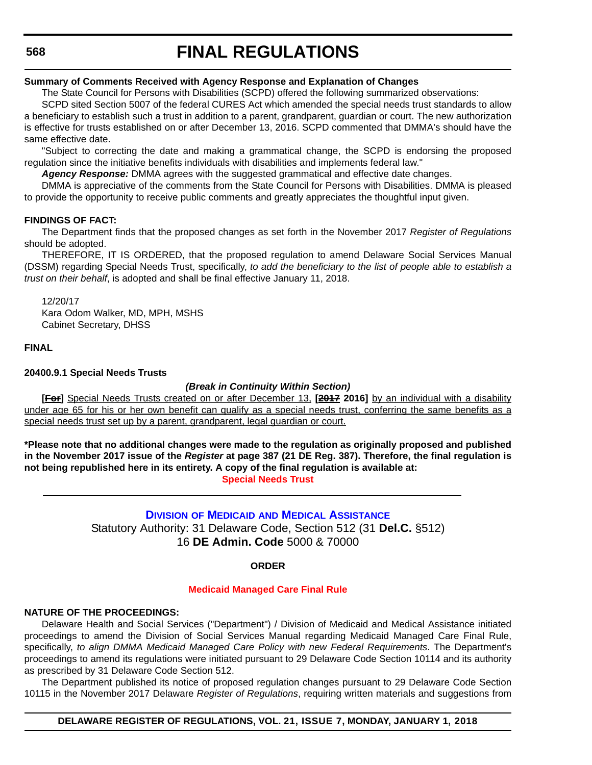**Summary of Comments Received with Agency Response and Explanation of Changes**

The State Council for Persons with Disabilities (SCPD) offered the following summarized observations:

SCPD sited Section 5007 of the federal CURES Act which amended the special needs trust standards to allow a beneficiary to establish such a trust in addition to a parent, grandparent, guardian or court. The new authorization is effective for trusts established on or after December 13, 2016. SCPD commented that DMMA's should have the same effective date.

"Subject to correcting the date and making a grammatical change, the SCPD is endorsing the proposed regulation since the initiative benefits individuals with disabilities and implements federal law."

***Agency Response:*** DMMA agrees with the suggested grammatical and effective date changes.

DMMA is appreciative of the comments from the State Council for Persons with Disabilities. DMMA is pleased to provide the opportunity to receive public comments and greatly appreciates the thoughtful input given.

**FINDINGS OF FACT:**

The Department finds that the proposed changes as set forth in the November 2017 *Register of Regulations* should be adopted.

THEREFORE, IT IS ORDERED, that the proposed regulation to amend Delaware Social Services Manual (DSSM) regarding Special Needs Trust, specifically, *to add the beneficiary to the list of people able to establish a trust on their behalf*, is adopted and shall be final effective January 11, 2018.

12/20/17
Kara Odom Walker, MD, MPH, MSHS
Cabinet Secretary, DHSS

**FINAL**

**20400.9.1 Special Needs Trusts**

***(Break in Continuity Within Section)***

**[~~For~~]** Special Needs Trusts created on or after December 13, **[~~2017~~ 2016]** by an individual with a disability under age 65 for his or her own benefit can qualify as a special needs trust, conferring the same benefits as a special needs trust set up by a parent, grandparent, legal guardian or court.

**\*Please note that no additional changes were made to the regulation as originally proposed and published in the November 2017 issue of the *Register* at page 387 (21 DE Reg. 387). Therefore, the final regulation is not being republished here in its entirety. A copy of the final regulation is available at:**

**Special Needs Trust**

---

**DIVISION OF MEDICAID AND MEDICAL ASSISTANCE**

Statutory Authority: 31 Delaware Code, Section 512 (31 **Del.C.** §512)
16 **DE Admin. Code** 5000 & 70000

**ORDER**

**Medicaid Managed Care Final Rule**

**NATURE OF THE PROCEEDINGS:**

Delaware Health and Social Services ("Department") / Division of Medicaid and Medical Assistance initiated proceedings to amend the Division of Social Services Manual regarding Medicaid Managed Care Final Rule, specifically, *to align DMMA Medicaid Managed Care Policy with new Federal Requirements*. The Department's proceedings to amend its regulations were initiated pursuant to 29 Delaware Code Section 10114 and its authority as prescribed by 31 Delaware Code Section 512.

The Department published its notice of proposed regulation changes pursuant to 29 Delaware Code Section 10115 in the November 2017 Delaware *Register of Regulations*, requiring written materials and suggestions from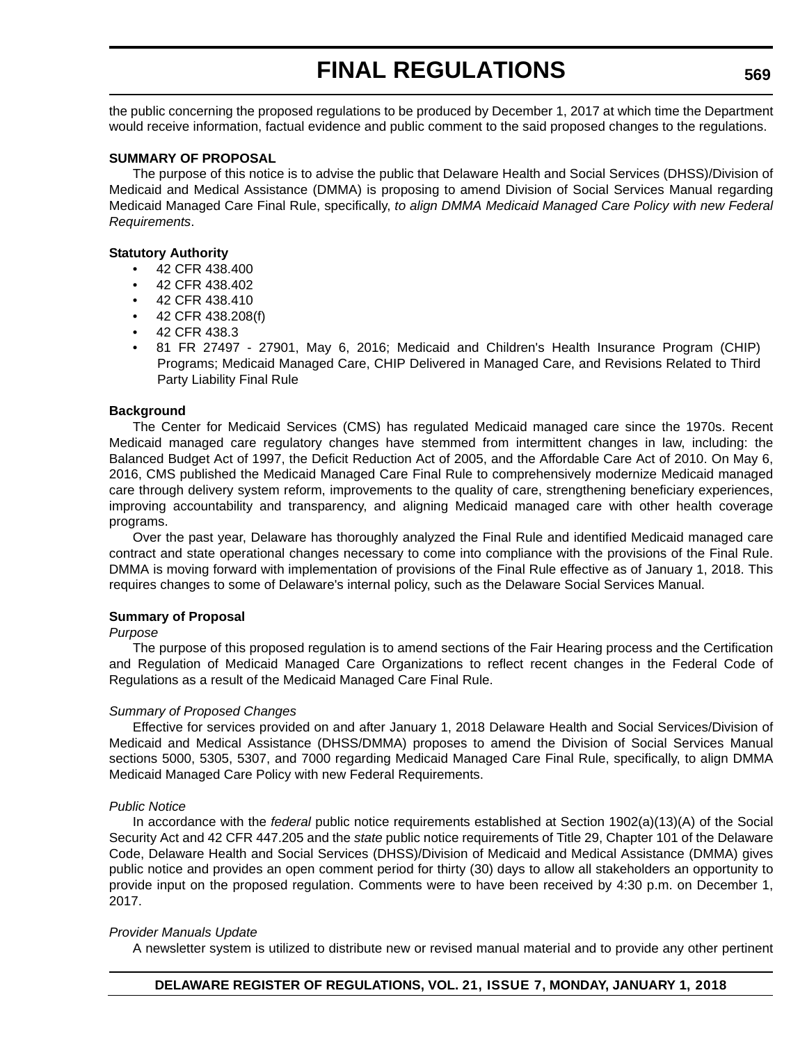the public concerning the proposed regulations to be produced by December 1, 2017 at which time the Department would receive information, factual evidence and public comment to the said proposed changes to the regulations.

**SUMMARY OF PROPOSAL**

The purpose of this notice is to advise the public that Delaware Health and Social Services (DHSS)/Division of Medicaid and Medical Assistance (DMMA) is proposing to amend Division of Social Services Manual regarding Medicaid Managed Care Final Rule, specifically, *to align DMMA Medicaid Managed Care Policy with new Federal Requirements*.

**Statutory Authority**

- 42 CFR 438.400
- 42 CFR 438.402
- 42 CFR 438.410
- 42 CFR 438.208(f)
- 42 CFR 438.3
- 81 FR 27497 - 27901, May 6, 2016; Medicaid and Children's Health Insurance Program (CHIP) Programs; Medicaid Managed Care, CHIP Delivered in Managed Care, and Revisions Related to Third Party Liability Final Rule

**Background**

The Center for Medicaid Services (CMS) has regulated Medicaid managed care since the 1970s. Recent Medicaid managed care regulatory changes have stemmed from intermittent changes in law, including: the Balanced Budget Act of 1997, the Deficit Reduction Act of 2005, and the Affordable Care Act of 2010. On May 6, 2016, CMS published the Medicaid Managed Care Final Rule to comprehensively modernize Medicaid managed care through delivery system reform, improvements to the quality of care, strengthening beneficiary experiences, improving accountability and transparency, and aligning Medicaid managed care with other health coverage programs.

Over the past year, Delaware has thoroughly analyzed the Final Rule and identified Medicaid managed care contract and state operational changes necessary to come into compliance with the provisions of the Final Rule. DMMA is moving forward with implementation of provisions of the Final Rule effective as of January 1, 2018. This requires changes to some of Delaware's internal policy, such as the Delaware Social Services Manual.

**Summary of Proposal**

*Purpose*

The purpose of this proposed regulation is to amend sections of the Fair Hearing process and the Certification and Regulation of Medicaid Managed Care Organizations to reflect recent changes in the Federal Code of Regulations as a result of the Medicaid Managed Care Final Rule.

*Summary of Proposed Changes*

Effective for services provided on and after January 1, 2018 Delaware Health and Social Services/Division of Medicaid and Medical Assistance (DHSS/DMMA) proposes to amend the Division of Social Services Manual sections 5000, 5305, 5307, and 7000 regarding Medicaid Managed Care Final Rule, specifically, to align DMMA Medicaid Managed Care Policy with new Federal Requirements.

*Public Notice*

In accordance with the *federal* public notice requirements established at Section 1902(a)(13)(A) of the Social Security Act and 42 CFR 447.205 and the *state* public notice requirements of Title 29, Chapter 101 of the Delaware Code, Delaware Health and Social Services (DHSS)/Division of Medicaid and Medical Assistance (DMMA) gives public notice and provides an open comment period for thirty (30) days to allow all stakeholders an opportunity to provide input on the proposed regulation. Comments were to have been received by 4:30 p.m. on December 1, 2017.

*Provider Manuals Update*

A newsletter system is utilized to distribute new or revised manual material and to provide any other pertinent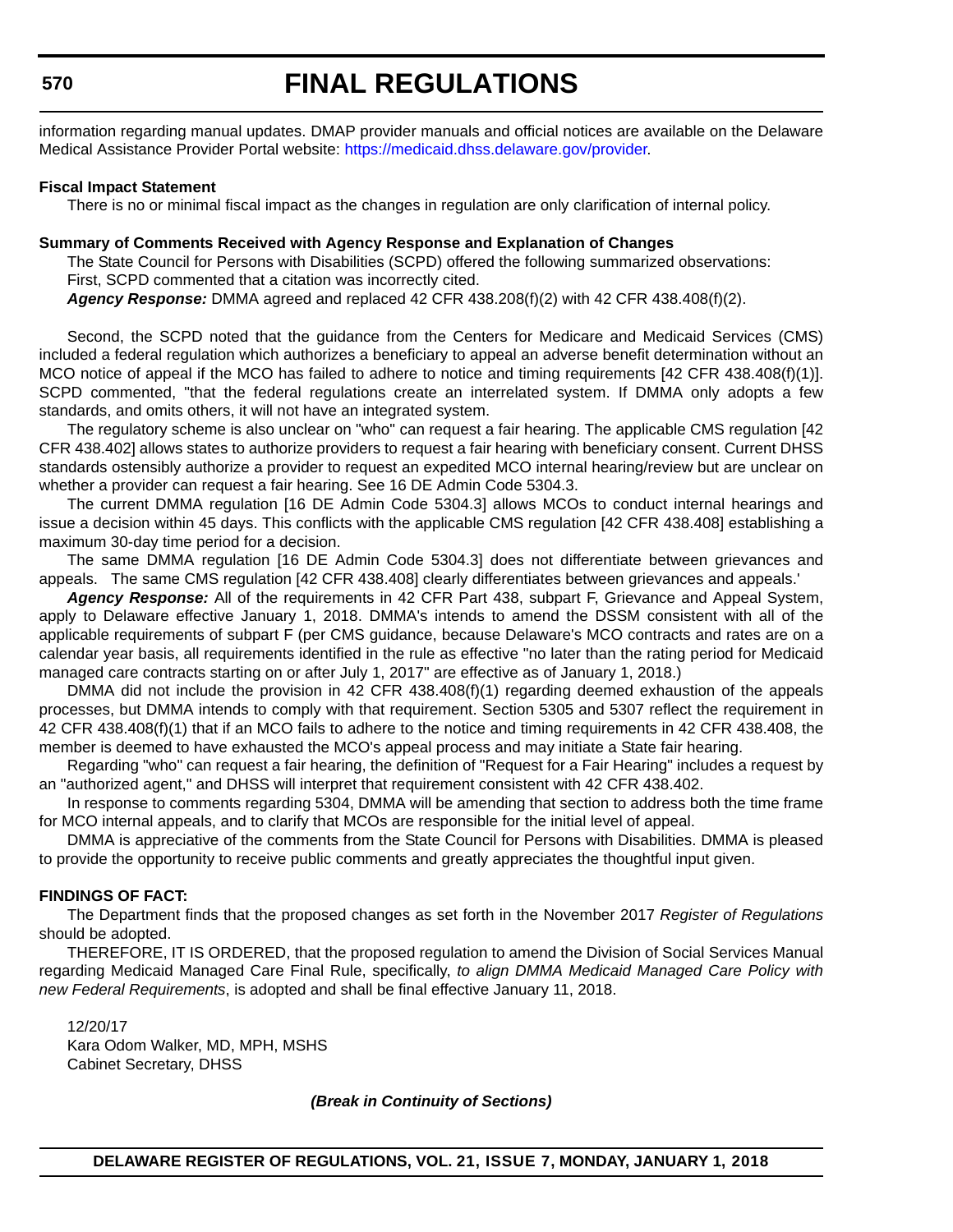information regarding manual updates. DMAP provider manuals and official notices are available on the Delaware Medical Assistance Provider Portal website: https://medicaid.dhss.delaware.gov/provider.

**Fiscal Impact Statement**

There is no or minimal fiscal impact as the changes in regulation are only clarification of internal policy.

**Summary of Comments Received with Agency Response and Explanation of Changes**

The State Council for Persons with Disabilities (SCPD) offered the following summarized observations:

First, SCPD commented that a citation was incorrectly cited.

***Agency Response:*** DMMA agreed and replaced 42 CFR 438.208(f)(2) with 42 CFR 438.408(f)(2).

Second, the SCPD noted that the guidance from the Centers for Medicare and Medicaid Services (CMS) included a federal regulation which authorizes a beneficiary to appeal an adverse benefit determination without an MCO notice of appeal if the MCO has failed to adhere to notice and timing requirements [42 CFR 438.408(f)(1)]. SCPD commented, "that the federal regulations create an interrelated system. If DMMA only adopts a few standards, and omits others, it will not have an integrated system.

The regulatory scheme is also unclear on "who" can request a fair hearing. The applicable CMS regulation [42 CFR 438.402] allows states to authorize providers to request a fair hearing with beneficiary consent. Current DHSS standards ostensibly authorize a provider to request an expedited MCO internal hearing/review but are unclear on whether a provider can request a fair hearing. See 16 DE Admin Code 5304.3.

The current DMMA regulation [16 DE Admin Code 5304.3] allows MCOs to conduct internal hearings and issue a decision within 45 days. This conflicts with the applicable CMS regulation [42 CFR 438.408] establishing a maximum 30-day time period for a decision.

The same DMMA regulation [16 DE Admin Code 5304.3] does not differentiate between grievances and appeals. The same CMS regulation [42 CFR 438.408] clearly differentiates between grievances and appeals.'

***Agency Response:*** All of the requirements in 42 CFR Part 438, subpart F, Grievance and Appeal System, apply to Delaware effective January 1, 2018. DMMA's intends to amend the DSSM consistent with all of the applicable requirements of subpart F (per CMS guidance, because Delaware's MCO contracts and rates are on a calendar year basis, all requirements identified in the rule as effective "no later than the rating period for Medicaid managed care contracts starting on or after July 1, 2017" are effective as of January 1, 2018.)

DMMA did not include the provision in 42 CFR 438.408(f)(1) regarding deemed exhaustion of the appeals processes, but DMMA intends to comply with that requirement. Section 5305 and 5307 reflect the requirement in 42 CFR 438.408(f)(1) that if an MCO fails to adhere to the notice and timing requirements in 42 CFR 438.408, the member is deemed to have exhausted the MCO's appeal process and may initiate a State fair hearing.

Regarding "who" can request a fair hearing, the definition of "Request for a Fair Hearing" includes a request by an "authorized agent," and DHSS will interpret that requirement consistent with 42 CFR 438.402.

In response to comments regarding 5304, DMMA will be amending that section to address both the time frame for MCO internal appeals, and to clarify that MCOs are responsible for the initial level of appeal.

DMMA is appreciative of the comments from the State Council for Persons with Disabilities. DMMA is pleased to provide the opportunity to receive public comments and greatly appreciates the thoughtful input given.

**FINDINGS OF FACT:**

The Department finds that the proposed changes as set forth in the November 2017 *Register of Regulations* should be adopted.

THEREFORE, IT IS ORDERED, that the proposed regulation to amend the Division of Social Services Manual regarding Medicaid Managed Care Final Rule, specifically, *to align DMMA Medicaid Managed Care Policy with new Federal Requirements*, is adopted and shall be final effective January 11, 2018.

12/20/17
Kara Odom Walker, MD, MPH, MSHS
Cabinet Secretary, DHSS

***(Break in Continuity of Sections)***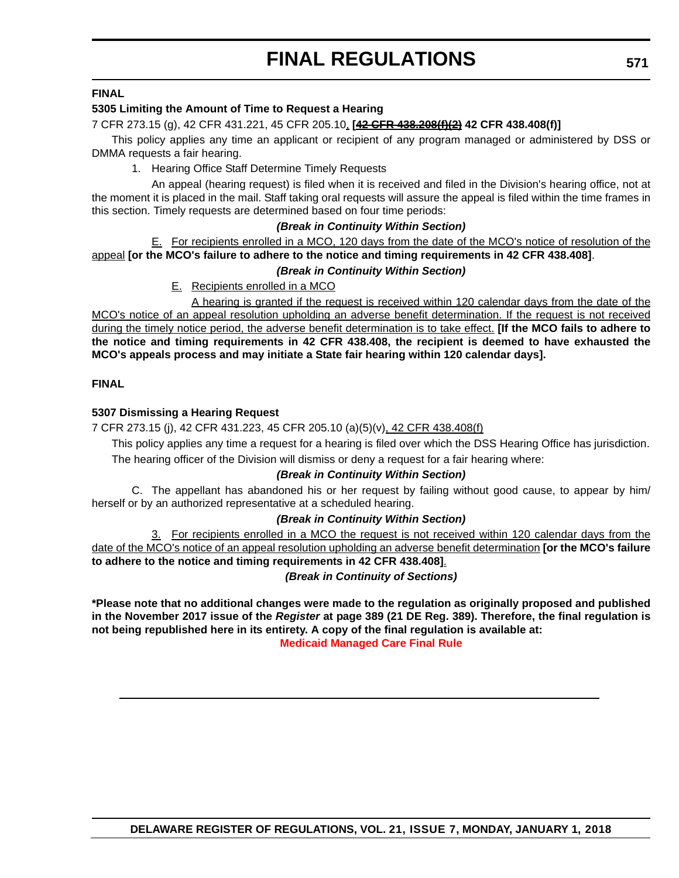**FINAL**

**5305 Limiting the Amount of Time to Request a Hearing**

7 CFR 273.15 (g), 42 CFR 431.221, 45 CFR 205.10, **[~~42 CFR 438.208(f)(2)~~ 42 CFR 438.408(f)]**

This policy applies any time an applicant or recipient of any program managed or administered by DSS or DMMA requests a fair hearing.

1. Hearing Office Staff Determine Timely Requests

An appeal (hearing request) is filed when it is received and filed in the Division's hearing office, not at the moment it is placed in the mail. Staff taking oral requests will assure the appeal is filed within the time frames in this section. Timely requests are determined based on four time periods:

***(Break in Continuity Within Section)***

E. For recipients enrolled in a MCO, 120 days from the date of the MCO's notice of resolution of the appeal **[or the MCO's failure to adhere to the notice and timing requirements in 42 CFR 438.408]**.

***(Break in Continuity Within Section)***

E. Recipients enrolled in a MCO

A hearing is granted if the request is received within 120 calendar days from the date of the MCO's notice of an appeal resolution upholding an adverse benefit determination. If the request is not received during the timely notice period, the adverse benefit determination is to take effect. **[If the MCO fails to adhere to the notice and timing requirements in 42 CFR 438.408, the recipient is deemed to have exhausted the MCO's appeals process and may initiate a State fair hearing within 120 calendar days].**

**FINAL**

**5307 Dismissing a Hearing Request**

7 CFR 273.15 (j), 42 CFR 431.223, 45 CFR 205.10 (a)(5)(v), 42 CFR 438.408(f)

This policy applies any time a request for a hearing is filed over which the DSS Hearing Office has jurisdiction.

The hearing officer of the Division will dismiss or deny a request for a fair hearing where:

***(Break in Continuity Within Section)***

C. The appellant has abandoned his or her request by failing without good cause, to appear by him/herself or by an authorized representative at a scheduled hearing.

***(Break in Continuity Within Section)***

3. For recipients enrolled in a MCO the request is not received within 120 calendar days from the date of the MCO's notice of an appeal resolution upholding an adverse benefit determination **[or the MCO's failure to adhere to the notice and timing requirements in 42 CFR 438.408]**.

***(Break in Continuity of Sections)***

**\*Please note that no additional changes were made to the regulation as originally proposed and published in the November 2017 issue of the *Register* at page 389 (21 DE Reg. 389). Therefore, the final regulation is not being republished here in its entirety. A copy of the final regulation is available at:**

**Medicaid Managed Care Final Rule**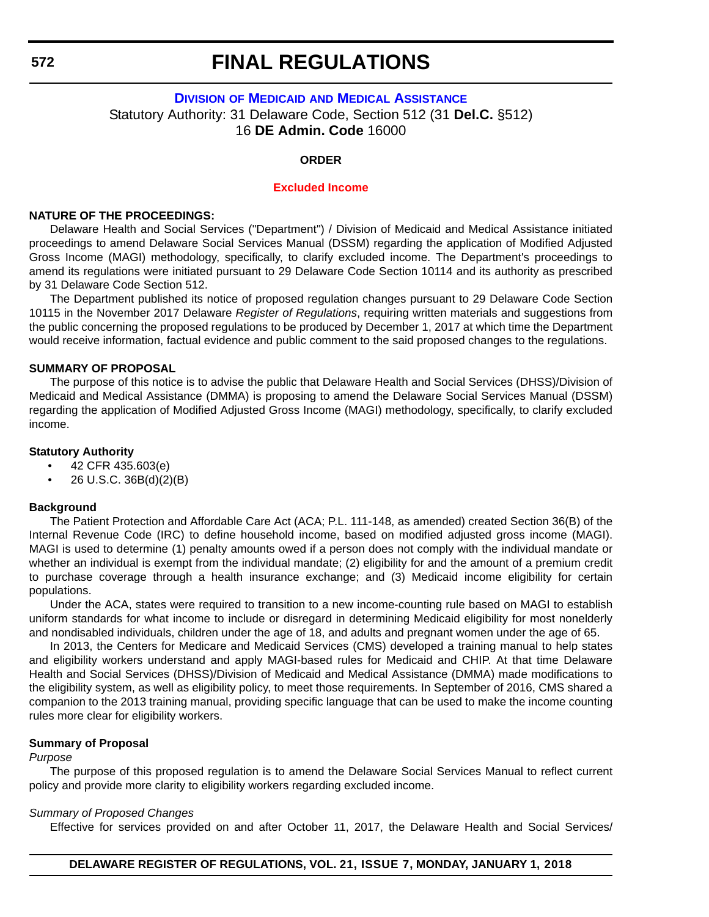# FINAL REGULATIONS

**DIVISION OF MEDICAID AND MEDICAL ASSISTANCE**

Statutory Authority: 31 Delaware Code, Section 512 (31 **Del.C.** §512)
16 **DE Admin. Code** 16000

**ORDER**

**Excluded Income**

**NATURE OF THE PROCEEDINGS:**

Delaware Health and Social Services ("Department") / Division of Medicaid and Medical Assistance initiated proceedings to amend Delaware Social Services Manual (DSSM) regarding the application of Modified Adjusted Gross Income (MAGI) methodology, specifically, to clarify excluded income. The Department's proceedings to amend its regulations were initiated pursuant to 29 Delaware Code Section 10114 and its authority as prescribed by 31 Delaware Code Section 512.

The Department published its notice of proposed regulation changes pursuant to 29 Delaware Code Section 10115 in the November 2017 Delaware *Register of Regulations*, requiring written materials and suggestions from the public concerning the proposed regulations to be produced by December 1, 2017 at which time the Department would receive information, factual evidence and public comment to the said proposed changes to the regulations.

**SUMMARY OF PROPOSAL**

The purpose of this notice is to advise the public that Delaware Health and Social Services (DHSS)/Division of Medicaid and Medical Assistance (DMMA) is proposing to amend the Delaware Social Services Manual (DSSM) regarding the application of Modified Adjusted Gross Income (MAGI) methodology, specifically, to clarify excluded income.

**Statutory Authority**

- 42 CFR 435.603(e)
- 26 U.S.C. 36B(d)(2)(B)

**Background**

The Patient Protection and Affordable Care Act (ACA; P.L. 111-148, as amended) created Section 36(B) of the Internal Revenue Code (IRC) to define household income, based on modified adjusted gross income (MAGI). MAGI is used to determine (1) penalty amounts owed if a person does not comply with the individual mandate or whether an individual is exempt from the individual mandate; (2) eligibility for and the amount of a premium credit to purchase coverage through a health insurance exchange; and (3) Medicaid income eligibility for certain populations.

Under the ACA, states were required to transition to a new income-counting rule based on MAGI to establish uniform standards for what income to include or disregard in determining Medicaid eligibility for most nonelderly and nondisabled individuals, children under the age of 18, and adults and pregnant women under the age of 65.

In 2013, the Centers for Medicare and Medicaid Services (CMS) developed a training manual to help states and eligibility workers understand and apply MAGI-based rules for Medicaid and CHIP. At that time Delaware Health and Social Services (DHSS)/Division of Medicaid and Medical Assistance (DMMA) made modifications to the eligibility system, as well as eligibility policy, to meet those requirements. In September of 2016, CMS shared a companion to the 2013 training manual, providing specific language that can be used to make the income counting rules more clear for eligibility workers.

**Summary of Proposal**

*Purpose*

The purpose of this proposed regulation is to amend the Delaware Social Services Manual to reflect current policy and provide more clarity to eligibility workers regarding excluded income.

*Summary of Proposed Changes*

Effective for services provided on and after October 11, 2017, the Delaware Health and Social Services/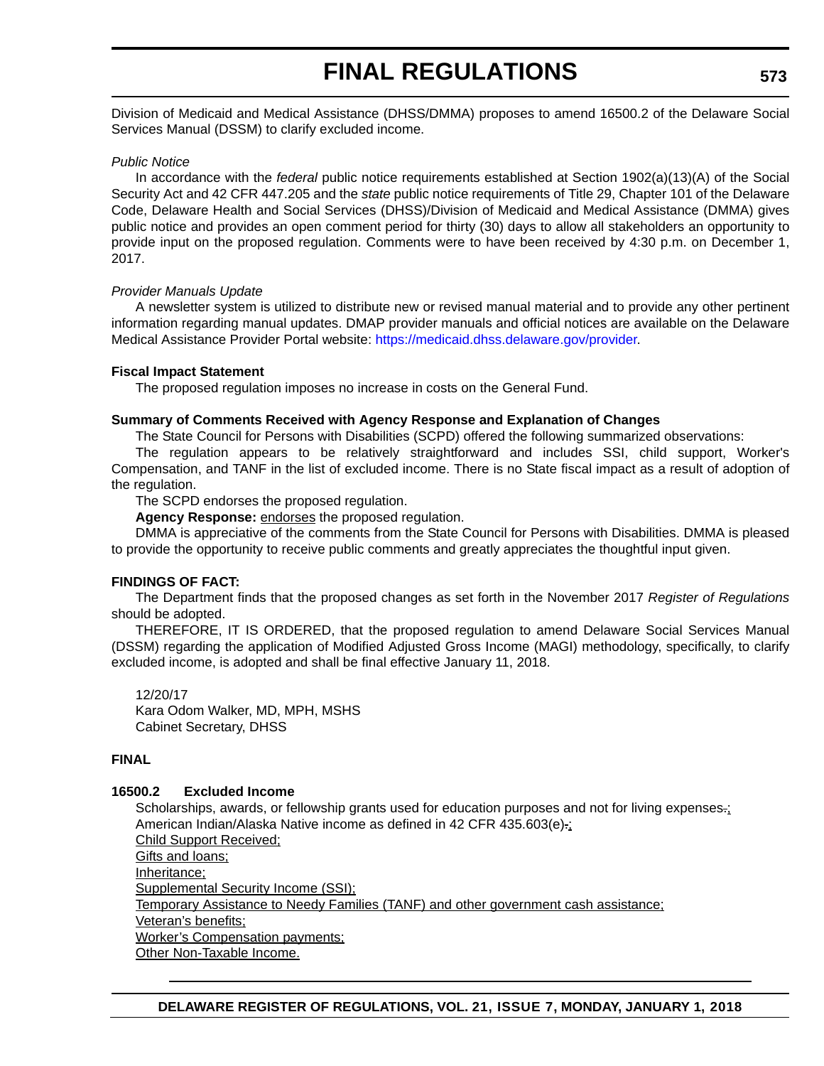Division of Medicaid and Medical Assistance (DHSS/DMMA) proposes to amend 16500.2 of the Delaware Social Services Manual (DSSM) to clarify excluded income.

*Public Notice*

In accordance with the *federal* public notice requirements established at Section 1902(a)(13)(A) of the Social Security Act and 42 CFR 447.205 and the *state* public notice requirements of Title 29, Chapter 101 of the Delaware Code, Delaware Health and Social Services (DHSS)/Division of Medicaid and Medical Assistance (DMMA) gives public notice and provides an open comment period for thirty (30) days to allow all stakeholders an opportunity to provide input on the proposed regulation. Comments were to have been received by 4:30 p.m. on December 1, 2017.

*Provider Manuals Update*

A newsletter system is utilized to distribute new or revised manual material and to provide any other pertinent information regarding manual updates. DMAP provider manuals and official notices are available on the Delaware Medical Assistance Provider Portal website: https://medicaid.dhss.delaware.gov/provider.

**Fiscal Impact Statement**

The proposed regulation imposes no increase in costs on the General Fund.

**Summary of Comments Received with Agency Response and Explanation of Changes**

The State Council for Persons with Disabilities (SCPD) offered the following summarized observations:

The regulation appears to be relatively straightforward and includes SSI, child support, Worker's Compensation, and TANF in the list of excluded income. There is no State fiscal impact as a result of adoption of the regulation.

The SCPD endorses the proposed regulation.

**Agency Response:** endorses the proposed regulation.

DMMA is appreciative of the comments from the State Council for Persons with Disabilities. DMMA is pleased to provide the opportunity to receive public comments and greatly appreciates the thoughtful input given.

**FINDINGS OF FACT:**

The Department finds that the proposed changes as set forth in the November 2017 *Register of Regulations* should be adopted.

THEREFORE, IT IS ORDERED, that the proposed regulation to amend Delaware Social Services Manual (DSSM) regarding the application of Modified Adjusted Gross Income (MAGI) methodology, specifically, to clarify excluded income, is adopted and shall be final effective January 11, 2018.

12/20/17
Kara Odom Walker, MD, MPH, MSHS
Cabinet Secretary, DHSS

**FINAL**

**16500.2 Excluded Income**

Scholarships, awards, or fellowship grants used for education purposes and not for living expenses.;
American Indian/Alaska Native income as defined in 42 CFR 435.603(e).;
Child Support Received;
Gifts and loans;
Inheritance;
Supplemental Security Income (SSI);
Temporary Assistance to Needy Families (TANF) and other government cash assistance;
Veteran's benefits;
Worker's Compensation payments;
Other Non-Taxable Income.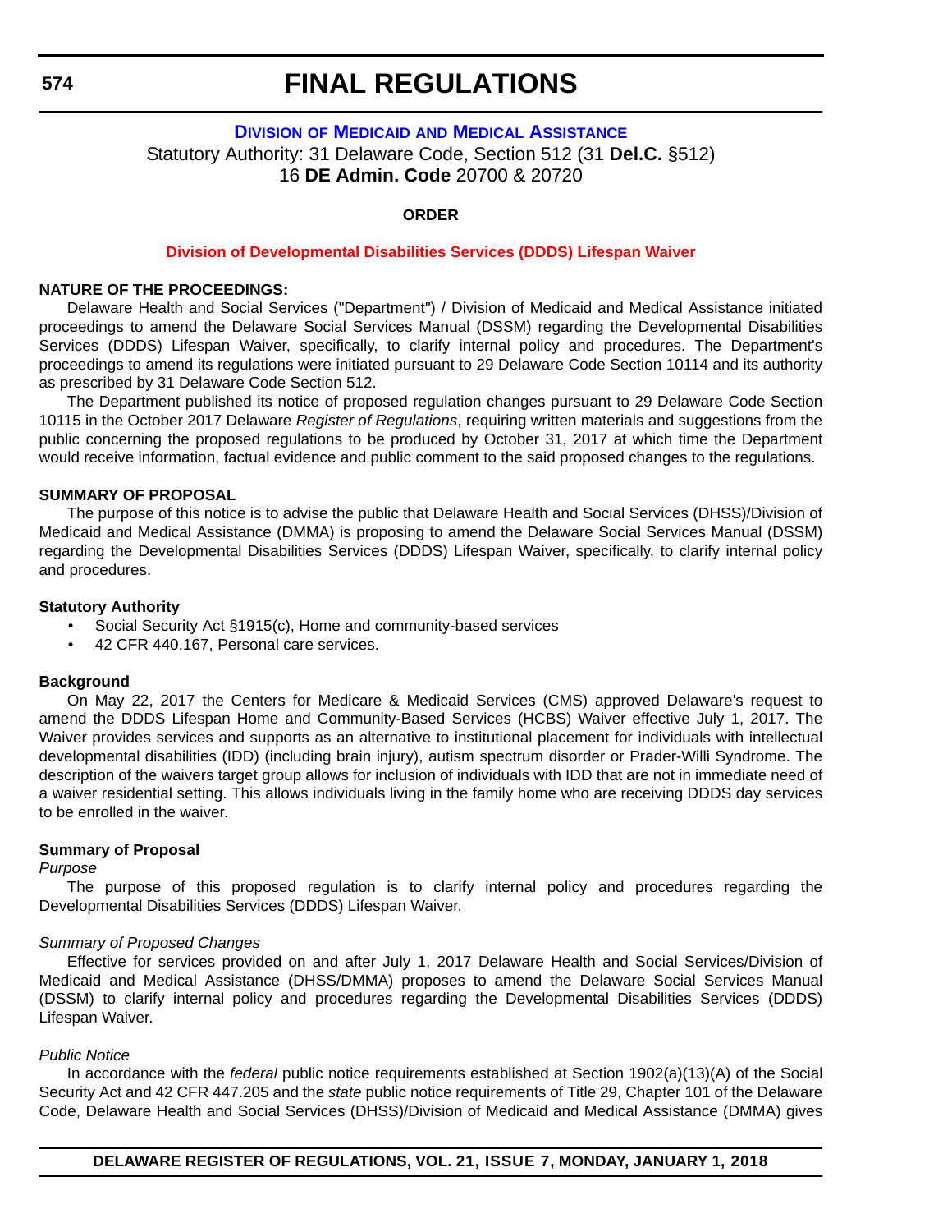# FINAL REGULATIONS

## DIVISION OF MEDICAID AND MEDICAL ASSISTANCE

Statutory Authority: 31 Delaware Code, Section 512 (31 **Del.C.** §512)
16 **DE Admin. Code** 20700 & 20720

**ORDER**

**Division of Developmental Disabilities Services (DDDS) Lifespan Waiver**

**NATURE OF THE PROCEEDINGS:**

Delaware Health and Social Services ("Department") / Division of Medicaid and Medical Assistance initiated proceedings to amend the Delaware Social Services Manual (DSSM) regarding the Developmental Disabilities Services (DDDS) Lifespan Waiver, specifically, to clarify internal policy and procedures. The Department's proceedings to amend its regulations were initiated pursuant to 29 Delaware Code Section 10114 and its authority as prescribed by 31 Delaware Code Section 512.

The Department published its notice of proposed regulation changes pursuant to 29 Delaware Code Section 10115 in the October 2017 Delaware *Register of Regulations*, requiring written materials and suggestions from the public concerning the proposed regulations to be produced by October 31, 2017 at which time the Department would receive information, factual evidence and public comment to the said proposed changes to the regulations.

**SUMMARY OF PROPOSAL**

The purpose of this notice is to advise the public that Delaware Health and Social Services (DHSS)/Division of Medicaid and Medical Assistance (DMMA) is proposing to amend the Delaware Social Services Manual (DSSM) regarding the Developmental Disabilities Services (DDDS) Lifespan Waiver, specifically, to clarify internal policy and procedures.

**Statutory Authority**

- Social Security Act §1915(c), Home and community-based services
- 42 CFR 440.167, Personal care services.

**Background**

On May 22, 2017 the Centers for Medicare & Medicaid Services (CMS) approved Delaware's request to amend the DDDS Lifespan Home and Community-Based Services (HCBS) Waiver effective July 1, 2017. The Waiver provides services and supports as an alternative to institutional placement for individuals with intellectual developmental disabilities (IDD) (including brain injury), autism spectrum disorder or Prader-Willi Syndrome. The description of the waivers target group allows for inclusion of individuals with IDD that are not in immediate need of a waiver residential setting. This allows individuals living in the family home who are receiving DDDS day services to be enrolled in the waiver.

**Summary of Proposal**

*Purpose*

The purpose of this proposed regulation is to clarify internal policy and procedures regarding the Developmental Disabilities Services (DDDS) Lifespan Waiver.

*Summary of Proposed Changes*

Effective for services provided on and after July 1, 2017 Delaware Health and Social Services/Division of Medicaid and Medical Assistance (DHSS/DMMA) proposes to amend the Delaware Social Services Manual (DSSM) to clarify internal policy and procedures regarding the Developmental Disabilities Services (DDDS) Lifespan Waiver.

*Public Notice*

In accordance with the *federal* public notice requirements established at Section 1902(a)(13)(A) of the Social Security Act and 42 CFR 447.205 and the *state* public notice requirements of Title 29, Chapter 101 of the Delaware Code, Delaware Health and Social Services (DHSS)/Division of Medicaid and Medical Assistance (DMMA) gives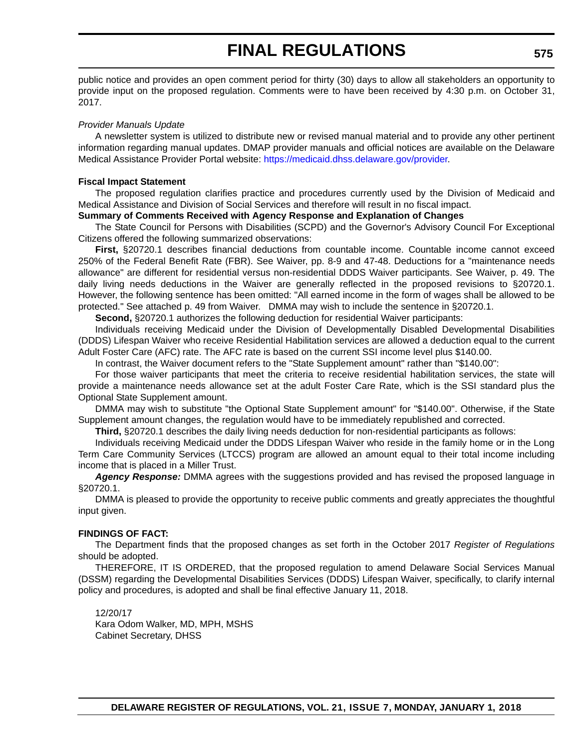public notice and provides an open comment period for thirty (30) days to allow all stakeholders an opportunity to provide input on the proposed regulation. Comments were to have been received by 4:30 p.m. on October 31, 2017.

*Provider Manuals Update*

A newsletter system is utilized to distribute new or revised manual material and to provide any other pertinent information regarding manual updates. DMAP provider manuals and official notices are available on the Delaware Medical Assistance Provider Portal website: https://medicaid.dhss.delaware.gov/provider.

**Fiscal Impact Statement**

The proposed regulation clarifies practice and procedures currently used by the Division of Medicaid and Medical Assistance and Division of Social Services and therefore will result in no fiscal impact.

**Summary of Comments Received with Agency Response and Explanation of Changes**

The State Council for Persons with Disabilities (SCPD) and the Governor's Advisory Council For Exceptional Citizens offered the following summarized observations:

**First,** §20720.1 describes financial deductions from countable income. Countable income cannot exceed 250% of the Federal Benefit Rate (FBR). See Waiver, pp. 8-9 and 47-48. Deductions for a "maintenance needs allowance" are different for residential versus non-residential DDDS Waiver participants. See Waiver, p. 49. The daily living needs deductions in the Waiver are generally reflected in the proposed revisions to §20720.1. However, the following sentence has been omitted: "All earned income in the form of wages shall be allowed to be protected." See attached p. 49 from Waiver. DMMA may wish to include the sentence in §20720.1.

**Second,** §20720.1 authorizes the following deduction for residential Waiver participants:

Individuals receiving Medicaid under the Division of Developmentally Disabled Developmental Disabilities (DDDS) Lifespan Waiver who receive Residential Habilitation services are allowed a deduction equal to the current Adult Foster Care (AFC) rate. The AFC rate is based on the current SSI income level plus $140.00.

In contrast, the Waiver document refers to the "State Supplement amount" rather than "$140.00":

For those waiver participants that meet the criteria to receive residential habilitation services, the state will provide a maintenance needs allowance set at the adult Foster Care Rate, which is the SSI standard plus the Optional State Supplement amount.

DMMA may wish to substitute "the Optional State Supplement amount" for "$140.00". Otherwise, if the State Supplement amount changes, the regulation would have to be immediately republished and corrected.

**Third,** §20720.1 describes the daily living needs deduction for non-residential participants as follows:

Individuals receiving Medicaid under the DDDS Lifespan Waiver who reside in the family home or in the Long Term Care Community Services (LTCCS) program are allowed an amount equal to their total income including income that is placed in a Miller Trust.

***Agency Response:*** DMMA agrees with the suggestions provided and has revised the proposed language in §20720.1.

DMMA is pleased to provide the opportunity to receive public comments and greatly appreciates the thoughtful input given.

**FINDINGS OF FACT:**

The Department finds that the proposed changes as set forth in the October 2017 *Register of Regulations* should be adopted.

THEREFORE, IT IS ORDERED, that the proposed regulation to amend Delaware Social Services Manual (DSSM) regarding the Developmental Disabilities Services (DDDS) Lifespan Waiver, specifically, to clarify internal policy and procedures, is adopted and shall be final effective January 11, 2018.

12/20/17
Kara Odom Walker, MD, MPH, MSHS
Cabinet Secretary, DHSS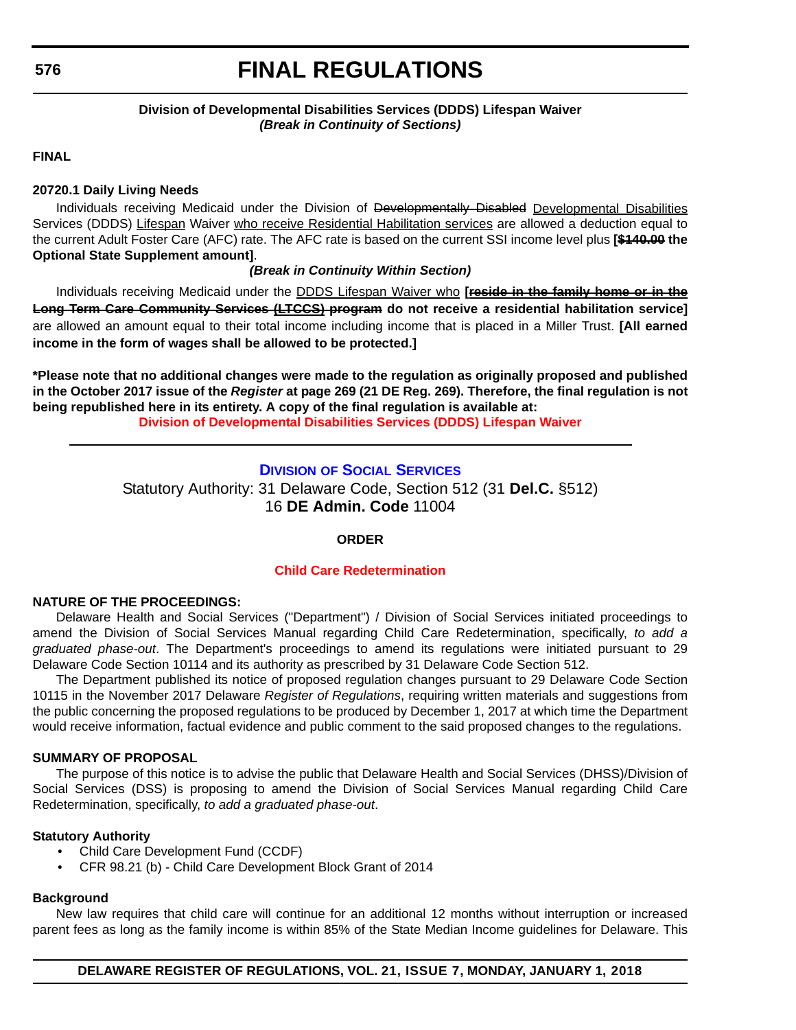**Division of Developmental Disabilities Services (DDDS) Lifespan Waiver**
***(Break in Continuity of Sections)***

**FINAL**

**20720.1 Daily Living Needs**

Individuals receiving Medicaid under the Division of ~~Developmentally Disabled~~ <u>Developmental Disabilities</u> Services (DDDS) <u>Lifespan</u> Waiver <u>who receive Residential Habilitation services</u> are allowed a deduction equal to the current Adult Foster Care (AFC) rate. The AFC rate is based on the current SSI income level plus **[~~$140.00~~ the Optional State Supplement amount]**.

***(Break in Continuity Within Section)***

Individuals receiving Medicaid under the <u>DDDS Lifespan Waiver who</u> **[~~reside in the family home or in the Long Term Care Community Services (LTCCS) program~~ do not receive a residential habilitation service]** are allowed an amount equal to their total income including income that is placed in a Miller Trust. **[All earned income in the form of wages shall be allowed to be protected.]**

**\*Please note that no additional changes were made to the regulation as originally proposed and published in the October 2017 issue of the *Register* at page 269 (21 DE Reg. 269). Therefore, the final regulation is not being republished here in its entirety. A copy of the final regulation is available at:**
**Division of Developmental Disabilities Services (DDDS) Lifespan Waiver**

---

## Division of Social Services

Statutory Authority: 31 Delaware Code, Section 512 (31 **Del.C.** §512)
16 **DE Admin. Code** 11004

**ORDER**

**Child Care Redetermination**

**NATURE OF THE PROCEEDINGS:**

Delaware Health and Social Services ("Department") / Division of Social Services initiated proceedings to amend the Division of Social Services Manual regarding Child Care Redetermination, specifically, *to add a graduated phase-out*. The Department's proceedings to amend its regulations were initiated pursuant to 29 Delaware Code Section 10114 and its authority as prescribed by 31 Delaware Code Section 512.

The Department published its notice of proposed regulation changes pursuant to 29 Delaware Code Section 10115 in the November 2017 Delaware *Register of Regulations*, requiring written materials and suggestions from the public concerning the proposed regulations to be produced by December 1, 2017 at which time the Department would receive information, factual evidence and public comment to the said proposed changes to the regulations.

**SUMMARY OF PROPOSAL**

The purpose of this notice is to advise the public that Delaware Health and Social Services (DHSS)/Division of Social Services (DSS) is proposing to amend the Division of Social Services Manual regarding Child Care Redetermination, specifically, *to add a graduated phase-out*.

**Statutory Authority**

- Child Care Development Fund (CCDF)
- CFR 98.21 (b) - Child Care Development Block Grant of 2014

**Background**

New law requires that child care will continue for an additional 12 months without interruption or increased parent fees as long as the family income is within 85% of the State Median Income guidelines for Delaware. This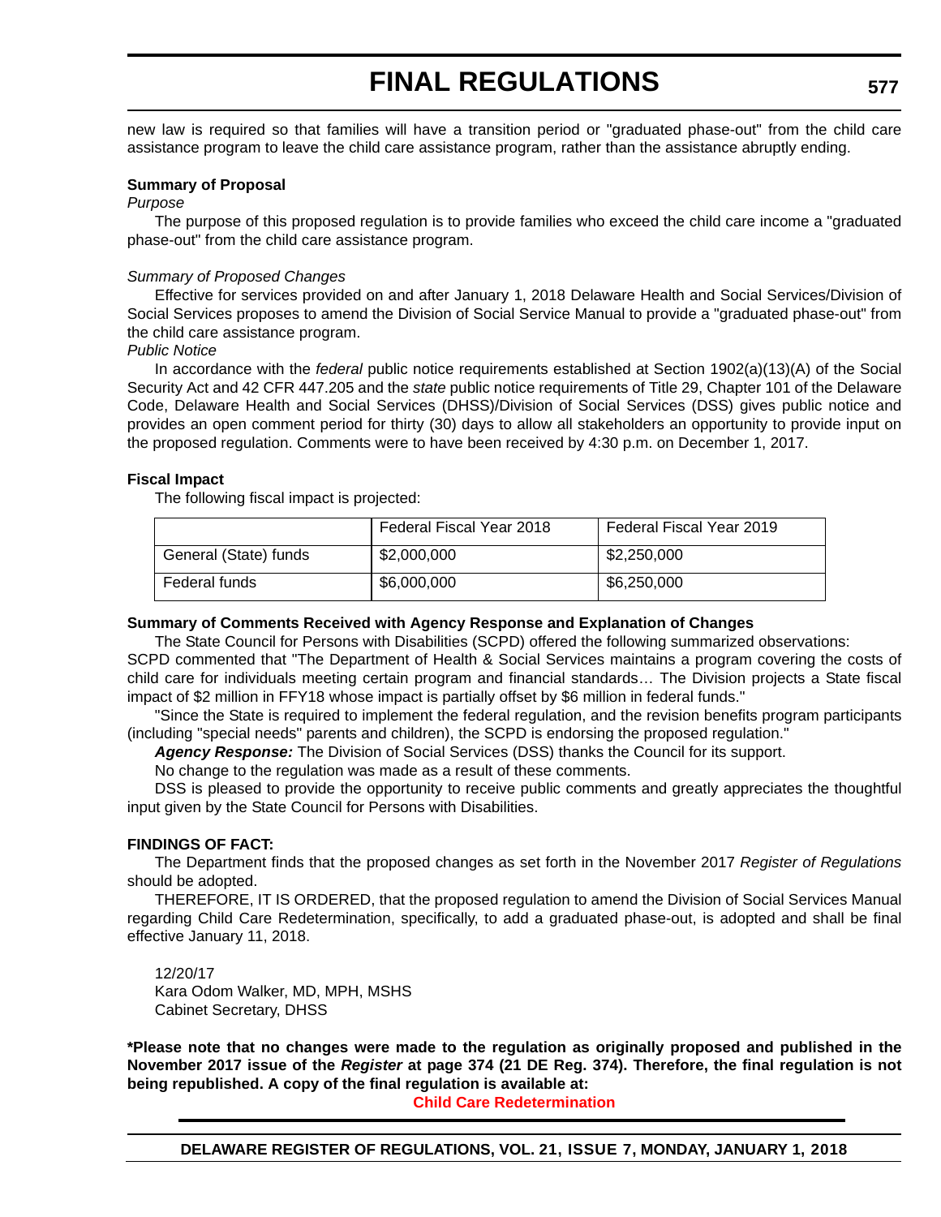new law is required so that families will have a transition period or "graduated phase-out" from the child care assistance program to leave the child care assistance program, rather than the assistance abruptly ending.

**Summary of Proposal**

*Purpose*

The purpose of this proposed regulation is to provide families who exceed the child care income a "graduated phase-out" from the child care assistance program.

*Summary of Proposed Changes*

Effective for services provided on and after January 1, 2018 Delaware Health and Social Services/Division of Social Services proposes to amend the Division of Social Service Manual to provide a "graduated phase-out" from the child care assistance program.

*Public Notice*

In accordance with the *federal* public notice requirements established at Section 1902(a)(13)(A) of the Social Security Act and 42 CFR 447.205 and the *state* public notice requirements of Title 29, Chapter 101 of the Delaware Code, Delaware Health and Social Services (DHSS)/Division of Social Services (DSS) gives public notice and provides an open comment period for thirty (30) days to allow all stakeholders an opportunity to provide input on the proposed regulation. Comments were to have been received by 4:30 p.m. on December 1, 2017.

**Fiscal Impact**

The following fiscal impact is projected:

| | Federal Fiscal Year 2018 | Federal Fiscal Year 2019 |
|---|---|---|
| General (State) funds | $2,000,000 | $2,250,000 |
| Federal funds | $6,000,000 | $6,250,000 |

**Summary of Comments Received with Agency Response and Explanation of Changes**

The State Council for Persons with Disabilities (SCPD) offered the following summarized observations:

SCPD commented that "The Department of Health & Social Services maintains a program covering the costs of child care for individuals meeting certain program and financial standards… The Division projects a State fiscal impact of $2 million in FFY18 whose impact is partially offset by $6 million in federal funds."

"Since the State is required to implement the federal regulation, and the revision benefits program participants (including "special needs" parents and children), the SCPD is endorsing the proposed regulation."

***Agency Response:*** The Division of Social Services (DSS) thanks the Council for its support.

No change to the regulation was made as a result of these comments.

DSS is pleased to provide the opportunity to receive public comments and greatly appreciates the thoughtful input given by the State Council for Persons with Disabilities.

**FINDINGS OF FACT:**

The Department finds that the proposed changes as set forth in the November 2017 *Register of Regulations* should be adopted.

THEREFORE, IT IS ORDERED, that the proposed regulation to amend the Division of Social Services Manual regarding Child Care Redetermination, specifically, to add a graduated phase-out, is adopted and shall be final effective January 11, 2018.

12/20/17

Kara Odom Walker, MD, MPH, MSHS

Cabinet Secretary, DHSS

**\*Please note that no changes were made to the regulation as originally proposed and published in the November 2017 issue of the *Register* at page 374 (21 DE Reg. 374). Therefore, the final regulation is not being republished. A copy of the final regulation is available at:**

**Child Care Redetermination**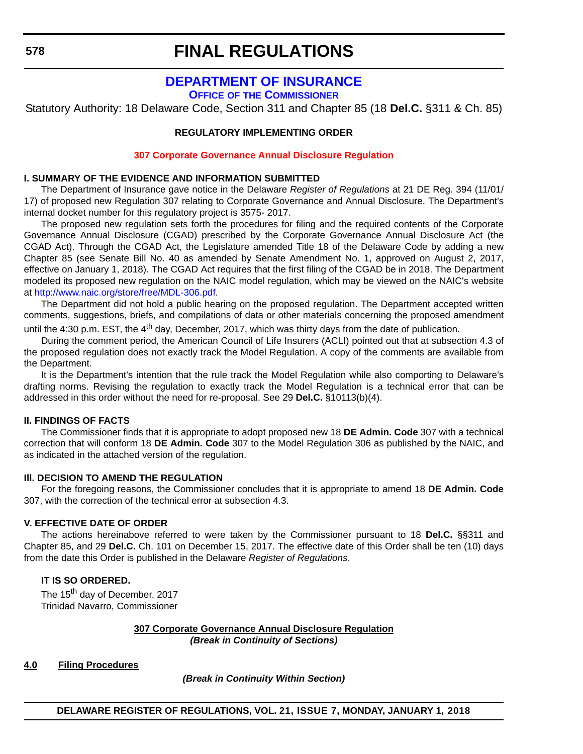# FINAL REGULATIONS

## DEPARTMENT OF INSURANCE

### OFFICE OF THE COMMISSIONER

Statutory Authority: 18 Delaware Code, Section 311 and Chapter 85 (18 **Del.C.** §311 & Ch. 85)

**REGULATORY IMPLEMENTING ORDER**

**307 Corporate Governance Annual Disclosure Regulation**

**I. SUMMARY OF THE EVIDENCE AND INFORMATION SUBMITTED**

The Department of Insurance gave notice in the Delaware *Register of Regulations* at 21 DE Reg. 394 (11/01/17) of proposed new Regulation 307 relating to Corporate Governance and Annual Disclosure. The Department's internal docket number for this regulatory project is 3575- 2017.

The proposed new regulation sets forth the procedures for filing and the required contents of the Corporate Governance Annual Disclosure (CGAD) prescribed by the Corporate Governance Annual Disclosure Act (the CGAD Act). Through the CGAD Act, the Legislature amended Title 18 of the Delaware Code by adding a new Chapter 85 (see Senate Bill No. 40 as amended by Senate Amendment No. 1, approved on August 2, 2017, effective on January 1, 2018). The CGAD Act requires that the first filing of the CGAD be in 2018. The Department modeled its proposed new regulation on the NAIC model regulation, which may be viewed on the NAIC's website at http://www.naic.org/store/free/MDL-306.pdf.

The Department did not hold a public hearing on the proposed regulation. The Department accepted written comments, suggestions, briefs, and compilations of data or other materials concerning the proposed amendment until the 4:30 p.m. EST, the 4th day, December, 2017, which was thirty days from the date of publication.

During the comment period, the American Council of Life Insurers (ACLI) pointed out that at subsection 4.3 of the proposed regulation does not exactly track the Model Regulation. A copy of the comments are available from the Department.

It is the Department's intention that the rule track the Model Regulation while also comporting to Delaware's drafting norms. Revising the regulation to exactly track the Model Regulation is a technical error that can be addressed in this order without the need for re-proposal. See 29 **Del.C.** §10113(b)(4).

**II. FINDINGS OF FACTS**

The Commissioner finds that it is appropriate to adopt proposed new 18 **DE Admin. Code** 307 with a technical correction that will conform 18 **DE Admin. Code** 307 to the Model Regulation 306 as published by the NAIC, and as indicated in the attached version of the regulation.

**III. DECISION TO AMEND THE REGULATION**

For the foregoing reasons, the Commissioner concludes that it is appropriate to amend 18 **DE Admin. Code** 307, with the correction of the technical error at subsection 4.3.

**V. EFFECTIVE DATE OF ORDER**

The actions hereinabove referred to were taken by the Commissioner pursuant to 18 **Del.C.** §§311 and Chapter 85, and 29 **Del.C.** Ch. 101 on December 15, 2017. The effective date of this Order shall be ten (10) days from the date this Order is published in the Delaware *Register of Regulations*.

**IT IS SO ORDERED.**

The 15th day of December, 2017
Trinidad Navarro, Commissioner

**307 Corporate Governance Annual Disclosure Regulation**
***(Break in Continuity of Sections)***

**4.0 Filing Procedures**

***(Break in Continuity Within Section)***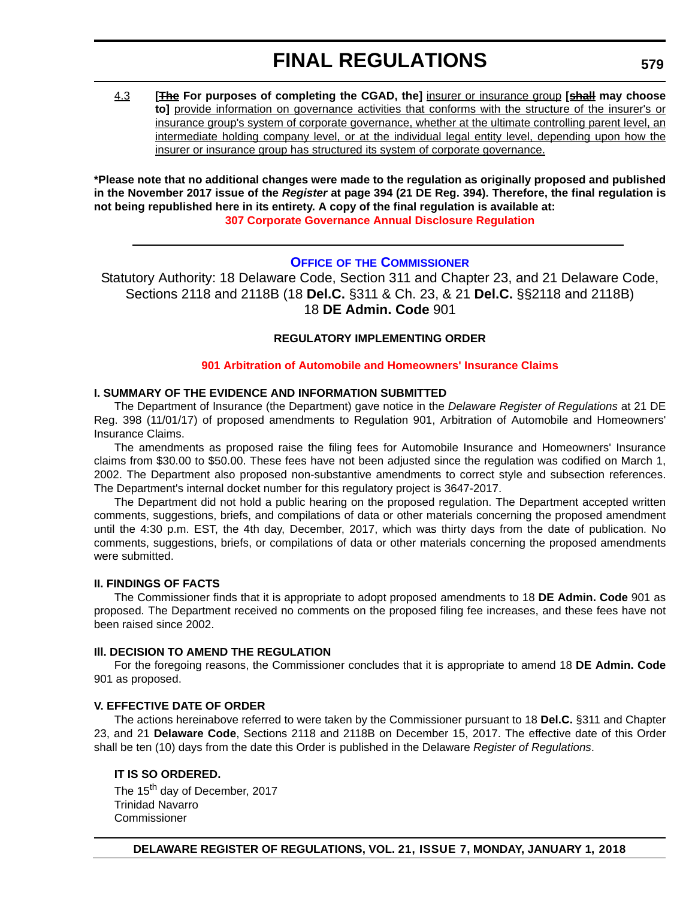4.3 **[~~The~~ For purposes of completing the CGAD, the]** <u>insurer or insurance group</u> **[~~shall~~ may choose to]** <u>provide information on governance activities that conforms with the structure of the insurer's or insurance group's system of corporate governance, whether at the ultimate controlling parent level, an intermediate holding company level, or at the individual legal entity level, depending upon how the insurer or insurance group has structured its system of corporate governance.</u>

**\*Please note that no additional changes were made to the regulation as originally proposed and published in the November 2017 issue of the *Register* at page 394 (21 DE Reg. 394). Therefore, the final regulation is not being republished here in its entirety. A copy of the final regulation is available at:**

**307 Corporate Governance Annual Disclosure Regulation**

---

## OFFICE OF THE COMMISSIONER

Statutory Authority: 18 Delaware Code, Section 311 and Chapter 23, and 21 Delaware Code, Sections 2118 and 2118B (18 **Del.C.** §311 & Ch. 23, & 21 **Del.C.** §§2118 and 2118B)
18 **DE Admin. Code** 901

### REGULATORY IMPLEMENTING ORDER

**901 Arbitration of Automobile and Homeowners' Insurance Claims**

#### I. SUMMARY OF THE EVIDENCE AND INFORMATION SUBMITTED

The Department of Insurance (the Department) gave notice in the *Delaware Register of Regulations* at 21 DE Reg. 398 (11/01/17) of proposed amendments to Regulation 901, Arbitration of Automobile and Homeowners' Insurance Claims.

The amendments as proposed raise the filing fees for Automobile Insurance and Homeowners' Insurance claims from $30.00 to $50.00. These fees have not been adjusted since the regulation was codified on March 1, 2002. The Department also proposed non-substantive amendments to correct style and subsection references. The Department's internal docket number for this regulatory project is 3647-2017.

The Department did not hold a public hearing on the proposed regulation. The Department accepted written comments, suggestions, briefs, and compilations of data or other materials concerning the proposed amendment until the 4:30 p.m. EST, the 4th day, December, 2017, which was thirty days from the date of publication. No comments, suggestions, briefs, or compilations of data or other materials concerning the proposed amendments were submitted.

#### II. FINDINGS OF FACTS

The Commissioner finds that it is appropriate to adopt proposed amendments to 18 **DE Admin. Code** 901 as proposed. The Department received no comments on the proposed filing fee increases, and these fees have not been raised since 2002.

#### III. DECISION TO AMEND THE REGULATION

For the foregoing reasons, the Commissioner concludes that it is appropriate to amend 18 **DE Admin. Code** 901 as proposed.

#### V. EFFECTIVE DATE OF ORDER

The actions hereinabove referred to were taken by the Commissioner pursuant to 18 **Del.C.** §311 and Chapter 23, and 21 **Delaware Code**, Sections 2118 and 2118B on December 15, 2017. The effective date of this Order shall be ten (10) days from the date this Order is published in the Delaware *Register of Regulations*.

**IT IS SO ORDERED.**

The 15th day of December, 2017
Trinidad Navarro
Commissioner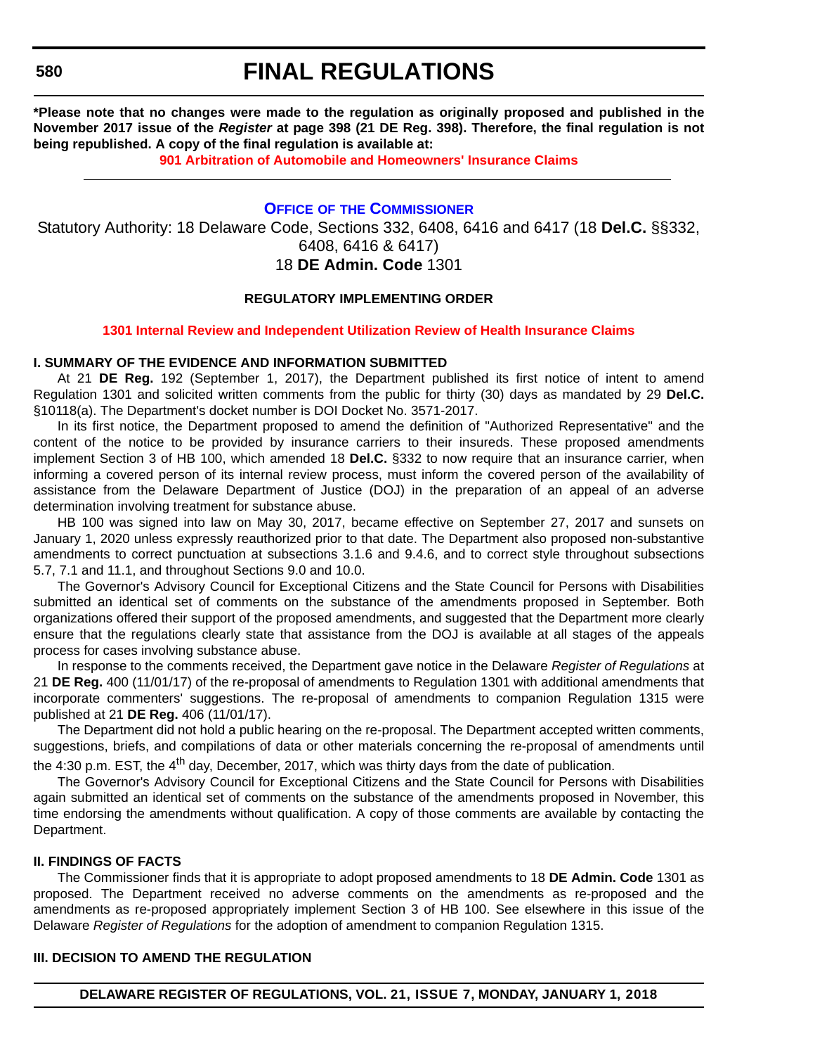**\*Please note that no changes were made to the regulation as originally proposed and published in the November 2017 issue of the *Register* at page 398 (21 DE Reg. 398). Therefore, the final regulation is not being republished. A copy of the final regulation is available at:**

**901 Arbitration of Automobile and Homeowners' Insurance Claims**

---

## OFFICE OF THE COMMISSIONER

Statutory Authority: 18 Delaware Code, Sections 332, 6408, 6416 and 6417 (18 **Del.C.** §§332, 6408, 6416 & 6417)

18 **DE Admin. Code** 1301

### REGULATORY IMPLEMENTING ORDER

**1301 Internal Review and Independent Utilization Review of Health Insurance Claims**

**I. SUMMARY OF THE EVIDENCE AND INFORMATION SUBMITTED**

At 21 **DE Reg.** 192 (September 1, 2017), the Department published its first notice of intent to amend Regulation 1301 and solicited written comments from the public for thirty (30) days as mandated by 29 **Del.C.** §10118(a). The Department's docket number is DOI Docket No. 3571-2017.

In its first notice, the Department proposed to amend the definition of "Authorized Representative" and the content of the notice to be provided by insurance carriers to their insureds. These proposed amendments implement Section 3 of HB 100, which amended 18 **Del.C.** §332 to now require that an insurance carrier, when informing a covered person of its internal review process, must inform the covered person of the availability of assistance from the Delaware Department of Justice (DOJ) in the preparation of an appeal of an adverse determination involving treatment for substance abuse.

HB 100 was signed into law on May 30, 2017, became effective on September 27, 2017 and sunsets on January 1, 2020 unless expressly reauthorized prior to that date. The Department also proposed non-substantive amendments to correct punctuation at subsections 3.1.6 and 9.4.6, and to correct style throughout subsections 5.7, 7.1 and 11.1, and throughout Sections 9.0 and 10.0.

The Governor's Advisory Council for Exceptional Citizens and the State Council for Persons with Disabilities submitted an identical set of comments on the substance of the amendments proposed in September. Both organizations offered their support of the proposed amendments, and suggested that the Department more clearly ensure that the regulations clearly state that assistance from the DOJ is available at all stages of the appeals process for cases involving substance abuse.

In response to the comments received, the Department gave notice in the Delaware *Register of Regulations* at 21 **DE Reg.** 400 (11/01/17) of the re-proposal of amendments to Regulation 1301 with additional amendments that incorporate commenters' suggestions. The re-proposal of amendments to companion Regulation 1315 were published at 21 **DE Reg.** 406 (11/01/17).

The Department did not hold a public hearing on the re-proposal. The Department accepted written comments, suggestions, briefs, and compilations of data or other materials concerning the re-proposal of amendments until the 4:30 p.m. EST, the 4th day, December, 2017, which was thirty days from the date of publication.

The Governor's Advisory Council for Exceptional Citizens and the State Council for Persons with Disabilities again submitted an identical set of comments on the substance of the amendments proposed in November, this time endorsing the amendments without qualification. A copy of those comments are available by contacting the Department.

**II. FINDINGS OF FACTS**

The Commissioner finds that it is appropriate to adopt proposed amendments to 18 **DE Admin. Code** 1301 as proposed. The Department received no adverse comments on the amendments as re-proposed and the amendments as re-proposed appropriately implement Section 3 of HB 100. See elsewhere in this issue of the Delaware *Register of Regulations* for the adoption of amendment to companion Regulation 1315.

**III. DECISION TO AMEND THE REGULATION**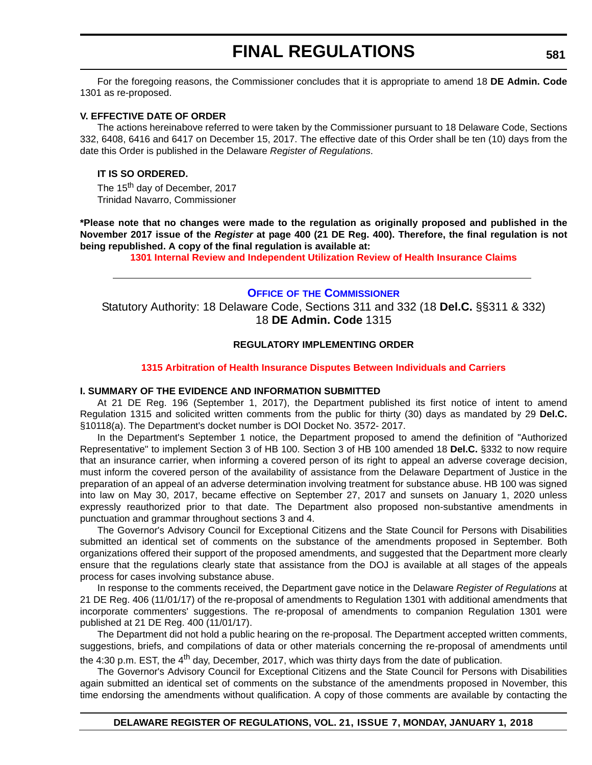For the foregoing reasons, the Commissioner concludes that it is appropriate to amend 18 **DE Admin. Code** 1301 as re-proposed.

**V. EFFECTIVE DATE OF ORDER**

The actions hereinabove referred to were taken by the Commissioner pursuant to 18 Delaware Code, Sections 332, 6408, 6416 and 6417 on December 15, 2017. The effective date of this Order shall be ten (10) days from the date this Order is published in the Delaware *Register of Regulations*.

**IT IS SO ORDERED.**

The 15th day of December, 2017
Trinidad Navarro, Commissioner

**\*Please note that no changes were made to the regulation as originally proposed and published in the November 2017 issue of the *Register* at page 400 (21 DE Reg. 400). Therefore, the final regulation is not being republished. A copy of the final regulation is available at:**

**1301 Internal Review and Independent Utilization Review of Health Insurance Claims**

---

## OFFICE OF THE COMMISSIONER

Statutory Authority: 18 Delaware Code, Sections 311 and 332 (18 **Del.C.** §§311 & 332)
18 **DE Admin. Code** 1315

### REGULATORY IMPLEMENTING ORDER

**1315 Arbitration of Health Insurance Disputes Between Individuals and Carriers**

**I. SUMMARY OF THE EVIDENCE AND INFORMATION SUBMITTED**

At 21 DE Reg. 196 (September 1, 2017), the Department published its first notice of intent to amend Regulation 1315 and solicited written comments from the public for thirty (30) days as mandated by 29 **Del.C.** §10118(a). The Department's docket number is DOI Docket No. 3572- 2017.

In the Department's September 1 notice, the Department proposed to amend the definition of "Authorized Representative" to implement Section 3 of HB 100. Section 3 of HB 100 amended 18 **Del.C.** §332 to now require that an insurance carrier, when informing a covered person of its right to appeal an adverse coverage decision, must inform the covered person of the availability of assistance from the Delaware Department of Justice in the preparation of an appeal of an adverse determination involving treatment for substance abuse. HB 100 was signed into law on May 30, 2017, became effective on September 27, 2017 and sunsets on January 1, 2020 unless expressly reauthorized prior to that date. The Department also proposed non-substantive amendments in punctuation and grammar throughout sections 3 and 4.

The Governor's Advisory Council for Exceptional Citizens and the State Council for Persons with Disabilities submitted an identical set of comments on the substance of the amendments proposed in September. Both organizations offered their support of the proposed amendments, and suggested that the Department more clearly ensure that the regulations clearly state that assistance from the DOJ is available at all stages of the appeals process for cases involving substance abuse.

In response to the comments received, the Department gave notice in the Delaware *Register of Regulations* at 21 DE Reg. 406 (11/01/17) of the re-proposal of amendments to Regulation 1301 with additional amendments that incorporate commenters' suggestions. The re-proposal of amendments to companion Regulation 1301 were published at 21 DE Reg. 400 (11/01/17).

The Department did not hold a public hearing on the re-proposal. The Department accepted written comments, suggestions, briefs, and compilations of data or other materials concerning the re-proposal of amendments until the 4:30 p.m. EST, the 4th day, December, 2017, which was thirty days from the date of publication.

The Governor's Advisory Council for Exceptional Citizens and the State Council for Persons with Disabilities again submitted an identical set of comments on the substance of the amendments proposed in November, this time endorsing the amendments without qualification. A copy of those comments are available by contacting the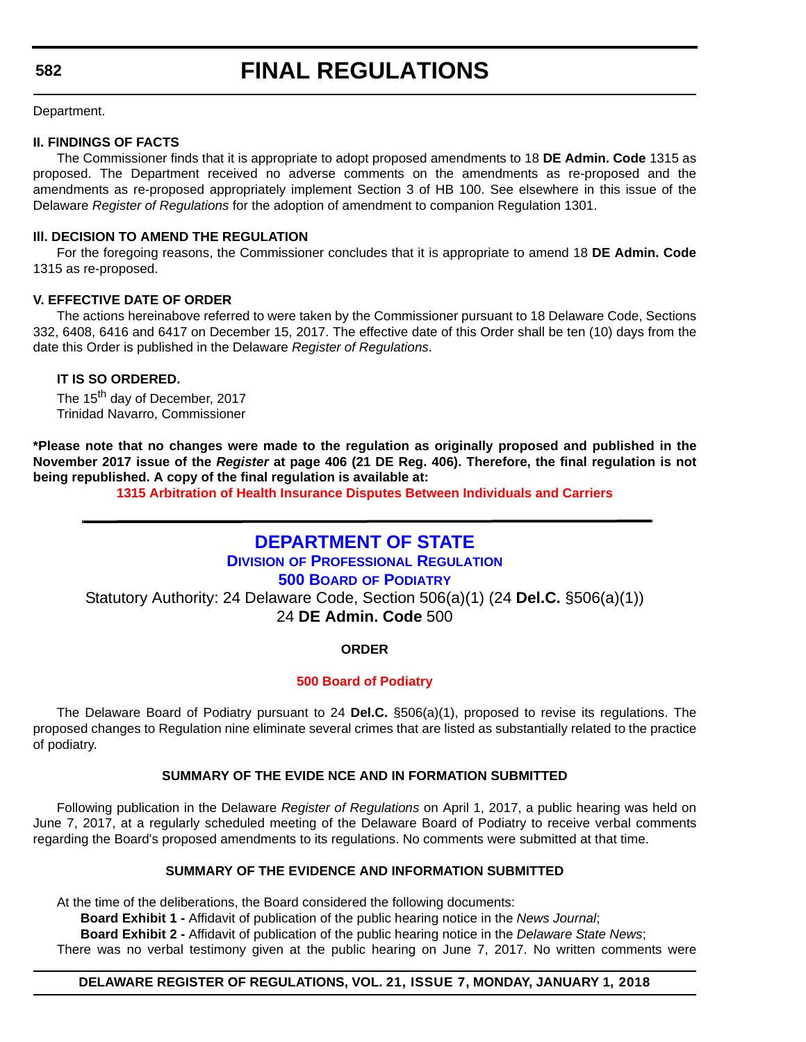Department.

**II. FINDINGS OF FACTS**

The Commissioner finds that it is appropriate to adopt proposed amendments to 18 **DE Admin. Code** 1315 as proposed. The Department received no adverse comments on the amendments as re-proposed and the amendments as re-proposed appropriately implement Section 3 of HB 100. See elsewhere in this issue of the Delaware *Register of Regulations* for the adoption of amendment to companion Regulation 1301.

**III. DECISION TO AMEND THE REGULATION**

For the foregoing reasons, the Commissioner concludes that it is appropriate to amend 18 **DE Admin. Code** 1315 as re-proposed.

**V. EFFECTIVE DATE OF ORDER**

The actions hereinabove referred to were taken by the Commissioner pursuant to 18 Delaware Code, Sections 332, 6408, 6416 and 6417 on December 15, 2017. The effective date of this Order shall be ten (10) days from the date this Order is published in the Delaware *Register of Regulations*.

**IT IS SO ORDERED.**

The 15th day of December, 2017
Trinidad Navarro, Commissioner

***Please note that no changes were made to the regulation as originally proposed and published in the November 2017 issue of the *Register* at page 406 (21 DE Reg. 406). Therefore, the final regulation is not being republished. A copy of the final regulation is available at:**

**1315 Arbitration of Health Insurance Disputes Between Individuals and Carriers**

---

# DEPARTMENT OF STATE

## DIVISION OF PROFESSIONAL REGULATION

## 500 BOARD OF PODIATRY

Statutory Authority: 24 Delaware Code, Section 506(a)(1) (24 **Del.C.** §506(a)(1))
24 **DE Admin. Code** 500

**ORDER**

**500 Board of Podiatry**

The Delaware Board of Podiatry pursuant to 24 **Del.C.** §506(a)(1), proposed to revise its regulations. The proposed changes to Regulation nine eliminate several crimes that are listed as substantially related to the practice of podiatry.

**SUMMARY OF THE EVIDE NCE AND IN FORMATION SUBMITTED**

Following publication in the Delaware *Register of Regulations* on April 1, 2017, a public hearing was held on June 7, 2017, at a regularly scheduled meeting of the Delaware Board of Podiatry to receive verbal comments regarding the Board's proposed amendments to its regulations. No comments were submitted at that time.

**SUMMARY OF THE EVIDENCE AND INFORMATION SUBMITTED**

At the time of the deliberations, the Board considered the following documents:

**Board Exhibit 1 -** Affidavit of publication of the public hearing notice in the *News Journal*;

**Board Exhibit 2 -** Affidavit of publication of the public hearing notice in the *Delaware State News*;

There was no verbal testimony given at the public hearing on June 7, 2017. No written comments were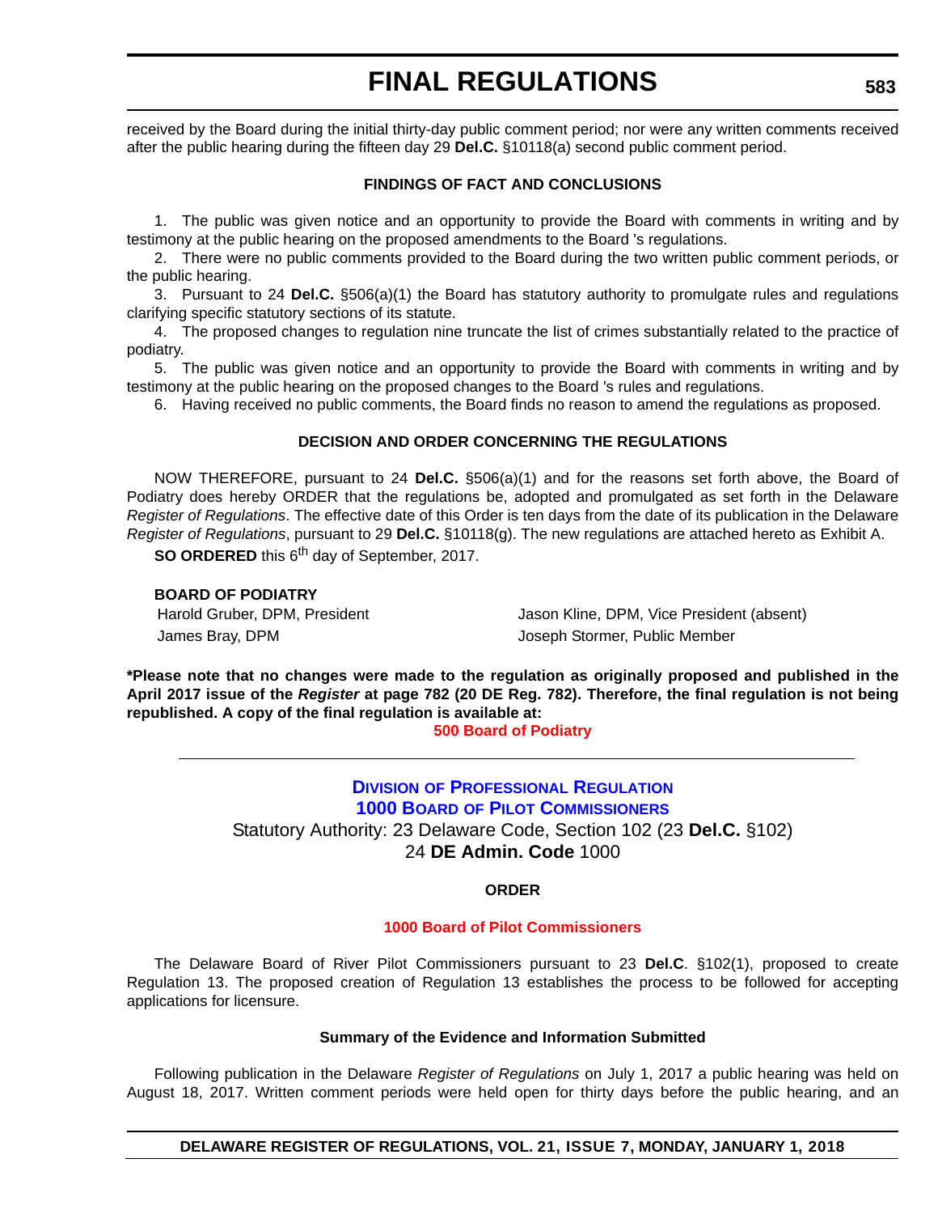received by the Board during the initial thirty-day public comment period; nor were any written comments received after the public hearing during the fifteen day 29 **Del.C.** §10118(a) second public comment period.

**FINDINGS OF FACT AND CONCLUSIONS**

1. The public was given notice and an opportunity to provide the Board with comments in writing and by testimony at the public hearing on the proposed amendments to the Board 's regulations.

2. There were no public comments provided to the Board during the two written public comment periods, or the public hearing.

3. Pursuant to 24 **Del.C.** §506(a)(1) the Board has statutory authority to promulgate rules and regulations clarifying specific statutory sections of its statute.

4. The proposed changes to regulation nine truncate the list of crimes substantially related to the practice of podiatry.

5. The public was given notice and an opportunity to provide the Board with comments in writing and by testimony at the public hearing on the proposed changes to the Board 's rules and regulations.

6. Having received no public comments, the Board finds no reason to amend the regulations as proposed.

**DECISION AND ORDER CONCERNING THE REGULATIONS**

NOW THEREFORE, pursuant to 24 **Del.C.** §506(a)(1) and for the reasons set forth above, the Board of Podiatry does hereby ORDER that the regulations be, adopted and promulgated as set forth in the Delaware *Register of Regulations*. The effective date of this Order is ten days from the date of its publication in the Delaware *Register of Regulations*, pursuant to 29 **Del.C.** §10118(g). The new regulations are attached hereto as Exhibit A.

**SO ORDERED** this 6th day of September, 2017.

**BOARD OF PODIATRY**

Harold Gruber, DPM, President

Jason Kline, DPM, Vice President (absent)

James Bray, DPM

Joseph Stormer, Public Member

**\*Please note that no changes were made to the regulation as originally proposed and published in the April 2017 issue of the *Register* at page 782 (20 DE Reg. 782). Therefore, the final regulation is not being republished. A copy of the final regulation is available at:**

**500 Board of Podiatry**

---

## DIVISION OF PROFESSIONAL REGULATION
## 1000 BOARD OF PILOT COMMISSIONERS

Statutory Authority: 23 Delaware Code, Section 102 (23 **Del.C.** §102)
24 **DE Admin. Code** 1000

**ORDER**

**1000 Board of Pilot Commissioners**

The Delaware Board of River Pilot Commissioners pursuant to 23 **Del.C**. §102(1), proposed to create Regulation 13. The proposed creation of Regulation 13 establishes the process to be followed for accepting applications for licensure.

**Summary of the Evidence and Information Submitted**

Following publication in the Delaware *Register of Regulations* on July 1, 2017 a public hearing was held on August 18, 2017. Written comment periods were held open for thirty days before the public hearing, and an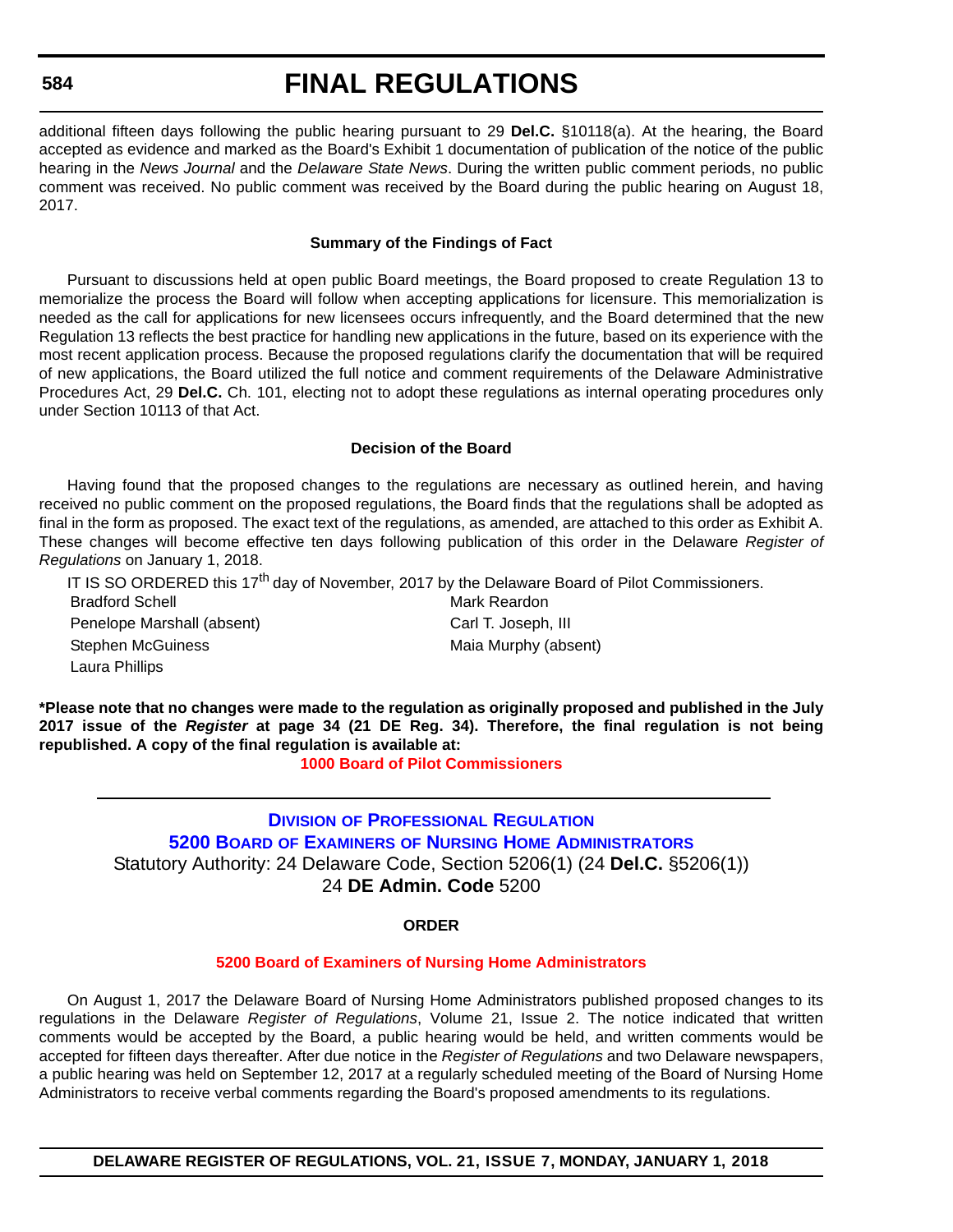additional fifteen days following the public hearing pursuant to 29 **Del.C.** §10118(a). At the hearing, the Board accepted as evidence and marked as the Board's Exhibit 1 documentation of publication of the notice of the public hearing in the *News Journal* and the *Delaware State News*. During the written public comment periods, no public comment was received. No public comment was received by the Board during the public hearing on August 18, 2017.

**Summary of the Findings of Fact**

Pursuant to discussions held at open public Board meetings, the Board proposed to create Regulation 13 to memorialize the process the Board will follow when accepting applications for licensure. This memorialization is needed as the call for applications for new licensees occurs infrequently, and the Board determined that the new Regulation 13 reflects the best practice for handling new applications in the future, based on its experience with the most recent application process. Because the proposed regulations clarify the documentation that will be required of new applications, the Board utilized the full notice and comment requirements of the Delaware Administrative Procedures Act, 29 **Del.C.** Ch. 101, electing not to adopt these regulations as internal operating procedures only under Section 10113 of that Act.

**Decision of the Board**

Having found that the proposed changes to the regulations are necessary as outlined herein, and having received no public comment on the proposed regulations, the Board finds that the regulations shall be adopted as final in the form as proposed. The exact text of the regulations, as amended, are attached to this order as Exhibit A. These changes will become effective ten days following publication of this order in the Delaware *Register of Regulations* on January 1, 2018.

IT IS SO ORDERED this 17th day of November, 2017 by the Delaware Board of Pilot Commissioners.

| | |
|---|---|
| Bradford Schell | Mark Reardon |
| Penelope Marshall (absent) | Carl T. Joseph, III |
| Stephen McGuiness | Maia Murphy (absent) |
| Laura Phillips | |

**\*Please note that no changes were made to the regulation as originally proposed and published in the July 2017 issue of the *Register* at page 34 (21 DE Reg. 34). Therefore, the final regulation is not being republished. A copy of the final regulation is available at:**

**1000 Board of Pilot Commissioners**

---

## Division of Professional Regulation

## 5200 Board of Examiners of Nursing Home Administrators

Statutory Authority: 24 Delaware Code, Section 5206(1) (24 **Del.C.** §5206(1))

24 **DE Admin. Code** 5200

**ORDER**

**5200 Board of Examiners of Nursing Home Administrators**

On August 1, 2017 the Delaware Board of Nursing Home Administrators published proposed changes to its regulations in the Delaware *Register of Regulations*, Volume 21, Issue 2. The notice indicated that written comments would be accepted by the Board, a public hearing would be held, and written comments would be accepted for fifteen days thereafter. After due notice in the *Register of Regulations* and two Delaware newspapers, a public hearing was held on September 12, 2017 at a regularly scheduled meeting of the Board of Nursing Home Administrators to receive verbal comments regarding the Board's proposed amendments to its regulations.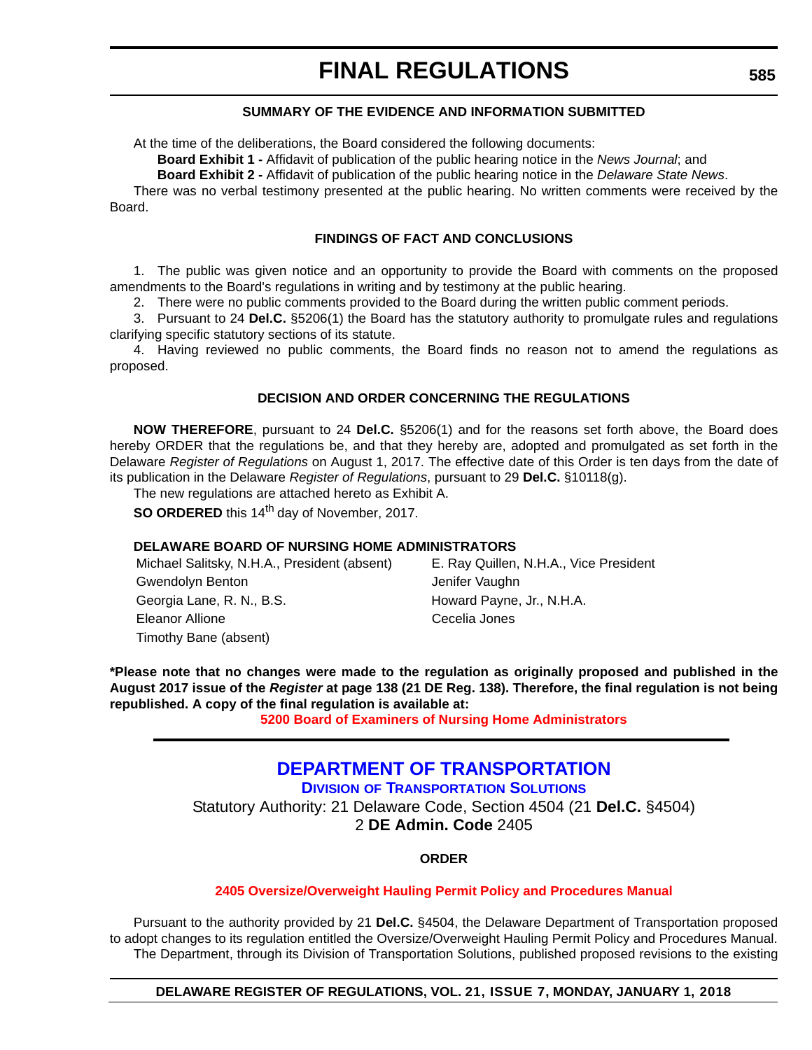#### SUMMARY OF THE EVIDENCE AND INFORMATION SUBMITTED

At the time of the deliberations, the Board considered the following documents:

**Board Exhibit 1 -** Affidavit of publication of the public hearing notice in the *News Journal*; and

**Board Exhibit 2 -** Affidavit of publication of the public hearing notice in the *Delaware State News*.

There was no verbal testimony presented at the public hearing. No written comments were received by the Board.

#### FINDINGS OF FACT AND CONCLUSIONS

1. The public was given notice and an opportunity to provide the Board with comments on the proposed amendments to the Board's regulations in writing and by testimony at the public hearing.

2. There were no public comments provided to the Board during the written public comment periods.

3. Pursuant to 24 **Del.C.** §5206(1) the Board has the statutory authority to promulgate rules and regulations clarifying specific statutory sections of its statute.

4. Having reviewed no public comments, the Board finds no reason not to amend the regulations as proposed.

#### DECISION AND ORDER CONCERNING THE REGULATIONS

**NOW THEREFORE**, pursuant to 24 **Del.C.** §5206(1) and for the reasons set forth above, the Board does hereby ORDER that the regulations be, and that they hereby are, adopted and promulgated as set forth in the Delaware *Register of Regulations* on August 1, 2017. The effective date of this Order is ten days from the date of its publication in the Delaware *Register of Regulations*, pursuant to 29 **Del.C.** §10118(g).

The new regulations are attached hereto as Exhibit A.

**SO ORDERED** this 14th day of November, 2017.

**DELAWARE BOARD OF NURSING HOME ADMINISTRATORS**

Michael Salitsky, N.H.A., President (absent)
E. Ray Quillen, N.H.A., Vice President
Gwendolyn Benton
Jenifer Vaughn
Georgia Lane, R. N., B.S.
Howard Payne, Jr., N.H.A.
Eleanor Allione
Cecelia Jones
Timothy Bane (absent)

**\*Please note that no changes were made to the regulation as originally proposed and published in the August 2017 issue of the *Register* at page 138 (21 DE Reg. 138). Therefore, the final regulation is not being republished. A copy of the final regulation is available at:**

**5200 Board of Examiners of Nursing Home Administrators**

---

## DEPARTMENT OF TRANSPORTATION

### DIVISION OF TRANSPORTATION SOLUTIONS

Statutory Authority: 21 Delaware Code, Section 4504 (21 **Del.C.** §4504)
2 **DE Admin. Code** 2405

#### ORDER

#### 2405 Oversize/Overweight Hauling Permit Policy and Procedures Manual

Pursuant to the authority provided by 21 **Del.C.** §4504, the Delaware Department of Transportation proposed to adopt changes to its regulation entitled the Oversize/Overweight Hauling Permit Policy and Procedures Manual.

The Department, through its Division of Transportation Solutions, published proposed revisions to the existing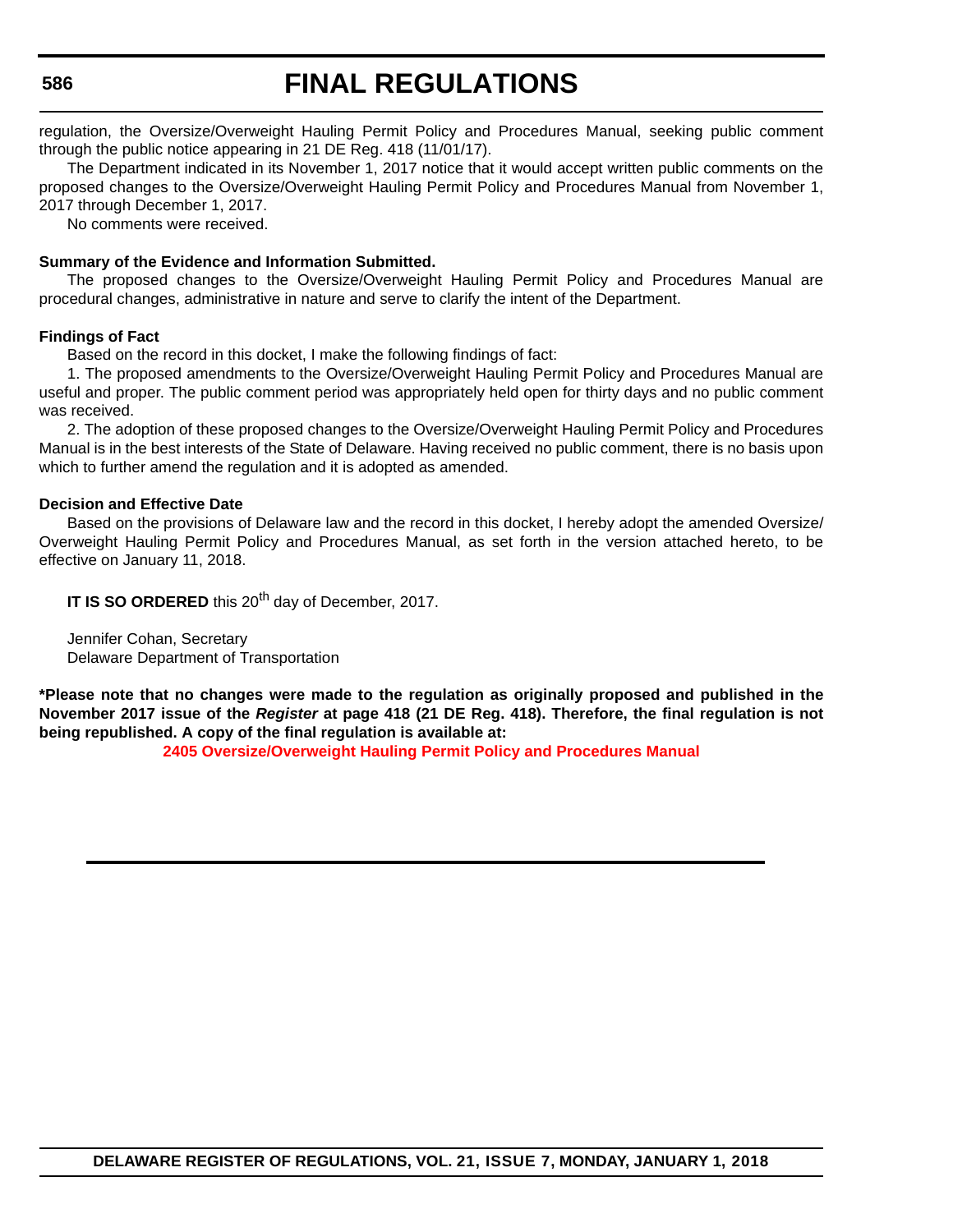regulation, the Oversize/Overweight Hauling Permit Policy and Procedures Manual, seeking public comment through the public notice appearing in 21 DE Reg. 418 (11/01/17).

The Department indicated in its November 1, 2017 notice that it would accept written public comments on the proposed changes to the Oversize/Overweight Hauling Permit Policy and Procedures Manual from November 1, 2017 through December 1, 2017.

No comments were received.

**Summary of the Evidence and Information Submitted.**

The proposed changes to the Oversize/Overweight Hauling Permit Policy and Procedures Manual are procedural changes, administrative in nature and serve to clarify the intent of the Department.

**Findings of Fact**

Based on the record in this docket, I make the following findings of fact:

1. The proposed amendments to the Oversize/Overweight Hauling Permit Policy and Procedures Manual are useful and proper. The public comment period was appropriately held open for thirty days and no public comment was received.

2. The adoption of these proposed changes to the Oversize/Overweight Hauling Permit Policy and Procedures Manual is in the best interests of the State of Delaware. Having received no public comment, there is no basis upon which to further amend the regulation and it is adopted as amended.

**Decision and Effective Date**

Based on the provisions of Delaware law and the record in this docket, I hereby adopt the amended Oversize/Overweight Hauling Permit Policy and Procedures Manual, as set forth in the version attached hereto, to be effective on January 11, 2018.

**IT IS SO ORDERED** this 20th day of December, 2017.

Jennifer Cohan, Secretary
Delaware Department of Transportation

**\*Please note that no changes were made to the regulation as originally proposed and published in the November 2017 issue of the *Register* at page 418 (21 DE Reg. 418). Therefore, the final regulation is not being republished. A copy of the final regulation is available at:**

**2405 Oversize/Overweight Hauling Permit Policy and Procedures Manual**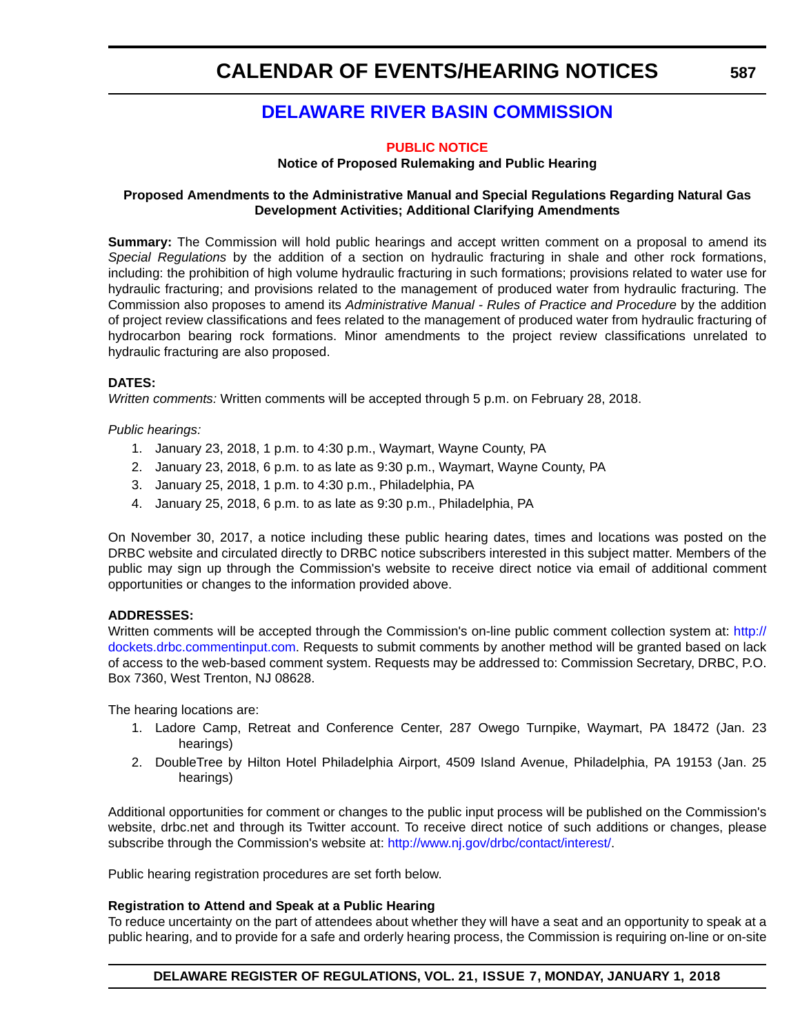# CALENDAR OF EVENTS/HEARING NOTICES

## DELAWARE RIVER BASIN COMMISSION

**PUBLIC NOTICE**

**Notice of Proposed Rulemaking and Public Hearing**

**Proposed Amendments to the Administrative Manual and Special Regulations Regarding Natural Gas Development Activities; Additional Clarifying Amendments**

**Summary:** The Commission will hold public hearings and accept written comment on a proposal to amend its *Special Regulations* by the addition of a section on hydraulic fracturing in shale and other rock formations, including: the prohibition of high volume hydraulic fracturing in such formations; provisions related to water use for hydraulic fracturing; and provisions related to the management of produced water from hydraulic fracturing. The Commission also proposes to amend its *Administrative Manual - Rules of Practice and Procedure* by the addition of project review classifications and fees related to the management of produced water from hydraulic fracturing of hydrocarbon bearing rock formations. Minor amendments to the project review classifications unrelated to hydraulic fracturing are also proposed.

**DATES:**
*Written comments:* Written comments will be accepted through 5 p.m. on February 28, 2018.

*Public hearings:*

1. January 23, 2018, 1 p.m. to 4:30 p.m., Waymart, Wayne County, PA
2. January 23, 2018, 6 p.m. to as late as 9:30 p.m., Waymart, Wayne County, PA
3. January 25, 2018, 1 p.m. to 4:30 p.m., Philadelphia, PA
4. January 25, 2018, 6 p.m. to as late as 9:30 p.m., Philadelphia, PA

On November 30, 2017, a notice including these public hearing dates, times and locations was posted on the DRBC website and circulated directly to DRBC notice subscribers interested in this subject matter. Members of the public may sign up through the Commission's website to receive direct notice via email of additional comment opportunities or changes to the information provided above.

**ADDRESSES:**
Written comments will be accepted through the Commission's on-line public comment collection system at: http://dockets.drbc.commentinput.com. Requests to submit comments by another method will be granted based on lack of access to the web-based comment system. Requests may be addressed to: Commission Secretary, DRBC, P.O. Box 7360, West Trenton, NJ 08628.

The hearing locations are:

1. Ladore Camp, Retreat and Conference Center, 287 Owego Turnpike, Waymart, PA 18472 (Jan. 23 hearings)
2. DoubleTree by Hilton Hotel Philadelphia Airport, 4509 Island Avenue, Philadelphia, PA 19153 (Jan. 25 hearings)

Additional opportunities for comment or changes to the public input process will be published on the Commission's website, drbc.net and through its Twitter account. To receive direct notice of such additions or changes, please subscribe through the Commission's website at: http://www.nj.gov/drbc/contact/interest/.

Public hearing registration procedures are set forth below.

**Registration to Attend and Speak at a Public Hearing**
To reduce uncertainty on the part of attendees about whether they will have a seat and an opportunity to speak at a public hearing, and to provide for a safe and orderly hearing process, the Commission is requiring on-line or on-site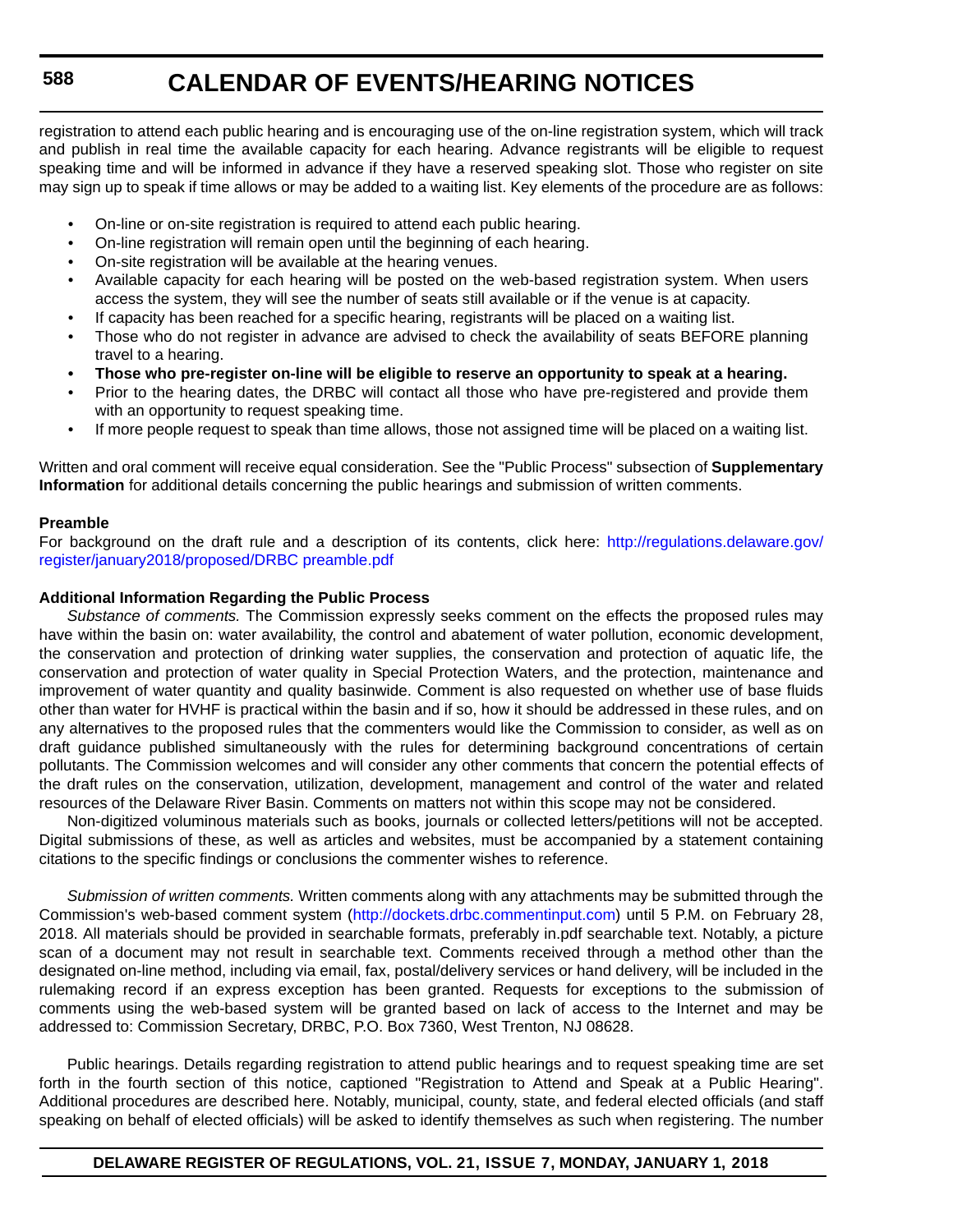registration to attend each public hearing and is encouraging use of the on-line registration system, which will track and publish in real time the available capacity for each hearing. Advance registrants will be eligible to request speaking time and will be informed in advance if they have a reserved speaking slot. Those who register on site may sign up to speak if time allows or may be added to a waiting list. Key elements of the procedure are as follows:

- On-line or on-site registration is required to attend each public hearing.
- On-line registration will remain open until the beginning of each hearing.
- On-site registration will be available at the hearing venues.
- Available capacity for each hearing will be posted on the web-based registration system. When users access the system, they will see the number of seats still available or if the venue is at capacity.
- If capacity has been reached for a specific hearing, registrants will be placed on a waiting list.
- Those who do not register in advance are advised to check the availability of seats BEFORE planning travel to a hearing.
- **Those who pre-register on-line will be eligible to reserve an opportunity to speak at a hearing.**
- Prior to the hearing dates, the DRBC will contact all those who have pre-registered and provide them with an opportunity to request speaking time.
- If more people request to speak than time allows, those not assigned time will be placed on a waiting list.

Written and oral comment will receive equal consideration. See the "Public Process" subsection of **Supplementary Information** for additional details concerning the public hearings and submission of written comments.

**Preamble**

For background on the draft rule and a description of its contents, click here: http://regulations.delaware.gov/register/january2018/proposed/DRBC preamble.pdf

**Additional Information Regarding the Public Process**

*Substance of comments.* The Commission expressly seeks comment on the effects the proposed rules may have within the basin on: water availability, the control and abatement of water pollution, economic development, the conservation and protection of drinking water supplies, the conservation and protection of aquatic life, the conservation and protection of water quality in Special Protection Waters, and the protection, maintenance and improvement of water quantity and quality basinwide. Comment is also requested on whether use of base fluids other than water for HVHF is practical within the basin and if so, how it should be addressed in these rules, and on any alternatives to the proposed rules that the commenters would like the Commission to consider, as well as on draft guidance published simultaneously with the rules for determining background concentrations of certain pollutants. The Commission welcomes and will consider any other comments that concern the potential effects of the draft rules on the conservation, utilization, development, management and control of the water and related resources of the Delaware River Basin. Comments on matters not within this scope may not be considered.

Non-digitized voluminous materials such as books, journals or collected letters/petitions will not be accepted. Digital submissions of these, as well as articles and websites, must be accompanied by a statement containing citations to the specific findings or conclusions the commenter wishes to reference.

*Submission of written comments.* Written comments along with any attachments may be submitted through the Commission's web-based comment system (http://dockets.drbc.commentinput.com) until 5 P.M. on February 28, 2018. All materials should be provided in searchable formats, preferably in.pdf searchable text. Notably, a picture scan of a document may not result in searchable text. Comments received through a method other than the designated on-line method, including via email, fax, postal/delivery services or hand delivery, will be included in the rulemaking record if an express exception has been granted. Requests for exceptions to the submission of comments using the web-based system will be granted based on lack of access to the Internet and may be addressed to: Commission Secretary, DRBC, P.O. Box 7360, West Trenton, NJ 08628.

Public hearings. Details regarding registration to attend public hearings and to request speaking time are set forth in the fourth section of this notice, captioned "Registration to Attend and Speak at a Public Hearing". Additional procedures are described here. Notably, municipal, county, state, and federal elected officials (and staff speaking on behalf of elected officials) will be asked to identify themselves as such when registering. The number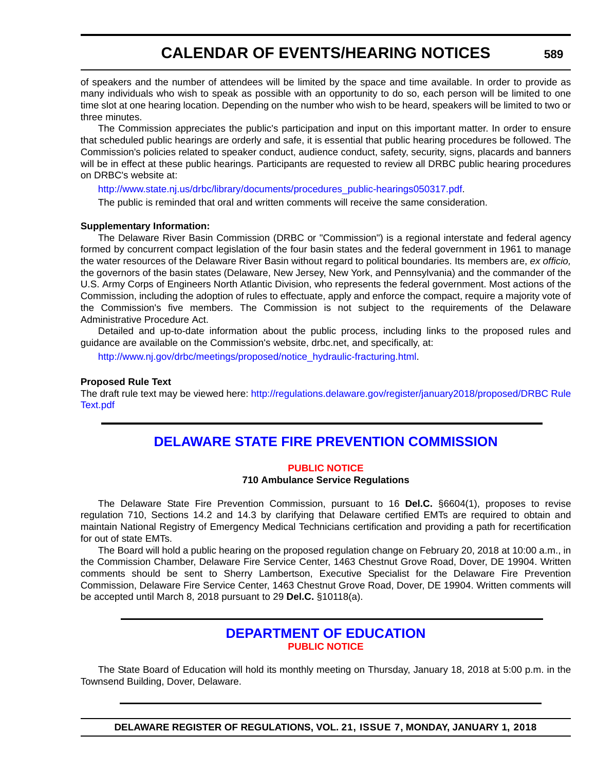of speakers and the number of attendees will be limited by the space and time available. In order to provide as many individuals who wish to speak as possible with an opportunity to do so, each person will be limited to one time slot at one hearing location. Depending on the number who wish to be heard, speakers will be limited to two or three minutes.

The Commission appreciates the public's participation and input on this important matter. In order to ensure that scheduled public hearings are orderly and safe, it is essential that public hearing procedures be followed. The Commission's policies related to speaker conduct, audience conduct, safety, security, signs, placards and banners will be in effect at these public hearings. Participants are requested to review all DRBC public hearing procedures on DRBC's website at:

http://www.state.nj.us/drbc/library/documents/procedures_public-hearings050317.pdf.

The public is reminded that oral and written comments will receive the same consideration.

**Supplementary Information:**

The Delaware River Basin Commission (DRBC or "Commission") is a regional interstate and federal agency formed by concurrent compact legislation of the four basin states and the federal government in 1961 to manage the water resources of the Delaware River Basin without regard to political boundaries. Its members are, *ex officio,* the governors of the basin states (Delaware, New Jersey, New York, and Pennsylvania) and the commander of the U.S. Army Corps of Engineers North Atlantic Division, who represents the federal government. Most actions of the Commission, including the adoption of rules to effectuate, apply and enforce the compact, require a majority vote of the Commission's five members. The Commission is not subject to the requirements of the Delaware Administrative Procedure Act.

Detailed and up-to-date information about the public process, including links to the proposed rules and guidance are available on the Commission's website, drbc.net, and specifically, at:

http://www.nj.gov/drbc/meetings/proposed/notice_hydraulic-fracturing.html.

**Proposed Rule Text**

The draft rule text may be viewed here: http://regulations.delaware.gov/register/january2018/proposed/DRBC Rule Text.pdf

## DELAWARE STATE FIRE PREVENTION COMMISSION

### PUBLIC NOTICE

**710 Ambulance Service Regulations**

The Delaware State Fire Prevention Commission, pursuant to 16 **Del.C.** §6604(1), proposes to revise regulation 710, Sections 14.2 and 14.3 by clarifying that Delaware certified EMTs are required to obtain and maintain National Registry of Emergency Medical Technicians certification and providing a path for recertification for out of state EMTs.

The Board will hold a public hearing on the proposed regulation change on February 20, 2018 at 10:00 a.m., in the Commission Chamber, Delaware Fire Service Center, 1463 Chestnut Grove Road, Dover, DE 19904. Written comments should be sent to Sherry Lambertson, Executive Specialist for the Delaware Fire Prevention Commission, Delaware Fire Service Center, 1463 Chestnut Grove Road, Dover, DE 19904. Written comments will be accepted until March 8, 2018 pursuant to 29 **Del.C.** §10118(a).

## DEPARTMENT OF EDUCATION

### PUBLIC NOTICE

The State Board of Education will hold its monthly meeting on Thursday, January 18, 2018 at 5:00 p.m. in the Townsend Building, Dover, Delaware.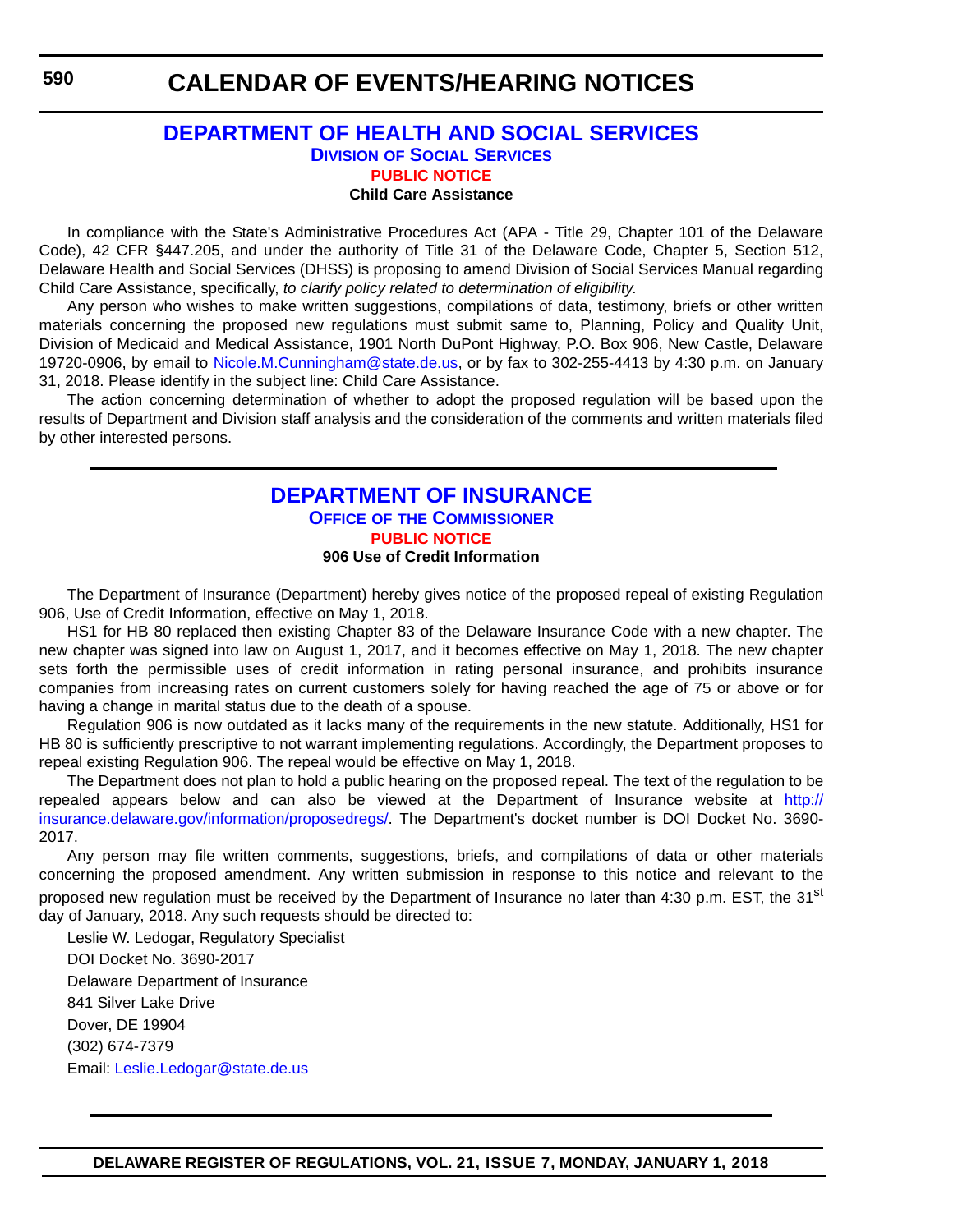# CALENDAR OF EVENTS/HEARING NOTICES

## DEPARTMENT OF HEALTH AND SOCIAL SERVICES

### Division of Social Services

#### PUBLIC NOTICE

**Child Care Assistance**

In compliance with the State's Administrative Procedures Act (APA - Title 29, Chapter 101 of the Delaware Code), 42 CFR §447.205, and under the authority of Title 31 of the Delaware Code, Chapter 5, Section 512, Delaware Health and Social Services (DHSS) is proposing to amend Division of Social Services Manual regarding Child Care Assistance, specifically, *to clarify policy related to determination of eligibility.*

Any person who wishes to make written suggestions, compilations of data, testimony, briefs or other written materials concerning the proposed new regulations must submit same to, Planning, Policy and Quality Unit, Division of Medicaid and Medical Assistance, 1901 North DuPont Highway, P.O. Box 906, New Castle, Delaware 19720-0906, by email to Nicole.M.Cunningham@state.de.us, or by fax to 302-255-4413 by 4:30 p.m. on January 31, 2018. Please identify in the subject line: Child Care Assistance.

The action concerning determination of whether to adopt the proposed regulation will be based upon the results of Department and Division staff analysis and the consideration of the comments and written materials filed by other interested persons.

## DEPARTMENT OF INSURANCE

### Office of the Commissioner

#### PUBLIC NOTICE

**906 Use of Credit Information**

The Department of Insurance (Department) hereby gives notice of the proposed repeal of existing Regulation 906, Use of Credit Information, effective on May 1, 2018.

HS1 for HB 80 replaced then existing Chapter 83 of the Delaware Insurance Code with a new chapter. The new chapter was signed into law on August 1, 2017, and it becomes effective on May 1, 2018. The new chapter sets forth the permissible uses of credit information in rating personal insurance, and prohibits insurance companies from increasing rates on current customers solely for having reached the age of 75 or above or for having a change in marital status due to the death of a spouse.

Regulation 906 is now outdated as it lacks many of the requirements in the new statute. Additionally, HS1 for HB 80 is sufficiently prescriptive to not warrant implementing regulations. Accordingly, the Department proposes to repeal existing Regulation 906. The repeal would be effective on May 1, 2018.

The Department does not plan to hold a public hearing on the proposed repeal. The text of the regulation to be repealed appears below and can also be viewed at the Department of Insurance website at http://insurance.delaware.gov/information/proposedregs/. The Department's docket number is DOI Docket No. 3690-2017.

Any person may file written comments, suggestions, briefs, and compilations of data or other materials concerning the proposed amendment. Any written submission in response to this notice and relevant to the proposed new regulation must be received by the Department of Insurance no later than 4:30 p.m. EST, the 31st day of January, 2018. Any such requests should be directed to:

Leslie W. Ledogar, Regulatory Specialist

DOI Docket No. 3690-2017

Delaware Department of Insurance

841 Silver Lake Drive

Dover, DE 19904

(302) 674-7379

Email: Leslie.Ledogar@state.de.us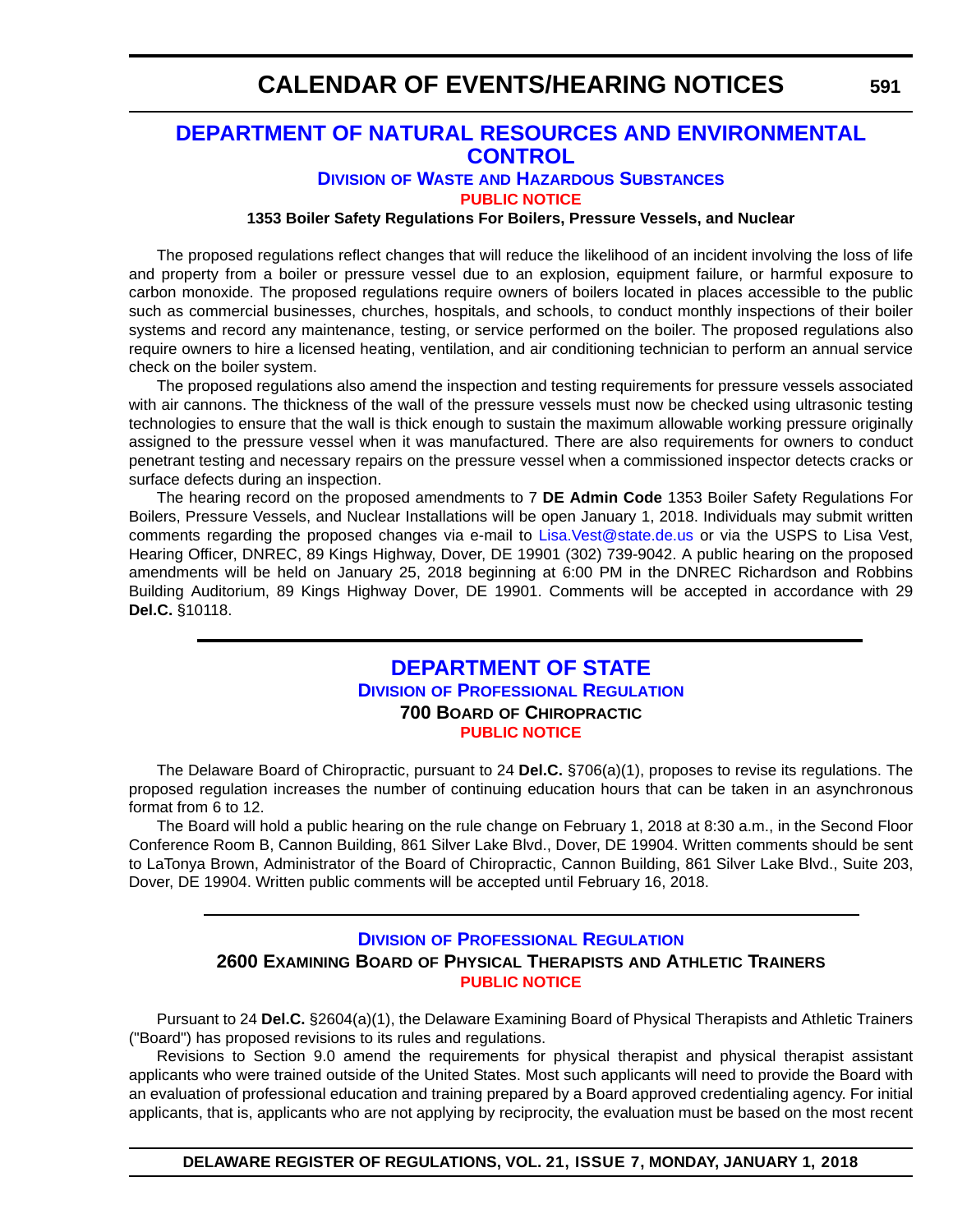# DEPARTMENT OF NATURAL RESOURCES AND ENVIRONMENTAL CONTROL

## Division of Waste and Hazardous Substances

### PUBLIC NOTICE

**1353 Boiler Safety Regulations For Boilers, Pressure Vessels, and Nuclear**

The proposed regulations reflect changes that will reduce the likelihood of an incident involving the loss of life and property from a boiler or pressure vessel due to an explosion, equipment failure, or harmful exposure to carbon monoxide. The proposed regulations require owners of boilers located in places accessible to the public such as commercial businesses, churches, hospitals, and schools, to conduct monthly inspections of their boiler systems and record any maintenance, testing, or service performed on the boiler. The proposed regulations also require owners to hire a licensed heating, ventilation, and air conditioning technician to perform an annual service check on the boiler system.

The proposed regulations also amend the inspection and testing requirements for pressure vessels associated with air cannons. The thickness of the wall of the pressure vessels must now be checked using ultrasonic testing technologies to ensure that the wall is thick enough to sustain the maximum allowable working pressure originally assigned to the pressure vessel when it was manufactured. There are also requirements for owners to conduct penetrant testing and necessary repairs on the pressure vessel when a commissioned inspector detects cracks or surface defects during an inspection.

The hearing record on the proposed amendments to 7 **DE Admin Code** 1353 Boiler Safety Regulations For Boilers, Pressure Vessels, and Nuclear Installations will be open January 1, 2018. Individuals may submit written comments regarding the proposed changes via e-mail to Lisa.Vest@state.de.us or via the USPS to Lisa Vest, Hearing Officer, DNREC, 89 Kings Highway, Dover, DE 19901 (302) 739-9042. A public hearing on the proposed amendments will be held on January 25, 2018 beginning at 6:00 PM in the DNREC Richardson and Robbins Building Auditorium, 89 Kings Highway Dover, DE 19901. Comments will be accepted in accordance with 29 **Del.C.** §10118.

# DEPARTMENT OF STATE

## Division of Professional Regulation

### 700 Board of Chiropractic

### PUBLIC NOTICE

The Delaware Board of Chiropractic, pursuant to 24 **Del.C.** §706(a)(1), proposes to revise its regulations. The proposed regulation increases the number of continuing education hours that can be taken in an asynchronous format from 6 to 12.

The Board will hold a public hearing on the rule change on February 1, 2018 at 8:30 a.m., in the Second Floor Conference Room B, Cannon Building, 861 Silver Lake Blvd., Dover, DE 19904. Written comments should be sent to LaTonya Brown, Administrator of the Board of Chiropractic, Cannon Building, 861 Silver Lake Blvd., Suite 203, Dover, DE 19904. Written public comments will be accepted until February 16, 2018.

## Division of Professional Regulation

### 2600 Examining Board of Physical Therapists and Athletic Trainers

### PUBLIC NOTICE

Pursuant to 24 **Del.C.** §2604(a)(1), the Delaware Examining Board of Physical Therapists and Athletic Trainers ("Board") has proposed revisions to its rules and regulations.

Revisions to Section 9.0 amend the requirements for physical therapist and physical therapist assistant applicants who were trained outside of the United States. Most such applicants will need to provide the Board with an evaluation of professional education and training prepared by a Board approved credentialing agency. For initial applicants, that is, applicants who are not applying by reciprocity, the evaluation must be based on the most recent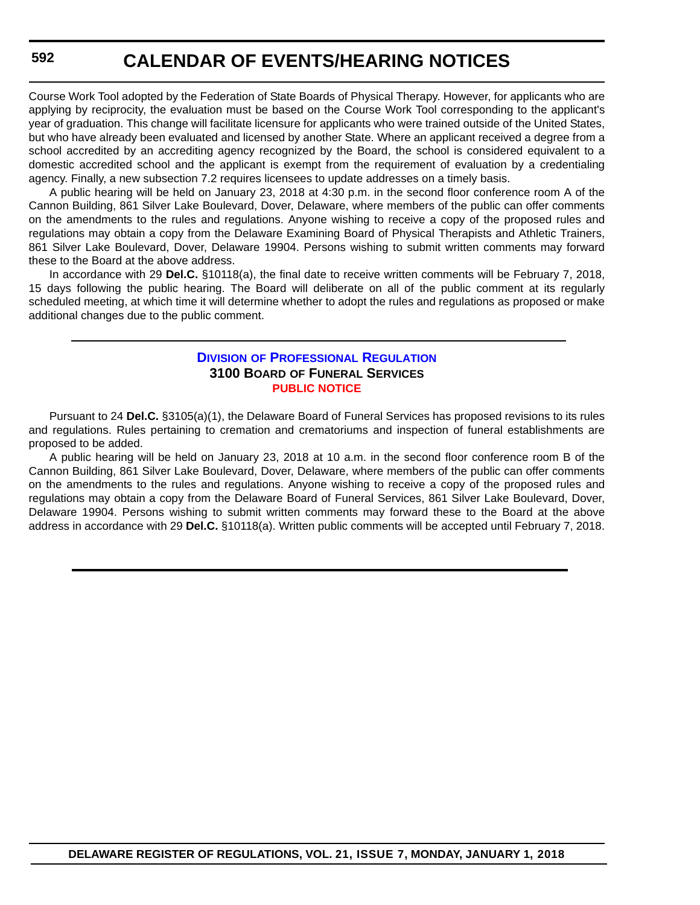Course Work Tool adopted by the Federation of State Boards of Physical Therapy. However, for applicants who are applying by reciprocity, the evaluation must be based on the Course Work Tool corresponding to the applicant's year of graduation. This change will facilitate licensure for applicants who were trained outside of the United States, but who have already been evaluated and licensed by another State. Where an applicant received a degree from a school accredited by an accrediting agency recognized by the Board, the school is considered equivalent to a domestic accredited school and the applicant is exempt from the requirement of evaluation by a credentialing agency. Finally, a new subsection 7.2 requires licensees to update addresses on a timely basis.

A public hearing will be held on January 23, 2018 at 4:30 p.m. in the second floor conference room A of the Cannon Building, 861 Silver Lake Boulevard, Dover, Delaware, where members of the public can offer comments on the amendments to the rules and regulations. Anyone wishing to receive a copy of the proposed rules and regulations may obtain a copy from the Delaware Examining Board of Physical Therapists and Athletic Trainers, 861 Silver Lake Boulevard, Dover, Delaware 19904. Persons wishing to submit written comments may forward these to the Board at the above address.

In accordance with 29 **Del.C.** §10118(a), the final date to receive written comments will be February 7, 2018, 15 days following the public hearing. The Board will deliberate on all of the public comment at its regularly scheduled meeting, at which time it will determine whether to adopt the rules and regulations as proposed or make additional changes due to the public comment.

---

## Division of Professional Regulation
### 3100 Board of Funeral Services
### Public Notice

Pursuant to 24 **Del.C.** §3105(a)(1), the Delaware Board of Funeral Services has proposed revisions to its rules and regulations. Rules pertaining to cremation and crematoriums and inspection of funeral establishments are proposed to be added.

A public hearing will be held on January 23, 2018 at 10 a.m. in the second floor conference room B of the Cannon Building, 861 Silver Lake Boulevard, Dover, Delaware, where members of the public can offer comments on the amendments to the rules and regulations. Anyone wishing to receive a copy of the proposed rules and regulations may obtain a copy from the Delaware Board of Funeral Services, 861 Silver Lake Boulevard, Dover, Delaware 19904. Persons wishing to submit written comments may forward these to the Board at the above address in accordance with 29 **Del.C.** §10118(a). Written public comments will be accepted until February 7, 2018.